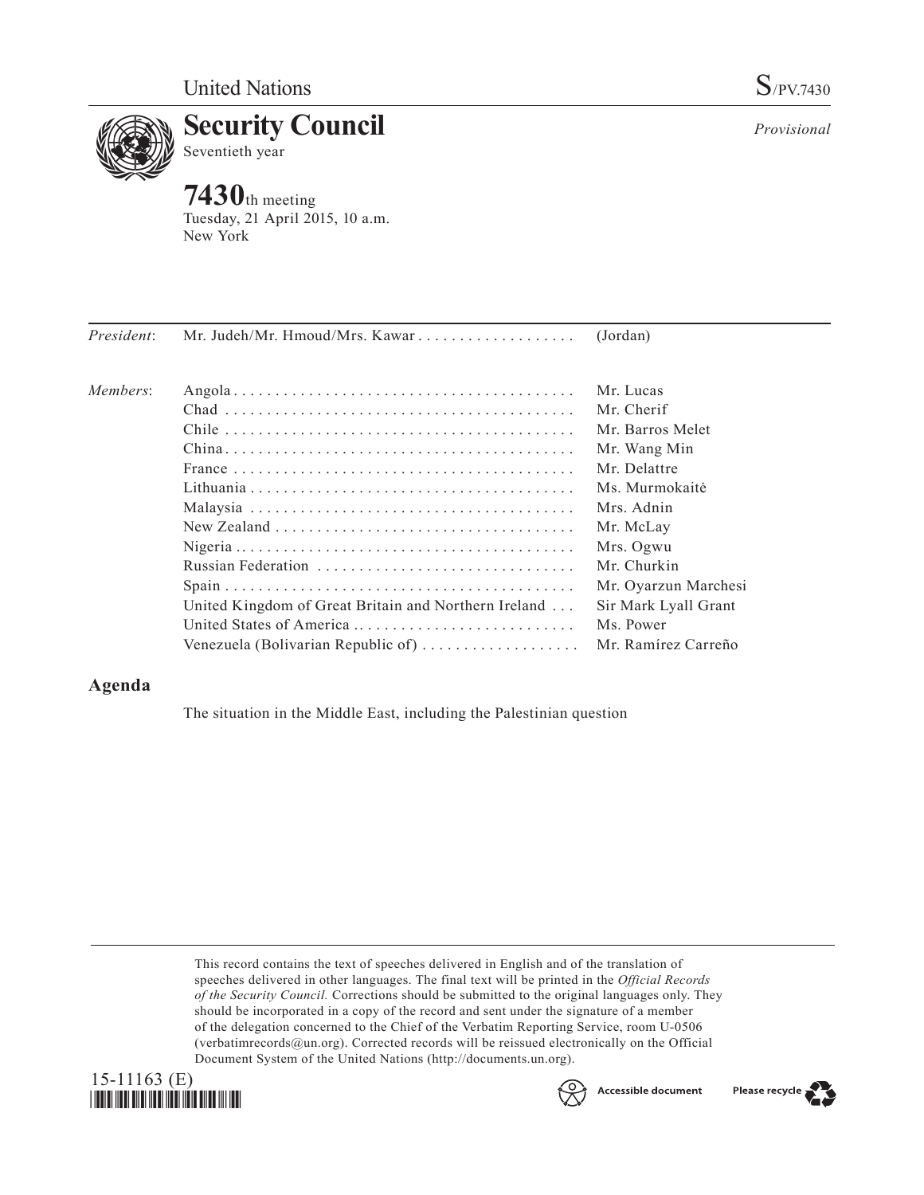United Nations S/PV.7430

# Security Council

Seventieth year

*Provisional*

**7430**th meeting
Tuesday, 21 April 2015, 10 a.m.
New York

| | | |
|---|---|---|
| *President*: | Mr. Judeh/Mr. Hmoud/Mrs. Kawar | (Jordan) |
| *Members*: | Angola | Mr. Lucas |
| | Chad | Mr. Cherif |
| | Chile | Mr. Barros Melet |
| | China | Mr. Wang Min |
| | France | Mr. Delattre |
| | Lithuania | Ms. Murmokaitė |
| | Malaysia | Mrs. Adnin |
| | New Zealand | Mr. McLay |
| | Nigeria | Mrs. Ogwu |
| | Russian Federation | Mr. Churkin |
| | Spain | Mr. Oyarzun Marchesi |
| | United Kingdom of Great Britain and Northern Ireland | Sir Mark Lyall Grant |
| | United States of America | Ms. Power |
| | Venezuela (Bolivarian Republic of) | Mr. Ramírez Carreño |

## Agenda

The situation in the Middle East, including the Palestinian question

This record contains the text of speeches delivered in English and of the translation of speeches delivered in other languages. The final text will be printed in the *Official Records of the Security Council.* Corrections should be submitted to the original languages only. They should be incorporated in a copy of the record and sent under the signature of a member of the delegation concerned to the Chief of the Verbatim Reporting Service, room U-0506 (verbatimrecords@un.org). Corrected records will be reissued electronically on the Official Document System of the United Nations (http://documents.un.org).

15-11163 (E)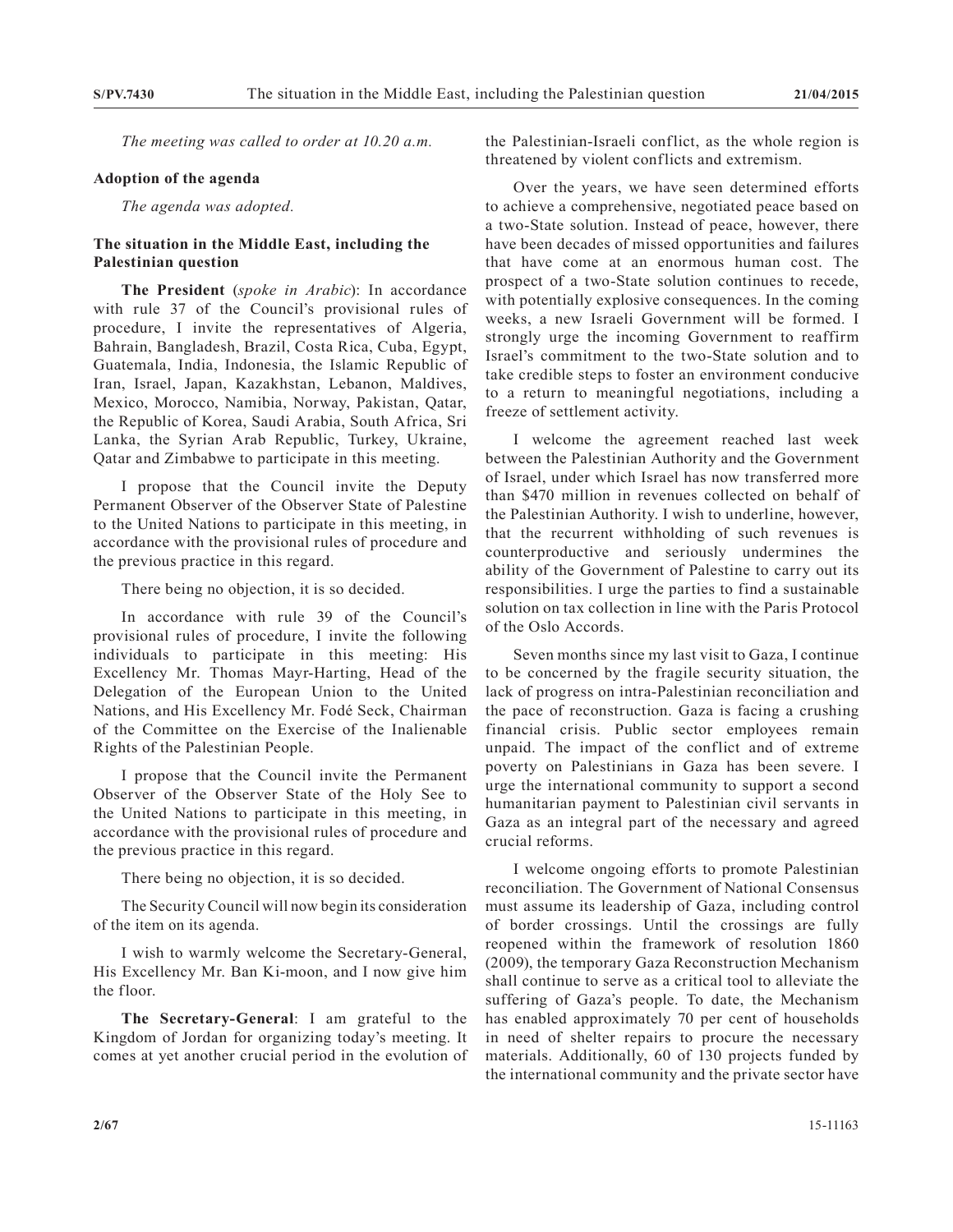*The meeting was called to order at 10.20 a.m.*

**Adoption of the agenda**

*The agenda was adopted.*

**The situation in the Middle East, including the Palestinian question**

**The President** (*spoke in Arabic*): In accordance with rule 37 of the Council's provisional rules of procedure, I invite the representatives of Algeria, Bahrain, Bangladesh, Brazil, Costa Rica, Cuba, Egypt, Guatemala, India, Indonesia, the Islamic Republic of Iran, Israel, Japan, Kazakhstan, Lebanon, Maldives, Mexico, Morocco, Namibia, Norway, Pakistan, Qatar, the Republic of Korea, Saudi Arabia, South Africa, Sri Lanka, the Syrian Arab Republic, Turkey, Ukraine, Qatar and Zimbabwe to participate in this meeting.

I propose that the Council invite the Deputy Permanent Observer of the Observer State of Palestine to the United Nations to participate in this meeting, in accordance with the provisional rules of procedure and the previous practice in this regard.

There being no objection, it is so decided.

In accordance with rule 39 of the Council's provisional rules of procedure, I invite the following individuals to participate in this meeting: His Excellency Mr. Thomas Mayr-Harting, Head of the Delegation of the European Union to the United Nations, and His Excellency Mr. Fodé Seck, Chairman of the Committee on the Exercise of the Inalienable Rights of the Palestinian People.

I propose that the Council invite the Permanent Observer of the Observer State of the Holy See to the United Nations to participate in this meeting, in accordance with the provisional rules of procedure and the previous practice in this regard.

There being no objection, it is so decided.

The Security Council will now begin its consideration of the item on its agenda.

I wish to warmly welcome the Secretary-General, His Excellency Mr. Ban Ki-moon, and I now give him the floor.

**The Secretary-General**: I am grateful to the Kingdom of Jordan for organizing today's meeting. It comes at yet another crucial period in the evolution of the Palestinian-Israeli conflict, as the whole region is threatened by violent conflicts and extremism.

Over the years, we have seen determined efforts to achieve a comprehensive, negotiated peace based on a two-State solution. Instead of peace, however, there have been decades of missed opportunities and failures that have come at an enormous human cost. The prospect of a two-State solution continues to recede, with potentially explosive consequences. In the coming weeks, a new Israeli Government will be formed. I strongly urge the incoming Government to reaffirm Israel's commitment to the two-State solution and to take credible steps to foster an environment conducive to a return to meaningful negotiations, including a freeze of settlement activity.

I welcome the agreement reached last week between the Palestinian Authority and the Government of Israel, under which Israel has now transferred more than $470 million in revenues collected on behalf of the Palestinian Authority. I wish to underline, however, that the recurrent withholding of such revenues is counterproductive and seriously undermines the ability of the Government of Palestine to carry out its responsibilities. I urge the parties to find a sustainable solution on tax collection in line with the Paris Protocol of the Oslo Accords.

Seven months since my last visit to Gaza, I continue to be concerned by the fragile security situation, the lack of progress on intra-Palestinian reconciliation and the pace of reconstruction. Gaza is facing a crushing financial crisis. Public sector employees remain unpaid. The impact of the conflict and of extreme poverty on Palestinians in Gaza has been severe. I urge the international community to support a second humanitarian payment to Palestinian civil servants in Gaza as an integral part of the necessary and agreed crucial reforms.

I welcome ongoing efforts to promote Palestinian reconciliation. The Government of National Consensus must assume its leadership of Gaza, including control of border crossings. Until the crossings are fully reopened within the framework of resolution 1860 (2009), the temporary Gaza Reconstruction Mechanism shall continue to serve as a critical tool to alleviate the suffering of Gaza's people. To date, the Mechanism has enabled approximately 70 per cent of households in need of shelter repairs to procure the necessary materials. Additionally, 60 of 130 projects funded by the international community and the private sector have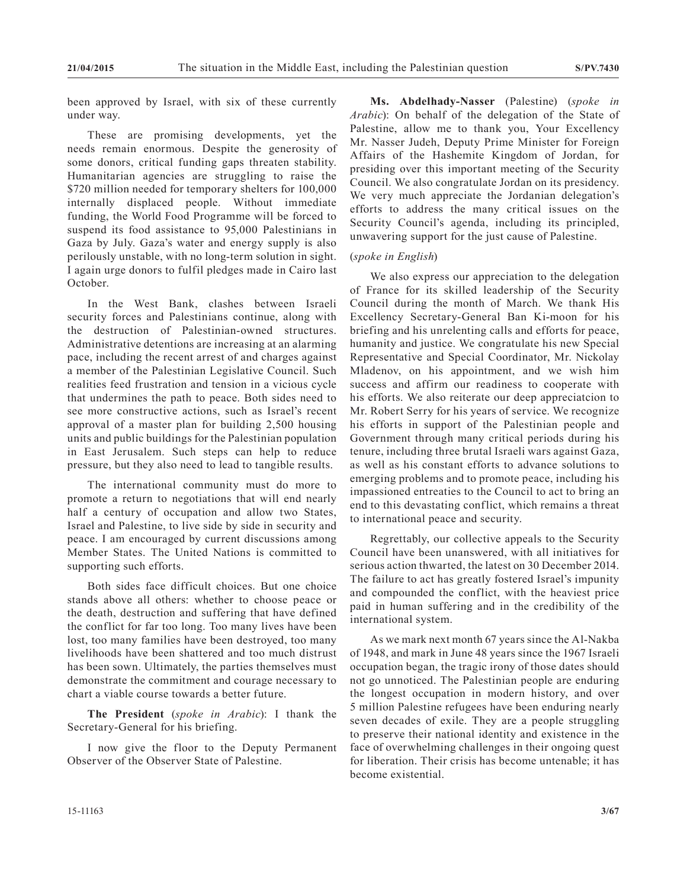been approved by Israel, with six of these currently under way.

These are promising developments, yet the needs remain enormous. Despite the generosity of some donors, critical funding gaps threaten stability. Humanitarian agencies are struggling to raise the $720 million needed for temporary shelters for 100,000 internally displaced people. Without immediate funding, the World Food Programme will be forced to suspend its food assistance to 95,000 Palestinians in Gaza by July. Gaza's water and energy supply is also perilously unstable, with no long-term solution in sight. I again urge donors to fulfil pledges made in Cairo last October.

In the West Bank, clashes between Israeli security forces and Palestinians continue, along with the destruction of Palestinian-owned structures. Administrative detentions are increasing at an alarming pace, including the recent arrest of and charges against a member of the Palestinian Legislative Council. Such realities feed frustration and tension in a vicious cycle that undermines the path to peace. Both sides need to see more constructive actions, such as Israel's recent approval of a master plan for building 2,500 housing units and public buildings for the Palestinian population in East Jerusalem. Such steps can help to reduce pressure, but they also need to lead to tangible results.

The international community must do more to promote a return to negotiations that will end nearly half a century of occupation and allow two States, Israel and Palestine, to live side by side in security and peace. I am encouraged by current discussions among Member States. The United Nations is committed to supporting such efforts.

Both sides face difficult choices. But one choice stands above all others: whether to choose peace or the death, destruction and suffering that have defined the conflict for far too long. Too many lives have been lost, too many families have been destroyed, too many livelihoods have been shattered and too much distrust has been sown. Ultimately, the parties themselves must demonstrate the commitment and courage necessary to chart a viable course towards a better future.

**The President** (*spoke in Arabic*): I thank the Secretary-General for his briefing.

I now give the floor to the Deputy Permanent Observer of the Observer State of Palestine.

**Ms. Abdelhady-Nasser** (Palestine) (*spoke in Arabic*): On behalf of the delegation of the State of Palestine, allow me to thank you, Your Excellency Mr. Nasser Judeh, Deputy Prime Minister for Foreign Affairs of the Hashemite Kingdom of Jordan, for presiding over this important meeting of the Security Council. We also congratulate Jordan on its presidency. We very much appreciate the Jordanian delegation's efforts to address the many critical issues on the Security Council's agenda, including its principled, unwavering support for the just cause of Palestine.

(*spoke in English*)

We also express our appreciation to the delegation of France for its skilled leadership of the Security Council during the month of March. We thank His Excellency Secretary-General Ban Ki-moon for his briefing and his unrelenting calls and efforts for peace, humanity and justice. We congratulate his new Special Representative and Special Coordinator, Mr. Nickolay Mladenov, on his appointment, and we wish him success and affirm our readiness to cooperate with his efforts. We also reiterate our deep appreciatcion to Mr. Robert Serry for his years of service. We recognize his efforts in support of the Palestinian people and Government through many critical periods during his tenure, including three brutal Israeli wars against Gaza, as well as his constant efforts to advance solutions to emerging problems and to promote peace, including his impassioned entreaties to the Council to act to bring an end to this devastating conflict, which remains a threat to international peace and security.

Regrettably, our collective appeals to the Security Council have been unanswered, with all initiatives for serious action thwarted, the latest on 30 December 2014. The failure to act has greatly fostered Israel's impunity and compounded the conflict, with the heaviest price paid in human suffering and in the credibility of the international system.

As we mark next month 67 years since the Al-Nakba of 1948, and mark in June 48 years since the 1967 Israeli occupation began, the tragic irony of those dates should not go unnoticed. The Palestinian people are enduring the longest occupation in modern history, and over 5 million Palestine refugees have been enduring nearly seven decades of exile. They are a people struggling to preserve their national identity and existence in the face of overwhelming challenges in their ongoing quest for liberation. Their crisis has become untenable; it has become existential.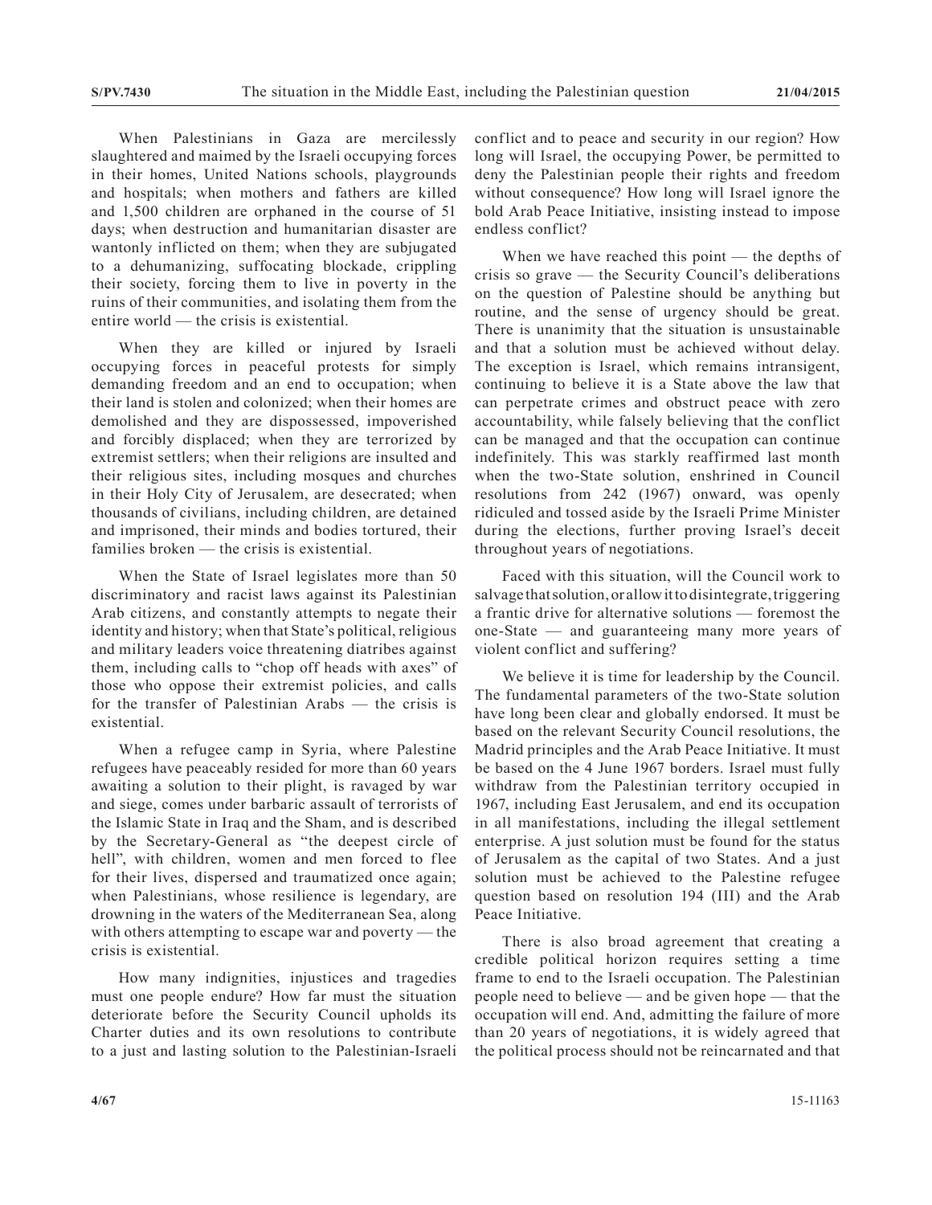When Palestinians in Gaza are mercilessly slaughtered and maimed by the Israeli occupying forces in their homes, United Nations schools, playgrounds and hospitals; when mothers and fathers are killed and 1,500 children are orphaned in the course of 51 days; when destruction and humanitarian disaster are wantonly inflicted on them; when they are subjugated to a dehumanizing, suffocating blockade, crippling their society, forcing them to live in poverty in the ruins of their communities, and isolating them from the entire world — the crisis is existential.

When they are killed or injured by Israeli occupying forces in peaceful protests for simply demanding freedom and an end to occupation; when their land is stolen and colonized; when their homes are demolished and they are dispossessed, impoverished and forcibly displaced; when they are terrorized by extremist settlers; when their religions are insulted and their religious sites, including mosques and churches in their Holy City of Jerusalem, are desecrated; when thousands of civilians, including children, are detained and imprisoned, their minds and bodies tortured, their families broken — the crisis is existential.

When the State of Israel legislates more than 50 discriminatory and racist laws against its Palestinian Arab citizens, and constantly attempts to negate their identity and history; when that State's political, religious and military leaders voice threatening diatribes against them, including calls to "chop off heads with axes" of those who oppose their extremist policies, and calls for the transfer of Palestinian Arabs — the crisis is existential.

When a refugee camp in Syria, where Palestine refugees have peaceably resided for more than 60 years awaiting a solution to their plight, is ravaged by war and siege, comes under barbaric assault of terrorists of the Islamic State in Iraq and the Sham, and is described by the Secretary-General as "the deepest circle of hell", with children, women and men forced to flee for their lives, dispersed and traumatized once again; when Palestinians, whose resilience is legendary, are drowning in the waters of the Mediterranean Sea, along with others attempting to escape war and poverty — the crisis is existential.

How many indignities, injustices and tragedies must one people endure? How far must the situation deteriorate before the Security Council upholds its Charter duties and its own resolutions to contribute to a just and lasting solution to the Palestinian-Israeli conflict and to peace and security in our region? How long will Israel, the occupying Power, be permitted to deny the Palestinian people their rights and freedom without consequence? How long will Israel ignore the bold Arab Peace Initiative, insisting instead to impose endless conflict?

When we have reached this point — the depths of crisis so grave — the Security Council's deliberations on the question of Palestine should be anything but routine, and the sense of urgency should be great. There is unanimity that the situation is unsustainable and that a solution must be achieved without delay. The exception is Israel, which remains intransigent, continuing to believe it is a State above the law that can perpetrate crimes and obstruct peace with zero accountability, while falsely believing that the conflict can be managed and that the occupation can continue indefinitely. This was starkly reaffirmed last month when the two-State solution, enshrined in Council resolutions from 242 (1967) onward, was openly ridiculed and tossed aside by the Israeli Prime Minister during the elections, further proving Israel's deceit throughout years of negotiations.

Faced with this situation, will the Council work to salvage that solution, or allow it to disintegrate, triggering a frantic drive for alternative solutions — foremost the one-State — and guaranteeing many more years of violent conflict and suffering?

We believe it is time for leadership by the Council. The fundamental parameters of the two-State solution have long been clear and globally endorsed. It must be based on the relevant Security Council resolutions, the Madrid principles and the Arab Peace Initiative. It must be based on the 4 June 1967 borders. Israel must fully withdraw from the Palestinian territory occupied in 1967, including East Jerusalem, and end its occupation in all manifestations, including the illegal settlement enterprise. A just solution must be found for the status of Jerusalem as the capital of two States. And a just solution must be achieved to the Palestine refugee question based on resolution 194 (III) and the Arab Peace Initiative.

There is also broad agreement that creating a credible political horizon requires setting a time frame to end to the Israeli occupation. The Palestinian people need to believe — and be given hope — that the occupation will end. And, admitting the failure of more than 20 years of negotiations, it is widely agreed that the political process should not be reincarnated and that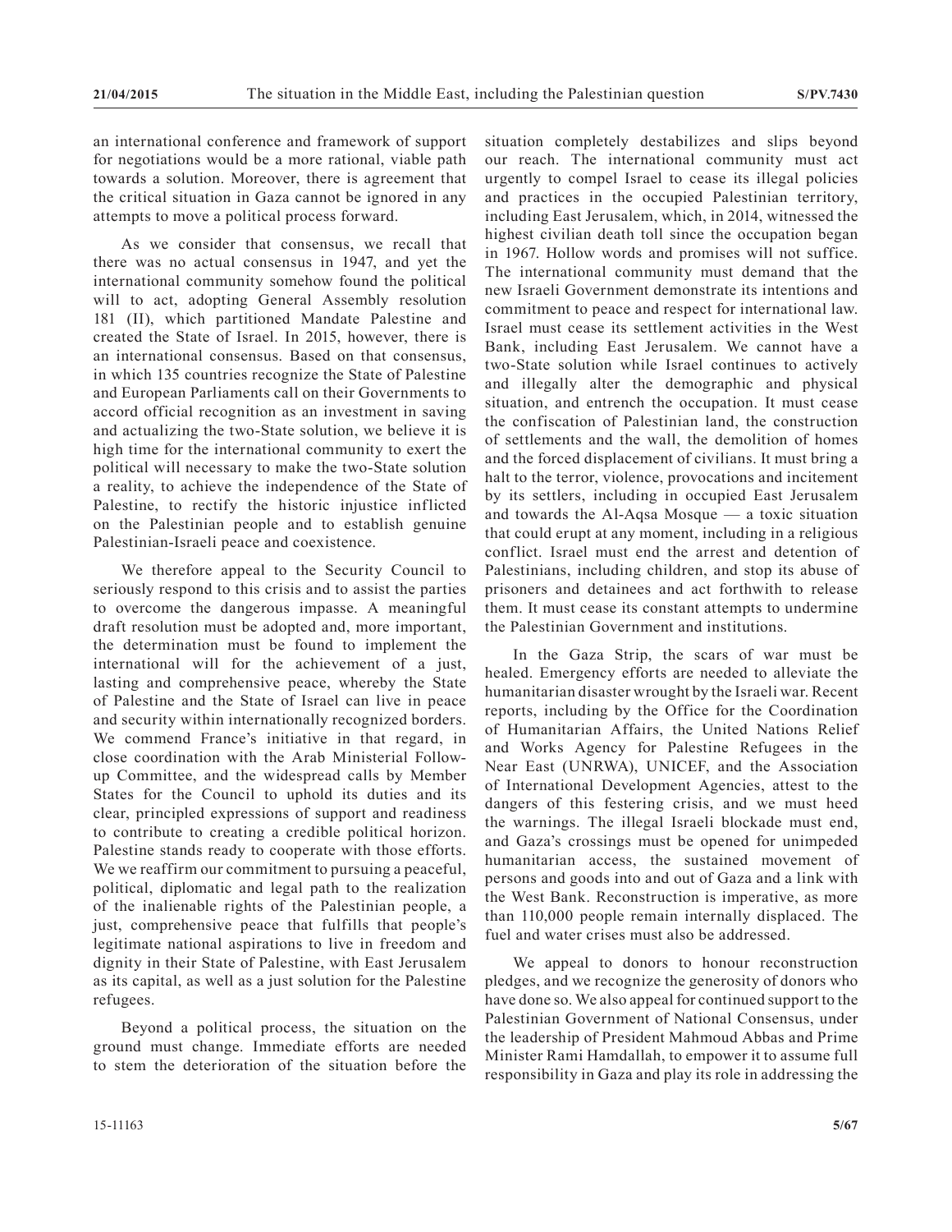an international conference and framework of support for negotiations would be a more rational, viable path towards a solution. Moreover, there is agreement that the critical situation in Gaza cannot be ignored in any attempts to move a political process forward.

As we consider that consensus, we recall that there was no actual consensus in 1947, and yet the international community somehow found the political will to act, adopting General Assembly resolution 181 (II), which partitioned Mandate Palestine and created the State of Israel. In 2015, however, there is an international consensus. Based on that consensus, in which 135 countries recognize the State of Palestine and European Parliaments call on their Governments to accord official recognition as an investment in saving and actualizing the two-State solution, we believe it is high time for the international community to exert the political will necessary to make the two-State solution a reality, to achieve the independence of the State of Palestine, to rectify the historic injustice inflicted on the Palestinian people and to establish genuine Palestinian-Israeli peace and coexistence.

We therefore appeal to the Security Council to seriously respond to this crisis and to assist the parties to overcome the dangerous impasse. A meaningful draft resolution must be adopted and, more important, the determination must be found to implement the international will for the achievement of a just, lasting and comprehensive peace, whereby the State of Palestine and the State of Israel can live in peace and security within internationally recognized borders. We commend France's initiative in that regard, in close coordination with the Arab Ministerial Follow-up Committee, and the widespread calls by Member States for the Council to uphold its duties and its clear, principled expressions of support and readiness to contribute to creating a credible political horizon. Palestine stands ready to cooperate with those efforts. We we reaffirm our commitment to pursuing a peaceful, political, diplomatic and legal path to the realization of the inalienable rights of the Palestinian people, a just, comprehensive peace that fulfills that people's legitimate national aspirations to live in freedom and dignity in their State of Palestine, with East Jerusalem as its capital, as well as a just solution for the Palestine refugees.

Beyond a political process, the situation on the ground must change. Immediate efforts are needed to stem the deterioration of the situation before the situation completely destabilizes and slips beyond our reach. The international community must act urgently to compel Israel to cease its illegal policies and practices in the occupied Palestinian territory, including East Jerusalem, which, in 2014, witnessed the highest civilian death toll since the occupation began in 1967. Hollow words and promises will not suffice. The international community must demand that the new Israeli Government demonstrate its intentions and commitment to peace and respect for international law. Israel must cease its settlement activities in the West Bank, including East Jerusalem. We cannot have a two-State solution while Israel continues to actively and illegally alter the demographic and physical situation, and entrench the occupation. It must cease the confiscation of Palestinian land, the construction of settlements and the wall, the demolition of homes and the forced displacement of civilians. It must bring a halt to the terror, violence, provocations and incitement by its settlers, including in occupied East Jerusalem and towards the Al-Aqsa Mosque — a toxic situation that could erupt at any moment, including in a religious conflict. Israel must end the arrest and detention of Palestinians, including children, and stop its abuse of prisoners and detainees and act forthwith to release them. It must cease its constant attempts to undermine the Palestinian Government and institutions.

In the Gaza Strip, the scars of war must be healed. Emergency efforts are needed to alleviate the humanitarian disaster wrought by the Israeli war. Recent reports, including by the Office for the Coordination of Humanitarian Affairs, the United Nations Relief and Works Agency for Palestine Refugees in the Near East (UNRWA), UNICEF, and the Association of International Development Agencies, attest to the dangers of this festering crisis, and we must heed the warnings. The illegal Israeli blockade must end, and Gaza's crossings must be opened for unimpeded humanitarian access, the sustained movement of persons and goods into and out of Gaza and a link with the West Bank. Reconstruction is imperative, as more than 110,000 people remain internally displaced. The fuel and water crises must also be addressed.

We appeal to donors to honour reconstruction pledges, and we recognize the generosity of donors who have done so. We also appeal for continued support to the Palestinian Government of National Consensus, under the leadership of President Mahmoud Abbas and Prime Minister Rami Hamdallah, to empower it to assume full responsibility in Gaza and play its role in addressing the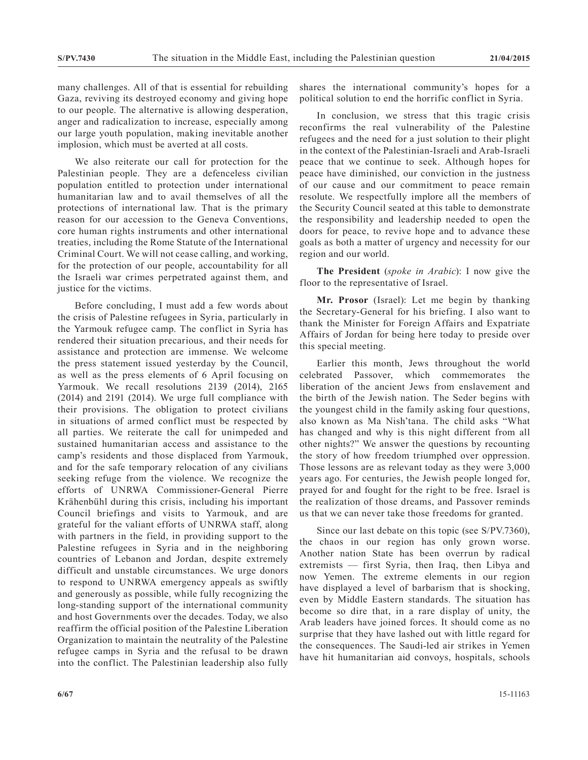many challenges. All of that is essential for rebuilding Gaza, reviving its destroyed economy and giving hope to our people. The alternative is allowing desperation, anger and radicalization to increase, especially among our large youth population, making inevitable another implosion, which must be averted at all costs.

We also reiterate our call for protection for the Palestinian people. They are a defenceless civilian population entitled to protection under international humanitarian law and to avail themselves of all the protections of international law. That is the primary reason for our accession to the Geneva Conventions, core human rights instruments and other international treaties, including the Rome Statute of the International Criminal Court. We will not cease calling, and working, for the protection of our people, accountability for all the Israeli war crimes perpetrated against them, and justice for the victims.

Before concluding, I must add a few words about the crisis of Palestine refugees in Syria, particularly in the Yarmouk refugee camp. The conflict in Syria has rendered their situation precarious, and their needs for assistance and protection are immense. We welcome the press statement issued yesterday by the Council, as well as the press elements of 6 April focusing on Yarmouk. We recall resolutions 2139 (2014), 2165 (2014) and 2191 (2014). We urge full compliance with their provisions. The obligation to protect civilians in situations of armed conflict must be respected by all parties. We reiterate the call for unimpeded and sustained humanitarian access and assistance to the camp's residents and those displaced from Yarmouk, and for the safe temporary relocation of any civilians seeking refuge from the violence. We recognize the efforts of UNRWA Commissioner-General Pierre Krähenbühl during this crisis, including his important Council briefings and visits to Yarmouk, and are grateful for the valiant efforts of UNRWA staff, along with partners in the field, in providing support to the Palestine refugees in Syria and in the neighboring countries of Lebanon and Jordan, despite extremely difficult and unstable circumstances. We urge donors to respond to UNRWA emergency appeals as swiftly and generously as possible, while fully recognizing the long-standing support of the international community and host Governments over the decades. Today, we also reaffirm the official position of the Palestine Liberation Organization to maintain the neutrality of the Palestine refugee camps in Syria and the refusal to be drawn into the conflict. The Palestinian leadership also fully shares the international community's hopes for a political solution to end the horrific conflict in Syria.

In conclusion, we stress that this tragic crisis reconfirms the real vulnerability of the Palestine refugees and the need for a just solution to their plight in the context of the Palestinian-Israeli and Arab-Israeli peace that we continue to seek. Although hopes for peace have diminished, our conviction in the justness of our cause and our commitment to peace remain resolute. We respectfully implore all the members of the Security Council seated at this table to demonstrate the responsibility and leadership needed to open the doors for peace, to revive hope and to advance these goals as both a matter of urgency and necessity for our region and our world.

**The President** (*spoke in Arabic*): I now give the floor to the representative of Israel.

**Mr. Prosor** (Israel): Let me begin by thanking the Secretary-General for his briefing. I also want to thank the Minister for Foreign Affairs and Expatriate Affairs of Jordan for being here today to preside over this special meeting.

Earlier this month, Jews throughout the world celebrated Passover, which commemorates the liberation of the ancient Jews from enslavement and the birth of the Jewish nation. The Seder begins with the youngest child in the family asking four questions, also known as Ma Nish'tana. The child asks "What has changed and why is this night different from all other nights?" We answer the questions by recounting the story of how freedom triumphed over oppression. Those lessons are as relevant today as they were 3,000 years ago. For centuries, the Jewish people longed for, prayed for and fought for the right to be free. Israel is the realization of those dreams, and Passover reminds us that we can never take those freedoms for granted.

Since our last debate on this topic (see S/PV.7360), the chaos in our region has only grown worse. Another nation State has been overrun by radical extremists — first Syria, then Iraq, then Libya and now Yemen. The extreme elements in our region have displayed a level of barbarism that is shocking, even by Middle Eastern standards. The situation has become so dire that, in a rare display of unity, the Arab leaders have joined forces. It should come as no surprise that they have lashed out with little regard for the consequences. The Saudi-led air strikes in Yemen have hit humanitarian aid convoys, hospitals, schools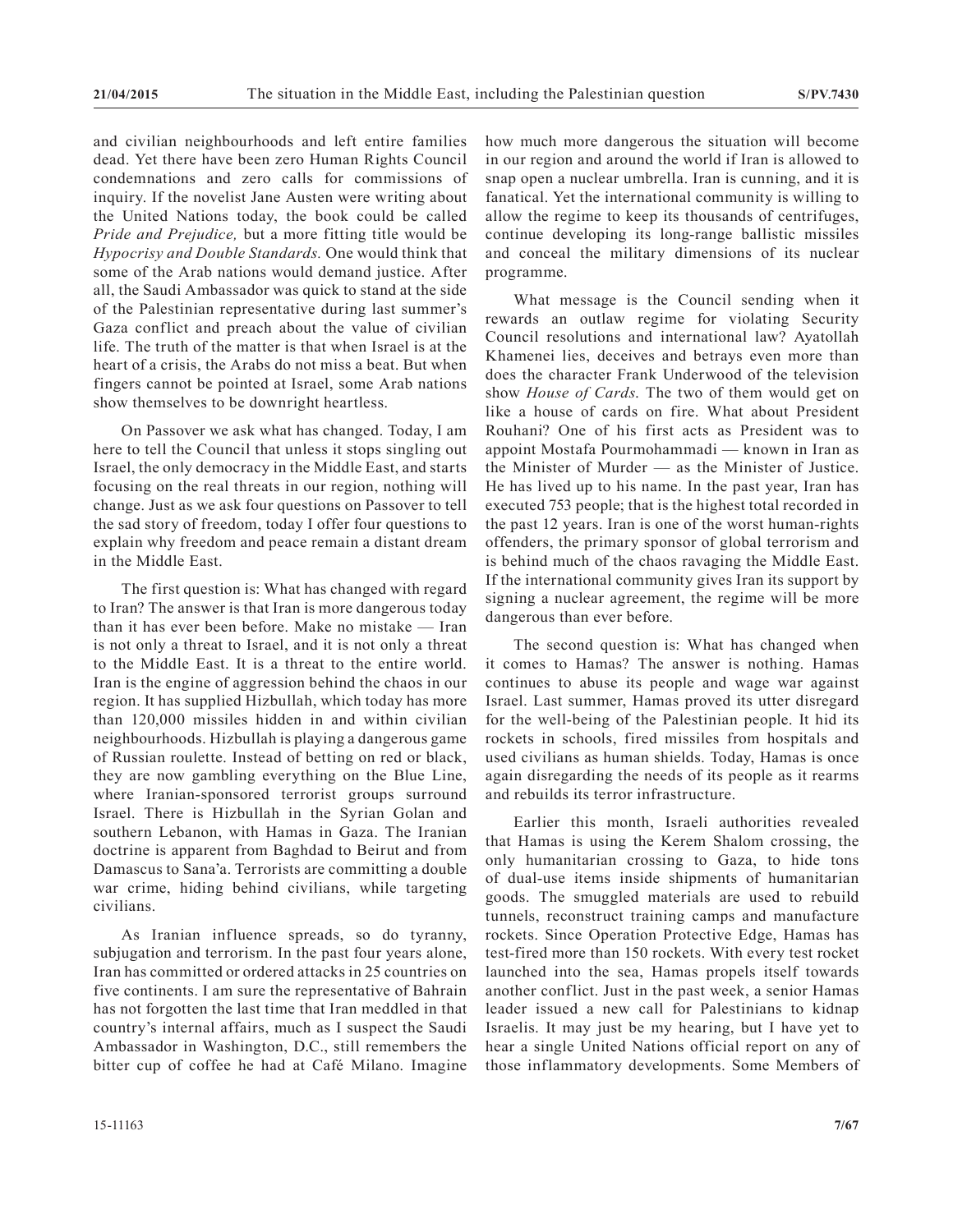and civilian neighbourhoods and left entire families dead. Yet there have been zero Human Rights Council condemnations and zero calls for commissions of inquiry. If the novelist Jane Austen were writing about the United Nations today, the book could be called *Pride and Prejudice,* but a more fitting title would be *Hypocrisy and Double Standards.* One would think that some of the Arab nations would demand justice. After all, the Saudi Ambassador was quick to stand at the side of the Palestinian representative during last summer's Gaza conflict and preach about the value of civilian life. The truth of the matter is that when Israel is at the heart of a crisis, the Arabs do not miss a beat. But when fingers cannot be pointed at Israel, some Arab nations show themselves to be downright heartless.

On Passover we ask what has changed. Today, I am here to tell the Council that unless it stops singling out Israel, the only democracy in the Middle East, and starts focusing on the real threats in our region, nothing will change. Just as we ask four questions on Passover to tell the sad story of freedom, today I offer four questions to explain why freedom and peace remain a distant dream in the Middle East.

The first question is: What has changed with regard to Iran? The answer is that Iran is more dangerous today than it has ever been before. Make no mistake — Iran is not only a threat to Israel, and it is not only a threat to the Middle East. It is a threat to the entire world. Iran is the engine of aggression behind the chaos in our region. It has supplied Hizbullah, which today has more than 120,000 missiles hidden in and within civilian neighbourhoods. Hizbullah is playing a dangerous game of Russian roulette. Instead of betting on red or black, they are now gambling everything on the Blue Line, where Iranian-sponsored terrorist groups surround Israel. There is Hizbullah in the Syrian Golan and southern Lebanon, with Hamas in Gaza. The Iranian doctrine is apparent from Baghdad to Beirut and from Damascus to Sana'a. Terrorists are committing a double war crime, hiding behind civilians, while targeting civilians.

As Iranian influence spreads, so do tyranny, subjugation and terrorism. In the past four years alone, Iran has committed or ordered attacks in 25 countries on five continents. I am sure the representative of Bahrain has not forgotten the last time that Iran meddled in that country's internal affairs, much as I suspect the Saudi Ambassador in Washington, D.C., still remembers the bitter cup of coffee he had at Café Milano. Imagine how much more dangerous the situation will become in our region and around the world if Iran is allowed to snap open a nuclear umbrella. Iran is cunning, and it is fanatical. Yet the international community is willing to allow the regime to keep its thousands of centrifuges, continue developing its long-range ballistic missiles and conceal the military dimensions of its nuclear programme.

What message is the Council sending when it rewards an outlaw regime for violating Security Council resolutions and international law? Ayatollah Khamenei lies, deceives and betrays even more than does the character Frank Underwood of the television show *House of Cards.* The two of them would get on like a house of cards on fire. What about President Rouhani? One of his first acts as President was to appoint Mostafa Pourmohammadi — known in Iran as the Minister of Murder — as the Minister of Justice. He has lived up to his name. In the past year, Iran has executed 753 people; that is the highest total recorded in the past 12 years. Iran is one of the worst human-rights offenders, the primary sponsor of global terrorism and is behind much of the chaos ravaging the Middle East. If the international community gives Iran its support by signing a nuclear agreement, the regime will be more dangerous than ever before.

The second question is: What has changed when it comes to Hamas? The answer is nothing. Hamas continues to abuse its people and wage war against Israel. Last summer, Hamas proved its utter disregard for the well-being of the Palestinian people. It hid its rockets in schools, fired missiles from hospitals and used civilians as human shields. Today, Hamas is once again disregarding the needs of its people as it rearms and rebuilds its terror infrastructure.

Earlier this month, Israeli authorities revealed that Hamas is using the Kerem Shalom crossing, the only humanitarian crossing to Gaza, to hide tons of dual-use items inside shipments of humanitarian goods. The smuggled materials are used to rebuild tunnels, reconstruct training camps and manufacture rockets. Since Operation Protective Edge, Hamas has test-fired more than 150 rockets. With every test rocket launched into the sea, Hamas propels itself towards another conflict. Just in the past week, a senior Hamas leader issued a new call for Palestinians to kidnap Israelis. It may just be my hearing, but I have yet to hear a single United Nations official report on any of those inflammatory developments. Some Members of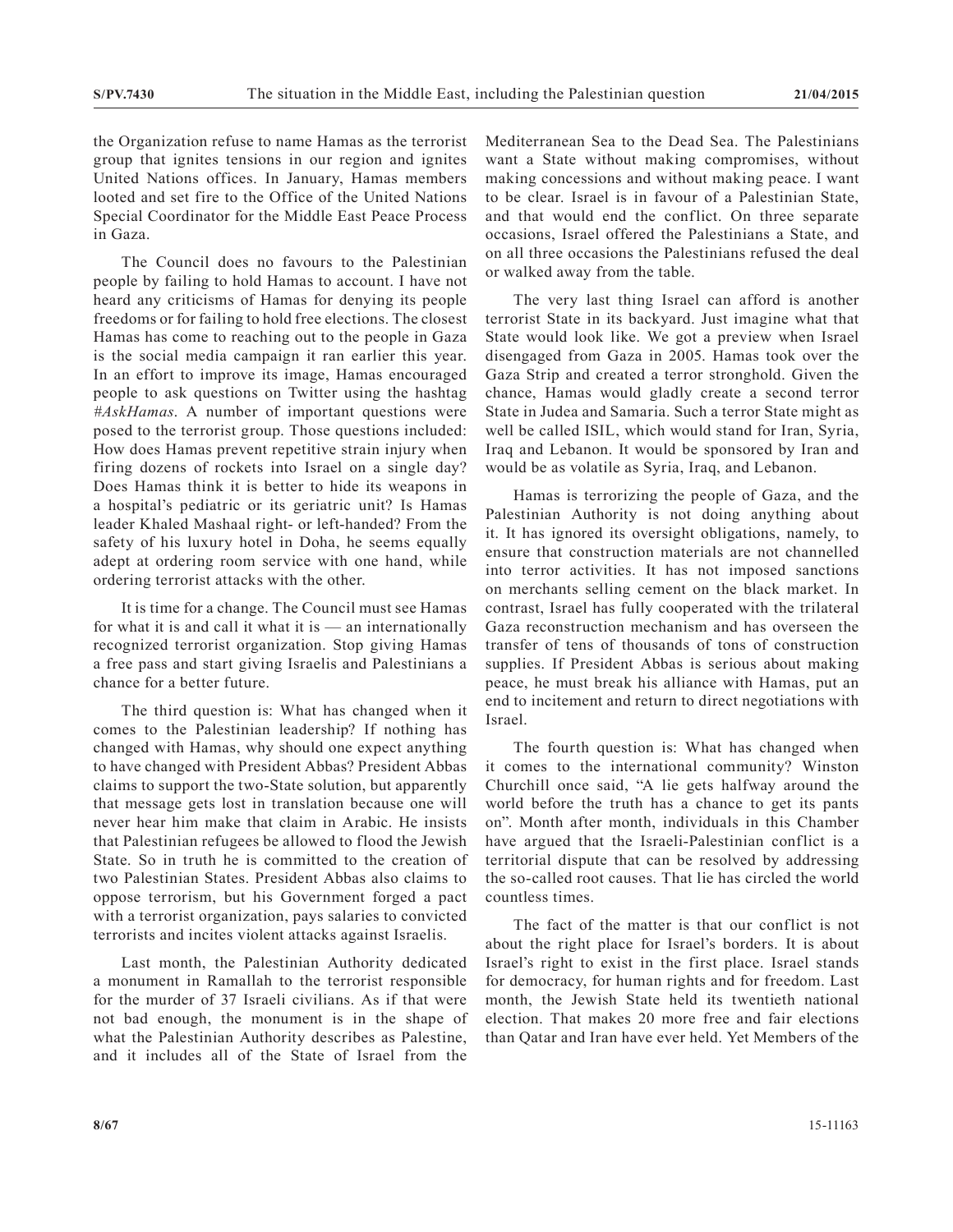the Organization refuse to name Hamas as the terrorist group that ignites tensions in our region and ignites United Nations offices. In January, Hamas members looted and set fire to the Office of the United Nations Special Coordinator for the Middle East Peace Process in Gaza.

The Council does no favours to the Palestinian people by failing to hold Hamas to account. I have not heard any criticisms of Hamas for denying its people freedoms or for failing to hold free elections. The closest Hamas has come to reaching out to the people in Gaza is the social media campaign it ran earlier this year. In an effort to improve its image, Hamas encouraged people to ask questions on Twitter using the hashtag *#AskHamas*. A number of important questions were posed to the terrorist group. Those questions included: How does Hamas prevent repetitive strain injury when firing dozens of rockets into Israel on a single day? Does Hamas think it is better to hide its weapons in a hospital's pediatric or its geriatric unit? Is Hamas leader Khaled Mashaal right- or left-handed? From the safety of his luxury hotel in Doha, he seems equally adept at ordering room service with one hand, while ordering terrorist attacks with the other.

It is time for a change. The Council must see Hamas for what it is and call it what it is — an internationally recognized terrorist organization. Stop giving Hamas a free pass and start giving Israelis and Palestinians a chance for a better future.

The third question is: What has changed when it comes to the Palestinian leadership? If nothing has changed with Hamas, why should one expect anything to have changed with President Abbas? President Abbas claims to support the two-State solution, but apparently that message gets lost in translation because one will never hear him make that claim in Arabic. He insists that Palestinian refugees be allowed to flood the Jewish State. So in truth he is committed to the creation of two Palestinian States. President Abbas also claims to oppose terrorism, but his Government forged a pact with a terrorist organization, pays salaries to convicted terrorists and incites violent attacks against Israelis.

Last month, the Palestinian Authority dedicated a monument in Ramallah to the terrorist responsible for the murder of 37 Israeli civilians. As if that were not bad enough, the monument is in the shape of what the Palestinian Authority describes as Palestine, and it includes all of the State of Israel from the Mediterranean Sea to the Dead Sea. The Palestinians want a State without making compromises, without making concessions and without making peace. I want to be clear. Israel is in favour of a Palestinian State, and that would end the conflict. On three separate occasions, Israel offered the Palestinians a State, and on all three occasions the Palestinians refused the deal or walked away from the table.

The very last thing Israel can afford is another terrorist State in its backyard. Just imagine what that State would look like. We got a preview when Israel disengaged from Gaza in 2005. Hamas took over the Gaza Strip and created a terror stronghold. Given the chance, Hamas would gladly create a second terror State in Judea and Samaria. Such a terror State might as well be called ISIL, which would stand for Iran, Syria, Iraq and Lebanon. It would be sponsored by Iran and would be as volatile as Syria, Iraq, and Lebanon.

Hamas is terrorizing the people of Gaza, and the Palestinian Authority is not doing anything about it. It has ignored its oversight obligations, namely, to ensure that construction materials are not channelled into terror activities. It has not imposed sanctions on merchants selling cement on the black market. In contrast, Israel has fully cooperated with the trilateral Gaza reconstruction mechanism and has overseen the transfer of tens of thousands of tons of construction supplies. If President Abbas is serious about making peace, he must break his alliance with Hamas, put an end to incitement and return to direct negotiations with Israel.

The fourth question is: What has changed when it comes to the international community? Winston Churchill once said, "A lie gets halfway around the world before the truth has a chance to get its pants on". Month after month, individuals in this Chamber have argued that the Israeli-Palestinian conflict is a territorial dispute that can be resolved by addressing the so-called root causes. That lie has circled the world countless times.

The fact of the matter is that our conflict is not about the right place for Israel's borders. It is about Israel's right to exist in the first place. Israel stands for democracy, for human rights and for freedom. Last month, the Jewish State held its twentieth national election. That makes 20 more free and fair elections than Qatar and Iran have ever held. Yet Members of the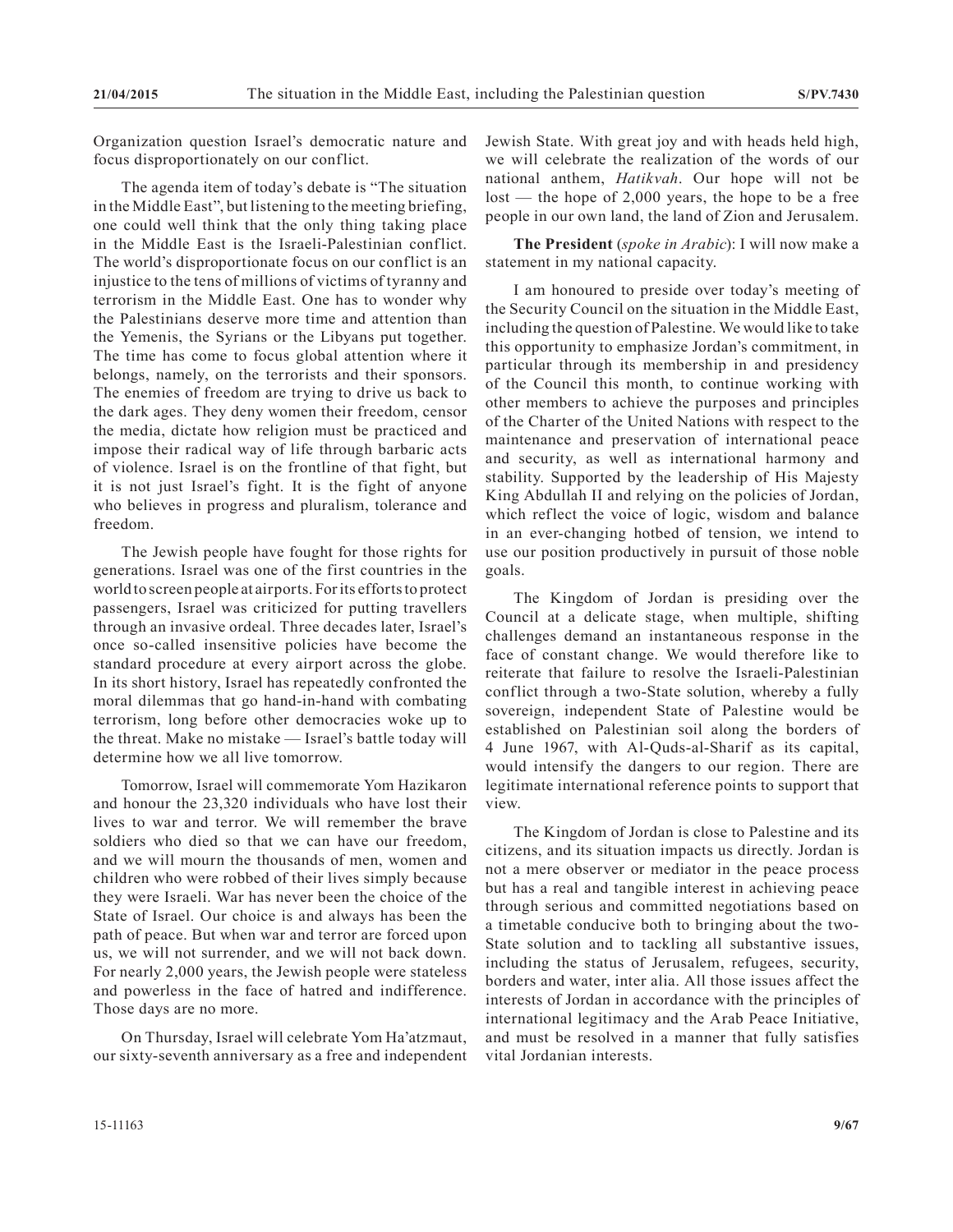Organization question Israel's democratic nature and focus disproportionately on our conflict.

The agenda item of today's debate is "The situation in the Middle East", but listening to the meeting briefing, one could well think that the only thing taking place in the Middle East is the Israeli-Palestinian conflict. The world's disproportionate focus on our conflict is an injustice to the tens of millions of victims of tyranny and terrorism in the Middle East. One has to wonder why the Palestinians deserve more time and attention than the Yemenis, the Syrians or the Libyans put together. The time has come to focus global attention where it belongs, namely, on the terrorists and their sponsors. The enemies of freedom are trying to drive us back to the dark ages. They deny women their freedom, censor the media, dictate how religion must be practiced and impose their radical way of life through barbaric acts of violence. Israel is on the frontline of that fight, but it is not just Israel's fight. It is the fight of anyone who believes in progress and pluralism, tolerance and freedom.

The Jewish people have fought for those rights for generations. Israel was one of the first countries in the world to screen people at airports. For its efforts to protect passengers, Israel was criticized for putting travellers through an invasive ordeal. Three decades later, Israel's once so-called insensitive policies have become the standard procedure at every airport across the globe. In its short history, Israel has repeatedly confronted the moral dilemmas that go hand-in-hand with combating terrorism, long before other democracies woke up to the threat. Make no mistake — Israel's battle today will determine how we all live tomorrow.

Tomorrow, Israel will commemorate Yom Hazikaron and honour the 23,320 individuals who have lost their lives to war and terror. We will remember the brave soldiers who died so that we can have our freedom, and we will mourn the thousands of men, women and children who were robbed of their lives simply because they were Israeli. War has never been the choice of the State of Israel. Our choice is and always has been the path of peace. But when war and terror are forced upon us, we will not surrender, and we will not back down. For nearly 2,000 years, the Jewish people were stateless and powerless in the face of hatred and indifference. Those days are no more.

On Thursday, Israel will celebrate Yom Ha'atzmaut, our sixty-seventh anniversary as a free and independent Jewish State. With great joy and with heads held high, we will celebrate the realization of the words of our national anthem, *Hatikvah*. Our hope will not be lost — the hope of 2,000 years, the hope to be a free people in our own land, the land of Zion and Jerusalem.

**The President** (*spoke in Arabic*): I will now make a statement in my national capacity.

I am honoured to preside over today's meeting of the Security Council on the situation in the Middle East, including the question of Palestine. We would like to take this opportunity to emphasize Jordan's commitment, in particular through its membership in and presidency of the Council this month, to continue working with other members to achieve the purposes and principles of the Charter of the United Nations with respect to the maintenance and preservation of international peace and security, as well as international harmony and stability. Supported by the leadership of His Majesty King Abdullah II and relying on the policies of Jordan, which reflect the voice of logic, wisdom and balance in an ever-changing hotbed of tension, we intend to use our position productively in pursuit of those noble goals.

The Kingdom of Jordan is presiding over the Council at a delicate stage, when multiple, shifting challenges demand an instantaneous response in the face of constant change. We would therefore like to reiterate that failure to resolve the Israeli-Palestinian conflict through a two-State solution, whereby a fully sovereign, independent State of Palestine would be established on Palestinian soil along the borders of 4 June 1967, with Al-Quds-al-Sharif as its capital, would intensify the dangers to our region. There are legitimate international reference points to support that view.

The Kingdom of Jordan is close to Palestine and its citizens, and its situation impacts us directly. Jordan is not a mere observer or mediator in the peace process but has a real and tangible interest in achieving peace through serious and committed negotiations based on a timetable conducive both to bringing about the two-State solution and to tackling all substantive issues, including the status of Jerusalem, refugees, security, borders and water, inter alia. All those issues affect the interests of Jordan in accordance with the principles of international legitimacy and the Arab Peace Initiative, and must be resolved in a manner that fully satisfies vital Jordanian interests.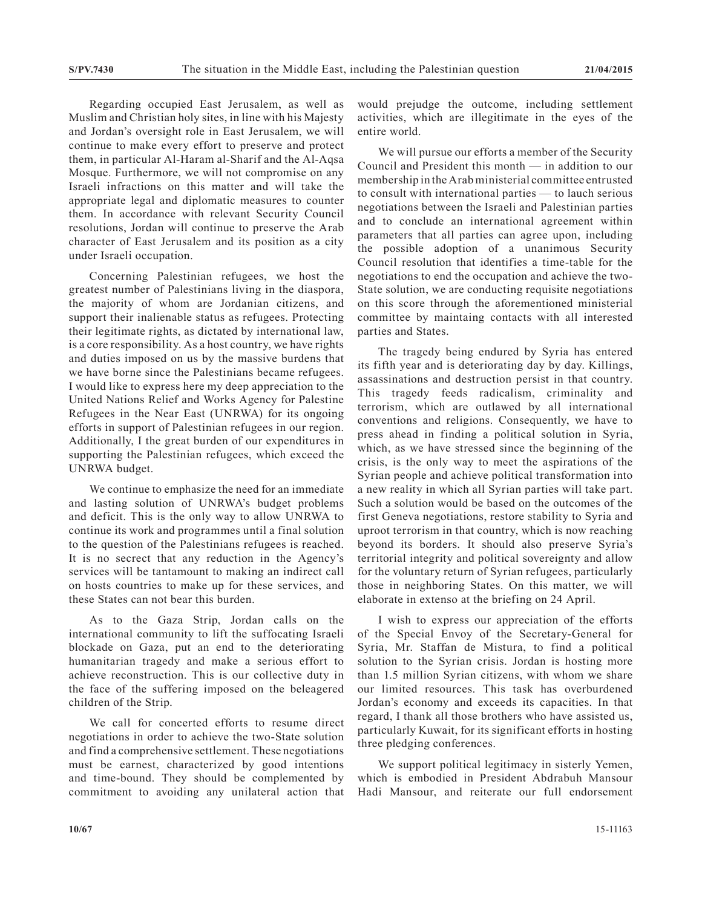Regarding occupied East Jerusalem, as well as Muslim and Christian holy sites, in line with his Majesty and Jordan's oversight role in East Jerusalem, we will continue to make every effort to preserve and protect them, in particular Al-Haram al-Sharif and the Al-Aqsa Mosque. Furthermore, we will not compromise on any Israeli infractions on this matter and will take the appropriate legal and diplomatic measures to counter them. In accordance with relevant Security Council resolutions, Jordan will continue to preserve the Arab character of East Jerusalem and its position as a city under Israeli occupation.

Concerning Palestinian refugees, we host the greatest number of Palestinians living in the diaspora, the majority of whom are Jordanian citizens, and support their inalienable status as refugees. Protecting their legitimate rights, as dictated by international law, is a core responsibility. As a host country, we have rights and duties imposed on us by the massive burdens that we have borne since the Palestinians became refugees. I would like to express here my deep appreciation to the United Nations Relief and Works Agency for Palestine Refugees in the Near East (UNRWA) for its ongoing efforts in support of Palestinian refugees in our region. Additionally, I the great burden of our expenditures in supporting the Palestinian refugees, which exceed the UNRWA budget.

We continue to emphasize the need for an immediate and lasting solution of UNRWA's budget problems and deficit. This is the only way to allow UNRWA to continue its work and programmes until a final solution to the question of the Palestinians refugees is reached. It is no secrect that any reduction in the Agency's services will be tantamount to making an indirect call on hosts countries to make up for these services, and these States can not bear this burden.

As to the Gaza Strip, Jordan calls on the international community to lift the suffocating Israeli blockade on Gaza, put an end to the deteriorating humanitarian tragedy and make a serious effort to achieve reconstruction. This is our collective duty in the face of the suffering imposed on the beleagered children of the Strip.

We call for concerted efforts to resume direct negotiations in order to achieve the two-State solution and find a comprehensive settlement. These negotiations must be earnest, characterized by good intentions and time-bound. They should be complemented by commitment to avoiding any unilateral action that would prejudge the outcome, including settlement activities, which are illegitimate in the eyes of the entire world.

We will pursue our efforts a member of the Security Council and President this month — in addition to our membership in the Arab ministerial committee entrusted to consult with international parties — to lauch serious negotiations between the Israeli and Palestinian parties and to conclude an international agreement within parameters that all parties can agree upon, including the possible adoption of a unanimous Security Council resolution that identifies a time-table for the negotiations to end the occupation and achieve the two-State solution, we are conducting requisite negotiations on this score through the aforementioned ministerial committee by maintaing contacts with all interested parties and States.

The tragedy being endured by Syria has entered its fifth year and is deteriorating day by day. Killings, assassinations and destruction persist in that country. This tragedy feeds radicalism, criminality and terrorism, which are outlawed by all international conventions and religions. Consequently, we have to press ahead in finding a political solution in Syria, which, as we have stressed since the beginning of the crisis, is the only way to meet the aspirations of the Syrian people and achieve political transformation into a new reality in which all Syrian parties will take part. Such a solution would be based on the outcomes of the first Geneva negotiations, restore stability to Syria and uproot terrorism in that country, which is now reaching beyond its borders. It should also preserve Syria's territorial integrity and political sovereignty and allow for the voluntary return of Syrian refugees, particularly those in neighboring States. On this matter, we will elaborate in extenso at the briefing on 24 April.

I wish to express our appreciation of the efforts of the Special Envoy of the Secretary-General for Syria, Mr. Staffan de Mistura, to find a political solution to the Syrian crisis. Jordan is hosting more than 1.5 million Syrian citizens, with whom we share our limited resources. This task has overburdened Jordan's economy and exceeds its capacities. In that regard, I thank all those brothers who have assisted us, particularly Kuwait, for its significant efforts in hosting three pledging conferences.

We support political legitimacy in sisterly Yemen, which is embodied in President Abdrabuh Mansour Hadi Mansour, and reiterate our full endorsement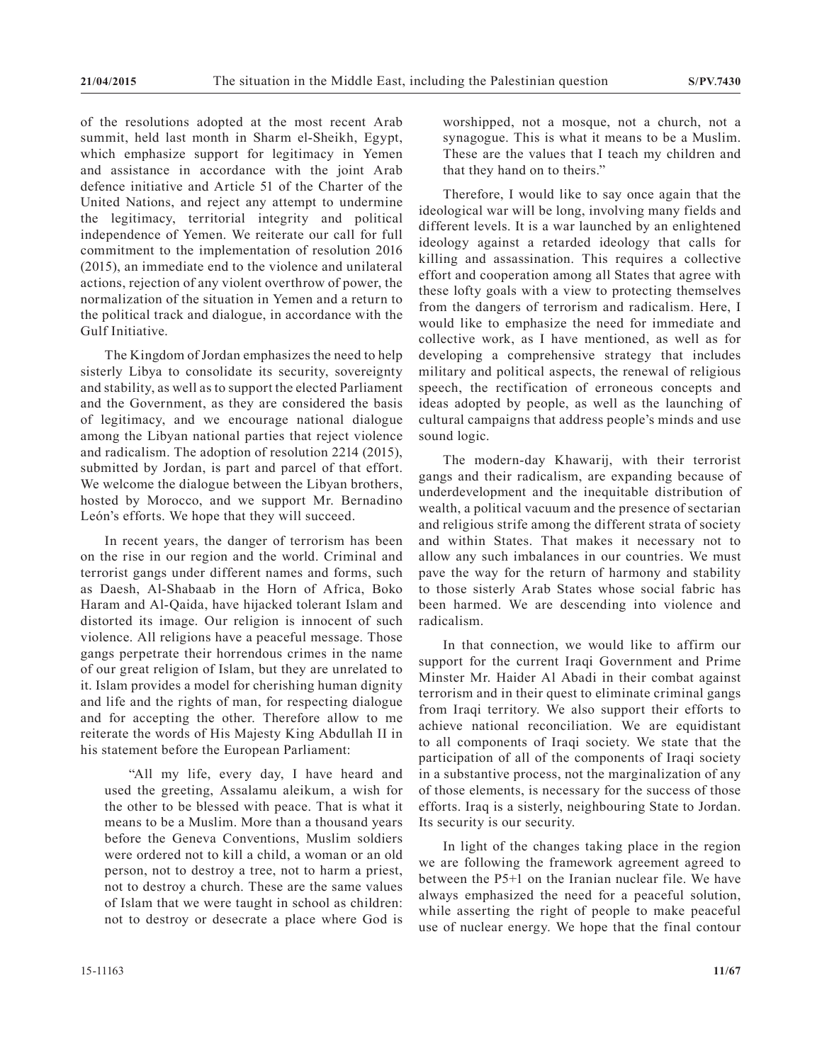of the resolutions adopted at the most recent Arab summit, held last month in Sharm el-Sheikh, Egypt, which emphasize support for legitimacy in Yemen and assistance in accordance with the joint Arab defence initiative and Article 51 of the Charter of the United Nations, and reject any attempt to undermine the legitimacy, territorial integrity and political independence of Yemen. We reiterate our call for full commitment to the implementation of resolution 2016 (2015), an immediate end to the violence and unilateral actions, rejection of any violent overthrow of power, the normalization of the situation in Yemen and a return to the political track and dialogue, in accordance with the Gulf Initiative.

The Kingdom of Jordan emphasizes the need to help sisterly Libya to consolidate its security, sovereignty and stability, as well as to support the elected Parliament and the Government, as they are considered the basis of legitimacy, and we encourage national dialogue among the Libyan national parties that reject violence and radicalism. The adoption of resolution 2214 (2015), submitted by Jordan, is part and parcel of that effort. We welcome the dialogue between the Libyan brothers, hosted by Morocco, and we support Mr. Bernadino León's efforts. We hope that they will succeed.

In recent years, the danger of terrorism has been on the rise in our region and the world. Criminal and terrorist gangs under different names and forms, such as Daesh, Al-Shabaab in the Horn of Africa, Boko Haram and Al-Qaida, have hijacked tolerant Islam and distorted its image. Our religion is innocent of such violence. All religions have a peaceful message. Those gangs perpetrate their horrendous crimes in the name of our great religion of Islam, but they are unrelated to it. Islam provides a model for cherishing human dignity and life and the rights of man, for respecting dialogue and for accepting the other. Therefore allow to me reiterate the words of His Majesty King Abdullah II in his statement before the European Parliament:

> "All my life, every day, I have heard and used the greeting, Assalamu aleikum, a wish for the other to be blessed with peace. That is what it means to be a Muslim. More than a thousand years before the Geneva Conventions, Muslim soldiers were ordered not to kill a child, a woman or an old person, not to destroy a tree, not to harm a priest, not to destroy a church. These are the same values of Islam that we were taught in school as children: not to destroy or desecrate a place where God is worshipped, not a mosque, not a church, not a synagogue. This is what it means to be a Muslim. These are the values that I teach my children and that they hand on to theirs."

Therefore, I would like to say once again that the ideological war will be long, involving many fields and different levels. It is a war launched by an enlightened ideology against a retarded ideology that calls for killing and assassination. This requires a collective effort and cooperation among all States that agree with these lofty goals with a view to protecting themselves from the dangers of terrorism and radicalism. Here, I would like to emphasize the need for immediate and collective work, as I have mentioned, as well as for developing a comprehensive strategy that includes military and political aspects, the renewal of religious speech, the rectification of erroneous concepts and ideas adopted by people, as well as the launching of cultural campaigns that address people's minds and use sound logic.

The modern-day Khawarij, with their terrorist gangs and their radicalism, are expanding because of underdevelopment and the inequitable distribution of wealth, a political vacuum and the presence of sectarian and religious strife among the different strata of society and within States. That makes it necessary not to allow any such imbalances in our countries. We must pave the way for the return of harmony and stability to those sisterly Arab States whose social fabric has been harmed. We are descending into violence and radicalism.

In that connection, we would like to affirm our support for the current Iraqi Government and Prime Minster Mr. Haider Al Abadi in their combat against terrorism and in their quest to eliminate criminal gangs from Iraqi territory. We also support their efforts to achieve national reconciliation. We are equidistant to all components of Iraqi society. We state that the participation of all of the components of Iraqi society in a substantive process, not the marginalization of any of those elements, is necessary for the success of those efforts. Iraq is a sisterly, neighbouring State to Jordan. Its security is our security.

In light of the changes taking place in the region we are following the framework agreement agreed to between the P5+1 on the Iranian nuclear file. We have always emphasized the need for a peaceful solution, while asserting the right of people to make peaceful use of nuclear energy. We hope that the final contour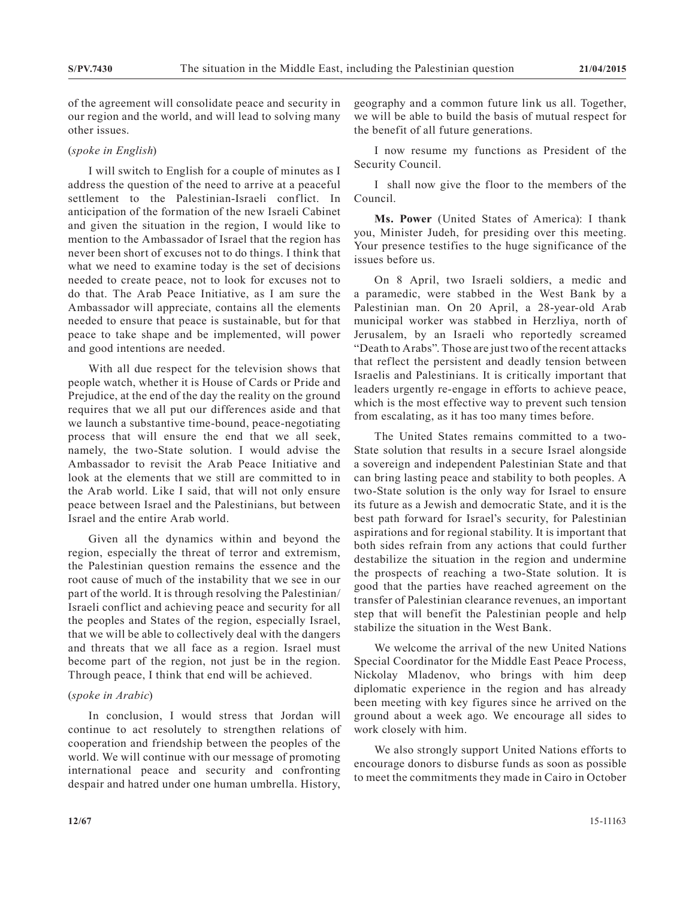of the agreement will consolidate peace and security in our region and the world, and will lead to solving many other issues.

(*spoke in English*)

I will switch to English for a couple of minutes as I address the question of the need to arrive at a peaceful settlement to the Palestinian-Israeli conflict. In anticipation of the formation of the new Israeli Cabinet and given the situation in the region, I would like to mention to the Ambassador of Israel that the region has never been short of excuses not to do things. I think that what we need to examine today is the set of decisions needed to create peace, not to look for excuses not to do that. The Arab Peace Initiative, as I am sure the Ambassador will appreciate, contains all the elements needed to ensure that peace is sustainable, but for that peace to take shape and be implemented, will power and good intentions are needed.

With all due respect for the television shows that people watch, whether it is House of Cards or Pride and Prejudice, at the end of the day the reality on the ground requires that we all put our differences aside and that we launch a substantive time-bound, peace-negotiating process that will ensure the end that we all seek, namely, the two-State solution. I would advise the Ambassador to revisit the Arab Peace Initiative and look at the elements that we still are committed to in the Arab world. Like I said, that will not only ensure peace between Israel and the Palestinians, but between Israel and the entire Arab world.

Given all the dynamics within and beyond the region, especially the threat of terror and extremism, the Palestinian question remains the essence and the root cause of much of the instability that we see in our part of the world. It is through resolving the Palestinian/Israeli conflict and achieving peace and security for all the peoples and States of the region, especially Israel, that we will be able to collectively deal with the dangers and threats that we all face as a region. Israel must become part of the region, not just be in the region. Through peace, I think that end will be achieved.

(*spoke in Arabic*)

In conclusion, I would stress that Jordan will continue to act resolutely to strengthen relations of cooperation and friendship between the peoples of the world. We will continue with our message of promoting international peace and security and confronting despair and hatred under one human umbrella. History, geography and a common future link us all. Together, we will be able to build the basis of mutual respect for the benefit of all future generations.

I now resume my functions as President of the Security Council.

I shall now give the floor to the members of the Council.

**Ms. Power** (United States of America): I thank you, Minister Judeh, for presiding over this meeting. Your presence testifies to the huge significance of the issues before us.

On 8 April, two Israeli soldiers, a medic and a paramedic, were stabbed in the West Bank by a Palestinian man. On 20 April, a 28-year-old Arab municipal worker was stabbed in Herzliya, north of Jerusalem, by an Israeli who reportedly screamed "Death to Arabs". Those are just two of the recent attacks that reflect the persistent and deadly tension between Israelis and Palestinians. It is critically important that leaders urgently re-engage in efforts to achieve peace, which is the most effective way to prevent such tension from escalating, as it has too many times before.

The United States remains committed to a two-State solution that results in a secure Israel alongside a sovereign and independent Palestinian State and that can bring lasting peace and stability to both peoples. A two-State solution is the only way for Israel to ensure its future as a Jewish and democratic State, and it is the best path forward for Israel's security, for Palestinian aspirations and for regional stability. It is important that both sides refrain from any actions that could further destabilize the situation in the region and undermine the prospects of reaching a two-State solution. It is good that the parties have reached agreement on the transfer of Palestinian clearance revenues, an important step that will benefit the Palestinian people and help stabilize the situation in the West Bank.

We welcome the arrival of the new United Nations Special Coordinator for the Middle East Peace Process, Nickolay Mladenov, who brings with him deep diplomatic experience in the region and has already been meeting with key figures since he arrived on the ground about a week ago. We encourage all sides to work closely with him.

We also strongly support United Nations efforts to encourage donors to disburse funds as soon as possible to meet the commitments they made in Cairo in October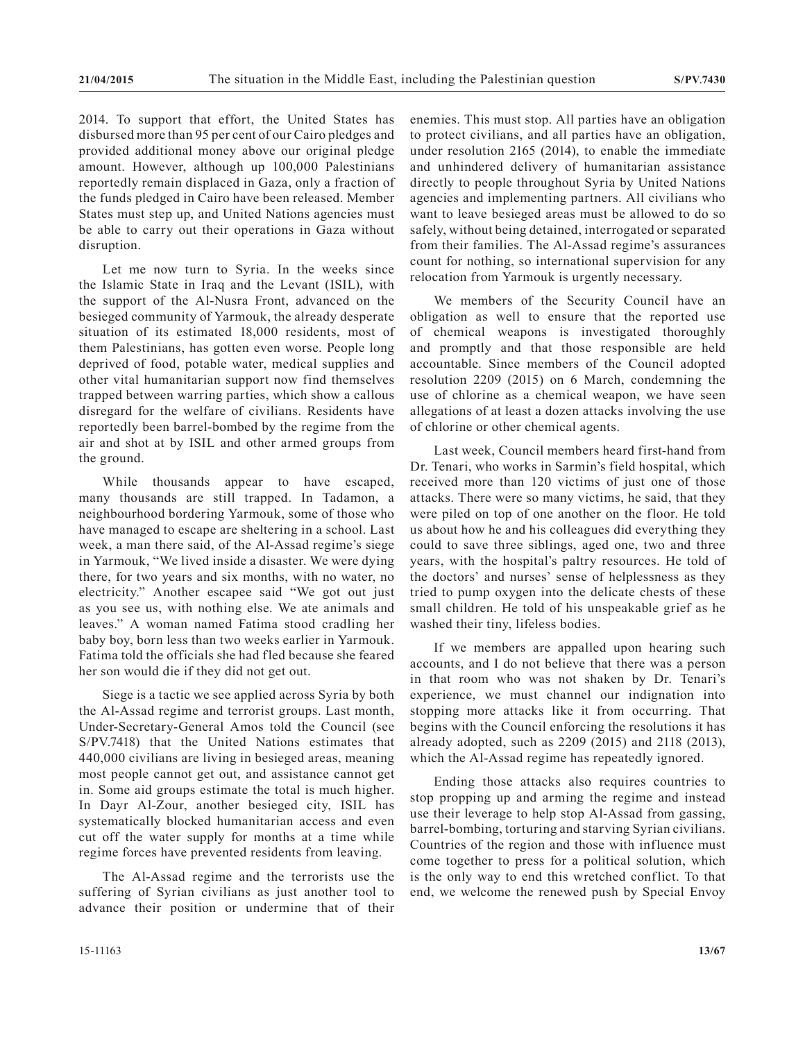2014. To support that effort, the United States has disbursed more than 95 per cent of our Cairo pledges and provided additional money above our original pledge amount. However, although up 100,000 Palestinians reportedly remain displaced in Gaza, only a fraction of the funds pledged in Cairo have been released. Member States must step up, and United Nations agencies must be able to carry out their operations in Gaza without disruption.

Let me now turn to Syria. In the weeks since the Islamic State in Iraq and the Levant (ISIL), with the support of the Al-Nusra Front, advanced on the besieged community of Yarmouk, the already desperate situation of its estimated 18,000 residents, most of them Palestinians, has gotten even worse. People long deprived of food, potable water, medical supplies and other vital humanitarian support now find themselves trapped between warring parties, which show a callous disregard for the welfare of civilians. Residents have reportedly been barrel-bombed by the regime from the air and shot at by ISIL and other armed groups from the ground.

While thousands appear to have escaped, many thousands are still trapped. In Tadamon, a neighbourhood bordering Yarmouk, some of those who have managed to escape are sheltering in a school. Last week, a man there said, of the Al-Assad regime's siege in Yarmouk, "We lived inside a disaster. We were dying there, for two years and six months, with no water, no electricity." Another escapee said "We got out just as you see us, with nothing else. We ate animals and leaves." A woman named Fatima stood cradling her baby boy, born less than two weeks earlier in Yarmouk. Fatima told the officials she had fled because she feared her son would die if they did not get out.

Siege is a tactic we see applied across Syria by both the Al-Assad regime and terrorist groups. Last month, Under-Secretary-General Amos told the Council (see S/PV.7418) that the United Nations estimates that 440,000 civilians are living in besieged areas, meaning most people cannot get out, and assistance cannot get in. Some aid groups estimate the total is much higher. In Dayr Al-Zour, another besieged city, ISIL has systematically blocked humanitarian access and even cut off the water supply for months at a time while regime forces have prevented residents from leaving.

The Al-Assad regime and the terrorists use the suffering of Syrian civilians as just another tool to advance their position or undermine that of their enemies. This must stop. All parties have an obligation to protect civilians, and all parties have an obligation, under resolution 2165 (2014), to enable the immediate and unhindered delivery of humanitarian assistance directly to people throughout Syria by United Nations agencies and implementing partners. All civilians who want to leave besieged areas must be allowed to do so safely, without being detained, interrogated or separated from their families. The Al-Assad regime's assurances count for nothing, so international supervision for any relocation from Yarmouk is urgently necessary.

We members of the Security Council have an obligation as well to ensure that the reported use of chemical weapons is investigated thoroughly and promptly and that those responsible are held accountable. Since members of the Council adopted resolution 2209 (2015) on 6 March, condemning the use of chlorine as a chemical weapon, we have seen allegations of at least a dozen attacks involving the use of chlorine or other chemical agents.

Last week, Council members heard first-hand from Dr. Tenari, who works in Sarmin's field hospital, which received more than 120 victims of just one of those attacks. There were so many victims, he said, that they were piled on top of one another on the floor. He told us about how he and his colleagues did everything they could to save three siblings, aged one, two and three years, with the hospital's paltry resources. He told of the doctors' and nurses' sense of helplessness as they tried to pump oxygen into the delicate chests of these small children. He told of his unspeakable grief as he washed their tiny, lifeless bodies.

If we members are appalled upon hearing such accounts, and I do not believe that there was a person in that room who was not shaken by Dr. Tenari's experience, we must channel our indignation into stopping more attacks like it from occurring. That begins with the Council enforcing the resolutions it has already adopted, such as 2209 (2015) and 2118 (2013), which the Al-Assad regime has repeatedly ignored.

Ending those attacks also requires countries to stop propping up and arming the regime and instead use their leverage to help stop Al-Assad from gassing, barrel-bombing, torturing and starving Syrian civilians. Countries of the region and those with influence must come together to press for a political solution, which is the only way to end this wretched conflict. To that end, we welcome the renewed push by Special Envoy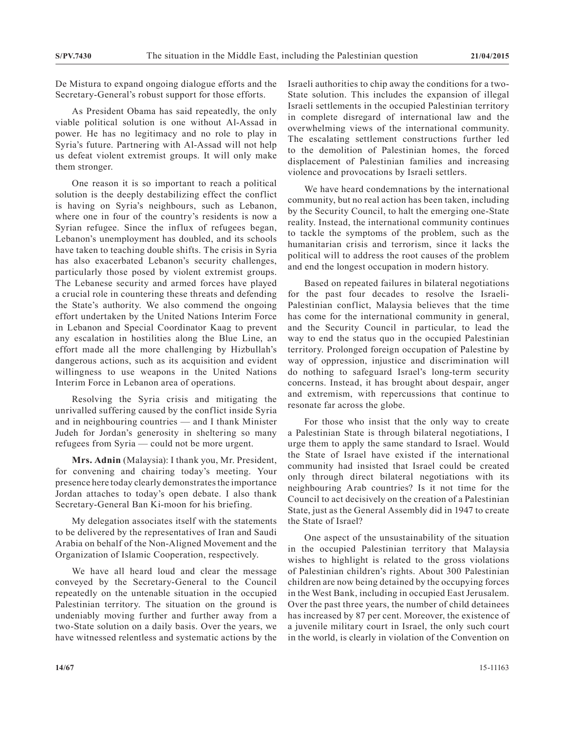De Mistura to expand ongoing dialogue efforts and the Secretary-General's robust support for those efforts.

As President Obama has said repeatedly, the only viable political solution is one without Al-Assad in power. He has no legitimacy and no role to play in Syria's future. Partnering with Al-Assad will not help us defeat violent extremist groups. It will only make them stronger.

One reason it is so important to reach a political solution is the deeply destabilizing effect the conflict is having on Syria's neighbours, such as Lebanon, where one in four of the country's residents is now a Syrian refugee. Since the influx of refugees began, Lebanon's unemployment has doubled, and its schools have taken to teaching double shifts. The crisis in Syria has also exacerbated Lebanon's security challenges, particularly those posed by violent extremist groups. The Lebanese security and armed forces have played a crucial role in countering these threats and defending the State's authority. We also commend the ongoing effort undertaken by the United Nations Interim Force in Lebanon and Special Coordinator Kaag to prevent any escalation in hostilities along the Blue Line, an effort made all the more challenging by Hizbullah's dangerous actions, such as its acquisition and evident willingness to use weapons in the United Nations Interim Force in Lebanon area of operations.

Resolving the Syria crisis and mitigating the unrivalled suffering caused by the conflict inside Syria and in neighbouring countries — and I thank Minister Judeh for Jordan's generosity in sheltering so many refugees from Syria — could not be more urgent.

**Mrs. Adnin** (Malaysia): I thank you, Mr. President, for convening and chairing today's meeting. Your presence here today clearly demonstrates the importance Jordan attaches to today's open debate. I also thank Secretary-General Ban Ki-moon for his briefing.

My delegation associates itself with the statements to be delivered by the representatives of Iran and Saudi Arabia on behalf of the Non-Aligned Movement and the Organization of Islamic Cooperation, respectively.

We have all heard loud and clear the message conveyed by the Secretary-General to the Council repeatedly on the untenable situation in the occupied Palestinian territory. The situation on the ground is undeniably moving further and further away from a two-State solution on a daily basis. Over the years, we have witnessed relentless and systematic actions by the Israeli authorities to chip away the conditions for a two-State solution. This includes the expansion of illegal Israeli settlements in the occupied Palestinian territory in complete disregard of international law and the overwhelming views of the international community. The escalating settlement constructions further led to the demolition of Palestinian homes, the forced displacement of Palestinian families and increasing violence and provocations by Israeli settlers.

We have heard condemnations by the international community, but no real action has been taken, including by the Security Council, to halt the emerging one-State reality. Instead, the international community continues to tackle the symptoms of the problem, such as the humanitarian crisis and terrorism, since it lacks the political will to address the root causes of the problem and end the longest occupation in modern history.

Based on repeated failures in bilateral negotiations for the past four decades to resolve the Israeli-Palestinian conflict, Malaysia believes that the time has come for the international community in general, and the Security Council in particular, to lead the way to end the status quo in the occupied Palestinian territory. Prolonged foreign occupation of Palestine by way of oppression, injustice and discrimination will do nothing to safeguard Israel's long-term security concerns. Instead, it has brought about despair, anger and extremism, with repercussions that continue to resonate far across the globe.

For those who insist that the only way to create a Palestinian State is through bilateral negotiations, I urge them to apply the same standard to Israel. Would the State of Israel have existed if the international community had insisted that Israel could be created only through direct bilateral negotiations with its neighbouring Arab countries? Is it not time for the Council to act decisively on the creation of a Palestinian State, just as the General Assembly did in 1947 to create the State of Israel?

One aspect of the unsustainability of the situation in the occupied Palestinian territory that Malaysia wishes to highlight is related to the gross violations of Palestinian children's rights. About 300 Palestinian children are now being detained by the occupying forces in the West Bank, including in occupied East Jerusalem. Over the past three years, the number of child detainees has increased by 87 per cent. Moreover, the existence of a juvenile military court in Israel, the only such court in the world, is clearly in violation of the Convention on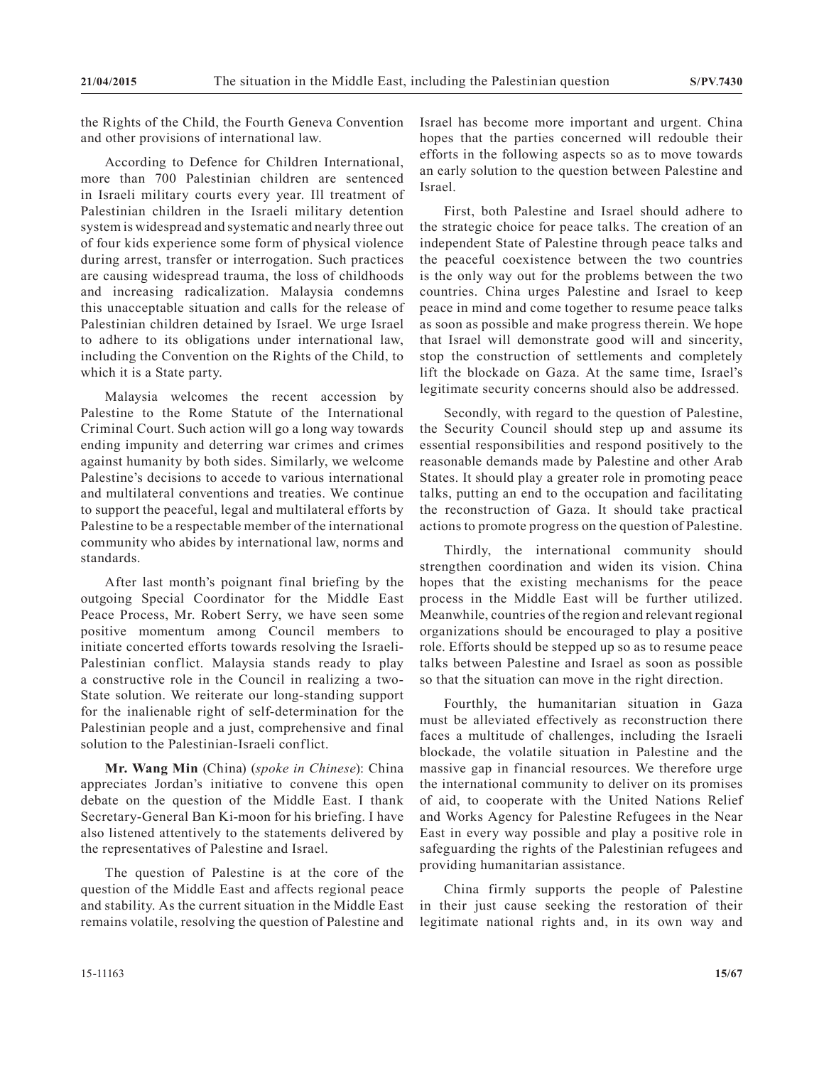the Rights of the Child, the Fourth Geneva Convention and other provisions of international law.

According to Defence for Children International, more than 700 Palestinian children are sentenced in Israeli military courts every year. Ill treatment of Palestinian children in the Israeli military detention system is widespread and systematic and nearly three out of four kids experience some form of physical violence during arrest, transfer or interrogation. Such practices are causing widespread trauma, the loss of childhoods and increasing radicalization. Malaysia condemns this unacceptable situation and calls for the release of Palestinian children detained by Israel. We urge Israel to adhere to its obligations under international law, including the Convention on the Rights of the Child, to which it is a State party.

Malaysia welcomes the recent accession by Palestine to the Rome Statute of the International Criminal Court. Such action will go a long way towards ending impunity and deterring war crimes and crimes against humanity by both sides. Similarly, we welcome Palestine's decisions to accede to various international and multilateral conventions and treaties. We continue to support the peaceful, legal and multilateral efforts by Palestine to be a respectable member of the international community who abides by international law, norms and standards.

After last month's poignant final briefing by the outgoing Special Coordinator for the Middle East Peace Process, Mr. Robert Serry, we have seen some positive momentum among Council members to initiate concerted efforts towards resolving the Israeli-Palestinian conflict. Malaysia stands ready to play a constructive role in the Council in realizing a two-State solution. We reiterate our long-standing support for the inalienable right of self-determination for the Palestinian people and a just, comprehensive and final solution to the Palestinian-Israeli conflict.

**Mr. Wang Min** (China) (*spoke in Chinese*): China appreciates Jordan's initiative to convene this open debate on the question of the Middle East. I thank Secretary-General Ban Ki-moon for his briefing. I have also listened attentively to the statements delivered by the representatives of Palestine and Israel.

The question of Palestine is at the core of the question of the Middle East and affects regional peace and stability. As the current situation in the Middle East remains volatile, resolving the question of Palestine and Israel has become more important and urgent. China hopes that the parties concerned will redouble their efforts in the following aspects so as to move towards an early solution to the question between Palestine and Israel.

First, both Palestine and Israel should adhere to the strategic choice for peace talks. The creation of an independent State of Palestine through peace talks and the peaceful coexistence between the two countries is the only way out for the problems between the two countries. China urges Palestine and Israel to keep peace in mind and come together to resume peace talks as soon as possible and make progress therein. We hope that Israel will demonstrate good will and sincerity, stop the construction of settlements and completely lift the blockade on Gaza. At the same time, Israel's legitimate security concerns should also be addressed.

Secondly, with regard to the question of Palestine, the Security Council should step up and assume its essential responsibilities and respond positively to the reasonable demands made by Palestine and other Arab States. It should play a greater role in promoting peace talks, putting an end to the occupation and facilitating the reconstruction of Gaza. It should take practical actions to promote progress on the question of Palestine.

Thirdly, the international community should strengthen coordination and widen its vision. China hopes that the existing mechanisms for the peace process in the Middle East will be further utilized. Meanwhile, countries of the region and relevant regional organizations should be encouraged to play a positive role. Efforts should be stepped up so as to resume peace talks between Palestine and Israel as soon as possible so that the situation can move in the right direction.

Fourthly, the humanitarian situation in Gaza must be alleviated effectively as reconstruction there faces a multitude of challenges, including the Israeli blockade, the volatile situation in Palestine and the massive gap in financial resources. We therefore urge the international community to deliver on its promises of aid, to cooperate with the United Nations Relief and Works Agency for Palestine Refugees in the Near East in every way possible and play a positive role in safeguarding the rights of the Palestinian refugees and providing humanitarian assistance.

China firmly supports the people of Palestine in their just cause seeking the restoration of their legitimate national rights and, in its own way and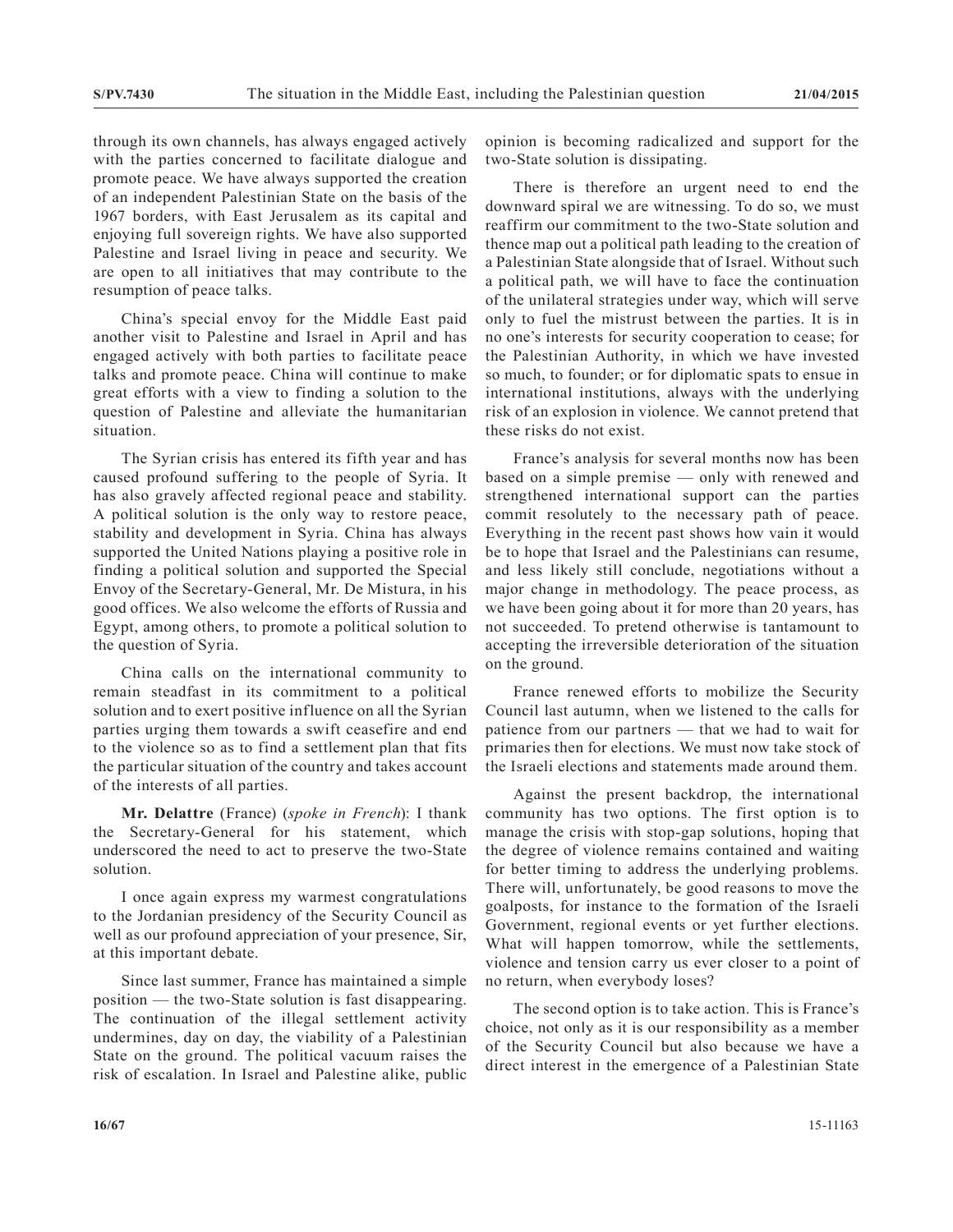through its own channels, has always engaged actively with the parties concerned to facilitate dialogue and promote peace. We have always supported the creation of an independent Palestinian State on the basis of the 1967 borders, with East Jerusalem as its capital and enjoying full sovereign rights. We have also supported Palestine and Israel living in peace and security. We are open to all initiatives that may contribute to the resumption of peace talks.

China's special envoy for the Middle East paid another visit to Palestine and Israel in April and has engaged actively with both parties to facilitate peace talks and promote peace. China will continue to make great efforts with a view to finding a solution to the question of Palestine and alleviate the humanitarian situation.

The Syrian crisis has entered its fifth year and has caused profound suffering to the people of Syria. It has also gravely affected regional peace and stability. A political solution is the only way to restore peace, stability and development in Syria. China has always supported the United Nations playing a positive role in finding a political solution and supported the Special Envoy of the Secretary-General, Mr. De Mistura, in his good offices. We also welcome the efforts of Russia and Egypt, among others, to promote a political solution to the question of Syria.

China calls on the international community to remain steadfast in its commitment to a political solution and to exert positive influence on all the Syrian parties urging them towards a swift ceasefire and end to the violence so as to find a settlement plan that fits the particular situation of the country and takes account of the interests of all parties.

**Mr. Delattre** (France) (*spoke in French*): I thank the Secretary-General for his statement, which underscored the need to act to preserve the two-State solution.

I once again express my warmest congratulations to the Jordanian presidency of the Security Council as well as our profound appreciation of your presence, Sir, at this important debate.

Since last summer, France has maintained a simple position — the two-State solution is fast disappearing. The continuation of the illegal settlement activity undermines, day on day, the viability of a Palestinian State on the ground. The political vacuum raises the risk of escalation. In Israel and Palestine alike, public opinion is becoming radicalized and support for the two-State solution is dissipating.

There is therefore an urgent need to end the downward spiral we are witnessing. To do so, we must reaffirm our commitment to the two-State solution and thence map out a political path leading to the creation of a Palestinian State alongside that of Israel. Without such a political path, we will have to face the continuation of the unilateral strategies under way, which will serve only to fuel the mistrust between the parties. It is in no one's interests for security cooperation to cease; for the Palestinian Authority, in which we have invested so much, to founder; or for diplomatic spats to ensue in international institutions, always with the underlying risk of an explosion in violence. We cannot pretend that these risks do not exist.

France's analysis for several months now has been based on a simple premise — only with renewed and strengthened international support can the parties commit resolutely to the necessary path of peace. Everything in the recent past shows how vain it would be to hope that Israel and the Palestinians can resume, and less likely still conclude, negotiations without a major change in methodology. The peace process, as we have been going about it for more than 20 years, has not succeeded. To pretend otherwise is tantamount to accepting the irreversible deterioration of the situation on the ground.

France renewed efforts to mobilize the Security Council last autumn, when we listened to the calls for patience from our partners — that we had to wait for primaries then for elections. We must now take stock of the Israeli elections and statements made around them.

Against the present backdrop, the international community has two options. The first option is to manage the crisis with stop-gap solutions, hoping that the degree of violence remains contained and waiting for better timing to address the underlying problems. There will, unfortunately, be good reasons to move the goalposts, for instance to the formation of the Israeli Government, regional events or yet further elections. What will happen tomorrow, while the settlements, violence and tension carry us ever closer to a point of no return, when everybody loses?

The second option is to take action. This is France's choice, not only as it is our responsibility as a member of the Security Council but also because we have a direct interest in the emergence of a Palestinian State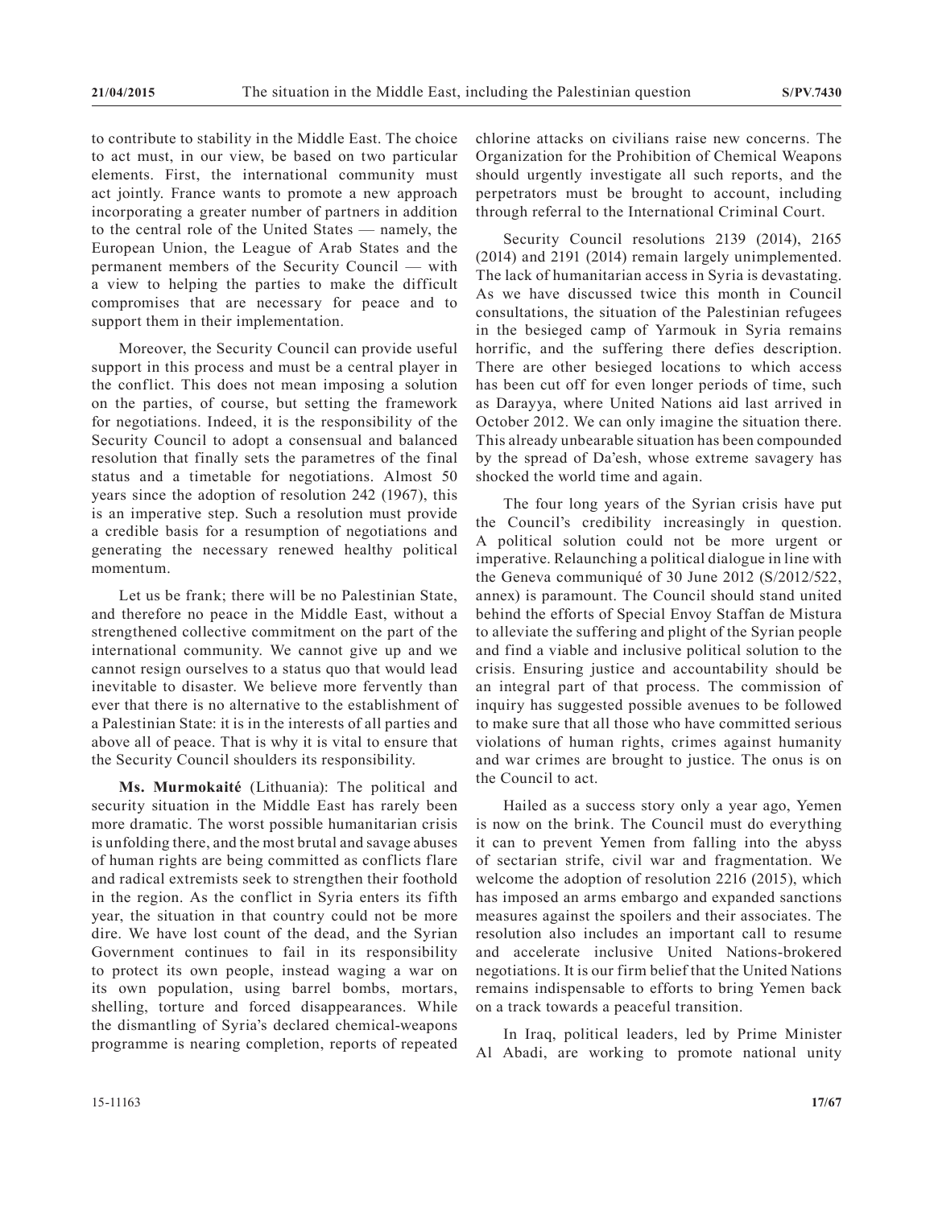to contribute to stability in the Middle East. The choice to act must, in our view, be based on two particular elements. First, the international community must act jointly. France wants to promote a new approach incorporating a greater number of partners in addition to the central role of the United States — namely, the European Union, the League of Arab States and the permanent members of the Security Council — with a view to helping the parties to make the difficult compromises that are necessary for peace and to support them in their implementation.

Moreover, the Security Council can provide useful support in this process and must be a central player in the conflict. This does not mean imposing a solution on the parties, of course, but setting the framework for negotiations. Indeed, it is the responsibility of the Security Council to adopt a consensual and balanced resolution that finally sets the parametres of the final status and a timetable for negotiations. Almost 50 years since the adoption of resolution 242 (1967), this is an imperative step. Such a resolution must provide a credible basis for a resumption of negotiations and generating the necessary renewed healthy political momentum.

Let us be frank; there will be no Palestinian State, and therefore no peace in the Middle East, without a strengthened collective commitment on the part of the international community. We cannot give up and we cannot resign ourselves to a status quo that would lead inevitable to disaster. We believe more fervently than ever that there is no alternative to the establishment of a Palestinian State: it is in the interests of all parties and above all of peace. That is why it is vital to ensure that the Security Council shoulders its responsibility.

**Ms. Murmokaité** (Lithuania): The political and security situation in the Middle East has rarely been more dramatic. The worst possible humanitarian crisis is unfolding there, and the most brutal and savage abuses of human rights are being committed as conflicts flare and radical extremists seek to strengthen their foothold in the region. As the conflict in Syria enters its fifth year, the situation in that country could not be more dire. We have lost count of the dead, and the Syrian Government continues to fail in its responsibility to protect its own people, instead waging a war on its own population, using barrel bombs, mortars, shelling, torture and forced disappearances. While the dismantling of Syria's declared chemical-weapons programme is nearing completion, reports of repeated chlorine attacks on civilians raise new concerns. The Organization for the Prohibition of Chemical Weapons should urgently investigate all such reports, and the perpetrators must be brought to account, including through referral to the International Criminal Court.

Security Council resolutions 2139 (2014), 2165 (2014) and 2191 (2014) remain largely unimplemented. The lack of humanitarian access in Syria is devastating. As we have discussed twice this month in Council consultations, the situation of the Palestinian refugees in the besieged camp of Yarmouk in Syria remains horrific, and the suffering there defies description. There are other besieged locations to which access has been cut off for even longer periods of time, such as Darayya, where United Nations aid last arrived in October 2012. We can only imagine the situation there. This already unbearable situation has been compounded by the spread of Da'esh, whose extreme savagery has shocked the world time and again.

The four long years of the Syrian crisis have put the Council's credibility increasingly in question. A political solution could not be more urgent or imperative. Relaunching a political dialogue in line with the Geneva communiqué of 30 June 2012 (S/2012/522, annex) is paramount. The Council should stand united behind the efforts of Special Envoy Staffan de Mistura to alleviate the suffering and plight of the Syrian people and find a viable and inclusive political solution to the crisis. Ensuring justice and accountability should be an integral part of that process. The commission of inquiry has suggested possible avenues to be followed to make sure that all those who have committed serious violations of human rights, crimes against humanity and war crimes are brought to justice. The onus is on the Council to act.

Hailed as a success story only a year ago, Yemen is now on the brink. The Council must do everything it can to prevent Yemen from falling into the abyss of sectarian strife, civil war and fragmentation. We welcome the adoption of resolution 2216 (2015), which has imposed an arms embargo and expanded sanctions measures against the spoilers and their associates. The resolution also includes an important call to resume and accelerate inclusive United Nations-brokered negotiations. It is our firm belief that the United Nations remains indispensable to efforts to bring Yemen back on a track towards a peaceful transition.

In Iraq, political leaders, led by Prime Minister Al Abadi, are working to promote national unity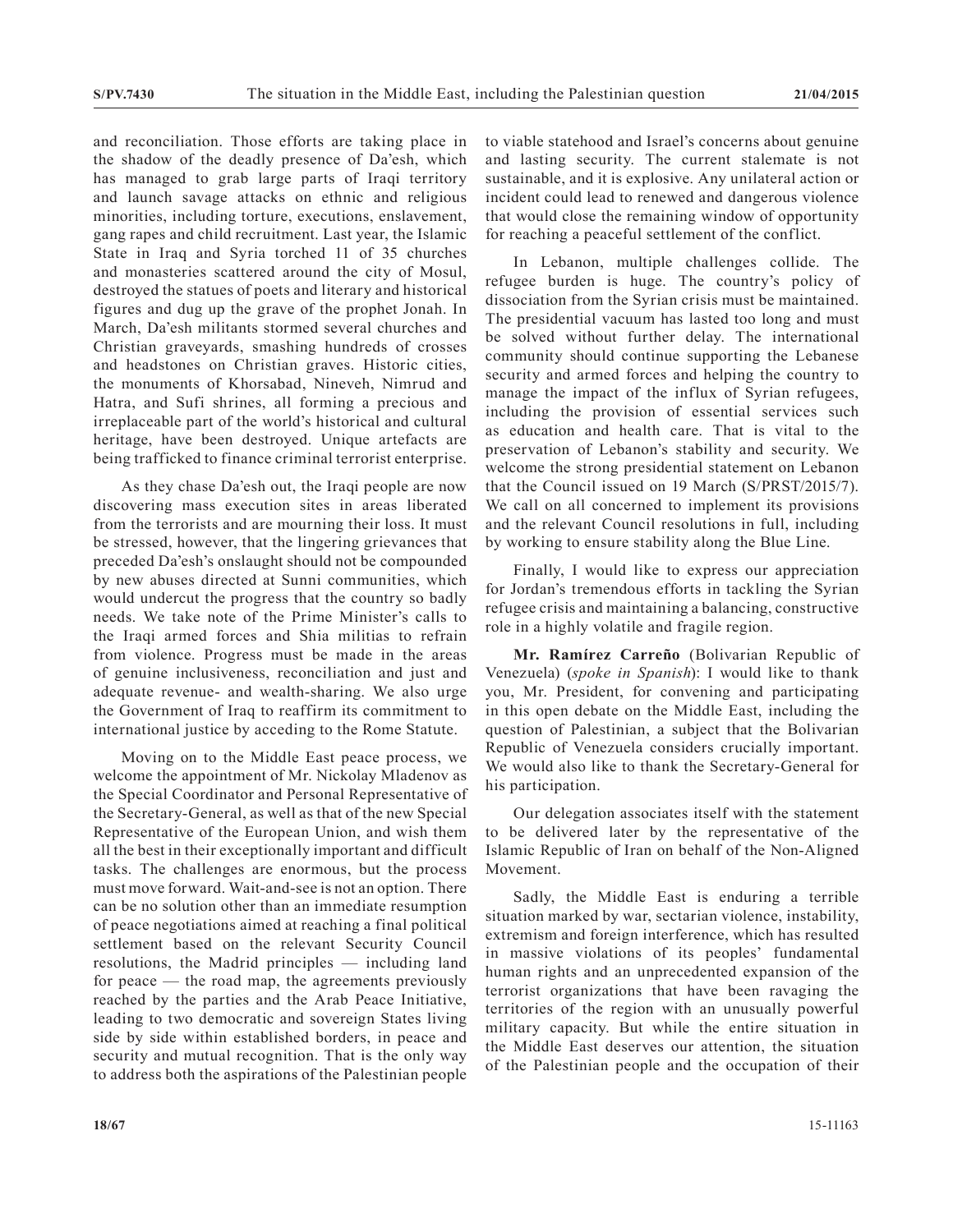and reconciliation. Those efforts are taking place in the shadow of the deadly presence of Da'esh, which has managed to grab large parts of Iraqi territory and launch savage attacks on ethnic and religious minorities, including torture, executions, enslavement, gang rapes and child recruitment. Last year, the Islamic State in Iraq and Syria torched 11 of 35 churches and monasteries scattered around the city of Mosul, destroyed the statues of poets and literary and historical figures and dug up the grave of the prophet Jonah. In March, Da'esh militants stormed several churches and Christian graveyards, smashing hundreds of crosses and headstones on Christian graves. Historic cities, the monuments of Khorsabad, Nineveh, Nimrud and Hatra, and Sufi shrines, all forming a precious and irreplaceable part of the world's historical and cultural heritage, have been destroyed. Unique artefacts are being trafficked to finance criminal terrorist enterprise.

As they chase Da'esh out, the Iraqi people are now discovering mass execution sites in areas liberated from the terrorists and are mourning their loss. It must be stressed, however, that the lingering grievances that preceded Da'esh's onslaught should not be compounded by new abuses directed at Sunni communities, which would undercut the progress that the country so badly needs. We take note of the Prime Minister's calls to the Iraqi armed forces and Shia militias to refrain from violence. Progress must be made in the areas of genuine inclusiveness, reconciliation and just and adequate revenue- and wealth-sharing. We also urge the Government of Iraq to reaffirm its commitment to international justice by acceding to the Rome Statute.

Moving on to the Middle East peace process, we welcome the appointment of Mr. Nickolay Mladenov as the Special Coordinator and Personal Representative of the Secretary-General, as well as that of the new Special Representative of the European Union, and wish them all the best in their exceptionally important and difficult tasks. The challenges are enormous, but the process must move forward. Wait-and-see is not an option. There can be no solution other than an immediate resumption of peace negotiations aimed at reaching a final political settlement based on the relevant Security Council resolutions, the Madrid principles — including land for peace — the road map, the agreements previously reached by the parties and the Arab Peace Initiative, leading to two democratic and sovereign States living side by side within established borders, in peace and security and mutual recognition. That is the only way to address both the aspirations of the Palestinian people to viable statehood and Israel's concerns about genuine and lasting security. The current stalemate is not sustainable, and it is explosive. Any unilateral action or incident could lead to renewed and dangerous violence that would close the remaining window of opportunity for reaching a peaceful settlement of the conflict.

In Lebanon, multiple challenges collide. The refugee burden is huge. The country's policy of dissociation from the Syrian crisis must be maintained. The presidential vacuum has lasted too long and must be solved without further delay. The international community should continue supporting the Lebanese security and armed forces and helping the country to manage the impact of the influx of Syrian refugees, including the provision of essential services such as education and health care. That is vital to the preservation of Lebanon's stability and security. We welcome the strong presidential statement on Lebanon that the Council issued on 19 March (S/PRST/2015/7). We call on all concerned to implement its provisions and the relevant Council resolutions in full, including by working to ensure stability along the Blue Line.

Finally, I would like to express our appreciation for Jordan's tremendous efforts in tackling the Syrian refugee crisis and maintaining a balancing, constructive role in a highly volatile and fragile region.

**Mr. Ramírez Carreño** (Bolivarian Republic of Venezuela) (*spoke in Spanish*): I would like to thank you, Mr. President, for convening and participating in this open debate on the Middle East, including the question of Palestinian, a subject that the Bolivarian Republic of Venezuela considers crucially important. We would also like to thank the Secretary-General for his participation.

Our delegation associates itself with the statement to be delivered later by the representative of the Islamic Republic of Iran on behalf of the Non-Aligned Movement.

Sadly, the Middle East is enduring a terrible situation marked by war, sectarian violence, instability, extremism and foreign interference, which has resulted in massive violations of its peoples' fundamental human rights and an unprecedented expansion of the terrorist organizations that have been ravaging the territories of the region with an unusually powerful military capacity. But while the entire situation in the Middle East deserves our attention, the situation of the Palestinian people and the occupation of their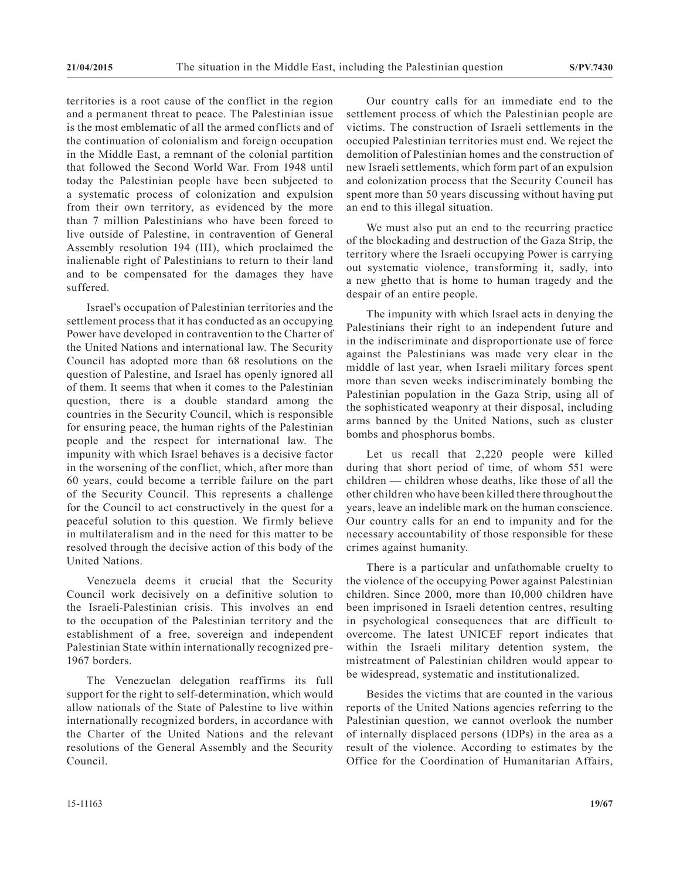territories is a root cause of the conflict in the region and a permanent threat to peace. The Palestinian issue is the most emblematic of all the armed conflicts and of the continuation of colonialism and foreign occupation in the Middle East, a remnant of the colonial partition that followed the Second World War. From 1948 until today the Palestinian people have been subjected to a systematic process of colonization and expulsion from their own territory, as evidenced by the more than 7 million Palestinians who have been forced to live outside of Palestine, in contravention of General Assembly resolution 194 (III), which proclaimed the inalienable right of Palestinians to return to their land and to be compensated for the damages they have suffered.

Israel's occupation of Palestinian territories and the settlement process that it has conducted as an occupying Power have developed in contravention to the Charter of the United Nations and international law. The Security Council has adopted more than 68 resolutions on the question of Palestine, and Israel has openly ignored all of them. It seems that when it comes to the Palestinian question, there is a double standard among the countries in the Security Council, which is responsible for ensuring peace, the human rights of the Palestinian people and the respect for international law. The impunity with which Israel behaves is a decisive factor in the worsening of the conflict, which, after more than 60 years, could become a terrible failure on the part of the Security Council. This represents a challenge for the Council to act constructively in the quest for a peaceful solution to this question. We firmly believe in multilateralism and in the need for this matter to be resolved through the decisive action of this body of the United Nations.

Venezuela deems it crucial that the Security Council work decisively on a definitive solution to the Israeli-Palestinian crisis. This involves an end to the occupation of the Palestinian territory and the establishment of a free, sovereign and independent Palestinian State within internationally recognized pre-1967 borders.

The Venezuelan delegation reaffirms its full support for the right to self-determination, which would allow nationals of the State of Palestine to live within internationally recognized borders, in accordance with the Charter of the United Nations and the relevant resolutions of the General Assembly and the Security Council.

Our country calls for an immediate end to the settlement process of which the Palestinian people are victims. The construction of Israeli settlements in the occupied Palestinian territories must end. We reject the demolition of Palestinian homes and the construction of new Israeli settlements, which form part of an expulsion and colonization process that the Security Council has spent more than 50 years discussing without having put an end to this illegal situation.

We must also put an end to the recurring practice of the blockading and destruction of the Gaza Strip, the territory where the Israeli occupying Power is carrying out systematic violence, transforming it, sadly, into a new ghetto that is home to human tragedy and the despair of an entire people.

The impunity with which Israel acts in denying the Palestinians their right to an independent future and in the indiscriminate and disproportionate use of force against the Palestinians was made very clear in the middle of last year, when Israeli military forces spent more than seven weeks indiscriminately bombing the Palestinian population in the Gaza Strip, using all of the sophisticated weaponry at their disposal, including arms banned by the United Nations, such as cluster bombs and phosphorus bombs.

Let us recall that 2,220 people were killed during that short period of time, of whom 551 were children — children whose deaths, like those of all the other children who have been killed there throughout the years, leave an indelible mark on the human conscience. Our country calls for an end to impunity and for the necessary accountability of those responsible for these crimes against humanity.

There is a particular and unfathomable cruelty to the violence of the occupying Power against Palestinian children. Since 2000, more than 10,000 children have been imprisoned in Israeli detention centres, resulting in psychological consequences that are difficult to overcome. The latest UNICEF report indicates that within the Israeli military detention system, the mistreatment of Palestinian children would appear to be widespread, systematic and institutionalized.

Besides the victims that are counted in the various reports of the United Nations agencies referring to the Palestinian question, we cannot overlook the number of internally displaced persons (IDPs) in the area as a result of the violence. According to estimates by the Office for the Coordination of Humanitarian Affairs,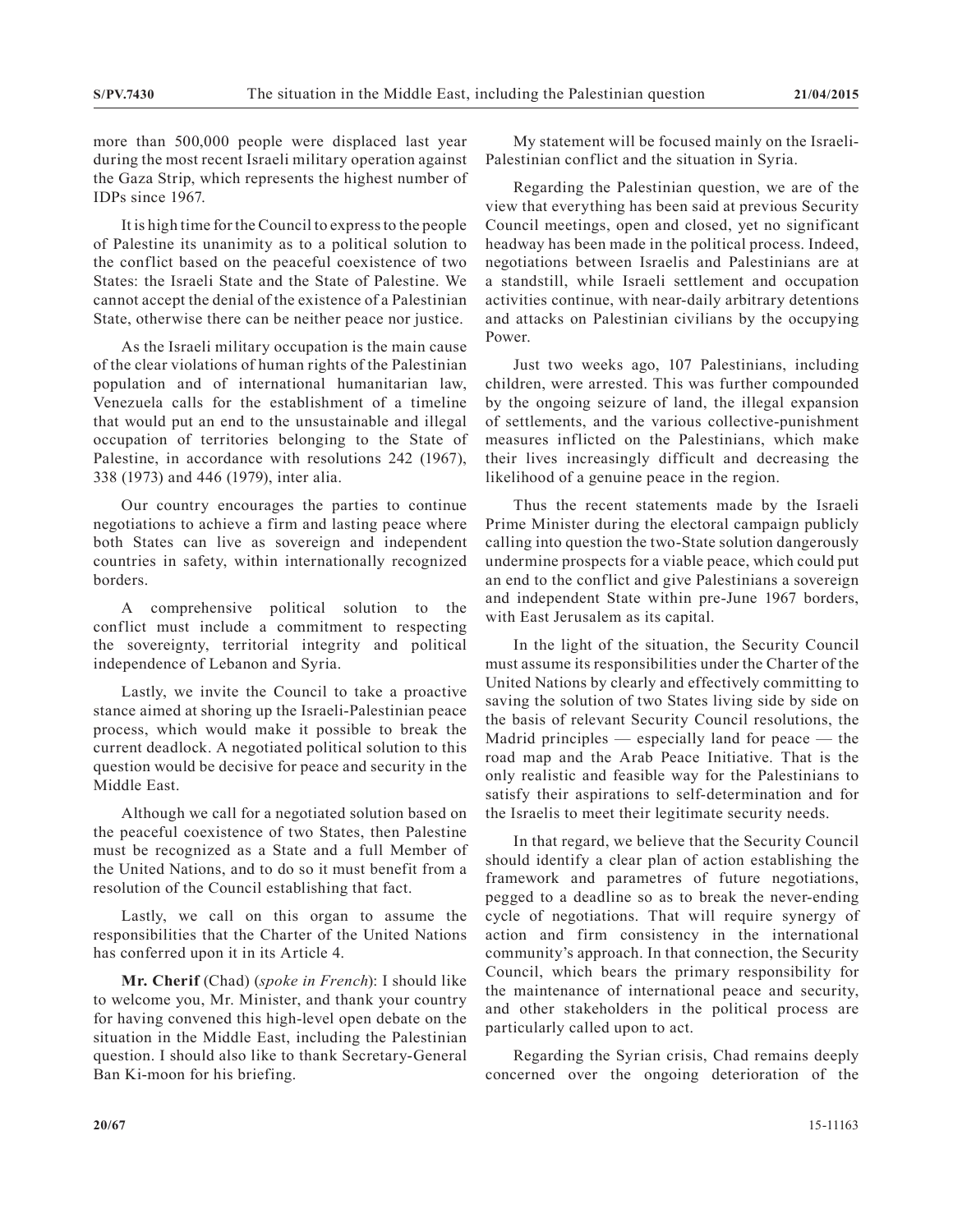more than 500,000 people were displaced last year during the most recent Israeli military operation against the Gaza Strip, which represents the highest number of IDPs since 1967.

It is high time for the Council to express to the people of Palestine its unanimity as to a political solution to the conflict based on the peaceful coexistence of two States: the Israeli State and the State of Palestine. We cannot accept the denial of the existence of a Palestinian State, otherwise there can be neither peace nor justice.

As the Israeli military occupation is the main cause of the clear violations of human rights of the Palestinian population and of international humanitarian law, Venezuela calls for the establishment of a timeline that would put an end to the unsustainable and illegal occupation of territories belonging to the State of Palestine, in accordance with resolutions 242 (1967), 338 (1973) and 446 (1979), inter alia.

Our country encourages the parties to continue negotiations to achieve a firm and lasting peace where both States can live as sovereign and independent countries in safety, within internationally recognized borders.

A comprehensive political solution to the conflict must include a commitment to respecting the sovereignty, territorial integrity and political independence of Lebanon and Syria.

Lastly, we invite the Council to take a proactive stance aimed at shoring up the Israeli-Palestinian peace process, which would make it possible to break the current deadlock. A negotiated political solution to this question would be decisive for peace and security in the Middle East.

Although we call for a negotiated solution based on the peaceful coexistence of two States, then Palestine must be recognized as a State and a full Member of the United Nations, and to do so it must benefit from a resolution of the Council establishing that fact.

Lastly, we call on this organ to assume the responsibilities that the Charter of the United Nations has conferred upon it in its Article 4.

**Mr. Cherif** (Chad) (*spoke in French*): I should like to welcome you, Mr. Minister, and thank your country for having convened this high-level open debate on the situation in the Middle East, including the Palestinian question. I should also like to thank Secretary-General Ban Ki-moon for his briefing.

My statement will be focused mainly on the Israeli-Palestinian conflict and the situation in Syria.

Regarding the Palestinian question, we are of the view that everything has been said at previous Security Council meetings, open and closed, yet no significant headway has been made in the political process. Indeed, negotiations between Israelis and Palestinians are at a standstill, while Israeli settlement and occupation activities continue, with near-daily arbitrary detentions and attacks on Palestinian civilians by the occupying Power.

Just two weeks ago, 107 Palestinians, including children, were arrested. This was further compounded by the ongoing seizure of land, the illegal expansion of settlements, and the various collective-punishment measures inflicted on the Palestinians, which make their lives increasingly difficult and decreasing the likelihood of a genuine peace in the region.

Thus the recent statements made by the Israeli Prime Minister during the electoral campaign publicly calling into question the two-State solution dangerously undermine prospects for a viable peace, which could put an end to the conflict and give Palestinians a sovereign and independent State within pre-June 1967 borders, with East Jerusalem as its capital.

In the light of the situation, the Security Council must assume its responsibilities under the Charter of the United Nations by clearly and effectively committing to saving the solution of two States living side by side on the basis of relevant Security Council resolutions, the Madrid principles — especially land for peace — the road map and the Arab Peace Initiative. That is the only realistic and feasible way for the Palestinians to satisfy their aspirations to self-determination and for the Israelis to meet their legitimate security needs.

In that regard, we believe that the Security Council should identify a clear plan of action establishing the framework and parametres of future negotiations, pegged to a deadline so as to break the never-ending cycle of negotiations. That will require synergy of action and firm consistency in the international community's approach. In that connection, the Security Council, which bears the primary responsibility for the maintenance of international peace and security, and other stakeholders in the political process are particularly called upon to act.

Regarding the Syrian crisis, Chad remains deeply concerned over the ongoing deterioration of the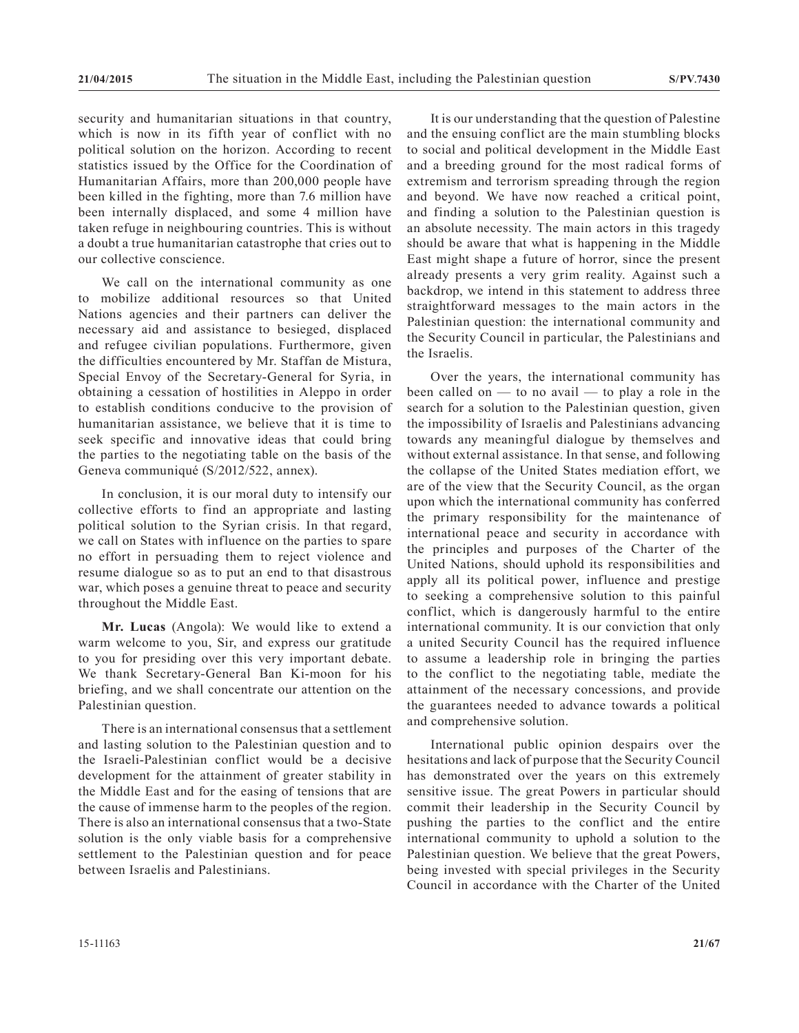security and humanitarian situations in that country, which is now in its fifth year of conflict with no political solution on the horizon. According to recent statistics issued by the Office for the Coordination of Humanitarian Affairs, more than 200,000 people have been killed in the fighting, more than 7.6 million have been internally displaced, and some 4 million have taken refuge in neighbouring countries. This is without a doubt a true humanitarian catastrophe that cries out to our collective conscience.

We call on the international community as one to mobilize additional resources so that United Nations agencies and their partners can deliver the necessary aid and assistance to besieged, displaced and refugee civilian populations. Furthermore, given the difficulties encountered by Mr. Staffan de Mistura, Special Envoy of the Secretary-General for Syria, in obtaining a cessation of hostilities in Aleppo in order to establish conditions conducive to the provision of humanitarian assistance, we believe that it is time to seek specific and innovative ideas that could bring the parties to the negotiating table on the basis of the Geneva communiqué (S/2012/522, annex).

In conclusion, it is our moral duty to intensify our collective efforts to find an appropriate and lasting political solution to the Syrian crisis. In that regard, we call on States with influence on the parties to spare no effort in persuading them to reject violence and resume dialogue so as to put an end to that disastrous war, which poses a genuine threat to peace and security throughout the Middle East.

**Mr. Lucas** (Angola): We would like to extend a warm welcome to you, Sir, and express our gratitude to you for presiding over this very important debate. We thank Secretary-General Ban Ki-moon for his briefing, and we shall concentrate our attention on the Palestinian question.

There is an international consensus that a settlement and lasting solution to the Palestinian question and to the Israeli-Palestinian conflict would be a decisive development for the attainment of greater stability in the Middle East and for the easing of tensions that are the cause of immense harm to the peoples of the region. There is also an international consensus that a two-State solution is the only viable basis for a comprehensive settlement to the Palestinian question and for peace between Israelis and Palestinians.

It is our understanding that the question of Palestine and the ensuing conflict are the main stumbling blocks to social and political development in the Middle East and a breeding ground for the most radical forms of extremism and terrorism spreading through the region and beyond. We have now reached a critical point, and finding a solution to the Palestinian question is an absolute necessity. The main actors in this tragedy should be aware that what is happening in the Middle East might shape a future of horror, since the present already presents a very grim reality. Against such a backdrop, we intend in this statement to address three straightforward messages to the main actors in the Palestinian question: the international community and the Security Council in particular, the Palestinians and the Israelis.

Over the years, the international community has been called on — to no avail — to play a role in the search for a solution to the Palestinian question, given the impossibility of Israelis and Palestinians advancing towards any meaningful dialogue by themselves and without external assistance. In that sense, and following the collapse of the United States mediation effort, we are of the view that the Security Council, as the organ upon which the international community has conferred the primary responsibility for the maintenance of international peace and security in accordance with the principles and purposes of the Charter of the United Nations, should uphold its responsibilities and apply all its political power, influence and prestige to seeking a comprehensive solution to this painful conflict, which is dangerously harmful to the entire international community. It is our conviction that only a united Security Council has the required influence to assume a leadership role in bringing the parties to the conflict to the negotiating table, mediate the attainment of the necessary concessions, and provide the guarantees needed to advance towards a political and comprehensive solution.

International public opinion despairs over the hesitations and lack of purpose that the Security Council has demonstrated over the years on this extremely sensitive issue. The great Powers in particular should commit their leadership in the Security Council by pushing the parties to the conflict and the entire international community to uphold a solution to the Palestinian question. We believe that the great Powers, being invested with special privileges in the Security Council in accordance with the Charter of the United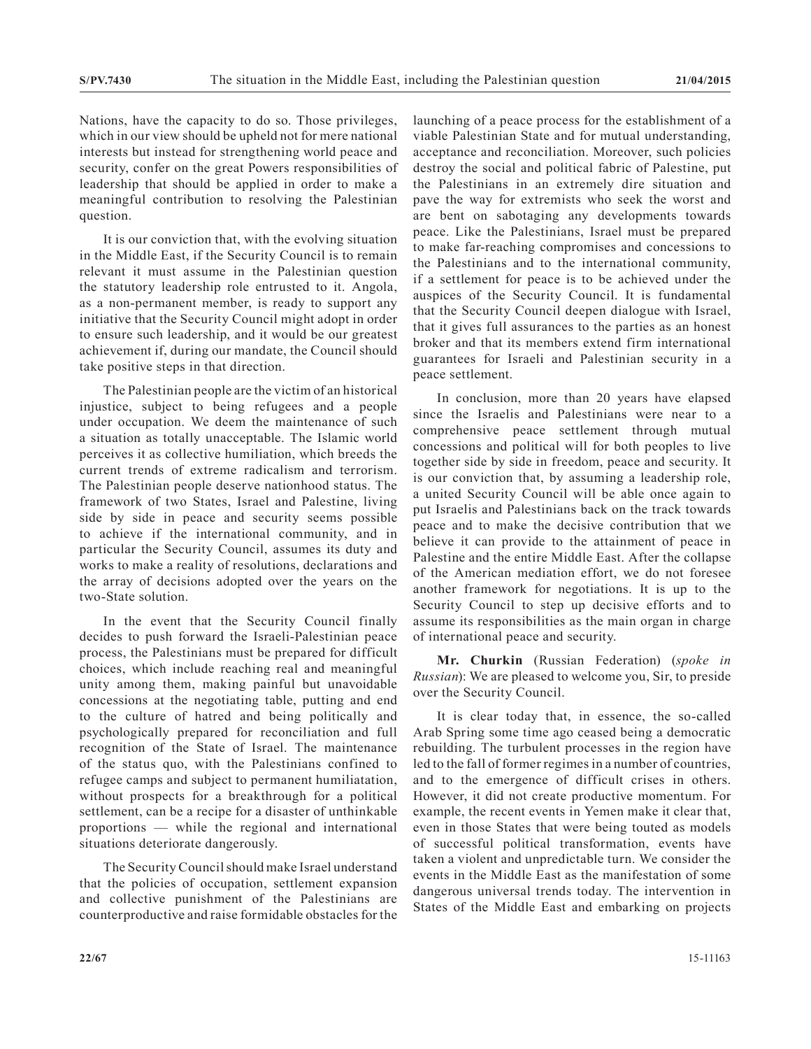Nations, have the capacity to do so. Those privileges, which in our view should be upheld not for mere national interests but instead for strengthening world peace and security, confer on the great Powers responsibilities of leadership that should be applied in order to make a meaningful contribution to resolving the Palestinian question.

It is our conviction that, with the evolving situation in the Middle East, if the Security Council is to remain relevant it must assume in the Palestinian question the statutory leadership role entrusted to it. Angola, as a non-permanent member, is ready to support any initiative that the Security Council might adopt in order to ensure such leadership, and it would be our greatest achievement if, during our mandate, the Council should take positive steps in that direction.

The Palestinian people are the victim of an historical injustice, subject to being refugees and a people under occupation. We deem the maintenance of such a situation as totally unacceptable. The Islamic world perceives it as collective humiliation, which breeds the current trends of extreme radicalism and terrorism. The Palestinian people deserve nationhood status. The framework of two States, Israel and Palestine, living side by side in peace and security seems possible to achieve if the international community, and in particular the Security Council, assumes its duty and works to make a reality of resolutions, declarations and the array of decisions adopted over the years on the two-State solution.

In the event that the Security Council finally decides to push forward the Israeli-Palestinian peace process, the Palestinians must be prepared for difficult choices, which include reaching real and meaningful unity among them, making painful but unavoidable concessions at the negotiating table, putting and end to the culture of hatred and being politically and psychologically prepared for reconciliation and full recognition of the State of Israel. The maintenance of the status quo, with the Palestinians confined to refugee camps and subject to permanent humiliatation, without prospects for a breakthrough for a political settlement, can be a recipe for a disaster of unthinkable proportions — while the regional and international situations deteriorate dangerously.

The Security Council should make Israel understand that the policies of occupation, settlement expansion and collective punishment of the Palestinians are counterproductive and raise formidable obstacles for the launching of a peace process for the establishment of a viable Palestinian State and for mutual understanding, acceptance and reconciliation. Moreover, such policies destroy the social and political fabric of Palestine, put the Palestinians in an extremely dire situation and pave the way for extremists who seek the worst and are bent on sabotaging any developments towards peace. Like the Palestinians, Israel must be prepared to make far-reaching compromises and concessions to the Palestinians and to the international community, if a settlement for peace is to be achieved under the auspices of the Security Council. It is fundamental that the Security Council deepen dialogue with Israel, that it gives full assurances to the parties as an honest broker and that its members extend firm international guarantees for Israeli and Palestinian security in a peace settlement.

In conclusion, more than 20 years have elapsed since the Israelis and Palestinians were near to a comprehensive peace settlement through mutual concessions and political will for both peoples to live together side by side in freedom, peace and security. It is our conviction that, by assuming a leadership role, a united Security Council will be able once again to put Israelis and Palestinians back on the track towards peace and to make the decisive contribution that we believe it can provide to the attainment of peace in Palestine and the entire Middle East. After the collapse of the American mediation effort, we do not foresee another framework for negotiations. It is up to the Security Council to step up decisive efforts and to assume its responsibilities as the main organ in charge of international peace and security.

**Mr. Churkin** (Russian Federation) (*spoke in Russian*): We are pleased to welcome you, Sir, to preside over the Security Council.

It is clear today that, in essence, the so-called Arab Spring some time ago ceased being a democratic rebuilding. The turbulent processes in the region have led to the fall of former regimes in a number of countries, and to the emergence of difficult crises in others. However, it did not create productive momentum. For example, the recent events in Yemen make it clear that, even in those States that were being touted as models of successful political transformation, events have taken a violent and unpredictable turn. We consider the events in the Middle East as the manifestation of some dangerous universal trends today. The intervention in States of the Middle East and embarking on projects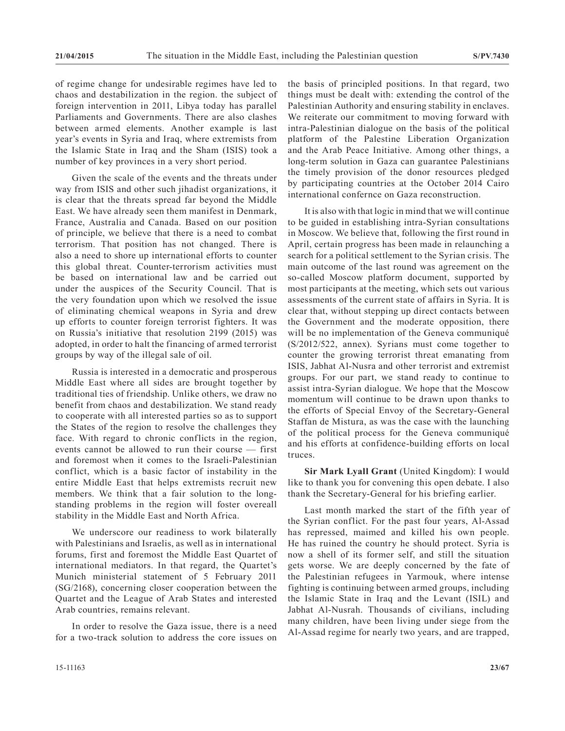of regime change for undesirable regimes have led to chaos and destabilization in the region. the subject of foreign intervention in 2011, Libya today has parallel Parliaments and Governments. There are also clashes between armed elements. Another example is last year's events in Syria and Iraq, where extremists from the Islamic State in Iraq and the Sham (ISIS) took a number of key provinces in a very short period.

Given the scale of the events and the threats under way from ISIS and other such jihadist organizations, it is clear that the threats spread far beyond the Middle East. We have already seen them manifest in Denmark, France, Australia and Canada. Based on our position of principle, we believe that there is a need to combat terrorism. That position has not changed. There is also a need to shore up international efforts to counter this global threat. Counter-terrorism activities must be based on international law and be carried out under the auspices of the Security Council. That is the very foundation upon which we resolved the issue of eliminating chemical weapons in Syria and drew up efforts to counter foreign terrorist fighters. It was on Russia's initiative that resolution 2199 (2015) was adopted, in order to halt the financing of armed terrorist groups by way of the illegal sale of oil.

Russia is interested in a democratic and prosperous Middle East where all sides are brought together by traditional ties of friendship. Unlike others, we draw no benefit from chaos and destabilization. We stand ready to cooperate with all interested parties so as to support the States of the region to resolve the challenges they face. With regard to chronic conflicts in the region, events cannot be allowed to run their course — first and foremost when it comes to the Israeli-Palestinian conflict, which is a basic factor of instability in the entire Middle East that helps extremists recruit new members. We think that a fair solution to the long-standing problems in the region will foster overeall stability in the Middle East and North Africa.

We underscore our readiness to work bilaterally with Palestinians and Israelis, as well as in international forums, first and foremost the Middle East Quartet of international mediators. In that regard, the Quartet's Munich ministerial statement of 5 February 2011 (SG/2168), concerning closer cooperation between the Quartet and the League of Arab States and interested Arab countries, remains relevant.

In order to resolve the Gaza issue, there is a need for a two-track solution to address the core issues on the basis of principled positions. In that regard, two things must be dealt with: extending the control of the Palestinian Authority and ensuring stability in enclaves. We reiterate our commitment to moving forward with intra-Palestinian dialogue on the basis of the political platform of the Palestine Liberation Organization and the Arab Peace Initiative. Among other things, a long-term solution in Gaza can guarantee Palestinians the timely provision of the donor resources pledged by participating countries at the October 2014 Cairo international confernce on Gaza reconstruction.

It is also with that logic in mind that we will continue to be guided in establishing intra-Syrian consultations in Moscow. We believe that, following the first round in April, certain progress has been made in relaunching a search for a political settlement to the Syrian crisis. The main outcome of the last round was agreement on the so-called Moscow platform document, supported by most participants at the meeting, which sets out various assessments of the current state of affairs in Syria. It is clear that, without stepping up direct contacts between the Government and the moderate opposition, there will be no implementation of the Geneva communiqué (S/2012/522, annex). Syrians must come together to counter the growing terrorist threat emanating from ISIS, Jabhat Al-Nusra and other terrorist and extremist groups. For our part, we stand ready to continue to assist intra-Syrian dialogue. We hope that the Moscow momentum will continue to be drawn upon thanks to the efforts of Special Envoy of the Secretary-General Staffan de Mistura, as was the case with the launching of the political process for the Geneva communiqué and his efforts at confidence-building efforts on local truces.

**Sir Mark Lyall Grant** (United Kingdom): I would like to thank you for convening this open debate. I also thank the Secretary-General for his briefing earlier.

Last month marked the start of the fifth year of the Syrian conflict. For the past four years, Al-Assad has repressed, maimed and killed his own people. He has ruined the country he should protect. Syria is now a shell of its former self, and still the situation gets worse. We are deeply concerned by the fate of the Palestinian refugees in Yarmouk, where intense fighting is continuing between armed groups, including the Islamic State in Iraq and the Levant (ISIL) and Jabhat Al-Nusrah. Thousands of civilians, including many children, have been living under siege from the Al-Assad regime for nearly two years, and are trapped,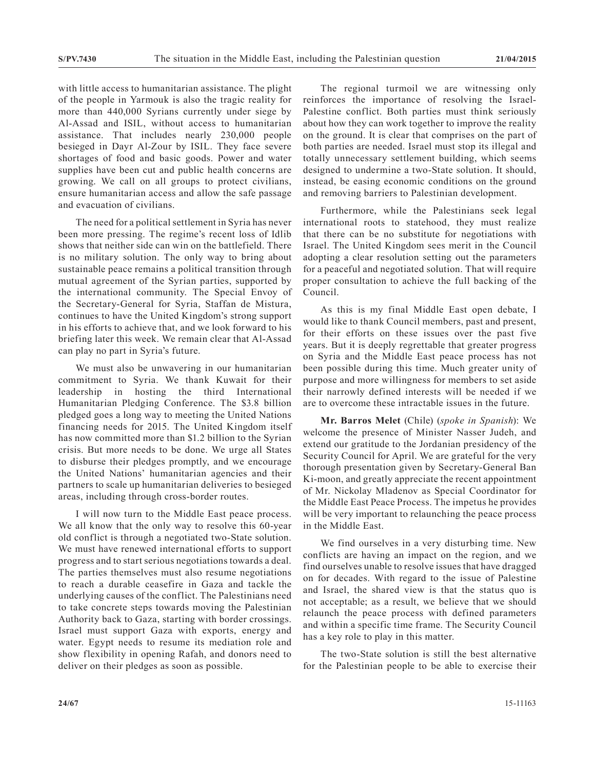with little access to humanitarian assistance. The plight of the people in Yarmouk is also the tragic reality for more than 440,000 Syrians currently under siege by Al-Assad and ISIL, without access to humanitarian assistance. That includes nearly 230,000 people besieged in Dayr Al-Zour by ISIL. They face severe shortages of food and basic goods. Power and water supplies have been cut and public health concerns are growing. We call on all groups to protect civilians, ensure humanitarian access and allow the safe passage and evacuation of civilians.

The need for a political settlement in Syria has never been more pressing. The regime's recent loss of Idlib shows that neither side can win on the battlefield. There is no military solution. The only way to bring about sustainable peace remains a political transition through mutual agreement of the Syrian parties, supported by the international community. The Special Envoy of the Secretary-General for Syria, Staffan de Mistura, continues to have the United Kingdom's strong support in his efforts to achieve that, and we look forward to his briefing later this week. We remain clear that Al-Assad can play no part in Syria's future.

We must also be unwavering in our humanitarian commitment to Syria. We thank Kuwait for their leadership in hosting the third International Humanitarian Pledging Conference. The $3.8 billion pledged goes a long way to meeting the United Nations financing needs for 2015. The United Kingdom itself has now committed more than $1.2 billion to the Syrian crisis. But more needs to be done. We urge all States to disburse their pledges promptly, and we encourage the United Nations' humanitarian agencies and their partners to scale up humanitarian deliveries to besieged areas, including through cross-border routes.

I will now turn to the Middle East peace process. We all know that the only way to resolve this 60-year old conflict is through a negotiated two-State solution. We must have renewed international efforts to support progress and to start serious negotiations towards a deal. The parties themselves must also resume negotiations to reach a durable ceasefire in Gaza and tackle the underlying causes of the conflict. The Palestinians need to take concrete steps towards moving the Palestinian Authority back to Gaza, starting with border crossings. Israel must support Gaza with exports, energy and water. Egypt needs to resume its mediation role and show flexibility in opening Rafah, and donors need to deliver on their pledges as soon as possible.

The regional turmoil we are witnessing only reinforces the importance of resolving the Israel-Palestine conflict. Both parties must think seriously about how they can work together to improve the reality on the ground. It is clear that comprises on the part of both parties are needed. Israel must stop its illegal and totally unnecessary settlement building, which seems designed to undermine a two-State solution. It should, instead, be easing economic conditions on the ground and removing barriers to Palestinian development.

Furthermore, while the Palestinians seek legal international roots to statehood, they must realize that there can be no substitute for negotiations with Israel. The United Kingdom sees merit in the Council adopting a clear resolution setting out the parameters for a peaceful and negotiated solution. That will require proper consultation to achieve the full backing of the Council.

As this is my final Middle East open debate, I would like to thank Council members, past and present, for their efforts on these issues over the past five years. But it is deeply regrettable that greater progress on Syria and the Middle East peace process has not been possible during this time. Much greater unity of purpose and more willingness for members to set aside their narrowly defined interests will be needed if we are to overcome these intractable issues in the future.

**Mr. Barros Melet** (Chile) (*spoke in Spanish*): We welcome the presence of Minister Nasser Judeh, and extend our gratitude to the Jordanian presidency of the Security Council for April. We are grateful for the very thorough presentation given by Secretary-General Ban Ki-moon, and greatly appreciate the recent appointment of Mr. Nickolay Mladenov as Special Coordinator for the Middle East Peace Process. The impetus he provides will be very important to relaunching the peace process in the Middle East.

We find ourselves in a very disturbing time. New conflicts are having an impact on the region, and we find ourselves unable to resolve issues that have dragged on for decades. With regard to the issue of Palestine and Israel, the shared view is that the status quo is not acceptable; as a result, we believe that we should relaunch the peace process with defined parameters and within a specific time frame. The Security Council has a key role to play in this matter.

The two-State solution is still the best alternative for the Palestinian people to be able to exercise their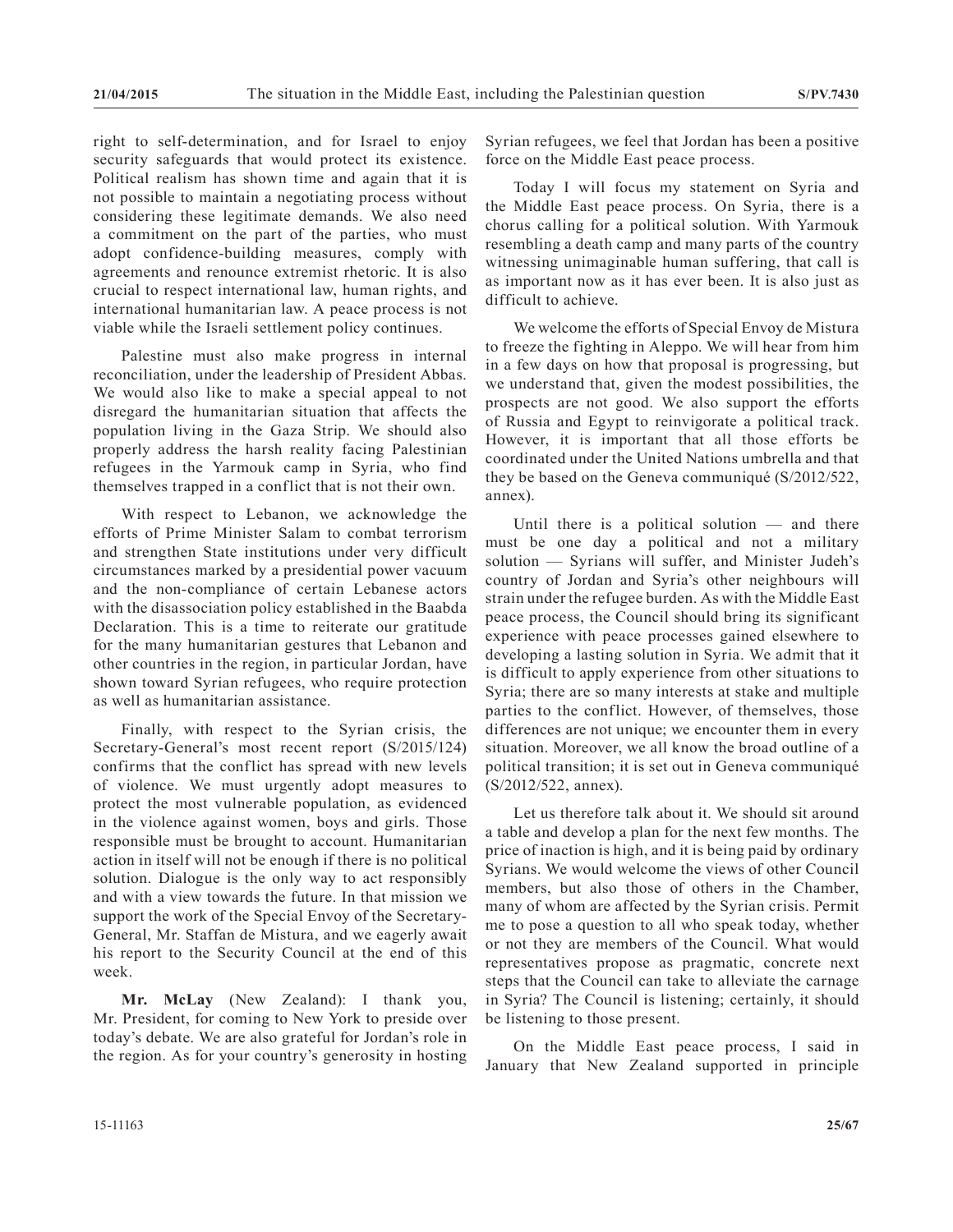right to self-determination, and for Israel to enjoy security safeguards that would protect its existence. Political realism has shown time and again that it is not possible to maintain a negotiating process without considering these legitimate demands. We also need a commitment on the part of the parties, who must adopt confidence-building measures, comply with agreements and renounce extremist rhetoric. It is also crucial to respect international law, human rights, and international humanitarian law. A peace process is not viable while the Israeli settlement policy continues.

Palestine must also make progress in internal reconciliation, under the leadership of President Abbas. We would also like to make a special appeal to not disregard the humanitarian situation that affects the population living in the Gaza Strip. We should also properly address the harsh reality facing Palestinian refugees in the Yarmouk camp in Syria, who find themselves trapped in a conflict that is not their own.

With respect to Lebanon, we acknowledge the efforts of Prime Minister Salam to combat terrorism and strengthen State institutions under very difficult circumstances marked by a presidential power vacuum and the non-compliance of certain Lebanese actors with the disassociation policy established in the Baabda Declaration. This is a time to reiterate our gratitude for the many humanitarian gestures that Lebanon and other countries in the region, in particular Jordan, have shown toward Syrian refugees, who require protection as well as humanitarian assistance.

Finally, with respect to the Syrian crisis, the Secretary-General's most recent report (S/2015/124) confirms that the conflict has spread with new levels of violence. We must urgently adopt measures to protect the most vulnerable population, as evidenced in the violence against women, boys and girls. Those responsible must be brought to account. Humanitarian action in itself will not be enough if there is no political solution. Dialogue is the only way to act responsibly and with a view towards the future. In that mission we support the work of the Special Envoy of the Secretary-General, Mr. Staffan de Mistura, and we eagerly await his report to the Security Council at the end of this week.

**Mr. McLay** (New Zealand): I thank you, Mr. President, for coming to New York to preside over today's debate. We are also grateful for Jordan's role in the region. As for your country's generosity in hosting Syrian refugees, we feel that Jordan has been a positive force on the Middle East peace process.

Today I will focus my statement on Syria and the Middle East peace process. On Syria, there is a chorus calling for a political solution. With Yarmouk resembling a death camp and many parts of the country witnessing unimaginable human suffering, that call is as important now as it has ever been. It is also just as difficult to achieve.

We welcome the efforts of Special Envoy de Mistura to freeze the fighting in Aleppo. We will hear from him in a few days on how that proposal is progressing, but we understand that, given the modest possibilities, the prospects are not good. We also support the efforts of Russia and Egypt to reinvigorate a political track. However, it is important that all those efforts be coordinated under the United Nations umbrella and that they be based on the Geneva communiqué (S/2012/522, annex).

Until there is a political solution — and there must be one day a political and not a military solution — Syrians will suffer, and Minister Judeh's country of Jordan and Syria's other neighbours will strain under the refugee burden. As with the Middle East peace process, the Council should bring its significant experience with peace processes gained elsewhere to developing a lasting solution in Syria. We admit that it is difficult to apply experience from other situations to Syria; there are so many interests at stake and multiple parties to the conflict. However, of themselves, those differences are not unique; we encounter them in every situation. Moreover, we all know the broad outline of a political transition; it is set out in Geneva communiqué (S/2012/522, annex).

Let us therefore talk about it. We should sit around a table and develop a plan for the next few months. The price of inaction is high, and it is being paid by ordinary Syrians. We would welcome the views of other Council members, but also those of others in the Chamber, many of whom are affected by the Syrian crisis. Permit me to pose a question to all who speak today, whether or not they are members of the Council. What would representatives propose as pragmatic, concrete next steps that the Council can take to alleviate the carnage in Syria? The Council is listening; certainly, it should be listening to those present.

On the Middle East peace process, I said in January that New Zealand supported in principle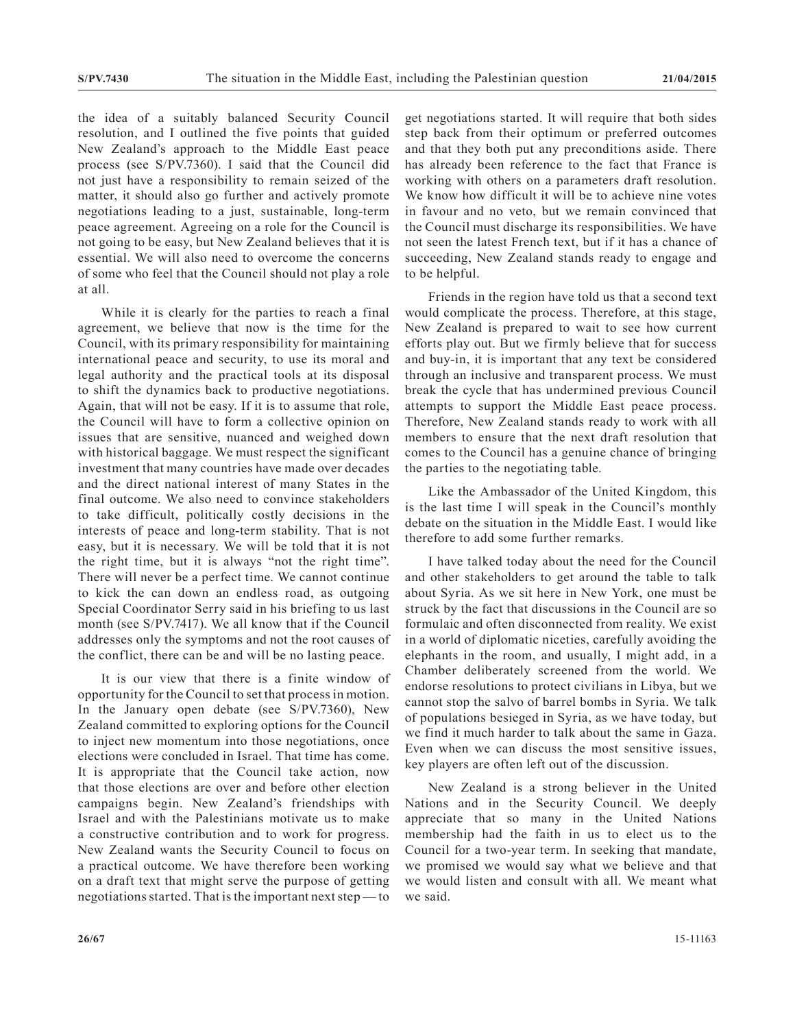the idea of a suitably balanced Security Council resolution, and I outlined the five points that guided New Zealand's approach to the Middle East peace process (see S/PV.7360). I said that the Council did not just have a responsibility to remain seized of the matter, it should also go further and actively promote negotiations leading to a just, sustainable, long-term peace agreement. Agreeing on a role for the Council is not going to be easy, but New Zealand believes that it is essential. We will also need to overcome the concerns of some who feel that the Council should not play a role at all.

While it is clearly for the parties to reach a final agreement, we believe that now is the time for the Council, with its primary responsibility for maintaining international peace and security, to use its moral and legal authority and the practical tools at its disposal to shift the dynamics back to productive negotiations. Again, that will not be easy. If it is to assume that role, the Council will have to form a collective opinion on issues that are sensitive, nuanced and weighed down with historical baggage. We must respect the significant investment that many countries have made over decades and the direct national interest of many States in the final outcome. We also need to convince stakeholders to take difficult, politically costly decisions in the interests of peace and long-term stability. That is not easy, but it is necessary. We will be told that it is not the right time, but it is always "not the right time". There will never be a perfect time. We cannot continue to kick the can down an endless road, as outgoing Special Coordinator Serry said in his briefing to us last month (see S/PV.7417). We all know that if the Council addresses only the symptoms and not the root causes of the conflict, there can be and will be no lasting peace.

It is our view that there is a finite window of opportunity for the Council to set that process in motion. In the January open debate (see S/PV.7360), New Zealand committed to exploring options for the Council to inject new momentum into those negotiations, once elections were concluded in Israel. That time has come. It is appropriate that the Council take action, now that those elections are over and before other election campaigns begin. New Zealand's friendships with Israel and with the Palestinians motivate us to make a constructive contribution and to work for progress. New Zealand wants the Security Council to focus on a practical outcome. We have therefore been working on a draft text that might serve the purpose of getting negotiations started. That is the important next step — to get negotiations started. It will require that both sides step back from their optimum or preferred outcomes and that they both put any preconditions aside. There has already been reference to the fact that France is working with others on a parameters draft resolution. We know how difficult it will be to achieve nine votes in favour and no veto, but we remain convinced that the Council must discharge its responsibilities. We have not seen the latest French text, but if it has a chance of succeeding, New Zealand stands ready to engage and to be helpful.

Friends in the region have told us that a second text would complicate the process. Therefore, at this stage, New Zealand is prepared to wait to see how current efforts play out. But we firmly believe that for success and buy-in, it is important that any text be considered through an inclusive and transparent process. We must break the cycle that has undermined previous Council attempts to support the Middle East peace process. Therefore, New Zealand stands ready to work with all members to ensure that the next draft resolution that comes to the Council has a genuine chance of bringing the parties to the negotiating table.

Like the Ambassador of the United Kingdom, this is the last time I will speak in the Council's monthly debate on the situation in the Middle East. I would like therefore to add some further remarks.

I have talked today about the need for the Council and other stakeholders to get around the table to talk about Syria. As we sit here in New York, one must be struck by the fact that discussions in the Council are so formulaic and often disconnected from reality. We exist in a world of diplomatic niceties, carefully avoiding the elephants in the room, and usually, I might add, in a Chamber deliberately screened from the world. We endorse resolutions to protect civilians in Libya, but we cannot stop the salvo of barrel bombs in Syria. We talk of populations besieged in Syria, as we have today, but we find it much harder to talk about the same in Gaza. Even when we can discuss the most sensitive issues, key players are often left out of the discussion.

New Zealand is a strong believer in the United Nations and in the Security Council. We deeply appreciate that so many in the United Nations membership had the faith in us to elect us to the Council for a two-year term. In seeking that mandate, we promised we would say what we believe and that we would listen and consult with all. We meant what we said.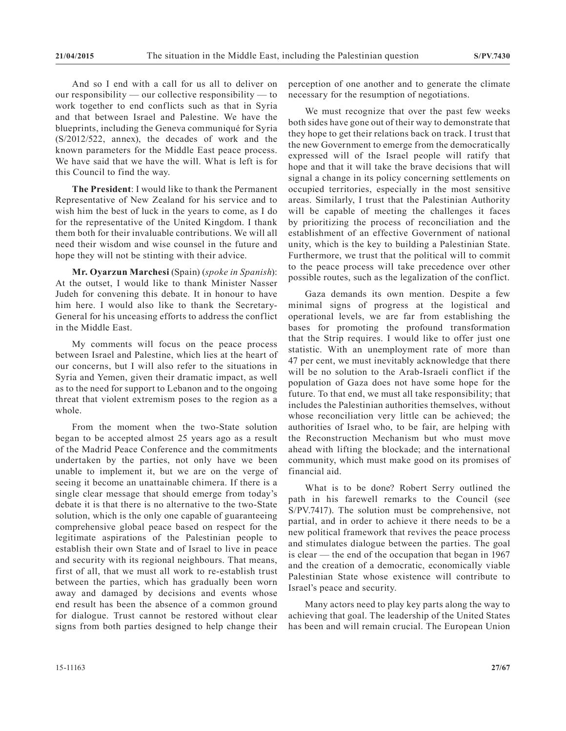And so I end with a call for us all to deliver on our responsibility — our collective responsibility — to work together to end conflicts such as that in Syria and that between Israel and Palestine. We have the blueprints, including the Geneva communiqué for Syria (S/2012/522, annex), the decades of work and the known parameters for the Middle East peace process. We have said that we have the will. What is left is for this Council to find the way.

**The President**: I would like to thank the Permanent Representative of New Zealand for his service and to wish him the best of luck in the years to come, as I do for the representative of the United Kingdom. I thank them both for their invaluable contributions. We will all need their wisdom and wise counsel in the future and hope they will not be stinting with their advice.

**Mr. Oyarzun Marchesi** (Spain) (*spoke in Spanish*): At the outset, I would like to thank Minister Nasser Judeh for convening this debate. It in honour to have him here. I would also like to thank the Secretary-General for his unceasing efforts to address the conflict in the Middle East.

My comments will focus on the peace process between Israel and Palestine, which lies at the heart of our concerns, but I will also refer to the situations in Syria and Yemen, given their dramatic impact, as well as to the need for support to Lebanon and to the ongoing threat that violent extremism poses to the region as a whole.

From the moment when the two-State solution began to be accepted almost 25 years ago as a result of the Madrid Peace Conference and the commitments undertaken by the parties, not only have we been unable to implement it, but we are on the verge of seeing it become an unattainable chimera. If there is a single clear message that should emerge from today's debate it is that there is no alternative to the two-State solution, which is the only one capable of guaranteeing comprehensive global peace based on respect for the legitimate aspirations of the Palestinian people to establish their own State and of Israel to live in peace and security with its regional neighbours. That means, first of all, that we must all work to re-establish trust between the parties, which has gradually been worn away and damaged by decisions and events whose end result has been the absence of a common ground for dialogue. Trust cannot be restored without clear signs from both parties designed to help change their perception of one another and to generate the climate necessary for the resumption of negotiations.

We must recognize that over the past few weeks both sides have gone out of their way to demonstrate that they hope to get their relations back on track. I trust that the new Government to emerge from the democratically expressed will of the Israel people will ratify that hope and that it will take the brave decisions that will signal a change in its policy concerning settlements on occupied territories, especially in the most sensitive areas. Similarly, I trust that the Palestinian Authority will be capable of meeting the challenges it faces by prioritizing the process of reconciliation and the establishment of an effective Government of national unity, which is the key to building a Palestinian State. Furthermore, we trust that the political will to commit to the peace process will take precedence over other possible routes, such as the legalization of the conflict.

Gaza demands its own mention. Despite a few minimal signs of progress at the logistical and operational levels, we are far from establishing the bases for promoting the profound transformation that the Strip requires. I would like to offer just one statistic. With an unemployment rate of more than 47 per cent, we must inevitably acknowledge that there will be no solution to the Arab-Israeli conflict if the population of Gaza does not have some hope for the future. To that end, we must all take responsibility; that includes the Palestinian authorities themselves, without whose reconciliation very little can be achieved; the authorities of Israel who, to be fair, are helping with the Reconstruction Mechanism but who must move ahead with lifting the blockade; and the international community, which must make good on its promises of financial aid.

What is to be done? Robert Serry outlined the path in his farewell remarks to the Council (see S/PV.7417). The solution must be comprehensive, not partial, and in order to achieve it there needs to be a new political framework that revives the peace process and stimulates dialogue between the parties. The goal is clear — the end of the occupation that began in 1967 and the creation of a democratic, economically viable Palestinian State whose existence will contribute to Israel's peace and security.

Many actors need to play key parts along the way to achieving that goal. The leadership of the United States has been and will remain crucial. The European Union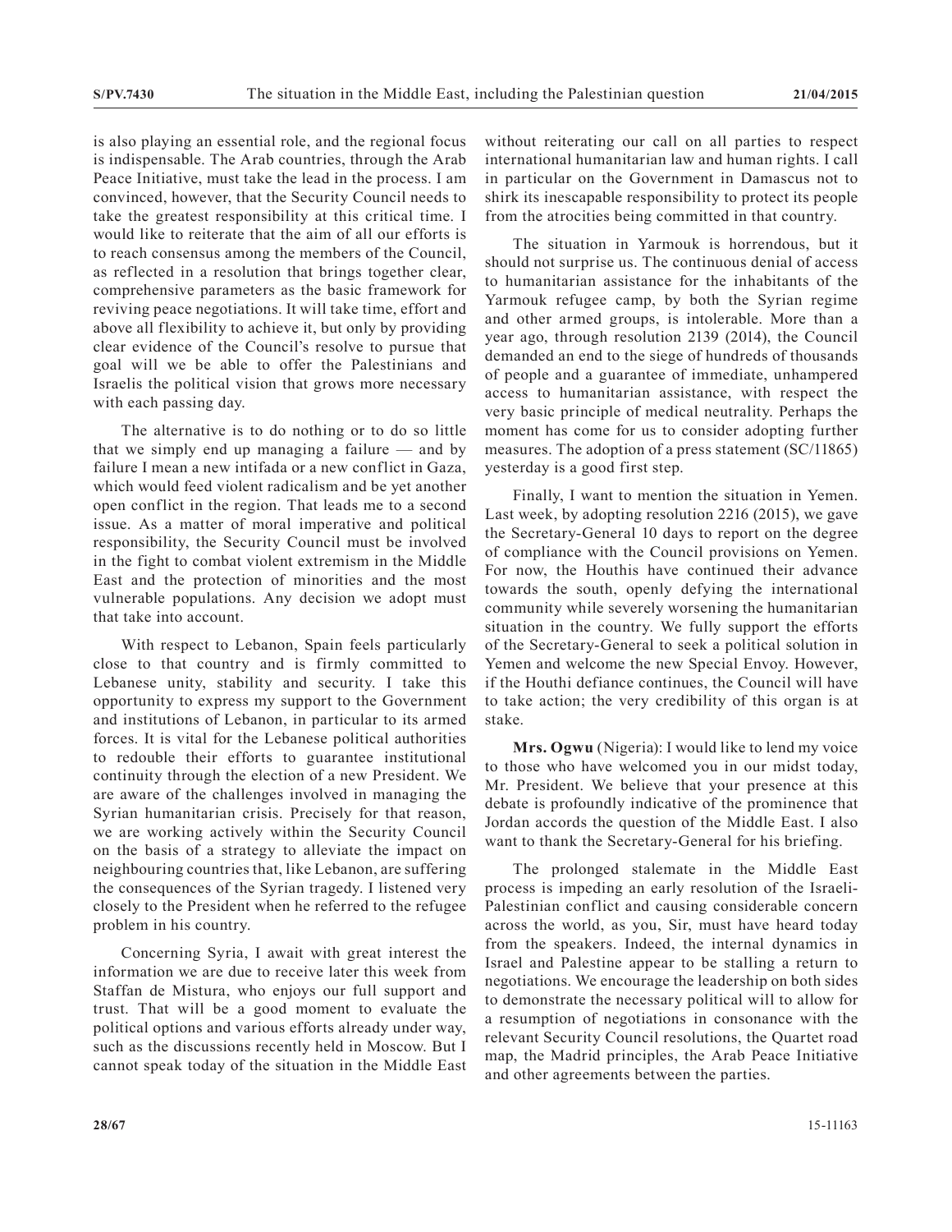is also playing an essential role, and the regional focus is indispensable. The Arab countries, through the Arab Peace Initiative, must take the lead in the process. I am convinced, however, that the Security Council needs to take the greatest responsibility at this critical time. I would like to reiterate that the aim of all our efforts is to reach consensus among the members of the Council, as reflected in a resolution that brings together clear, comprehensive parameters as the basic framework for reviving peace negotiations. It will take time, effort and above all flexibility to achieve it, but only by providing clear evidence of the Council's resolve to pursue that goal will we be able to offer the Palestinians and Israelis the political vision that grows more necessary with each passing day.

The alternative is to do nothing or to do so little that we simply end up managing a failure — and by failure I mean a new intifada or a new conflict in Gaza, which would feed violent radicalism and be yet another open conflict in the region. That leads me to a second issue. As a matter of moral imperative and political responsibility, the Security Council must be involved in the fight to combat violent extremism in the Middle East and the protection of minorities and the most vulnerable populations. Any decision we adopt must that take into account.

With respect to Lebanon, Spain feels particularly close to that country and is firmly committed to Lebanese unity, stability and security. I take this opportunity to express my support to the Government and institutions of Lebanon, in particular to its armed forces. It is vital for the Lebanese political authorities to redouble their efforts to guarantee institutional continuity through the election of a new President. We are aware of the challenges involved in managing the Syrian humanitarian crisis. Precisely for that reason, we are working actively within the Security Council on the basis of a strategy to alleviate the impact on neighbouring countries that, like Lebanon, are suffering the consequences of the Syrian tragedy. I listened very closely to the President when he referred to the refugee problem in his country.

Concerning Syria, I await with great interest the information we are due to receive later this week from Staffan de Mistura, who enjoys our full support and trust. That will be a good moment to evaluate the political options and various efforts already under way, such as the discussions recently held in Moscow. But I cannot speak today of the situation in the Middle East without reiterating our call on all parties to respect international humanitarian law and human rights. I call in particular on the Government in Damascus not to shirk its inescapable responsibility to protect its people from the atrocities being committed in that country.

The situation in Yarmouk is horrendous, but it should not surprise us. The continuous denial of access to humanitarian assistance for the inhabitants of the Yarmouk refugee camp, by both the Syrian regime and other armed groups, is intolerable. More than a year ago, through resolution 2139 (2014), the Council demanded an end to the siege of hundreds of thousands of people and a guarantee of immediate, unhampered access to humanitarian assistance, with respect the very basic principle of medical neutrality. Perhaps the moment has come for us to consider adopting further measures. The adoption of a press statement (SC/11865) yesterday is a good first step.

Finally, I want to mention the situation in Yemen. Last week, by adopting resolution 2216 (2015), we gave the Secretary-General 10 days to report on the degree of compliance with the Council provisions on Yemen. For now, the Houthis have continued their advance towards the south, openly defying the international community while severely worsening the humanitarian situation in the country. We fully support the efforts of the Secretary-General to seek a political solution in Yemen and welcome the new Special Envoy. However, if the Houthi defiance continues, the Council will have to take action; the very credibility of this organ is at stake.

**Mrs. Ogwu** (Nigeria): I would like to lend my voice to those who have welcomed you in our midst today, Mr. President. We believe that your presence at this debate is profoundly indicative of the prominence that Jordan accords the question of the Middle East. I also want to thank the Secretary-General for his briefing.

The prolonged stalemate in the Middle East process is impeding an early resolution of the Israeli-Palestinian conflict and causing considerable concern across the world, as you, Sir, must have heard today from the speakers. Indeed, the internal dynamics in Israel and Palestine appear to be stalling a return to negotiations. We encourage the leadership on both sides to demonstrate the necessary political will to allow for a resumption of negotiations in consonance with the relevant Security Council resolutions, the Quartet road map, the Madrid principles, the Arab Peace Initiative and other agreements between the parties.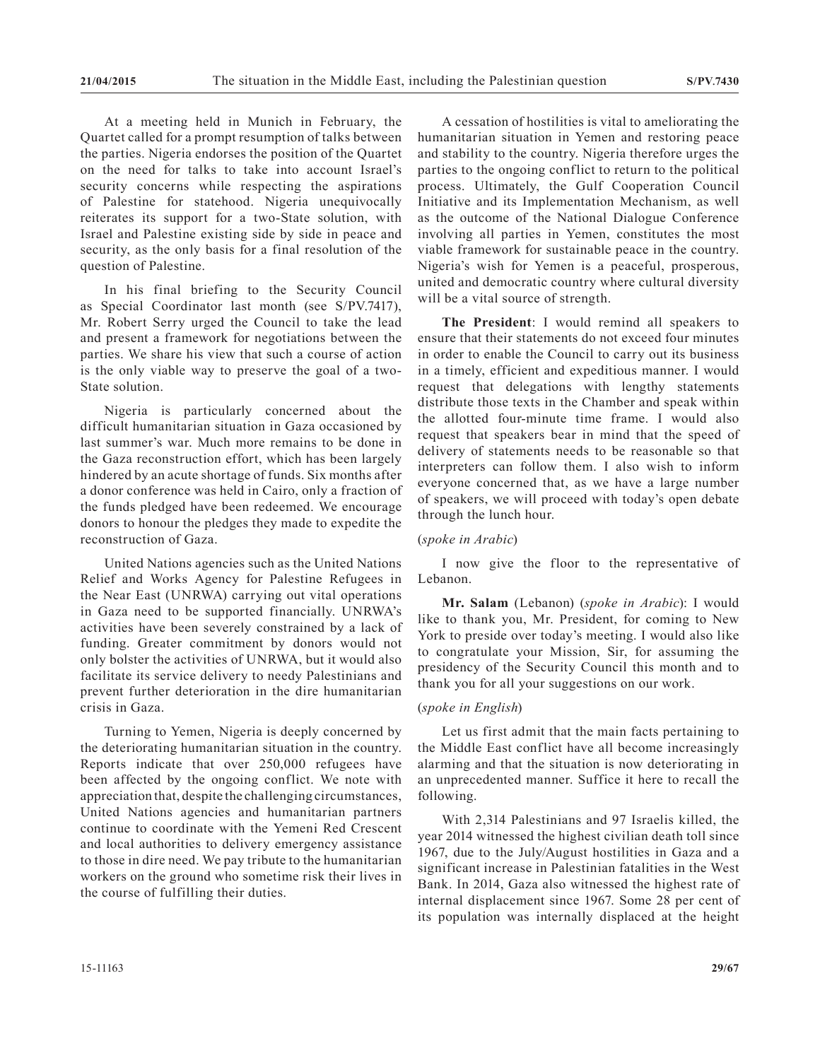At a meeting held in Munich in February, the Quartet called for a prompt resumption of talks between the parties. Nigeria endorses the position of the Quartet on the need for talks to take into account Israel's security concerns while respecting the aspirations of Palestine for statehood. Nigeria unequivocally reiterates its support for a two-State solution, with Israel and Palestine existing side by side in peace and security, as the only basis for a final resolution of the question of Palestine.

In his final briefing to the Security Council as Special Coordinator last month (see S/PV.7417), Mr. Robert Serry urged the Council to take the lead and present a framework for negotiations between the parties. We share his view that such a course of action is the only viable way to preserve the goal of a two-State solution.

Nigeria is particularly concerned about the difficult humanitarian situation in Gaza occasioned by last summer's war. Much more remains to be done in the Gaza reconstruction effort, which has been largely hindered by an acute shortage of funds. Six months after a donor conference was held in Cairo, only a fraction of the funds pledged have been redeemed. We encourage donors to honour the pledges they made to expedite the reconstruction of Gaza.

United Nations agencies such as the United Nations Relief and Works Agency for Palestine Refugees in the Near East (UNRWA) carrying out vital operations in Gaza need to be supported financially. UNRWA's activities have been severely constrained by a lack of funding. Greater commitment by donors would not only bolster the activities of UNRWA, but it would also facilitate its service delivery to needy Palestinians and prevent further deterioration in the dire humanitarian crisis in Gaza.

Turning to Yemen, Nigeria is deeply concerned by the deteriorating humanitarian situation in the country. Reports indicate that over 250,000 refugees have been affected by the ongoing conflict. We note with appreciation that, despite the challenging circumstances, United Nations agencies and humanitarian partners continue to coordinate with the Yemeni Red Crescent and local authorities to delivery emergency assistance to those in dire need. We pay tribute to the humanitarian workers on the ground who sometime risk their lives in the course of fulfilling their duties.

A cessation of hostilities is vital to ameliorating the humanitarian situation in Yemen and restoring peace and stability to the country. Nigeria therefore urges the parties to the ongoing conflict to return to the political process. Ultimately, the Gulf Cooperation Council Initiative and its Implementation Mechanism, as well as the outcome of the National Dialogue Conference involving all parties in Yemen, constitutes the most viable framework for sustainable peace in the country. Nigeria's wish for Yemen is a peaceful, prosperous, united and democratic country where cultural diversity will be a vital source of strength.

**The President**: I would remind all speakers to ensure that their statements do not exceed four minutes in order to enable the Council to carry out its business in a timely, efficient and expeditious manner. I would request that delegations with lengthy statements distribute those texts in the Chamber and speak within the allotted four-minute time frame. I would also request that speakers bear in mind that the speed of delivery of statements needs to be reasonable so that interpreters can follow them. I also wish to inform everyone concerned that, as we have a large number of speakers, we will proceed with today's open debate through the lunch hour.

(*spoke in Arabic*)

I now give the floor to the representative of Lebanon.

**Mr. Salam** (Lebanon) (*spoke in Arabic*): I would like to thank you, Mr. President, for coming to New York to preside over today's meeting. I would also like to congratulate your Mission, Sir, for assuming the presidency of the Security Council this month and to thank you for all your suggestions on our work.

(*spoke in English*)

Let us first admit that the main facts pertaining to the Middle East conflict have all become increasingly alarming and that the situation is now deteriorating in an unprecedented manner. Suffice it here to recall the following.

With 2,314 Palestinians and 97 Israelis killed, the year 2014 witnessed the highest civilian death toll since 1967, due to the July/August hostilities in Gaza and a significant increase in Palestinian fatalities in the West Bank. In 2014, Gaza also witnessed the highest rate of internal displacement since 1967. Some 28 per cent of its population was internally displaced at the height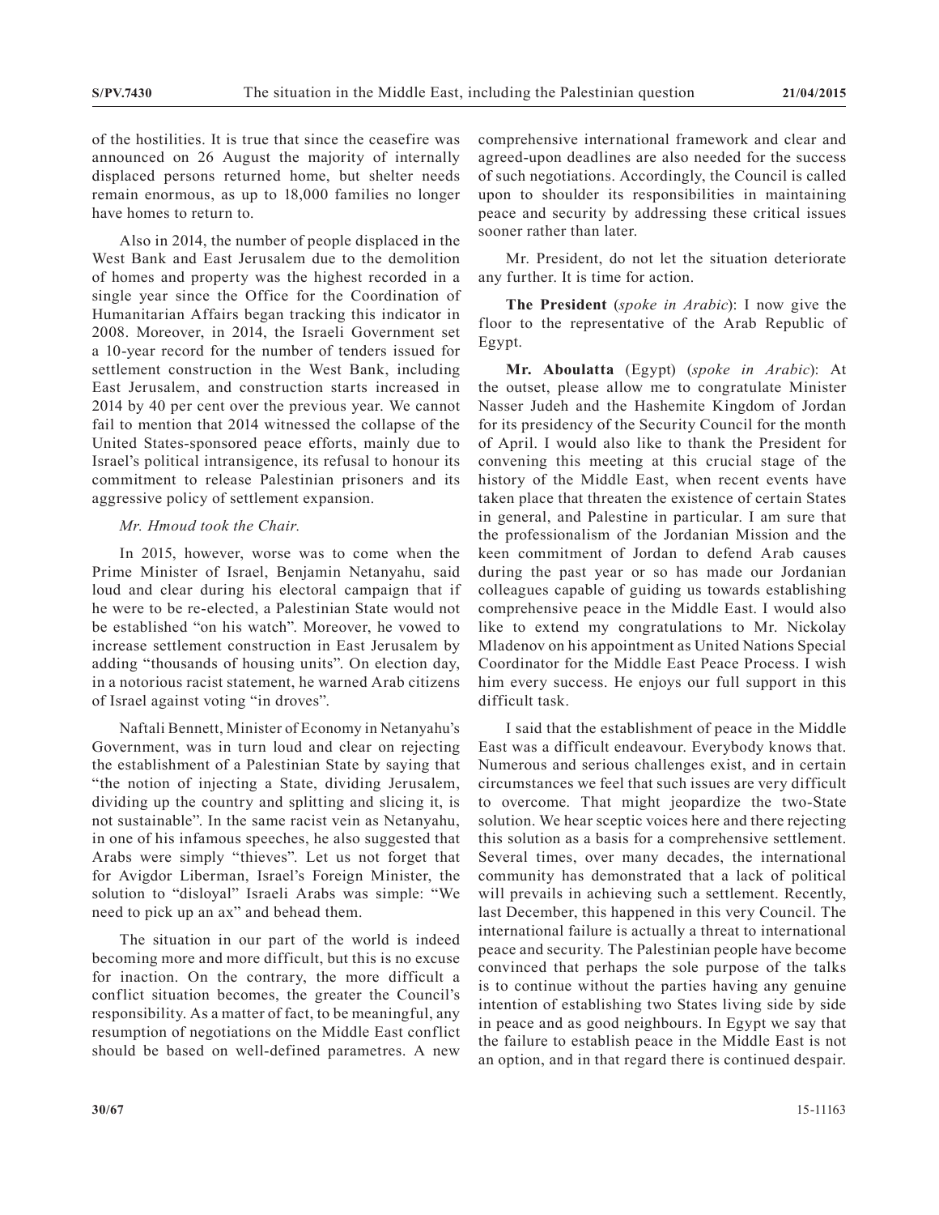of the hostilities. It is true that since the ceasefire was announced on 26 August the majority of internally displaced persons returned home, but shelter needs remain enormous, as up to 18,000 families no longer have homes to return to.

Also in 2014, the number of people displaced in the West Bank and East Jerusalem due to the demolition of homes and property was the highest recorded in a single year since the Office for the Coordination of Humanitarian Affairs began tracking this indicator in 2008. Moreover, in 2014, the Israeli Government set a 10-year record for the number of tenders issued for settlement construction in the West Bank, including East Jerusalem, and construction starts increased in 2014 by 40 per cent over the previous year. We cannot fail to mention that 2014 witnessed the collapse of the United States-sponsored peace efforts, mainly due to Israel's political intransigence, its refusal to honour its commitment to release Palestinian prisoners and its aggressive policy of settlement expansion.

*Mr. Hmoud took the Chair.*

In 2015, however, worse was to come when the Prime Minister of Israel, Benjamin Netanyahu, said loud and clear during his electoral campaign that if he were to be re-elected, a Palestinian State would not be established "on his watch". Moreover, he vowed to increase settlement construction in East Jerusalem by adding "thousands of housing units". On election day, in a notorious racist statement, he warned Arab citizens of Israel against voting "in droves".

Naftali Bennett, Minister of Economy in Netanyahu's Government, was in turn loud and clear on rejecting the establishment of a Palestinian State by saying that "the notion of injecting a State, dividing Jerusalem, dividing up the country and splitting and slicing it, is not sustainable". In the same racist vein as Netanyahu, in one of his infamous speeches, he also suggested that Arabs were simply "thieves". Let us not forget that for Avigdor Liberman, Israel's Foreign Minister, the solution to "disloyal" Israeli Arabs was simple: "We need to pick up an ax" and behead them.

The situation in our part of the world is indeed becoming more and more difficult, but this is no excuse for inaction. On the contrary, the more difficult a conflict situation becomes, the greater the Council's responsibility. As a matter of fact, to be meaningful, any resumption of negotiations on the Middle East conflict should be based on well-defined parametres. A new comprehensive international framework and clear and agreed-upon deadlines are also needed for the success of such negotiations. Accordingly, the Council is called upon to shoulder its responsibilities in maintaining peace and security by addressing these critical issues sooner rather than later.

Mr. President, do not let the situation deteriorate any further. It is time for action.

**The President** (*spoke in Arabic*): I now give the floor to the representative of the Arab Republic of Egypt.

**Mr. Aboulatta** (Egypt) (*spoke in Arabic*): At the outset, please allow me to congratulate Minister Nasser Judeh and the Hashemite Kingdom of Jordan for its presidency of the Security Council for the month of April. I would also like to thank the President for convening this meeting at this crucial stage of the history of the Middle East, when recent events have taken place that threaten the existence of certain States in general, and Palestine in particular. I am sure that the professionalism of the Jordanian Mission and the keen commitment of Jordan to defend Arab causes during the past year or so has made our Jordanian colleagues capable of guiding us towards establishing comprehensive peace in the Middle East. I would also like to extend my congratulations to Mr. Nickolay Mladenov on his appointment as United Nations Special Coordinator for the Middle East Peace Process. I wish him every success. He enjoys our full support in this difficult task.

I said that the establishment of peace in the Middle East was a difficult endeavour. Everybody knows that. Numerous and serious challenges exist, and in certain circumstances we feel that such issues are very difficult to overcome. That might jeopardize the two-State solution. We hear sceptic voices here and there rejecting this solution as a basis for a comprehensive settlement. Several times, over many decades, the international community has demonstrated that a lack of political will prevails in achieving such a settlement. Recently, last December, this happened in this very Council. The international failure is actually a threat to international peace and security. The Palestinian people have become convinced that perhaps the sole purpose of the talks is to continue without the parties having any genuine intention of establishing two States living side by side in peace and as good neighbours. In Egypt we say that the failure to establish peace in the Middle East is not an option, and in that regard there is continued despair.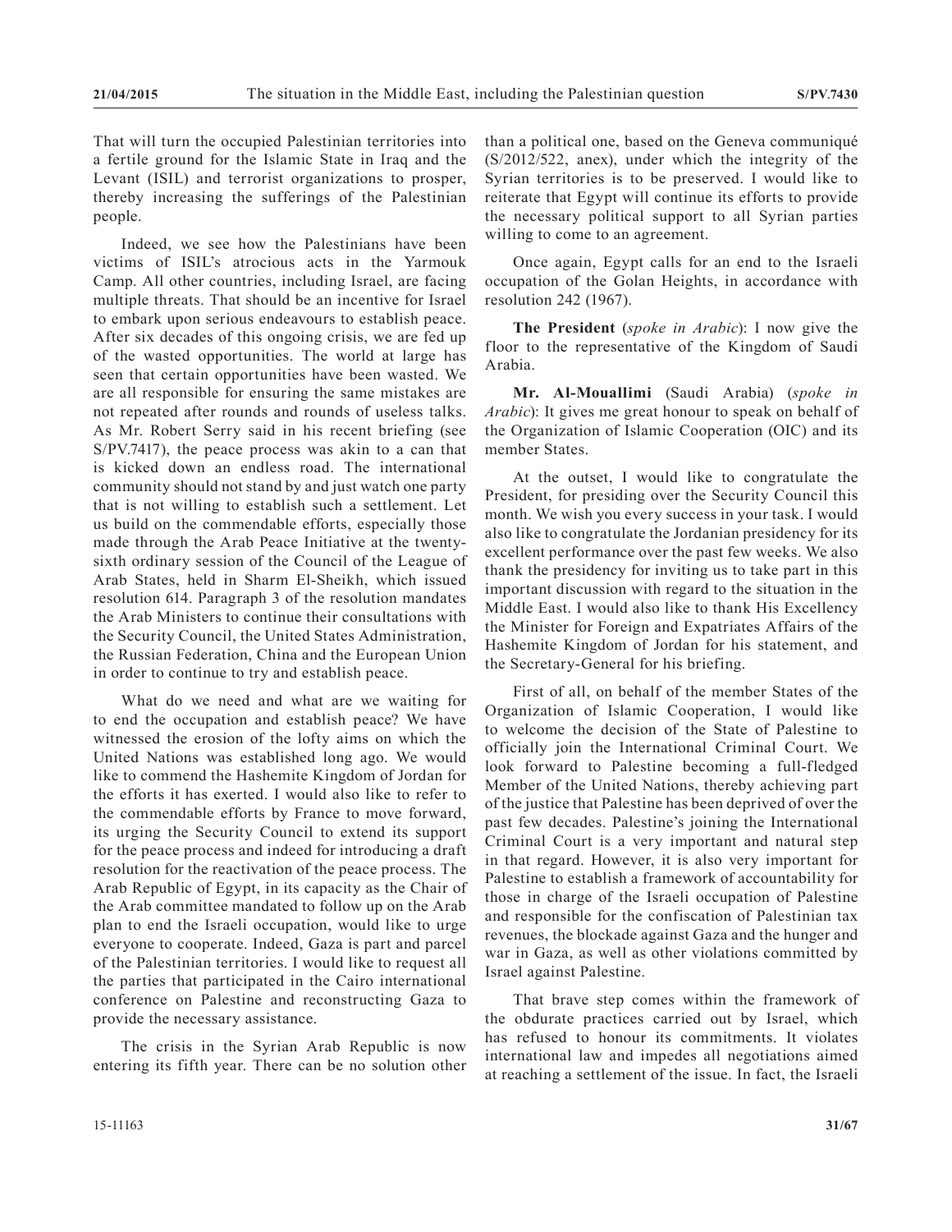That will turn the occupied Palestinian territories into a fertile ground for the Islamic State in Iraq and the Levant (ISIL) and terrorist organizations to prosper, thereby increasing the sufferings of the Palestinian people.

Indeed, we see how the Palestinians have been victims of ISIL's atrocious acts in the Yarmouk Camp. All other countries, including Israel, are facing multiple threats. That should be an incentive for Israel to embark upon serious endeavours to establish peace. After six decades of this ongoing crisis, we are fed up of the wasted opportunities. The world at large has seen that certain opportunities have been wasted. We are all responsible for ensuring the same mistakes are not repeated after rounds and rounds of useless talks. As Mr. Robert Serry said in his recent briefing (see S/PV.7417), the peace process was akin to a can that is kicked down an endless road. The international community should not stand by and just watch one party that is not willing to establish such a settlement. Let us build on the commendable efforts, especially those made through the Arab Peace Initiative at the twenty-sixth ordinary session of the Council of the League of Arab States, held in Sharm El-Sheikh, which issued resolution 614. Paragraph 3 of the resolution mandates the Arab Ministers to continue their consultations with the Security Council, the United States Administration, the Russian Federation, China and the European Union in order to continue to try and establish peace.

What do we need and what are we waiting for to end the occupation and establish peace? We have witnessed the erosion of the lofty aims on which the United Nations was established long ago. We would like to commend the Hashemite Kingdom of Jordan for the efforts it has exerted. I would also like to refer to the commendable efforts by France to move forward, its urging the Security Council to extend its support for the peace process and indeed for introducing a draft resolution for the reactivation of the peace process. The Arab Republic of Egypt, in its capacity as the Chair of the Arab committee mandated to follow up on the Arab plan to end the Israeli occupation, would like to urge everyone to cooperate. Indeed, Gaza is part and parcel of the Palestinian territories. I would like to request all the parties that participated in the Cairo international conference on Palestine and reconstructing Gaza to provide the necessary assistance.

The crisis in the Syrian Arab Republic is now entering its fifth year. There can be no solution other than a political one, based on the Geneva communiqué (S/2012/522, anex), under which the integrity of the Syrian territories is to be preserved. I would like to reiterate that Egypt will continue its efforts to provide the necessary political support to all Syrian parties willing to come to an agreement.

Once again, Egypt calls for an end to the Israeli occupation of the Golan Heights, in accordance with resolution 242 (1967).

**The President** (*spoke in Arabic*): I now give the floor to the representative of the Kingdom of Saudi Arabia.

**Mr. Al-Mouallimi** (Saudi Arabia) (*spoke in Arabic*): It gives me great honour to speak on behalf of the Organization of Islamic Cooperation (OIC) and its member States.

At the outset, I would like to congratulate the President, for presiding over the Security Council this month. We wish you every success in your task. I would also like to congratulate the Jordanian presidency for its excellent performance over the past few weeks. We also thank the presidency for inviting us to take part in this important discussion with regard to the situation in the Middle East. I would also like to thank His Excellency the Minister for Foreign and Expatriates Affairs of the Hashemite Kingdom of Jordan for his statement, and the Secretary-General for his briefing.

First of all, on behalf of the member States of the Organization of Islamic Cooperation, I would like to welcome the decision of the State of Palestine to officially join the International Criminal Court. We look forward to Palestine becoming a full-fledged Member of the United Nations, thereby achieving part of the justice that Palestine has been deprived of over the past few decades. Palestine's joining the International Criminal Court is a very important and natural step in that regard. However, it is also very important for Palestine to establish a framework of accountability for those in charge of the Israeli occupation of Palestine and responsible for the confiscation of Palestinian tax revenues, the blockade against Gaza and the hunger and war in Gaza, as well as other violations committed by Israel against Palestine.

That brave step comes within the framework of the obdurate practices carried out by Israel, which has refused to honour its commitments. It violates international law and impedes all negotiations aimed at reaching a settlement of the issue. In fact, the Israeli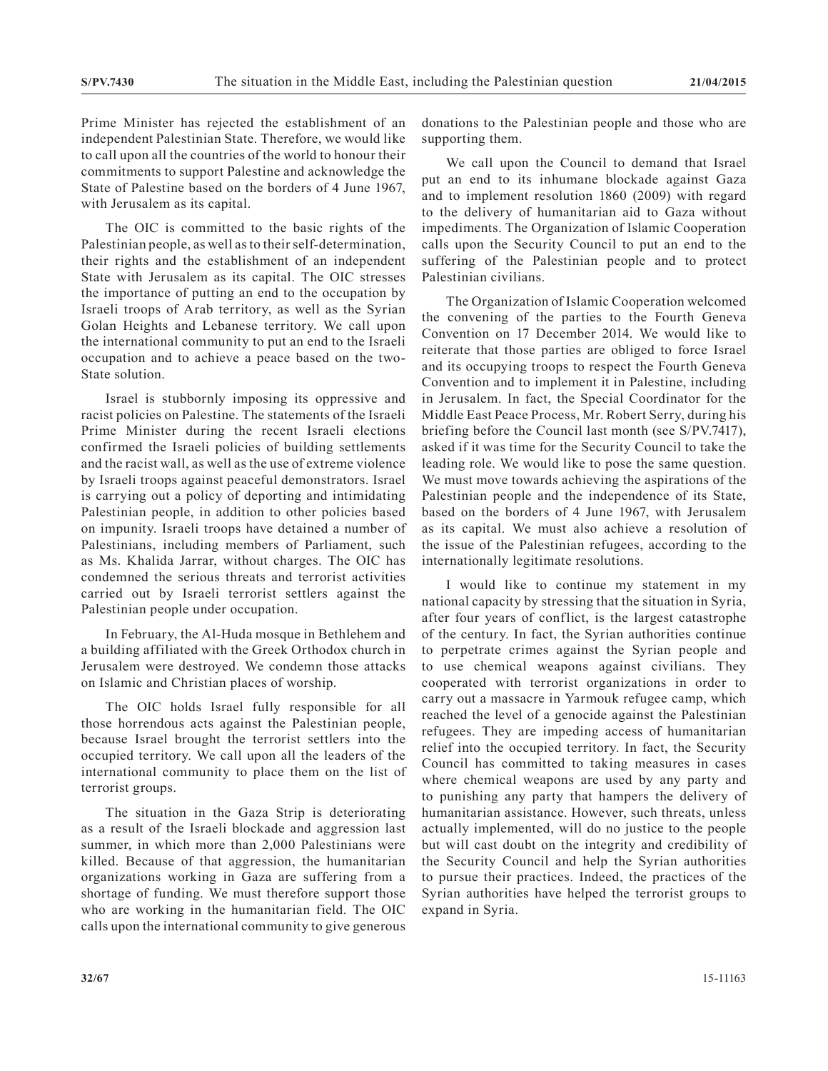Prime Minister has rejected the establishment of an independent Palestinian State. Therefore, we would like to call upon all the countries of the world to honour their commitments to support Palestine and acknowledge the State of Palestine based on the borders of 4 June 1967, with Jerusalem as its capital.

The OIC is committed to the basic rights of the Palestinian people, as well as to their self-determination, their rights and the establishment of an independent State with Jerusalem as its capital. The OIC stresses the importance of putting an end to the occupation by Israeli troops of Arab territory, as well as the Syrian Golan Heights and Lebanese territory. We call upon the international community to put an end to the Israeli occupation and to achieve a peace based on the two-State solution.

Israel is stubbornly imposing its oppressive and racist policies on Palestine. The statements of the Israeli Prime Minister during the recent Israeli elections confirmed the Israeli policies of building settlements and the racist wall, as well as the use of extreme violence by Israeli troops against peaceful demonstrators. Israel is carrying out a policy of deporting and intimidating Palestinian people, in addition to other policies based on impunity. Israeli troops have detained a number of Palestinians, including members of Parliament, such as Ms. Khalida Jarrar, without charges. The OIC has condemned the serious threats and terrorist activities carried out by Israeli terrorist settlers against the Palestinian people under occupation.

In February, the Al-Huda mosque in Bethlehem and a building affiliated with the Greek Orthodox church in Jerusalem were destroyed. We condemn those attacks on Islamic and Christian places of worship.

The OIC holds Israel fully responsible for all those horrendous acts against the Palestinian people, because Israel brought the terrorist settlers into the occupied territory. We call upon all the leaders of the international community to place them on the list of terrorist groups.

The situation in the Gaza Strip is deteriorating as a result of the Israeli blockade and aggression last summer, in which more than 2,000 Palestinians were killed. Because of that aggression, the humanitarian organizations working in Gaza are suffering from a shortage of funding. We must therefore support those who are working in the humanitarian field. The OIC calls upon the international community to give generous donations to the Palestinian people and those who are supporting them.

We call upon the Council to demand that Israel put an end to its inhumane blockade against Gaza and to implement resolution 1860 (2009) with regard to the delivery of humanitarian aid to Gaza without impediments. The Organization of Islamic Cooperation calls upon the Security Council to put an end to the suffering of the Palestinian people and to protect Palestinian civilians.

The Organization of Islamic Cooperation welcomed the convening of the parties to the Fourth Geneva Convention on 17 December 2014. We would like to reiterate that those parties are obliged to force Israel and its occupying troops to respect the Fourth Geneva Convention and to implement it in Palestine, including in Jerusalem. In fact, the Special Coordinator for the Middle East Peace Process, Mr. Robert Serry, during his briefing before the Council last month (see S/PV.7417), asked if it was time for the Security Council to take the leading role. We would like to pose the same question. We must move towards achieving the aspirations of the Palestinian people and the independence of its State, based on the borders of 4 June 1967, with Jerusalem as its capital. We must also achieve a resolution of the issue of the Palestinian refugees, according to the internationally legitimate resolutions.

I would like to continue my statement in my national capacity by stressing that the situation in Syria, after four years of conflict, is the largest catastrophe of the century. In fact, the Syrian authorities continue to perpetrate crimes against the Syrian people and to use chemical weapons against civilians. They cooperated with terrorist organizations in order to carry out a massacre in Yarmouk refugee camp, which reached the level of a genocide against the Palestinian refugees. They are impeding access of humanitarian relief into the occupied territory. In fact, the Security Council has committed to taking measures in cases where chemical weapons are used by any party and to punishing any party that hampers the delivery of humanitarian assistance. However, such threats, unless actually implemented, will do no justice to the people but will cast doubt on the integrity and credibility of the Security Council and help the Syrian authorities to pursue their practices. Indeed, the practices of the Syrian authorities have helped the terrorist groups to expand in Syria.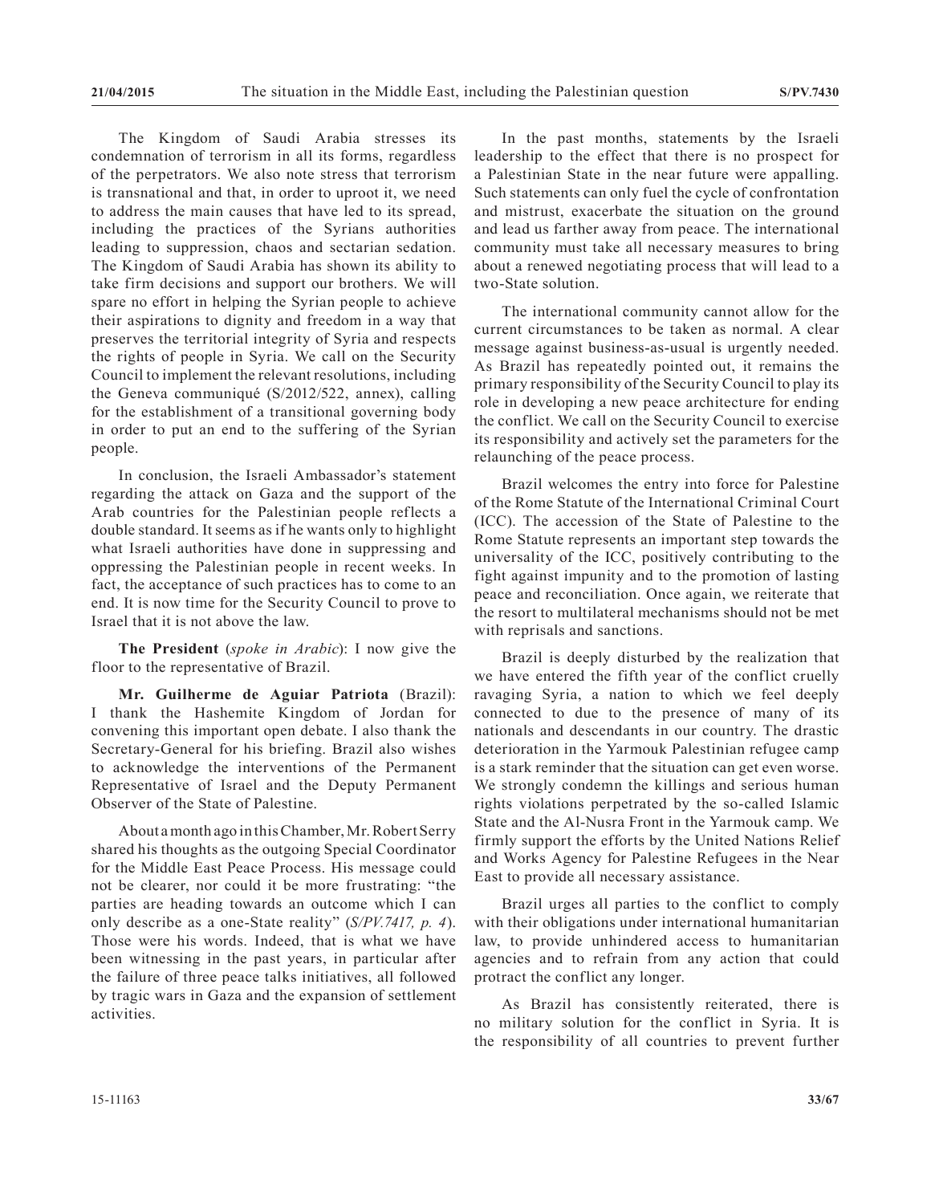The Kingdom of Saudi Arabia stresses its condemnation of terrorism in all its forms, regardless of the perpetrators. We also note stress that terrorism is transnational and that, in order to uproot it, we need to address the main causes that have led to its spread, including the practices of the Syrians authorities leading to suppression, chaos and sectarian sedation. The Kingdom of Saudi Arabia has shown its ability to take firm decisions and support our brothers. We will spare no effort in helping the Syrian people to achieve their aspirations to dignity and freedom in a way that preserves the territorial integrity of Syria and respects the rights of people in Syria. We call on the Security Council to implement the relevant resolutions, including the Geneva communiqué (S/2012/522, annex), calling for the establishment of a transitional governing body in order to put an end to the suffering of the Syrian people.

In conclusion, the Israeli Ambassador's statement regarding the attack on Gaza and the support of the Arab countries for the Palestinian people reflects a double standard. It seems as if he wants only to highlight what Israeli authorities have done in suppressing and oppressing the Palestinian people in recent weeks. In fact, the acceptance of such practices has to come to an end. It is now time for the Security Council to prove to Israel that it is not above the law.

**The President** (*spoke in Arabic*): I now give the floor to the representative of Brazil.

**Mr. Guilherme de Aguiar Patriota** (Brazil): I thank the Hashemite Kingdom of Jordan for convening this important open debate. I also thank the Secretary-General for his briefing. Brazil also wishes to acknowledge the interventions of the Permanent Representative of Israel and the Deputy Permanent Observer of the State of Palestine.

About a month ago in this Chamber, Mr. Robert Serry shared his thoughts as the outgoing Special Coordinator for the Middle East Peace Process. His message could not be clearer, nor could it be more frustrating: "the parties are heading towards an outcome which I can only describe as a one-State reality" (*S/PV.7417, p. 4*). Those were his words. Indeed, that is what we have been witnessing in the past years, in particular after the failure of three peace talks initiatives, all followed by tragic wars in Gaza and the expansion of settlement activities.

In the past months, statements by the Israeli leadership to the effect that there is no prospect for a Palestinian State in the near future were appalling. Such statements can only fuel the cycle of confrontation and mistrust, exacerbate the situation on the ground and lead us farther away from peace. The international community must take all necessary measures to bring about a renewed negotiating process that will lead to a two-State solution.

The international community cannot allow for the current circumstances to be taken as normal. A clear message against business-as-usual is urgently needed. As Brazil has repeatedly pointed out, it remains the primary responsibility of the Security Council to play its role in developing a new peace architecture for ending the conflict. We call on the Security Council to exercise its responsibility and actively set the parameters for the relaunching of the peace process.

Brazil welcomes the entry into force for Palestine of the Rome Statute of the International Criminal Court (ICC). The accession of the State of Palestine to the Rome Statute represents an important step towards the universality of the ICC, positively contributing to the fight against impunity and to the promotion of lasting peace and reconciliation. Once again, we reiterate that the resort to multilateral mechanisms should not be met with reprisals and sanctions.

Brazil is deeply disturbed by the realization that we have entered the fifth year of the conflict cruelly ravaging Syria, a nation to which we feel deeply connected due to the presence of many of its nationals and descendants in our country. The drastic deterioration in the Yarmouk Palestinian refugee camp is a stark reminder that the situation can get even worse. We strongly condemn the killings and serious human rights violations perpetrated by the so-called Islamic State and the Al-Nusra Front in the Yarmouk camp. We firmly support the efforts by the United Nations Relief and Works Agency for Palestine Refugees in the Near East to provide all necessary assistance.

Brazil urges all parties to the conflict to comply with their obligations under international humanitarian law, to provide unhindered access to humanitarian agencies and to refrain from any action that could protract the conflict any longer.

As Brazil has consistently reiterated, there is no military solution for the conflict in Syria. It is the responsibility of all countries to prevent further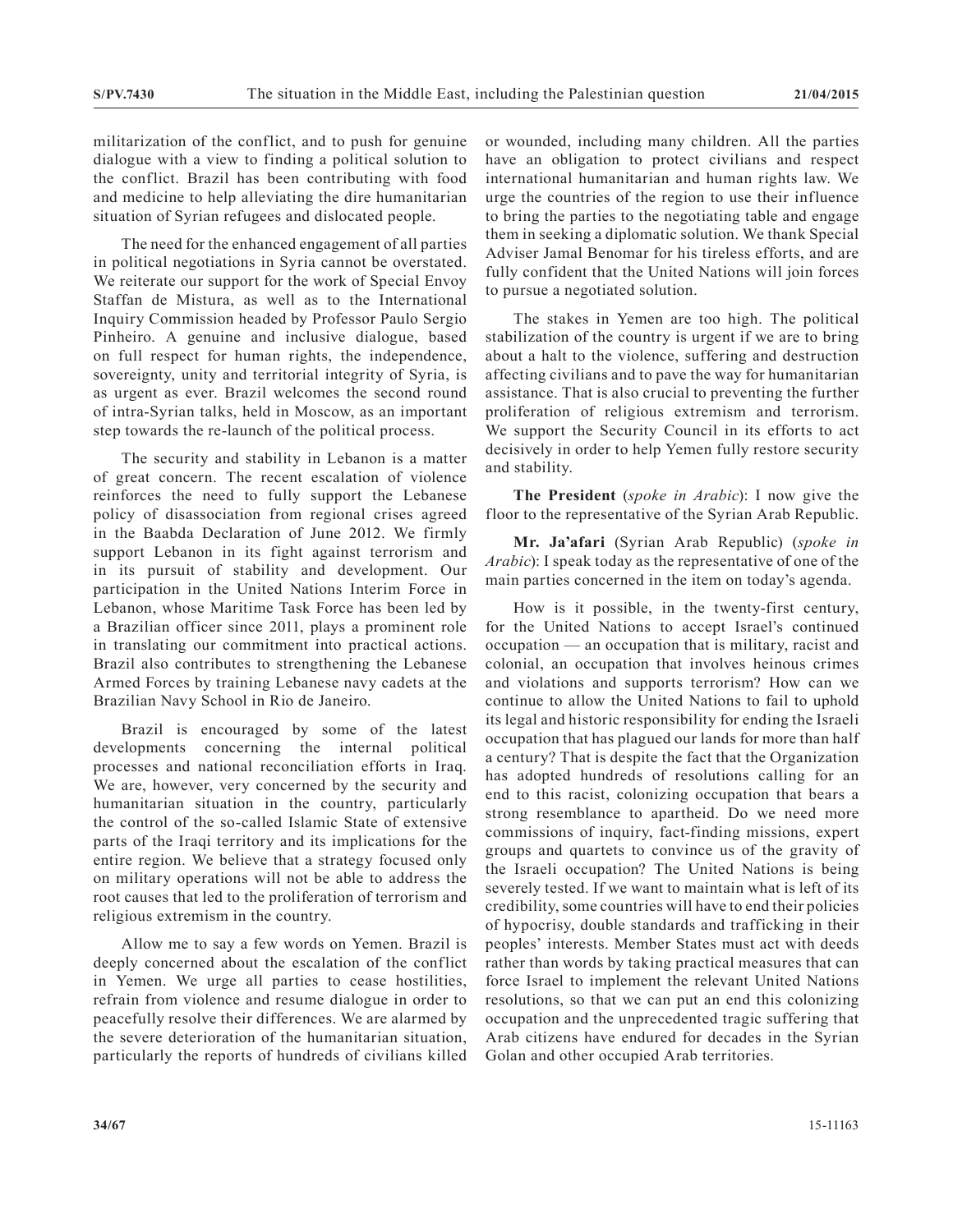militarization of the conflict, and to push for genuine dialogue with a view to finding a political solution to the conflict. Brazil has been contributing with food and medicine to help alleviating the dire humanitarian situation of Syrian refugees and dislocated people.

The need for the enhanced engagement of all parties in political negotiations in Syria cannot be overstated. We reiterate our support for the work of Special Envoy Staffan de Mistura, as well as to the International Inquiry Commission headed by Professor Paulo Sergio Pinheiro. A genuine and inclusive dialogue, based on full respect for human rights, the independence, sovereignty, unity and territorial integrity of Syria, is as urgent as ever. Brazil welcomes the second round of intra-Syrian talks, held in Moscow, as an important step towards the re-launch of the political process.

The security and stability in Lebanon is a matter of great concern. The recent escalation of violence reinforces the need to fully support the Lebanese policy of disassociation from regional crises agreed in the Baabda Declaration of June 2012. We firmly support Lebanon in its fight against terrorism and in its pursuit of stability and development. Our participation in the United Nations Interim Force in Lebanon, whose Maritime Task Force has been led by a Brazilian officer since 2011, plays a prominent role in translating our commitment into practical actions. Brazil also contributes to strengthening the Lebanese Armed Forces by training Lebanese navy cadets at the Brazilian Navy School in Rio de Janeiro.

Brazil is encouraged by some of the latest developments concerning the internal political processes and national reconciliation efforts in Iraq. We are, however, very concerned by the security and humanitarian situation in the country, particularly the control of the so-called Islamic State of extensive parts of the Iraqi territory and its implications for the entire region. We believe that a strategy focused only on military operations will not be able to address the root causes that led to the proliferation of terrorism and religious extremism in the country.

Allow me to say a few words on Yemen. Brazil is deeply concerned about the escalation of the conflict in Yemen. We urge all parties to cease hostilities, refrain from violence and resume dialogue in order to peacefully resolve their differences. We are alarmed by the severe deterioration of the humanitarian situation, particularly the reports of hundreds of civilians killed or wounded, including many children. All the parties have an obligation to protect civilians and respect international humanitarian and human rights law. We urge the countries of the region to use their influence to bring the parties to the negotiating table and engage them in seeking a diplomatic solution. We thank Special Adviser Jamal Benomar for his tireless efforts, and are fully confident that the United Nations will join forces to pursue a negotiated solution.

The stakes in Yemen are too high. The political stabilization of the country is urgent if we are to bring about a halt to the violence, suffering and destruction affecting civilians and to pave the way for humanitarian assistance. That is also crucial to preventing the further proliferation of religious extremism and terrorism. We support the Security Council in its efforts to act decisively in order to help Yemen fully restore security and stability.

**The President** (*spoke in Arabic*): I now give the floor to the representative of the Syrian Arab Republic.

**Mr. Ja'afari** (Syrian Arab Republic) (*spoke in Arabic*): I speak today as the representative of one of the main parties concerned in the item on today's agenda.

How is it possible, in the twenty-first century, for the United Nations to accept Israel's continued occupation — an occupation that is military, racist and colonial, an occupation that involves heinous crimes and violations and supports terrorism? How can we continue to allow the United Nations to fail to uphold its legal and historic responsibility for ending the Israeli occupation that has plagued our lands for more than half a century? That is despite the fact that the Organization has adopted hundreds of resolutions calling for an end to this racist, colonizing occupation that bears a strong resemblance to apartheid. Do we need more commissions of inquiry, fact-finding missions, expert groups and quartets to convince us of the gravity of the Israeli occupation? The United Nations is being severely tested. If we want to maintain what is left of its credibility, some countries will have to end their policies of hypocrisy, double standards and trafficking in their peoples' interests. Member States must act with deeds rather than words by taking practical measures that can force Israel to implement the relevant United Nations resolutions, so that we can put an end this colonizing occupation and the unprecedented tragic suffering that Arab citizens have endured for decades in the Syrian Golan and other occupied Arab territories.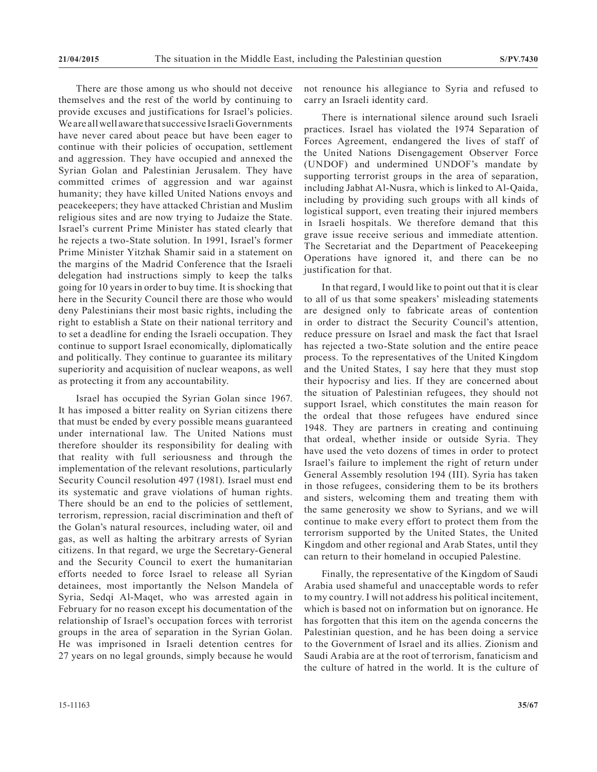There are those among us who should not deceive themselves and the rest of the world by continuing to provide excuses and justifications for Israel's policies. We are all well aware that successive Israeli Governments have never cared about peace but have been eager to continue with their policies of occupation, settlement and aggression. They have occupied and annexed the Syrian Golan and Palestinian Jerusalem. They have committed crimes of aggression and war against humanity; they have killed United Nations envoys and peacekeepers; they have attacked Christian and Muslim religious sites and are now trying to Judaize the State. Israel's current Prime Minister has stated clearly that he rejects a two-State solution. In 1991, Israel's former Prime Minister Yitzhak Shamir said in a statement on the margins of the Madrid Conference that the Israeli delegation had instructions simply to keep the talks going for 10 years in order to buy time. It is shocking that here in the Security Council there are those who would deny Palestinians their most basic rights, including the right to establish a State on their national territory and to set a deadline for ending the Israeli occupation. They continue to support Israel economically, diplomatically and politically. They continue to guarantee its military superiority and acquisition of nuclear weapons, as well as protecting it from any accountability.

Israel has occupied the Syrian Golan since 1967. It has imposed a bitter reality on Syrian citizens there that must be ended by every possible means guaranteed under international law. The United Nations must therefore shoulder its responsibility for dealing with that reality with full seriousness and through the implementation of the relevant resolutions, particularly Security Council resolution 497 (1981). Israel must end its systematic and grave violations of human rights. There should be an end to the policies of settlement, terrorism, repression, racial discrimination and theft of the Golan's natural resources, including water, oil and gas, as well as halting the arbitrary arrests of Syrian citizens. In that regard, we urge the Secretary-General and the Security Council to exert the humanitarian efforts needed to force Israel to release all Syrian detainees, most importantly the Nelson Mandela of Syria, Sedqi Al-Maqet, who was arrested again in February for no reason except his documentation of the relationship of Israel's occupation forces with terrorist groups in the area of separation in the Syrian Golan. He was imprisoned in Israeli detention centres for 27 years on no legal grounds, simply because he would not renounce his allegiance to Syria and refused to carry an Israeli identity card.

There is international silence around such Israeli practices. Israel has violated the 1974 Separation of Forces Agreement, endangered the lives of staff of the United Nations Disengagement Observer Force (UNDOF) and undermined UNDOF's mandate by supporting terrorist groups in the area of separation, including Jabhat Al-Nusra, which is linked to Al-Qaida, including by providing such groups with all kinds of logistical support, even treating their injured members in Israeli hospitals. We therefore demand that this grave issue receive serious and immediate attention. The Secretariat and the Department of Peacekeeping Operations have ignored it, and there can be no justification for that.

In that regard, I would like to point out that it is clear to all of us that some speakers' misleading statements are designed only to fabricate areas of contention in order to distract the Security Council's attention, reduce pressure on Israel and mask the fact that Israel has rejected a two-State solution and the entire peace process. To the representatives of the United Kingdom and the United States, I say here that they must stop their hypocrisy and lies. If they are concerned about the situation of Palestinian refugees, they should not support Israel, which constitutes the main reason for the ordeal that those refugees have endured since 1948. They are partners in creating and continuing that ordeal, whether inside or outside Syria. They have used the veto dozens of times in order to protect Israel's failure to implement the right of return under General Assembly resolution 194 (III). Syria has taken in those refugees, considering them to be its brothers and sisters, welcoming them and treating them with the same generosity we show to Syrians, and we will continue to make every effort to protect them from the terrorism supported by the United States, the United Kingdom and other regional and Arab States, until they can return to their homeland in occupied Palestine.

Finally, the representative of the Kingdom of Saudi Arabia used shameful and unacceptable words to refer to my country. I will not address his political incitement, which is based not on information but on ignorance. He has forgotten that this item on the agenda concerns the Palestinian question, and he has been doing a service to the Government of Israel and its allies. Zionism and Saudi Arabia are at the root of terrorism, fanaticism and the culture of hatred in the world. It is the culture of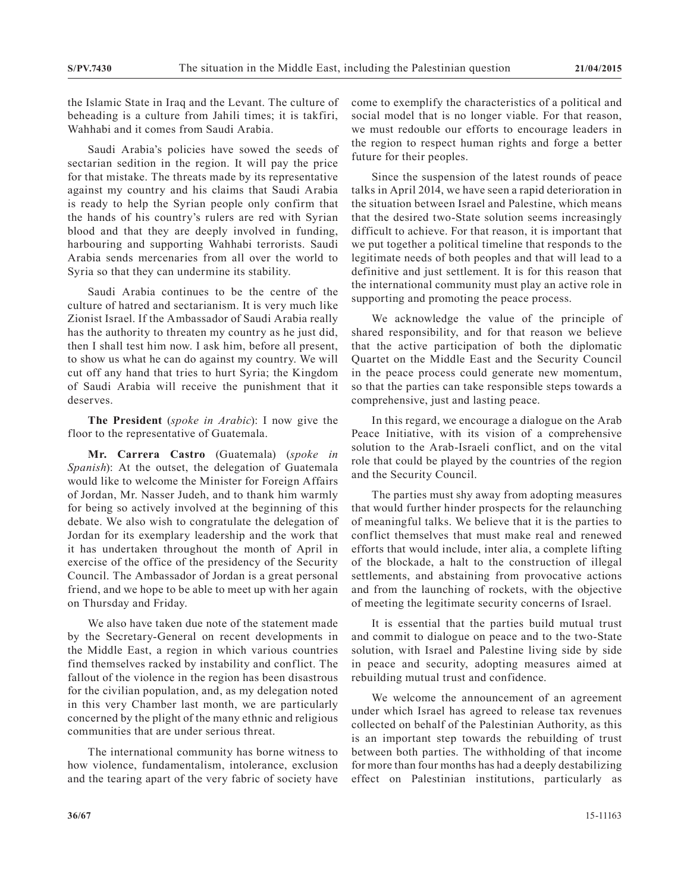the Islamic State in Iraq and the Levant. The culture of beheading is a culture from Jahili times; it is takfiri, Wahhabi and it comes from Saudi Arabia.

Saudi Arabia's policies have sowed the seeds of sectarian sedition in the region. It will pay the price for that mistake. The threats made by its representative against my country and his claims that Saudi Arabia is ready to help the Syrian people only confirm that the hands of his country's rulers are red with Syrian blood and that they are deeply involved in funding, harbouring and supporting Wahhabi terrorists. Saudi Arabia sends mercenaries from all over the world to Syria so that they can undermine its stability.

Saudi Arabia continues to be the centre of the culture of hatred and sectarianism. It is very much like Zionist Israel. If the Ambassador of Saudi Arabia really has the authority to threaten my country as he just did, then I shall test him now. I ask him, before all present, to show us what he can do against my country. We will cut off any hand that tries to hurt Syria; the Kingdom of Saudi Arabia will receive the punishment that it deserves.

**The President** (*spoke in Arabic*): I now give the floor to the representative of Guatemala.

**Mr. Carrera Castro** (Guatemala) (*spoke in Spanish*): At the outset, the delegation of Guatemala would like to welcome the Minister for Foreign Affairs of Jordan, Mr. Nasser Judeh, and to thank him warmly for being so actively involved at the beginning of this debate. We also wish to congratulate the delegation of Jordan for its exemplary leadership and the work that it has undertaken throughout the month of April in exercise of the office of the presidency of the Security Council. The Ambassador of Jordan is a great personal friend, and we hope to be able to meet up with her again on Thursday and Friday.

We also have taken due note of the statement made by the Secretary-General on recent developments in the Middle East, a region in which various countries find themselves racked by instability and conflict. The fallout of the violence in the region has been disastrous for the civilian population, and, as my delegation noted in this very Chamber last month, we are particularly concerned by the plight of the many ethnic and religious communities that are under serious threat.

The international community has borne witness to how violence, fundamentalism, intolerance, exclusion and the tearing apart of the very fabric of society have come to exemplify the characteristics of a political and social model that is no longer viable. For that reason, we must redouble our efforts to encourage leaders in the region to respect human rights and forge a better future for their peoples.

Since the suspension of the latest rounds of peace talks in April 2014, we have seen a rapid deterioration in the situation between Israel and Palestine, which means that the desired two-State solution seems increasingly difficult to achieve. For that reason, it is important that we put together a political timeline that responds to the legitimate needs of both peoples and that will lead to a definitive and just settlement. It is for this reason that the international community must play an active role in supporting and promoting the peace process.

We acknowledge the value of the principle of shared responsibility, and for that reason we believe that the active participation of both the diplomatic Quartet on the Middle East and the Security Council in the peace process could generate new momentum, so that the parties can take responsible steps towards a comprehensive, just and lasting peace.

In this regard, we encourage a dialogue on the Arab Peace Initiative, with its vision of a comprehensive solution to the Arab-Israeli conflict, and on the vital role that could be played by the countries of the region and the Security Council.

The parties must shy away from adopting measures that would further hinder prospects for the relaunching of meaningful talks. We believe that it is the parties to conflict themselves that must make real and renewed efforts that would include, inter alia, a complete lifting of the blockade, a halt to the construction of illegal settlements, and abstaining from provocative actions and from the launching of rockets, with the objective of meeting the legitimate security concerns of Israel.

It is essential that the parties build mutual trust and commit to dialogue on peace and to the two-State solution, with Israel and Palestine living side by side in peace and security, adopting measures aimed at rebuilding mutual trust and confidence.

We welcome the announcement of an agreement under which Israel has agreed to release tax revenues collected on behalf of the Palestinian Authority, as this is an important step towards the rebuilding of trust between both parties. The withholding of that income for more than four months has had a deeply destabilizing effect on Palestinian institutions, particularly as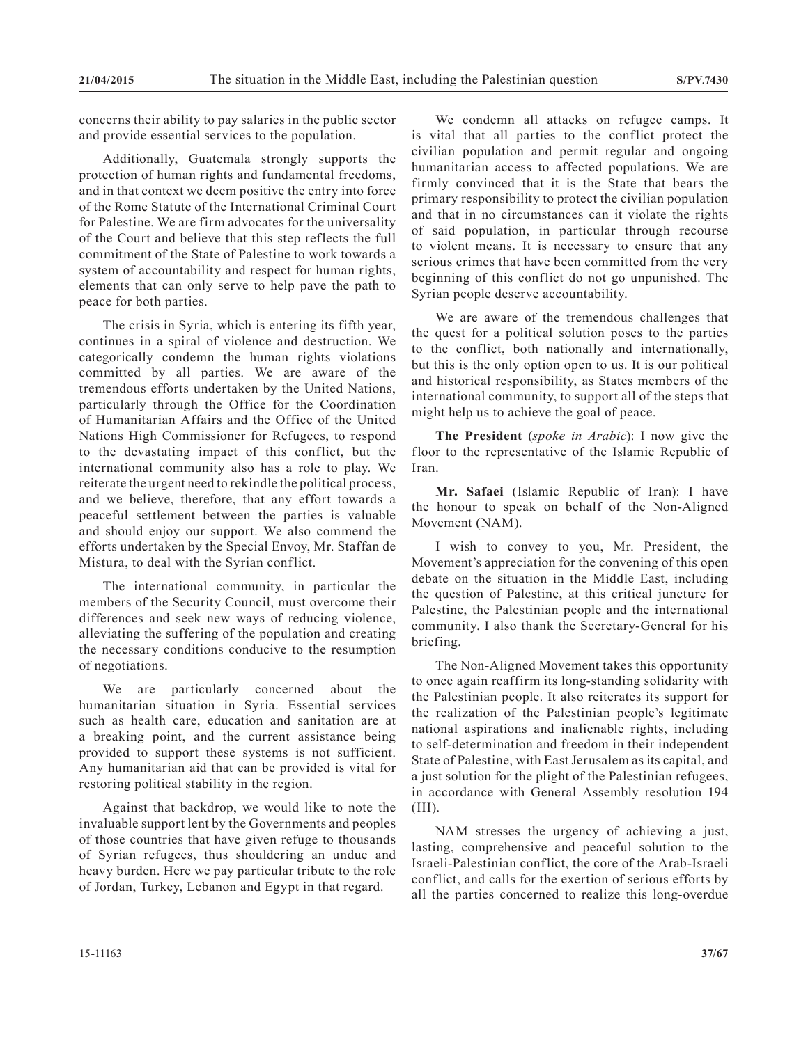concerns their ability to pay salaries in the public sector and provide essential services to the population.

Additionally, Guatemala strongly supports the protection of human rights and fundamental freedoms, and in that context we deem positive the entry into force of the Rome Statute of the International Criminal Court for Palestine. We are firm advocates for the universality of the Court and believe that this step reflects the full commitment of the State of Palestine to work towards a system of accountability and respect for human rights, elements that can only serve to help pave the path to peace for both parties.

The crisis in Syria, which is entering its fifth year, continues in a spiral of violence and destruction. We categorically condemn the human rights violations committed by all parties. We are aware of the tremendous efforts undertaken by the United Nations, particularly through the Office for the Coordination of Humanitarian Affairs and the Office of the United Nations High Commissioner for Refugees, to respond to the devastating impact of this conflict, but the international community also has a role to play. We reiterate the urgent need to rekindle the political process, and we believe, therefore, that any effort towards a peaceful settlement between the parties is valuable and should enjoy our support. We also commend the efforts undertaken by the Special Envoy, Mr. Staffan de Mistura, to deal with the Syrian conflict.

The international community, in particular the members of the Security Council, must overcome their differences and seek new ways of reducing violence, alleviating the suffering of the population and creating the necessary conditions conducive to the resumption of negotiations.

We are particularly concerned about the humanitarian situation in Syria. Essential services such as health care, education and sanitation are at a breaking point, and the current assistance being provided to support these systems is not sufficient. Any humanitarian aid that can be provided is vital for restoring political stability in the region.

Against that backdrop, we would like to note the invaluable support lent by the Governments and peoples of those countries that have given refuge to thousands of Syrian refugees, thus shouldering an undue and heavy burden. Here we pay particular tribute to the role of Jordan, Turkey, Lebanon and Egypt in that regard.

We condemn all attacks on refugee camps. It is vital that all parties to the conflict protect the civilian population and permit regular and ongoing humanitarian access to affected populations. We are firmly convinced that it is the State that bears the primary responsibility to protect the civilian population and that in no circumstances can it violate the rights of said population, in particular through recourse to violent means. It is necessary to ensure that any serious crimes that have been committed from the very beginning of this conflict do not go unpunished. The Syrian people deserve accountability.

We are aware of the tremendous challenges that the quest for a political solution poses to the parties to the conflict, both nationally and internationally, but this is the only option open to us. It is our political and historical responsibility, as States members of the international community, to support all of the steps that might help us to achieve the goal of peace.

**The President** (*spoke in Arabic*): I now give the floor to the representative of the Islamic Republic of Iran.

**Mr. Safaei** (Islamic Republic of Iran): I have the honour to speak on behalf of the Non-Aligned Movement (NAM).

I wish to convey to you, Mr. President, the Movement's appreciation for the convening of this open debate on the situation in the Middle East, including the question of Palestine, at this critical juncture for Palestine, the Palestinian people and the international community. I also thank the Secretary-General for his briefing.

The Non-Aligned Movement takes this opportunity to once again reaffirm its long-standing solidarity with the Palestinian people. It also reiterates its support for the realization of the Palestinian people's legitimate national aspirations and inalienable rights, including to self-determination and freedom in their independent State of Palestine, with East Jerusalem as its capital, and a just solution for the plight of the Palestinian refugees, in accordance with General Assembly resolution 194 (III).

NAM stresses the urgency of achieving a just, lasting, comprehensive and peaceful solution to the Israeli-Palestinian conflict, the core of the Arab-Israeli conflict, and calls for the exertion of serious efforts by all the parties concerned to realize this long-overdue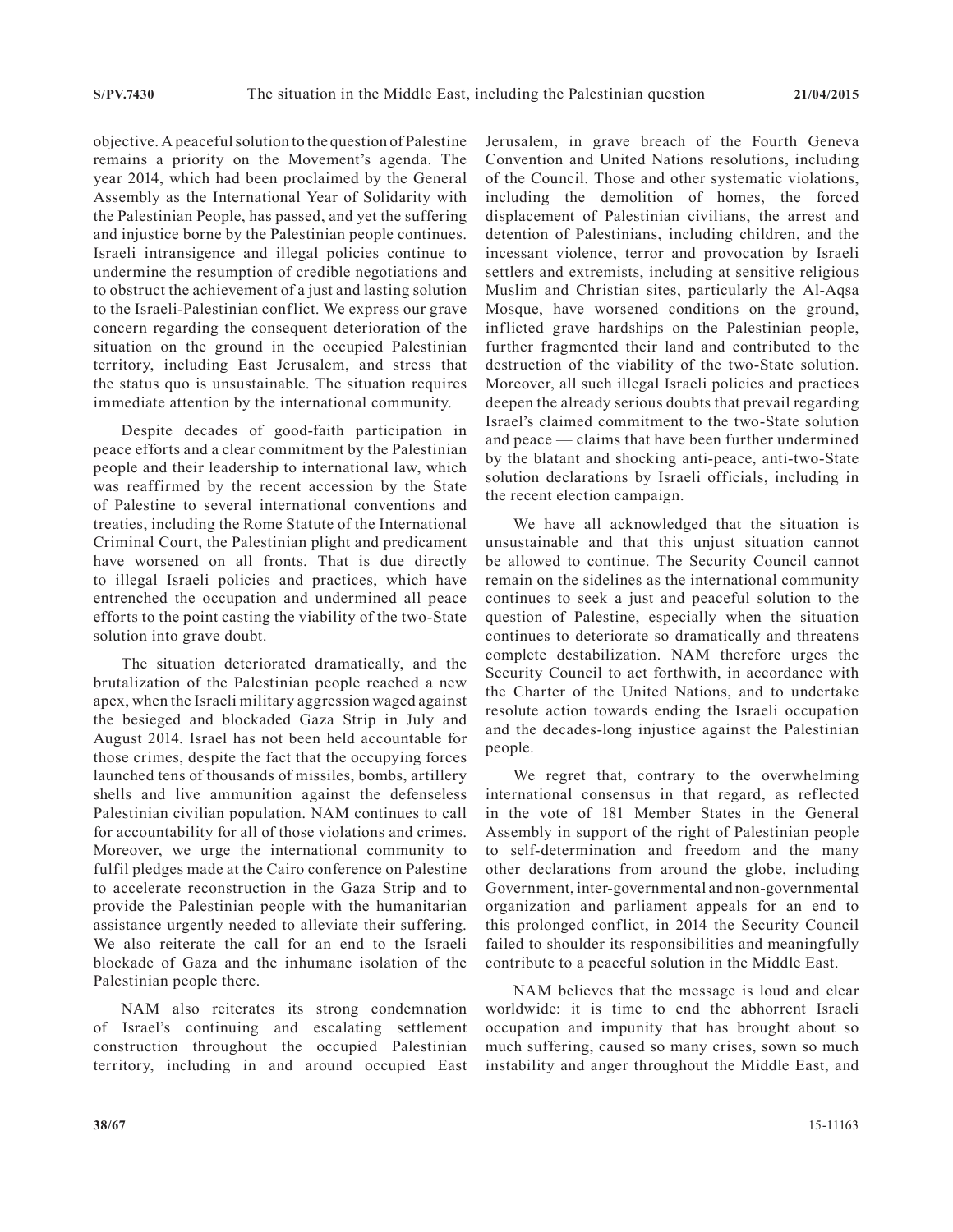objective. A peaceful solution to the question of Palestine remains a priority on the Movement's agenda. The year 2014, which had been proclaimed by the General Assembly as the International Year of Solidarity with the Palestinian People, has passed, and yet the suffering and injustice borne by the Palestinian people continues. Israeli intransigence and illegal policies continue to undermine the resumption of credible negotiations and to obstruct the achievement of a just and lasting solution to the Israeli-Palestinian conflict. We express our grave concern regarding the consequent deterioration of the situation on the ground in the occupied Palestinian territory, including East Jerusalem, and stress that the status quo is unsustainable. The situation requires immediate attention by the international community.

Despite decades of good-faith participation in peace efforts and a clear commitment by the Palestinian people and their leadership to international law, which was reaffirmed by the recent accession by the State of Palestine to several international conventions and treaties, including the Rome Statute of the International Criminal Court, the Palestinian plight and predicament have worsened on all fronts. That is due directly to illegal Israeli policies and practices, which have entrenched the occupation and undermined all peace efforts to the point casting the viability of the two-State solution into grave doubt.

The situation deteriorated dramatically, and the brutalization of the Palestinian people reached a new apex, when the Israeli military aggression waged against the besieged and blockaded Gaza Strip in July and August 2014. Israel has not been held accountable for those crimes, despite the fact that the occupying forces launched tens of thousands of missiles, bombs, artillery shells and live ammunition against the defenseless Palestinian civilian population. NAM continues to call for accountability for all of those violations and crimes. Moreover, we urge the international community to fulfil pledges made at the Cairo conference on Palestine to accelerate reconstruction in the Gaza Strip and to provide the Palestinian people with the humanitarian assistance urgently needed to alleviate their suffering. We also reiterate the call for an end to the Israeli blockade of Gaza and the inhumane isolation of the Palestinian people there.

NAM also reiterates its strong condemnation of Israel's continuing and escalating settlement construction throughout the occupied Palestinian territory, including in and around occupied East Jerusalem, in grave breach of the Fourth Geneva Convention and United Nations resolutions, including of the Council. Those and other systematic violations, including the demolition of homes, the forced displacement of Palestinian civilians, the arrest and detention of Palestinians, including children, and the incessant violence, terror and provocation by Israeli settlers and extremists, including at sensitive religious Muslim and Christian sites, particularly the Al-Aqsa Mosque, have worsened conditions on the ground, inflicted grave hardships on the Palestinian people, further fragmented their land and contributed to the destruction of the viability of the two-State solution. Moreover, all such illegal Israeli policies and practices deepen the already serious doubts that prevail regarding Israel's claimed commitment to the two-State solution and peace — claims that have been further undermined by the blatant and shocking anti-peace, anti-two-State solution declarations by Israeli officials, including in the recent election campaign.

We have all acknowledged that the situation is unsustainable and that this unjust situation cannot be allowed to continue. The Security Council cannot remain on the sidelines as the international community continues to seek a just and peaceful solution to the question of Palestine, especially when the situation continues to deteriorate so dramatically and threatens complete destabilization. NAM therefore urges the Security Council to act forthwith, in accordance with the Charter of the United Nations, and to undertake resolute action towards ending the Israeli occupation and the decades-long injustice against the Palestinian people.

We regret that, contrary to the overwhelming international consensus in that regard, as reflected in the vote of 181 Member States in the General Assembly in support of the right of Palestinian people to self-determination and freedom and the many other declarations from around the globe, including Government, inter-governmental and non-governmental organization and parliament appeals for an end to this prolonged conflict, in 2014 the Security Council failed to shoulder its responsibilities and meaningfully contribute to a peaceful solution in the Middle East.

NAM believes that the message is loud and clear worldwide: it is time to end the abhorrent Israeli occupation and impunity that has brought about so much suffering, caused so many crises, sown so much instability and anger throughout the Middle East, and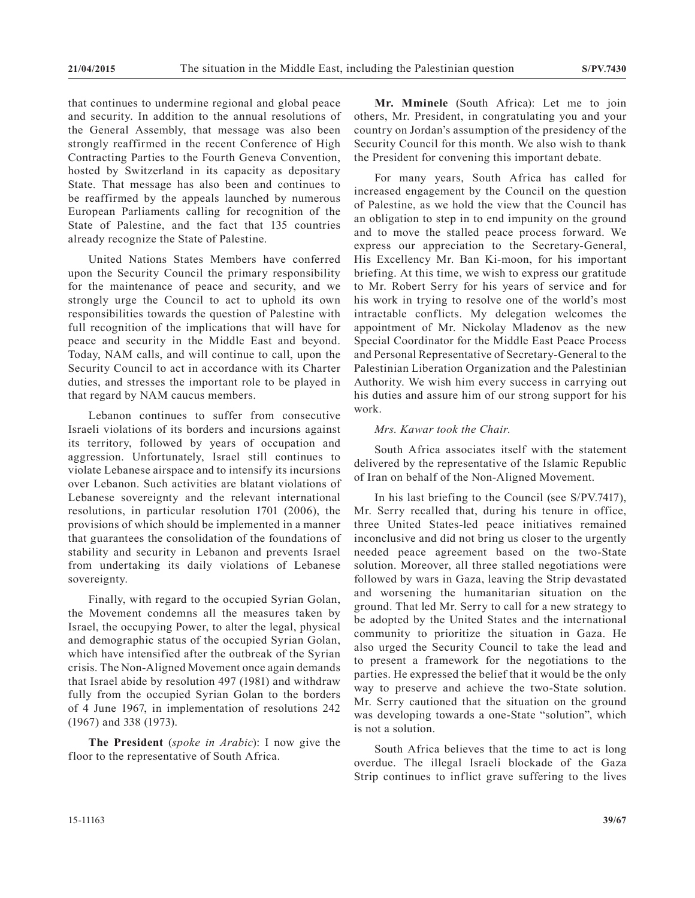that continues to undermine regional and global peace and security. In addition to the annual resolutions of the General Assembly, that message was also been strongly reaffirmed in the recent Conference of High Contracting Parties to the Fourth Geneva Convention, hosted by Switzerland in its capacity as depositary State. That message has also been and continues to be reaffirmed by the appeals launched by numerous European Parliaments calling for recognition of the State of Palestine, and the fact that 135 countries already recognize the State of Palestine.

United Nations States Members have conferred upon the Security Council the primary responsibility for the maintenance of peace and security, and we strongly urge the Council to act to uphold its own responsibilities towards the question of Palestine with full recognition of the implications that will have for peace and security in the Middle East and beyond. Today, NAM calls, and will continue to call, upon the Security Council to act in accordance with its Charter duties, and stresses the important role to be played in that regard by NAM caucus members.

Lebanon continues to suffer from consecutive Israeli violations of its borders and incursions against its territory, followed by years of occupation and aggression. Unfortunately, Israel still continues to violate Lebanese airspace and to intensify its incursions over Lebanon. Such activities are blatant violations of Lebanese sovereignty and the relevant international resolutions, in particular resolution 1701 (2006), the provisions of which should be implemented in a manner that guarantees the consolidation of the foundations of stability and security in Lebanon and prevents Israel from undertaking its daily violations of Lebanese sovereignty.

Finally, with regard to the occupied Syrian Golan, the Movement condemns all the measures taken by Israel, the occupying Power, to alter the legal, physical and demographic status of the occupied Syrian Golan, which have intensified after the outbreak of the Syrian crisis. The Non-Aligned Movement once again demands that Israel abide by resolution 497 (1981) and withdraw fully from the occupied Syrian Golan to the borders of 4 June 1967, in implementation of resolutions 242 (1967) and 338 (1973).

**The President** (*spoke in Arabic*): I now give the floor to the representative of South Africa.

**Mr. Mminele** (South Africa): Let me to join others, Mr. President, in congratulating you and your country on Jordan's assumption of the presidency of the Security Council for this month. We also wish to thank the President for convening this important debate.

For many years, South Africa has called for increased engagement by the Council on the question of Palestine, as we hold the view that the Council has an obligation to step in to end impunity on the ground and to move the stalled peace process forward. We express our appreciation to the Secretary-General, His Excellency Mr. Ban Ki-moon, for his important briefing. At this time, we wish to express our gratitude to Mr. Robert Serry for his years of service and for his work in trying to resolve one of the world's most intractable conflicts. My delegation welcomes the appointment of Mr. Nickolay Mladenov as the new Special Coordinator for the Middle East Peace Process and Personal Representative of Secretary-General to the Palestinian Liberation Organization and the Palestinian Authority. We wish him every success in carrying out his duties and assure him of our strong support for his work.

*Mrs. Kawar took the Chair.*

South Africa associates itself with the statement delivered by the representative of the Islamic Republic of Iran on behalf of the Non-Aligned Movement.

In his last briefing to the Council (see S/PV.7417), Mr. Serry recalled that, during his tenure in office, three United States-led peace initiatives remained inconclusive and did not bring us closer to the urgently needed peace agreement based on the two-State solution. Moreover, all three stalled negotiations were followed by wars in Gaza, leaving the Strip devastated and worsening the humanitarian situation on the ground. That led Mr. Serry to call for a new strategy to be adopted by the United States and the international community to prioritize the situation in Gaza. He also urged the Security Council to take the lead and to present a framework for the negotiations to the parties. He expressed the belief that it would be the only way to preserve and achieve the two-State solution. Mr. Serry cautioned that the situation on the ground was developing towards a one-State "solution", which is not a solution.

South Africa believes that the time to act is long overdue. The illegal Israeli blockade of the Gaza Strip continues to inflict grave suffering to the lives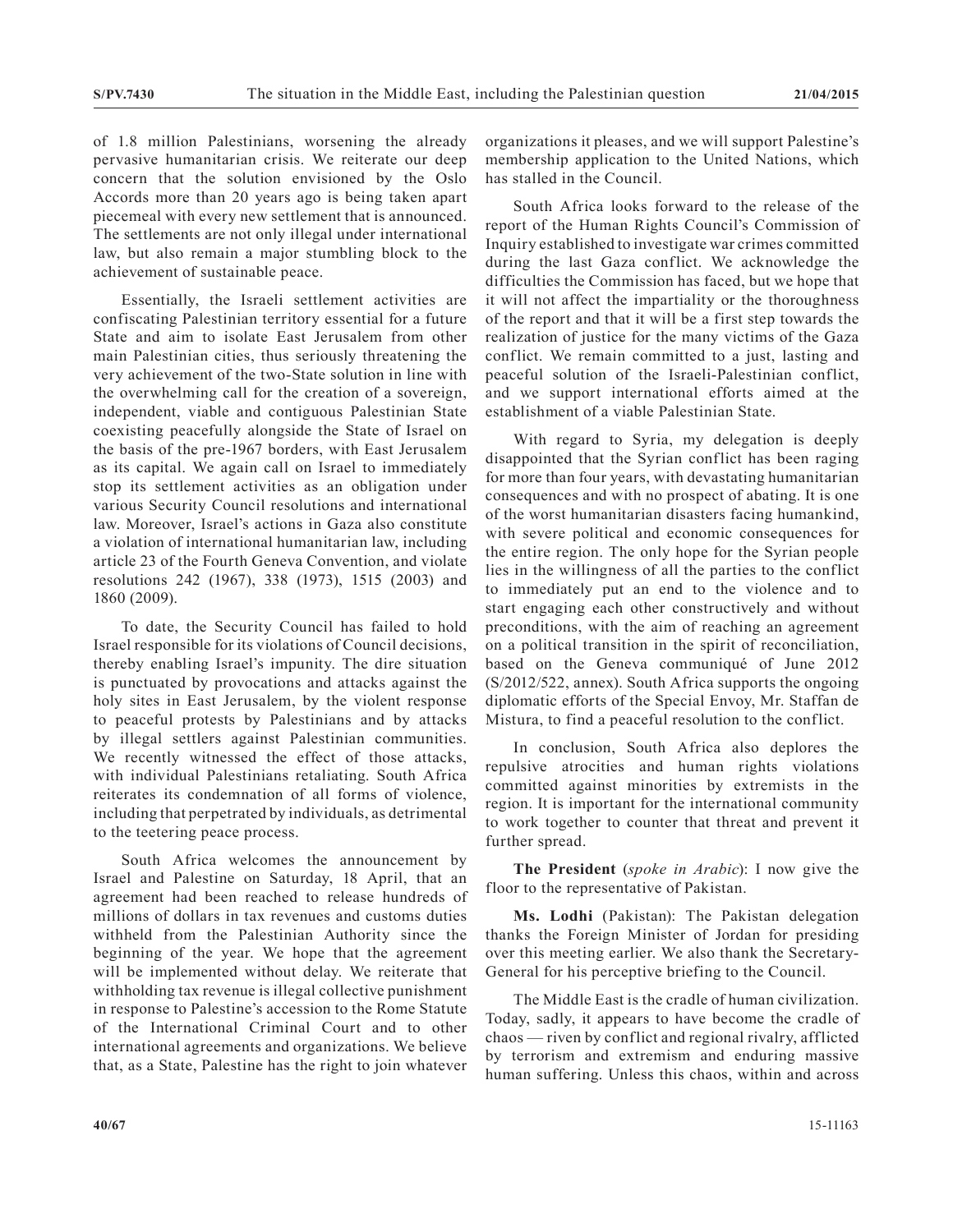of 1.8 million Palestinians, worsening the already pervasive humanitarian crisis. We reiterate our deep concern that the solution envisioned by the Oslo Accords more than 20 years ago is being taken apart piecemeal with every new settlement that is announced. The settlements are not only illegal under international law, but also remain a major stumbling block to the achievement of sustainable peace.

Essentially, the Israeli settlement activities are confiscating Palestinian territory essential for a future State and aim to isolate East Jerusalem from other main Palestinian cities, thus seriously threatening the very achievement of the two-State solution in line with the overwhelming call for the creation of a sovereign, independent, viable and contiguous Palestinian State coexisting peacefully alongside the State of Israel on the basis of the pre-1967 borders, with East Jerusalem as its capital. We again call on Israel to immediately stop its settlement activities as an obligation under various Security Council resolutions and international law. Moreover, Israel's actions in Gaza also constitute a violation of international humanitarian law, including article 23 of the Fourth Geneva Convention, and violate resolutions 242 (1967), 338 (1973), 1515 (2003) and 1860 (2009).

To date, the Security Council has failed to hold Israel responsible for its violations of Council decisions, thereby enabling Israel's impunity. The dire situation is punctuated by provocations and attacks against the holy sites in East Jerusalem, by the violent response to peaceful protests by Palestinians and by attacks by illegal settlers against Palestinian communities. We recently witnessed the effect of those attacks, with individual Palestinians retaliating. South Africa reiterates its condemnation of all forms of violence, including that perpetrated by individuals, as detrimental to the teetering peace process.

South Africa welcomes the announcement by Israel and Palestine on Saturday, 18 April, that an agreement had been reached to release hundreds of millions of dollars in tax revenues and customs duties withheld from the Palestinian Authority since the beginning of the year. We hope that the agreement will be implemented without delay. We reiterate that withholding tax revenue is illegal collective punishment in response to Palestine's accession to the Rome Statute of the International Criminal Court and to other international agreements and organizations. We believe that, as a State, Palestine has the right to join whatever organizations it pleases, and we will support Palestine's membership application to the United Nations, which has stalled in the Council.

South Africa looks forward to the release of the report of the Human Rights Council's Commission of Inquiry established to investigate war crimes committed during the last Gaza conflict. We acknowledge the difficulties the Commission has faced, but we hope that it will not affect the impartiality or the thoroughness of the report and that it will be a first step towards the realization of justice for the many victims of the Gaza conflict. We remain committed to a just, lasting and peaceful solution of the Israeli-Palestinian conflict, and we support international efforts aimed at the establishment of a viable Palestinian State.

With regard to Syria, my delegation is deeply disappointed that the Syrian conflict has been raging for more than four years, with devastating humanitarian consequences and with no prospect of abating. It is one of the worst humanitarian disasters facing humankind, with severe political and economic consequences for the entire region. The only hope for the Syrian people lies in the willingness of all the parties to the conflict to immediately put an end to the violence and to start engaging each other constructively and without preconditions, with the aim of reaching an agreement on a political transition in the spirit of reconciliation, based on the Geneva communiqué of June 2012 (S/2012/522, annex). South Africa supports the ongoing diplomatic efforts of the Special Envoy, Mr. Staffan de Mistura, to find a peaceful resolution to the conflict.

In conclusion, South Africa also deplores the repulsive atrocities and human rights violations committed against minorities by extremists in the region. It is important for the international community to work together to counter that threat and prevent it further spread.

**The President** (*spoke in Arabic*): I now give the floor to the representative of Pakistan.

**Ms. Lodhi** (Pakistan): The Pakistan delegation thanks the Foreign Minister of Jordan for presiding over this meeting earlier. We also thank the Secretary-General for his perceptive briefing to the Council.

The Middle East is the cradle of human civilization. Today, sadly, it appears to have become the cradle of chaos — riven by conflict and regional rivalry, afflicted by terrorism and extremism and enduring massive human suffering. Unless this chaos, within and across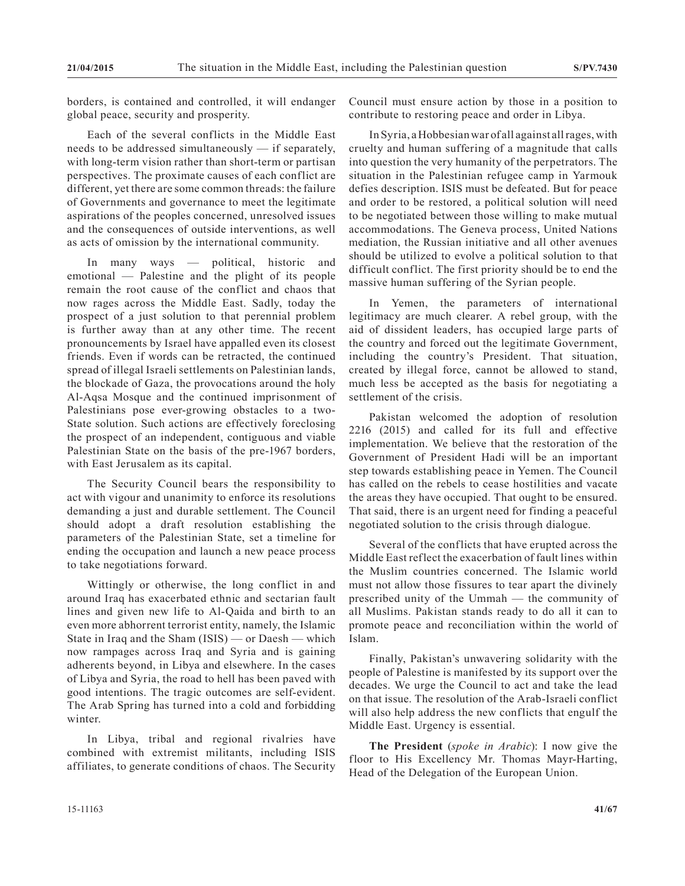borders, is contained and controlled, it will endanger global peace, security and prosperity.

Each of the several conflicts in the Middle East needs to be addressed simultaneously — if separately, with long-term vision rather than short-term or partisan perspectives. The proximate causes of each conflict are different, yet there are some common threads: the failure of Governments and governance to meet the legitimate aspirations of the peoples concerned, unresolved issues and the consequences of outside interventions, as well as acts of omission by the international community.

In many ways — political, historic and emotional — Palestine and the plight of its people remain the root cause of the conflict and chaos that now rages across the Middle East. Sadly, today the prospect of a just solution to that perennial problem is further away than at any other time. The recent pronouncements by Israel have appalled even its closest friends. Even if words can be retracted, the continued spread of illegal Israeli settlements on Palestinian lands, the blockade of Gaza, the provocations around the holy Al-Aqsa Mosque and the continued imprisonment of Palestinians pose ever-growing obstacles to a two-State solution. Such actions are effectively foreclosing the prospect of an independent, contiguous and viable Palestinian State on the basis of the pre-1967 borders, with East Jerusalem as its capital.

The Security Council bears the responsibility to act with vigour and unanimity to enforce its resolutions demanding a just and durable settlement. The Council should adopt a draft resolution establishing the parameters of the Palestinian State, set a timeline for ending the occupation and launch a new peace process to take negotiations forward.

Wittingly or otherwise, the long conflict in and around Iraq has exacerbated ethnic and sectarian fault lines and given new life to Al-Qaida and birth to an even more abhorrent terrorist entity, namely, the Islamic State in Iraq and the Sham (ISIS) — or Daesh — which now rampages across Iraq and Syria and is gaining adherents beyond, in Libya and elsewhere. In the cases of Libya and Syria, the road to hell has been paved with good intentions. The tragic outcomes are self-evident. The Arab Spring has turned into a cold and forbidding winter.

In Libya, tribal and regional rivalries have combined with extremist militants, including ISIS affiliates, to generate conditions of chaos. The Security Council must ensure action by those in a position to contribute to restoring peace and order in Libya.

In Syria, a Hobbesian war of all against all rages, with cruelty and human suffering of a magnitude that calls into question the very humanity of the perpetrators. The situation in the Palestinian refugee camp in Yarmouk defies description. ISIS must be defeated. But for peace and order to be restored, a political solution will need to be negotiated between those willing to make mutual accommodations. The Geneva process, United Nations mediation, the Russian initiative and all other avenues should be utilized to evolve a political solution to that difficult conflict. The first priority should be to end the massive human suffering of the Syrian people.

In Yemen, the parameters of international legitimacy are much clearer. A rebel group, with the aid of dissident leaders, has occupied large parts of the country and forced out the legitimate Government, including the country's President. That situation, created by illegal force, cannot be allowed to stand, much less be accepted as the basis for negotiating a settlement of the crisis.

Pakistan welcomed the adoption of resolution 2216 (2015) and called for its full and effective implementation. We believe that the restoration of the Government of President Hadi will be an important step towards establishing peace in Yemen. The Council has called on the rebels to cease hostilities and vacate the areas they have occupied. That ought to be ensured. That said, there is an urgent need for finding a peaceful negotiated solution to the crisis through dialogue.

Several of the conflicts that have erupted across the Middle East reflect the exacerbation of fault lines within the Muslim countries concerned. The Islamic world must not allow those fissures to tear apart the divinely prescribed unity of the Ummah — the community of all Muslims. Pakistan stands ready to do all it can to promote peace and reconciliation within the world of Islam.

Finally, Pakistan's unwavering solidarity with the people of Palestine is manifested by its support over the decades. We urge the Council to act and take the lead on that issue. The resolution of the Arab-Israeli conflict will also help address the new conflicts that engulf the Middle East. Urgency is essential.

**The President** (*spoke in Arabic*): I now give the floor to His Excellency Mr. Thomas Mayr-Harting, Head of the Delegation of the European Union.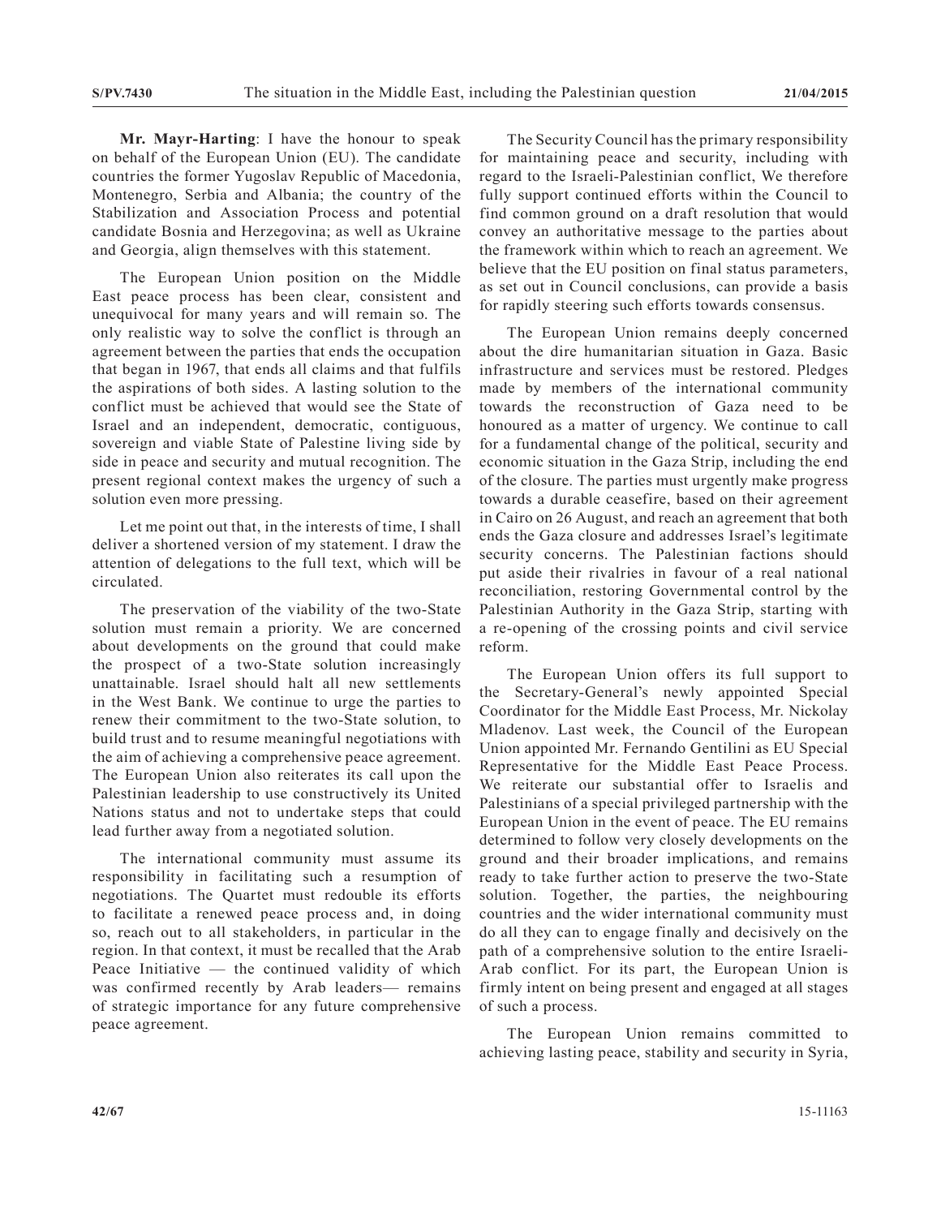**Mr. Mayr-Harting**: I have the honour to speak on behalf of the European Union (EU). The candidate countries the former Yugoslav Republic of Macedonia, Montenegro, Serbia and Albania; the country of the Stabilization and Association Process and potential candidate Bosnia and Herzegovina; as well as Ukraine and Georgia, align themselves with this statement.

The European Union position on the Middle East peace process has been clear, consistent and unequivocal for many years and will remain so. The only realistic way to solve the conflict is through an agreement between the parties that ends the occupation that began in 1967, that ends all claims and that fulfils the aspirations of both sides. A lasting solution to the conflict must be achieved that would see the State of Israel and an independent, democratic, contiguous, sovereign and viable State of Palestine living side by side in peace and security and mutual recognition. The present regional context makes the urgency of such a solution even more pressing.

Let me point out that, in the interests of time, I shall deliver a shortened version of my statement. I draw the attention of delegations to the full text, which will be circulated.

The preservation of the viability of the two-State solution must remain a priority. We are concerned about developments on the ground that could make the prospect of a two-State solution increasingly unattainable. Israel should halt all new settlements in the West Bank. We continue to urge the parties to renew their commitment to the two-State solution, to build trust and to resume meaningful negotiations with the aim of achieving a comprehensive peace agreement. The European Union also reiterates its call upon the Palestinian leadership to use constructively its United Nations status and not to undertake steps that could lead further away from a negotiated solution.

The international community must assume its responsibility in facilitating such a resumption of negotiations. The Quartet must redouble its efforts to facilitate a renewed peace process and, in doing so, reach out to all stakeholders, in particular in the region. In that context, it must be recalled that the Arab Peace Initiative — the continued validity of which was confirmed recently by Arab leaders— remains of strategic importance for any future comprehensive peace agreement.

The Security Council has the primary responsibility for maintaining peace and security, including with regard to the Israeli-Palestinian conflict, We therefore fully support continued efforts within the Council to find common ground on a draft resolution that would convey an authoritative message to the parties about the framework within which to reach an agreement. We believe that the EU position on final status parameters, as set out in Council conclusions, can provide a basis for rapidly steering such efforts towards consensus.

The European Union remains deeply concerned about the dire humanitarian situation in Gaza. Basic infrastructure and services must be restored. Pledges made by members of the international community towards the reconstruction of Gaza need to be honoured as a matter of urgency. We continue to call for a fundamental change of the political, security and economic situation in the Gaza Strip, including the end of the closure. The parties must urgently make progress towards a durable ceasefire, based on their agreement in Cairo on 26 August, and reach an agreement that both ends the Gaza closure and addresses Israel's legitimate security concerns. The Palestinian factions should put aside their rivalries in favour of a real national reconciliation, restoring Governmental control by the Palestinian Authority in the Gaza Strip, starting with a re-opening of the crossing points and civil service reform.

The European Union offers its full support to the Secretary-General's newly appointed Special Coordinator for the Middle East Process, Mr. Nickolay Mladenov. Last week, the Council of the European Union appointed Mr. Fernando Gentilini as EU Special Representative for the Middle East Peace Process. We reiterate our substantial offer to Israelis and Palestinians of a special privileged partnership with the European Union in the event of peace. The EU remains determined to follow very closely developments on the ground and their broader implications, and remains ready to take further action to preserve the two-State solution. Together, the parties, the neighbouring countries and the wider international community must do all they can to engage finally and decisively on the path of a comprehensive solution to the entire Israeli-Arab conflict. For its part, the European Union is firmly intent on being present and engaged at all stages of such a process.

The European Union remains committed to achieving lasting peace, stability and security in Syria,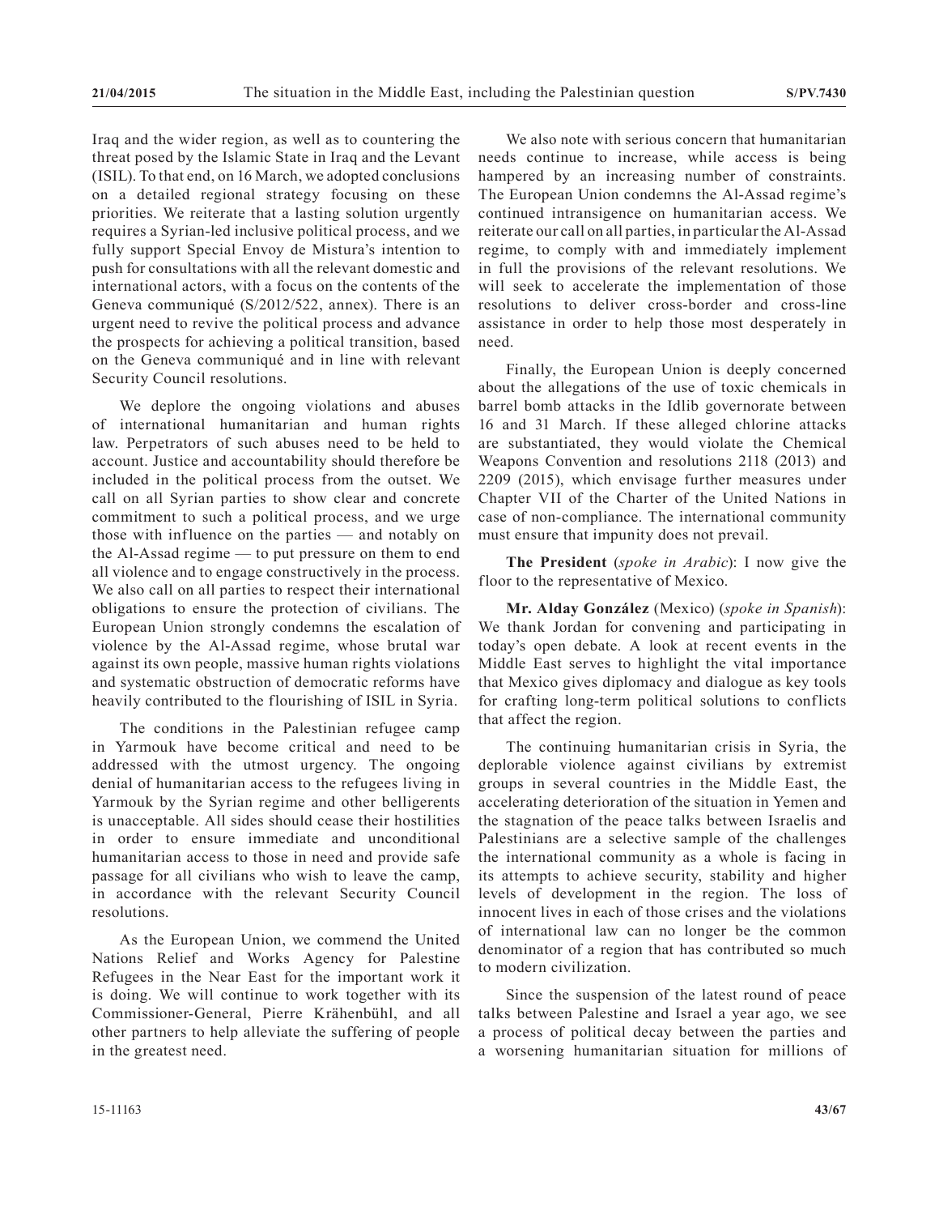Iraq and the wider region, as well as to countering the threat posed by the Islamic State in Iraq and the Levant (ISIL). To that end, on 16 March, we adopted conclusions on a detailed regional strategy focusing on these priorities. We reiterate that a lasting solution urgently requires a Syrian-led inclusive political process, and we fully support Special Envoy de Mistura's intention to push for consultations with all the relevant domestic and international actors, with a focus on the contents of the Geneva communiqué (S/2012/522, annex). There is an urgent need to revive the political process and advance the prospects for achieving a political transition, based on the Geneva communiqué and in line with relevant Security Council resolutions.

We deplore the ongoing violations and abuses of international humanitarian and human rights law. Perpetrators of such abuses need to be held to account. Justice and accountability should therefore be included in the political process from the outset. We call on all Syrian parties to show clear and concrete commitment to such a political process, and we urge those with influence on the parties — and notably on the Al-Assad regime — to put pressure on them to end all violence and to engage constructively in the process. We also call on all parties to respect their international obligations to ensure the protection of civilians. The European Union strongly condemns the escalation of violence by the Al-Assad regime, whose brutal war against its own people, massive human rights violations and systematic obstruction of democratic reforms have heavily contributed to the flourishing of ISIL in Syria.

The conditions in the Palestinian refugee camp in Yarmouk have become critical and need to be addressed with the utmost urgency. The ongoing denial of humanitarian access to the refugees living in Yarmouk by the Syrian regime and other belligerents is unacceptable. All sides should cease their hostilities in order to ensure immediate and unconditional humanitarian access to those in need and provide safe passage for all civilians who wish to leave the camp, in accordance with the relevant Security Council resolutions.

As the European Union, we commend the United Nations Relief and Works Agency for Palestine Refugees in the Near East for the important work it is doing. We will continue to work together with its Commissioner-General, Pierre Krähenbühl, and all other partners to help alleviate the suffering of people in the greatest need.

We also note with serious concern that humanitarian needs continue to increase, while access is being hampered by an increasing number of constraints. The European Union condemns the Al-Assad regime's continued intransigence on humanitarian access. We reiterate our call on all parties, in particular the Al-Assad regime, to comply with and immediately implement in full the provisions of the relevant resolutions. We will seek to accelerate the implementation of those resolutions to deliver cross-border and cross-line assistance in order to help those most desperately in need.

Finally, the European Union is deeply concerned about the allegations of the use of toxic chemicals in barrel bomb attacks in the Idlib governorate between 16 and 31 March. If these alleged chlorine attacks are substantiated, they would violate the Chemical Weapons Convention and resolutions 2118 (2013) and 2209 (2015), which envisage further measures under Chapter VII of the Charter of the United Nations in case of non-compliance. The international community must ensure that impunity does not prevail.

**The President** (*spoke in Arabic*): I now give the floor to the representative of Mexico.

**Mr. Alday González** (Mexico) (*spoke in Spanish*): We thank Jordan for convening and participating in today's open debate. A look at recent events in the Middle East serves to highlight the vital importance that Mexico gives diplomacy and dialogue as key tools for crafting long-term political solutions to conflicts that affect the region.

The continuing humanitarian crisis in Syria, the deplorable violence against civilians by extremist groups in several countries in the Middle East, the accelerating deterioration of the situation in Yemen and the stagnation of the peace talks between Israelis and Palestinians are a selective sample of the challenges the international community as a whole is facing in its attempts to achieve security, stability and higher levels of development in the region. The loss of innocent lives in each of those crises and the violations of international law can no longer be the common denominator of a region that has contributed so much to modern civilization.

Since the suspension of the latest round of peace talks between Palestine and Israel a year ago, we see a process of political decay between the parties and a worsening humanitarian situation for millions of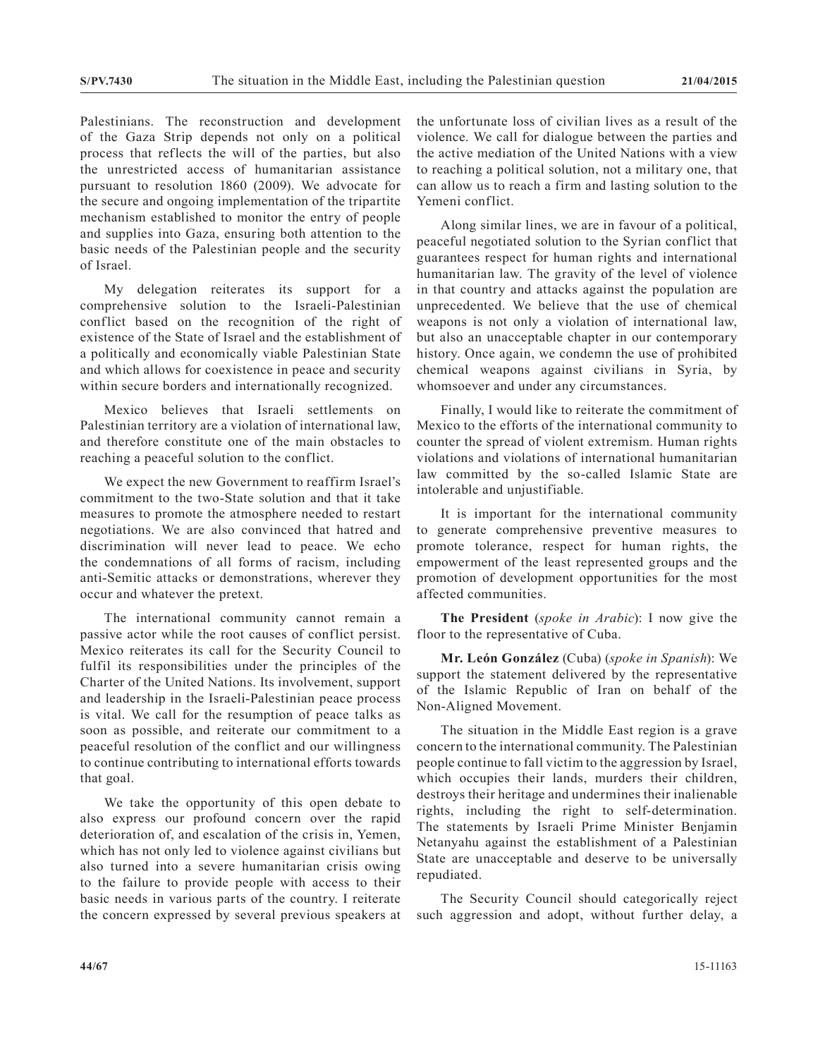Palestinians. The reconstruction and development of the Gaza Strip depends not only on a political process that reflects the will of the parties, but also the unrestricted access of humanitarian assistance pursuant to resolution 1860 (2009). We advocate for the secure and ongoing implementation of the tripartite mechanism established to monitor the entry of people and supplies into Gaza, ensuring both attention to the basic needs of the Palestinian people and the security of Israel.

My delegation reiterates its support for a comprehensive solution to the Israeli-Palestinian conflict based on the recognition of the right of existence of the State of Israel and the establishment of a politically and economically viable Palestinian State and which allows for coexistence in peace and security within secure borders and internationally recognized.

Mexico believes that Israeli settlements on Palestinian territory are a violation of international law, and therefore constitute one of the main obstacles to reaching a peaceful solution to the conflict.

We expect the new Government to reaffirm Israel's commitment to the two-State solution and that it take measures to promote the atmosphere needed to restart negotiations. We are also convinced that hatred and discrimination will never lead to peace. We echo the condemnations of all forms of racism, including anti-Semitic attacks or demonstrations, wherever they occur and whatever the pretext.

The international community cannot remain a passive actor while the root causes of conflict persist. Mexico reiterates its call for the Security Council to fulfil its responsibilities under the principles of the Charter of the United Nations. Its involvement, support and leadership in the Israeli-Palestinian peace process is vital. We call for the resumption of peace talks as soon as possible, and reiterate our commitment to a peaceful resolution of the conflict and our willingness to continue contributing to international efforts towards that goal.

We take the opportunity of this open debate to also express our profound concern over the rapid deterioration of, and escalation of the crisis in, Yemen, which has not only led to violence against civilians but also turned into a severe humanitarian crisis owing to the failure to provide people with access to their basic needs in various parts of the country. I reiterate the concern expressed by several previous speakers at the unfortunate loss of civilian lives as a result of the violence. We call for dialogue between the parties and the active mediation of the United Nations with a view to reaching a political solution, not a military one, that can allow us to reach a firm and lasting solution to the Yemeni conflict.

Along similar lines, we are in favour of a political, peaceful negotiated solution to the Syrian conflict that guarantees respect for human rights and international humanitarian law. The gravity of the level of violence in that country and attacks against the population are unprecedented. We believe that the use of chemical weapons is not only a violation of international law, but also an unacceptable chapter in our contemporary history. Once again, we condemn the use of prohibited chemical weapons against civilians in Syria, by whomsoever and under any circumstances.

Finally, I would like to reiterate the commitment of Mexico to the efforts of the international community to counter the spread of violent extremism. Human rights violations and violations of international humanitarian law committed by the so-called Islamic State are intolerable and unjustifiable.

It is important for the international community to generate comprehensive preventive measures to promote tolerance, respect for human rights, the empowerment of the least represented groups and the promotion of development opportunities for the most affected communities.

**The President** (*spoke in Arabic*): I now give the floor to the representative of Cuba.

**Mr. León González** (Cuba) (*spoke in Spanish*): We support the statement delivered by the representative of the Islamic Republic of Iran on behalf of the Non-Aligned Movement.

The situation in the Middle East region is a grave concern to the international community. The Palestinian people continue to fall victim to the aggression by Israel, which occupies their lands, murders their children, destroys their heritage and undermines their inalienable rights, including the right to self-determination. The statements by Israeli Prime Minister Benjamin Netanyahu against the establishment of a Palestinian State are unacceptable and deserve to be universally repudiated.

The Security Council should categorically reject such aggression and adopt, without further delay, a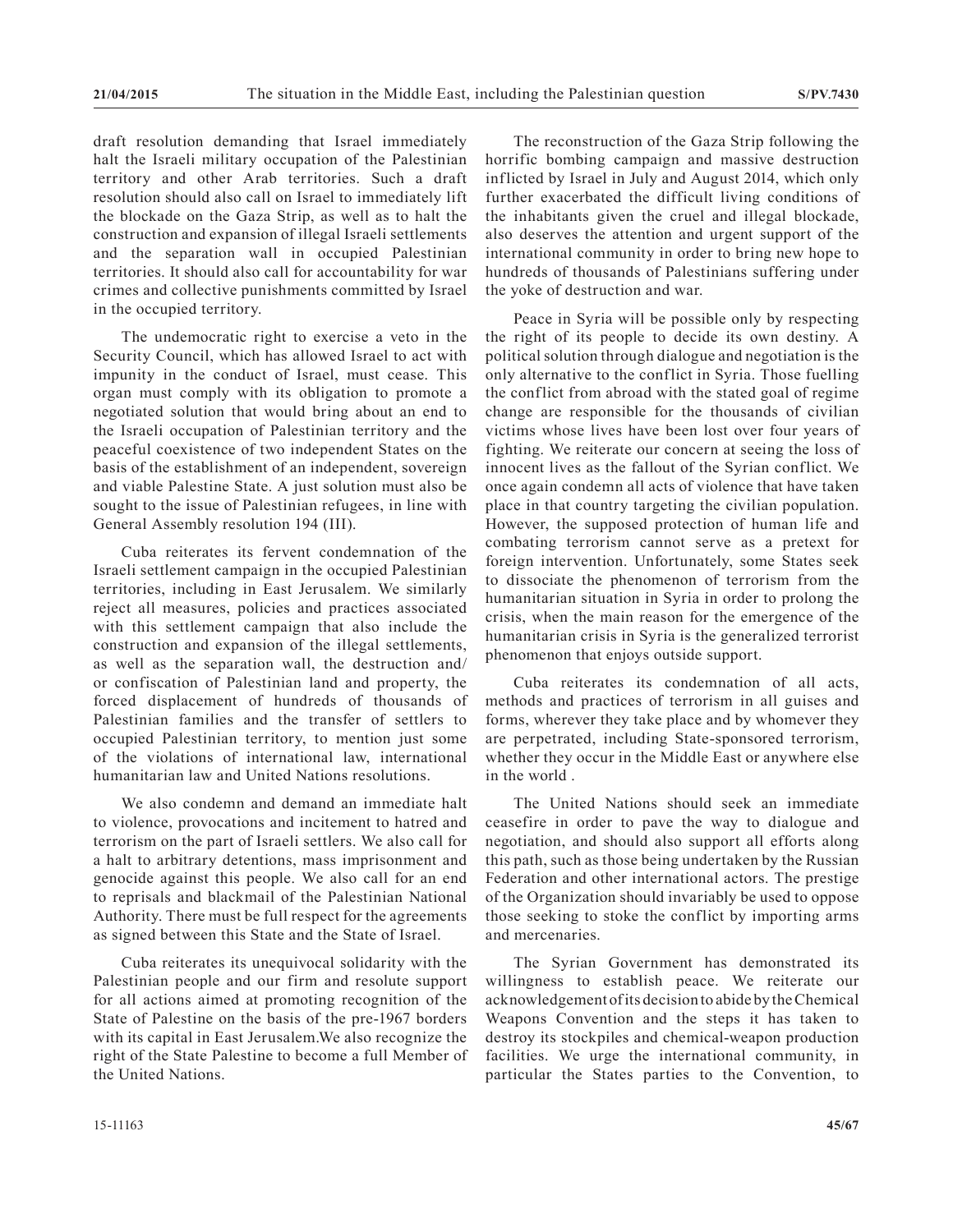draft resolution demanding that Israel immediately halt the Israeli military occupation of the Palestinian territory and other Arab territories. Such a draft resolution should also call on Israel to immediately lift the blockade on the Gaza Strip, as well as to halt the construction and expansion of illegal Israeli settlements and the separation wall in occupied Palestinian territories. It should also call for accountability for war crimes and collective punishments committed by Israel in the occupied territory.

The undemocratic right to exercise a veto in the Security Council, which has allowed Israel to act with impunity in the conduct of Israel, must cease. This organ must comply with its obligation to promote a negotiated solution that would bring about an end to the Israeli occupation of Palestinian territory and the peaceful coexistence of two independent States on the basis of the establishment of an independent, sovereign and viable Palestine State. A just solution must also be sought to the issue of Palestinian refugees, in line with General Assembly resolution 194 (III).

Cuba reiterates its fervent condemnation of the Israeli settlement campaign in the occupied Palestinian territories, including in East Jerusalem. We similarly reject all measures, policies and practices associated with this settlement campaign that also include the construction and expansion of the illegal settlements, as well as the separation wall, the destruction and/or confiscation of Palestinian land and property, the forced displacement of hundreds of thousands of Palestinian families and the transfer of settlers to occupied Palestinian territory, to mention just some of the violations of international law, international humanitarian law and United Nations resolutions.

We also condemn and demand an immediate halt to violence, provocations and incitement to hatred and terrorism on the part of Israeli settlers. We also call for a halt to arbitrary detentions, mass imprisonment and genocide against this people. We also call for an end to reprisals and blackmail of the Palestinian National Authority. There must be full respect for the agreements as signed between this State and the State of Israel.

Cuba reiterates its unequivocal solidarity with the Palestinian people and our firm and resolute support for all actions aimed at promoting recognition of the State of Palestine on the basis of the pre-1967 borders with its capital in East Jerusalem.We also recognize the right of the State Palestine to become a full Member of the United Nations.

The reconstruction of the Gaza Strip following the horrific bombing campaign and massive destruction inflicted by Israel in July and August 2014, which only further exacerbated the difficult living conditions of the inhabitants given the cruel and illegal blockade, also deserves the attention and urgent support of the international community in order to bring new hope to hundreds of thousands of Palestinians suffering under the yoke of destruction and war.

Peace in Syria will be possible only by respecting the right of its people to decide its own destiny. A political solution through dialogue and negotiation is the only alternative to the conflict in Syria. Those fuelling the conflict from abroad with the stated goal of regime change are responsible for the thousands of civilian victims whose lives have been lost over four years of fighting. We reiterate our concern at seeing the loss of innocent lives as the fallout of the Syrian conflict. We once again condemn all acts of violence that have taken place in that country targeting the civilian population. However, the supposed protection of human life and combating terrorism cannot serve as a pretext for foreign intervention. Unfortunately, some States seek to dissociate the phenomenon of terrorism from the humanitarian situation in Syria in order to prolong the crisis, when the main reason for the emergence of the humanitarian crisis in Syria is the generalized terrorist phenomenon that enjoys outside support.

Cuba reiterates its condemnation of all acts, methods and practices of terrorism in all guises and forms, wherever they take place and by whomever they are perpetrated, including State-sponsored terrorism, whether they occur in the Middle East or anywhere else in the world .

The United Nations should seek an immediate ceasefire in order to pave the way to dialogue and negotiation, and should also support all efforts along this path, such as those being undertaken by the Russian Federation and other international actors. The prestige of the Organization should invariably be used to oppose those seeking to stoke the conflict by importing arms and mercenaries.

The Syrian Government has demonstrated its willingness to establish peace. We reiterate our acknowledgement of its decision to abide by the Chemical Weapons Convention and the steps it has taken to destroy its stockpiles and chemical-weapon production facilities. We urge the international community, in particular the States parties to the Convention, to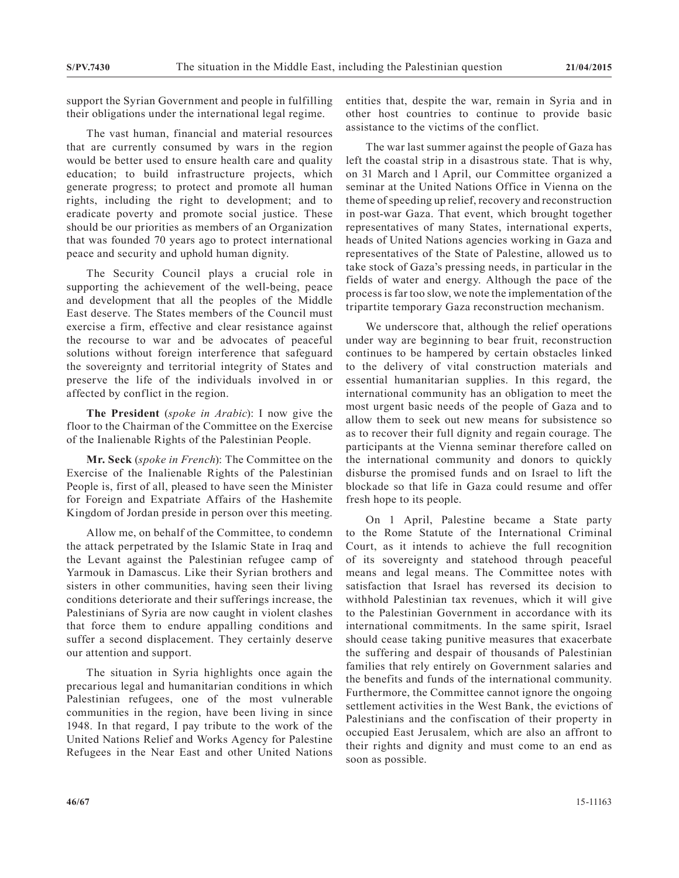support the Syrian Government and people in fulfilling their obligations under the international legal regime.

The vast human, financial and material resources that are currently consumed by wars in the region would be better used to ensure health care and quality education; to build infrastructure projects, which generate progress; to protect and promote all human rights, including the right to development; and to eradicate poverty and promote social justice. These should be our priorities as members of an Organization that was founded 70 years ago to protect international peace and security and uphold human dignity.

The Security Council plays a crucial role in supporting the achievement of the well-being, peace and development that all the peoples of the Middle East deserve. The States members of the Council must exercise a firm, effective and clear resistance against the recourse to war and be advocates of peaceful solutions without foreign interference that safeguard the sovereignty and territorial integrity of States and preserve the life of the individuals involved in or affected by conflict in the region.

**The President** (*spoke in Arabic*): I now give the floor to the Chairman of the Committee on the Exercise of the Inalienable Rights of the Palestinian People.

**Mr. Seck** (*spoke in French*): The Committee on the Exercise of the Inalienable Rights of the Palestinian People is, first of all, pleased to have seen the Minister for Foreign and Expatriate Affairs of the Hashemite Kingdom of Jordan preside in person over this meeting.

Allow me, on behalf of the Committee, to condemn the attack perpetrated by the Islamic State in Iraq and the Levant against the Palestinian refugee camp of Yarmouk in Damascus. Like their Syrian brothers and sisters in other communities, having seen their living conditions deteriorate and their sufferings increase, the Palestinians of Syria are now caught in violent clashes that force them to endure appalling conditions and suffer a second displacement. They certainly deserve our attention and support.

The situation in Syria highlights once again the precarious legal and humanitarian conditions in which Palestinian refugees, one of the most vulnerable communities in the region, have been living in since 1948. In that regard, I pay tribute to the work of the United Nations Relief and Works Agency for Palestine Refugees in the Near East and other United Nations entities that, despite the war, remain in Syria and in other host countries to continue to provide basic assistance to the victims of the conflict.

The war last summer against the people of Gaza has left the coastal strip in a disastrous state. That is why, on 31 March and 1 April, our Committee organized a seminar at the United Nations Office in Vienna on the theme of speeding up relief, recovery and reconstruction in post-war Gaza. That event, which brought together representatives of many States, international experts, heads of United Nations agencies working in Gaza and representatives of the State of Palestine, allowed us to take stock of Gaza's pressing needs, in particular in the fields of water and energy. Although the pace of the process is far too slow, we note the implementation of the tripartite temporary Gaza reconstruction mechanism.

We underscore that, although the relief operations under way are beginning to bear fruit, reconstruction continues to be hampered by certain obstacles linked to the delivery of vital construction materials and essential humanitarian supplies. In this regard, the international community has an obligation to meet the most urgent basic needs of the people of Gaza and to allow them to seek out new means for subsistence so as to recover their full dignity and regain courage. The participants at the Vienna seminar therefore called on the international community and donors to quickly disburse the promised funds and on Israel to lift the blockade so that life in Gaza could resume and offer fresh hope to its people.

On 1 April, Palestine became a State party to the Rome Statute of the International Criminal Court, as it intends to achieve the full recognition of its sovereignty and statehood through peaceful means and legal means. The Committee notes with satisfaction that Israel has reversed its decision to withhold Palestinian tax revenues, which it will give to the Palestinian Government in accordance with its international commitments. In the same spirit, Israel should cease taking punitive measures that exacerbate the suffering and despair of thousands of Palestinian families that rely entirely on Government salaries and the benefits and funds of the international community. Furthermore, the Committee cannot ignore the ongoing settlement activities in the West Bank, the evictions of Palestinians and the confiscation of their property in occupied East Jerusalem, which are also an affront to their rights and dignity and must come to an end as soon as possible.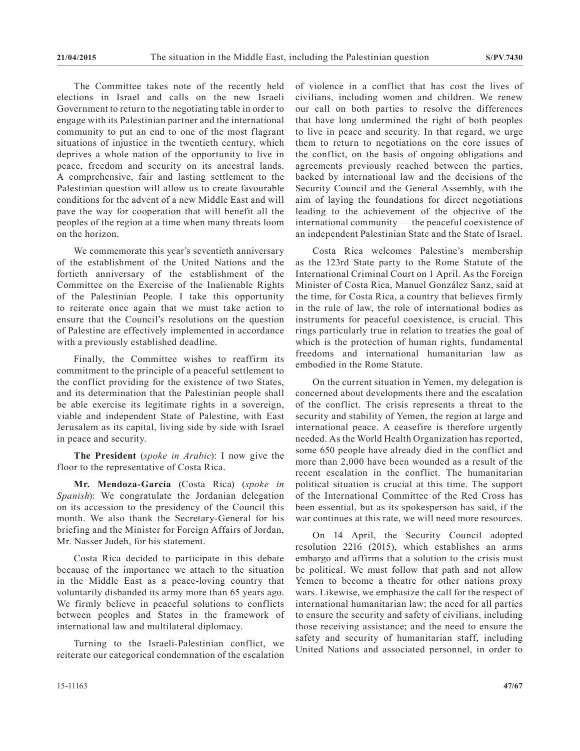The Committee takes note of the recently held elections in Israel and calls on the new Israeli Government to return to the negotiating table in order to engage with its Palestinian partner and the international community to put an end to one of the most flagrant situations of injustice in the twentieth century, which deprives a whole nation of the opportunity to live in peace, freedom and security on its ancestral lands. A comprehensive, fair and lasting settlement to the Palestinian question will allow us to create favourable conditions for the advent of a new Middle East and will pave the way for cooperation that will benefit all the peoples of the region at a time when many threats loom on the horizon.

We commemorate this year's seventieth anniversary of the establishment of the United Nations and the fortieth anniversary of the establishment of the Committee on the Exercise of the Inalienable Rights of the Palestinian People. I take this opportunity to reiterate once again that we must take action to ensure that the Council's resolutions on the question of Palestine are effectively implemented in accordance with a previously established deadline.

Finally, the Committee wishes to reaffirm its commitment to the principle of a peaceful settlement to the conflict providing for the existence of two States, and its determination that the Palestinian people shall be able exercise its legitimate rights in a sovereign, viable and independent State of Palestine, with East Jerusalem as its capital, living side by side with Israel in peace and security.

**The President** (*spoke in Arabic*): I now give the floor to the representative of Costa Rica.

**Mr. Mendoza-García** (Costa Rica) (*spoke in Spanish*): We congratulate the Jordanian delegation on its accession to the presidency of the Council this month. We also thank the Secretary-General for his briefing and the Minister for Foreign Affairs of Jordan, Mr. Nasser Judeh, for his statement.

Costa Rica decided to participate in this debate because of the importance we attach to the situation in the Middle East as a peace-loving country that voluntarily disbanded its army more than 65 years ago. We firmly believe in peaceful solutions to conflicts between peoples and States in the framework of international law and multilateral diplomacy.

Turning to the Israeli-Palestinian conflict, we reiterate our categorical condemnation of the escalation of violence in a conflict that has cost the lives of civilians, including women and children. We renew our call on both parties to resolve the differences that have long undermined the right of both peoples to live in peace and security. In that regard, we urge them to return to negotiations on the core issues of the conflict, on the basis of ongoing obligations and agreements previously reached between the parties, backed by international law and the decisions of the Security Council and the General Assembly, with the aim of laying the foundations for direct negotiations leading to the achievement of the objective of the international community — the peaceful coexistence of an independent Palestinian State and the State of Israel.

Costa Rica welcomes Palestine's membership as the 123rd State party to the Rome Statute of the International Criminal Court on 1 April. As the Foreign Minister of Costa Rica, Manuel González Sanz, said at the time, for Costa Rica, a country that believes firmly in the rule of law, the role of international bodies as instruments for peaceful coexistence, is crucial. This rings particularly true in relation to treaties the goal of which is the protection of human rights, fundamental freedoms and international humanitarian law as embodied in the Rome Statute.

On the current situation in Yemen, my delegation is concerned about developments there and the escalation of the conflict. The crisis represents a threat to the security and stability of Yemen, the region at large and international peace. A ceasefire is therefore urgently needed. As the World Health Organization has reported, some 650 people have already died in the conflict and more than 2,000 have been wounded as a result of the recent escalation in the conflict. The humanitarian political situation is crucial at this time. The support of the International Committee of the Red Cross has been essential, but as its spokesperson has said, if the war continues at this rate, we will need more resources.

On 14 April, the Security Council adopted resolution 2216 (2015), which establishes an arms embargo and affirms that a solution to the crisis must be political. We must follow that path and not allow Yemen to become a theatre for other nations proxy wars. Likewise, we emphasize the call for the respect of international humanitarian law; the need for all parties to ensure the security and safety of civilians, including those receiving assistance; and the need to ensure the safety and security of humanitarian staff, including United Nations and associated personnel, in order to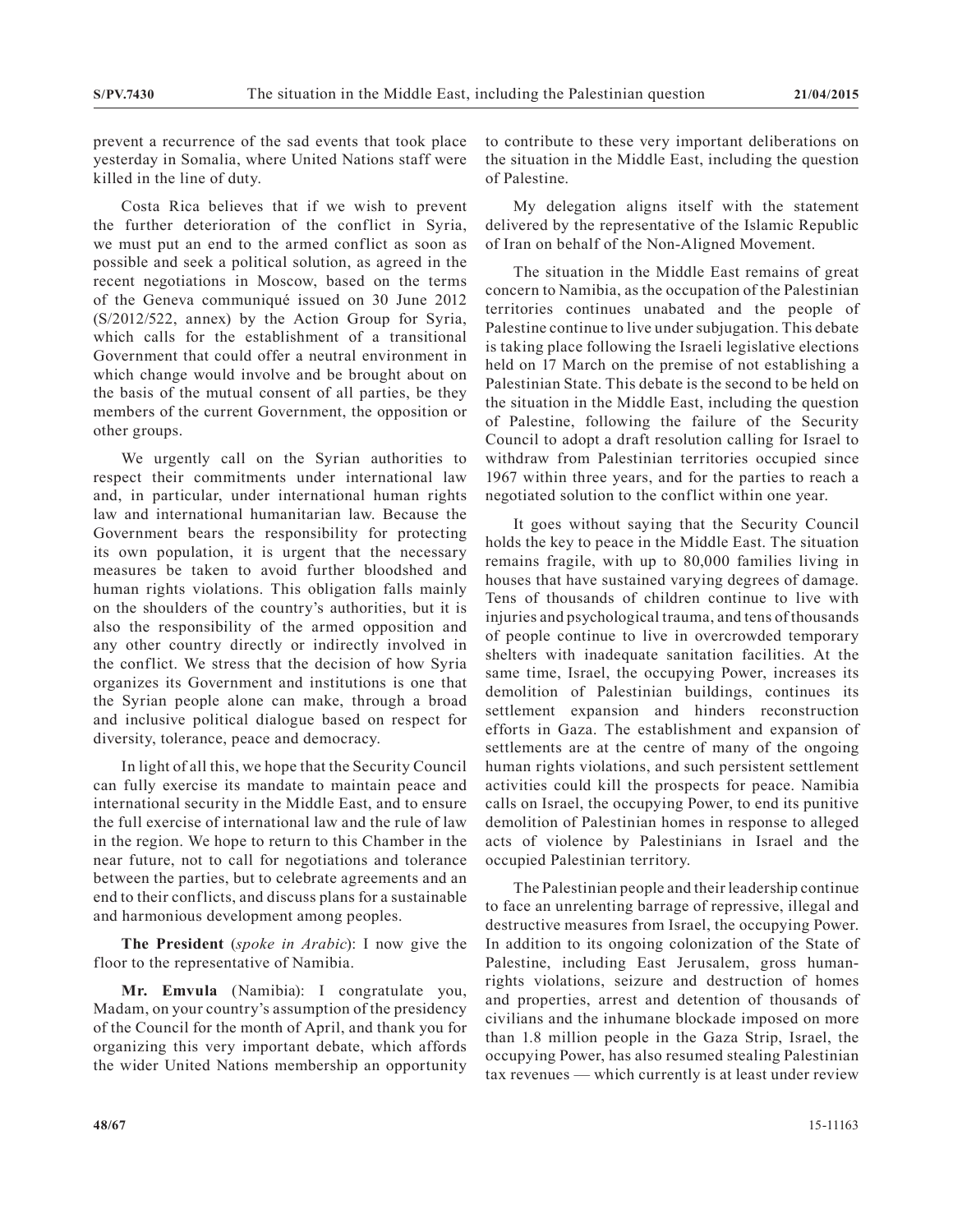prevent a recurrence of the sad events that took place yesterday in Somalia, where United Nations staff were killed in the line of duty.

Costa Rica believes that if we wish to prevent the further deterioration of the conflict in Syria, we must put an end to the armed conflict as soon as possible and seek a political solution, as agreed in the recent negotiations in Moscow, based on the terms of the Geneva communiqué issued on 30 June 2012 (S/2012/522, annex) by the Action Group for Syria, which calls for the establishment of a transitional Government that could offer a neutral environment in which change would involve and be brought about on the basis of the mutual consent of all parties, be they members of the current Government, the opposition or other groups.

We urgently call on the Syrian authorities to respect their commitments under international law and, in particular, under international human rights law and international humanitarian law. Because the Government bears the responsibility for protecting its own population, it is urgent that the necessary measures be taken to avoid further bloodshed and human rights violations. This obligation falls mainly on the shoulders of the country's authorities, but it is also the responsibility of the armed opposition and any other country directly or indirectly involved in the conflict. We stress that the decision of how Syria organizes its Government and institutions is one that the Syrian people alone can make, through a broad and inclusive political dialogue based on respect for diversity, tolerance, peace and democracy.

In light of all this, we hope that the Security Council can fully exercise its mandate to maintain peace and international security in the Middle East, and to ensure the full exercise of international law and the rule of law in the region. We hope to return to this Chamber in the near future, not to call for negotiations and tolerance between the parties, but to celebrate agreements and an end to their conflicts, and discuss plans for a sustainable and harmonious development among peoples.

**The President** (*spoke in Arabic*): I now give the floor to the representative of Namibia.

**Mr. Emvula** (Namibia): I congratulate you, Madam, on your country's assumption of the presidency of the Council for the month of April, and thank you for organizing this very important debate, which affords the wider United Nations membership an opportunity to contribute to these very important deliberations on the situation in the Middle East, including the question of Palestine.

My delegation aligns itself with the statement delivered by the representative of the Islamic Republic of Iran on behalf of the Non-Aligned Movement.

The situation in the Middle East remains of great concern to Namibia, as the occupation of the Palestinian territories continues unabated and the people of Palestine continue to live under subjugation. This debate is taking place following the Israeli legislative elections held on 17 March on the premise of not establishing a Palestinian State. This debate is the second to be held on the situation in the Middle East, including the question of Palestine, following the failure of the Security Council to adopt a draft resolution calling for Israel to withdraw from Palestinian territories occupied since 1967 within three years, and for the parties to reach a negotiated solution to the conflict within one year.

It goes without saying that the Security Council holds the key to peace in the Middle East. The situation remains fragile, with up to 80,000 families living in houses that have sustained varying degrees of damage. Tens of thousands of children continue to live with injuries and psychological trauma, and tens of thousands of people continue to live in overcrowded temporary shelters with inadequate sanitation facilities. At the same time, Israel, the occupying Power, increases its demolition of Palestinian buildings, continues its settlement expansion and hinders reconstruction efforts in Gaza. The establishment and expansion of settlements are at the centre of many of the ongoing human rights violations, and such persistent settlement activities could kill the prospects for peace. Namibia calls on Israel, the occupying Power, to end its punitive demolition of Palestinian homes in response to alleged acts of violence by Palestinians in Israel and the occupied Palestinian territory.

The Palestinian people and their leadership continue to face an unrelenting barrage of repressive, illegal and destructive measures from Israel, the occupying Power. In addition to its ongoing colonization of the State of Palestine, including East Jerusalem, gross human-rights violations, seizure and destruction of homes and properties, arrest and detention of thousands of civilians and the inhumane blockade imposed on more than 1.8 million people in the Gaza Strip, Israel, the occupying Power, has also resumed stealing Palestinian tax revenues — which currently is at least under review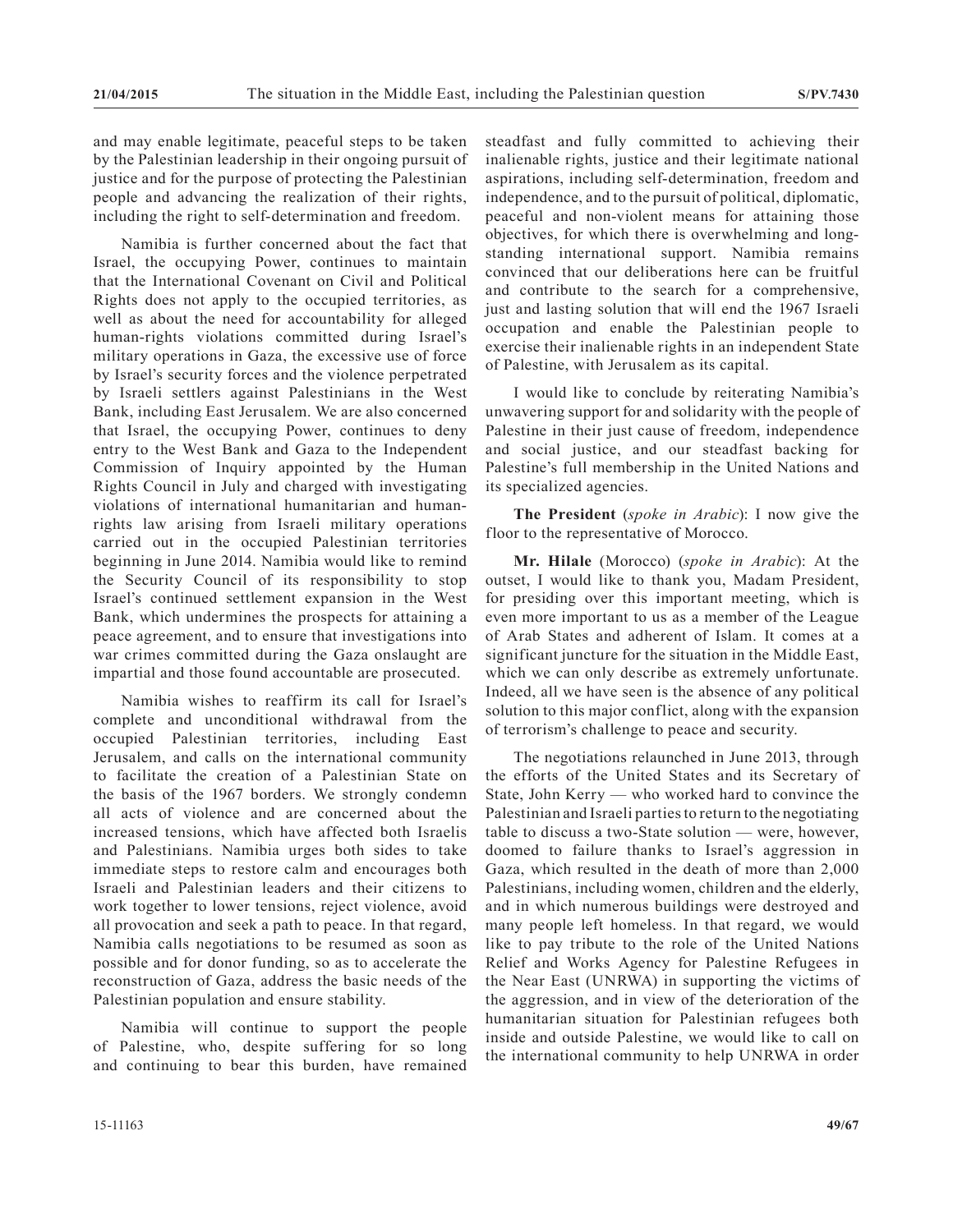and may enable legitimate, peaceful steps to be taken by the Palestinian leadership in their ongoing pursuit of justice and for the purpose of protecting the Palestinian people and advancing the realization of their rights, including the right to self-determination and freedom.

Namibia is further concerned about the fact that Israel, the occupying Power, continues to maintain that the International Covenant on Civil and Political Rights does not apply to the occupied territories, as well as about the need for accountability for alleged human-rights violations committed during Israel's military operations in Gaza, the excessive use of force by Israel's security forces and the violence perpetrated by Israeli settlers against Palestinians in the West Bank, including East Jerusalem. We are also concerned that Israel, the occupying Power, continues to deny entry to the West Bank and Gaza to the Independent Commission of Inquiry appointed by the Human Rights Council in July and charged with investigating violations of international humanitarian and human-rights law arising from Israeli military operations carried out in the occupied Palestinian territories beginning in June 2014. Namibia would like to remind the Security Council of its responsibility to stop Israel's continued settlement expansion in the West Bank, which undermines the prospects for attaining a peace agreement, and to ensure that investigations into war crimes committed during the Gaza onslaught are impartial and those found accountable are prosecuted.

Namibia wishes to reaffirm its call for Israel's complete and unconditional withdrawal from the occupied Palestinian territories, including East Jerusalem, and calls on the international community to facilitate the creation of a Palestinian State on the basis of the 1967 borders. We strongly condemn all acts of violence and are concerned about the increased tensions, which have affected both Israelis and Palestinians. Namibia urges both sides to take immediate steps to restore calm and encourages both Israeli and Palestinian leaders and their citizens to work together to lower tensions, reject violence, avoid all provocation and seek a path to peace. In that regard, Namibia calls negotiations to be resumed as soon as possible and for donor funding, so as to accelerate the reconstruction of Gaza, address the basic needs of the Palestinian population and ensure stability.

Namibia will continue to support the people of Palestine, who, despite suffering for so long and continuing to bear this burden, have remained steadfast and fully committed to achieving their inalienable rights, justice and their legitimate national aspirations, including self-determination, freedom and independence, and to the pursuit of political, diplomatic, peaceful and non-violent means for attaining those objectives, for which there is overwhelming and long-standing international support. Namibia remains convinced that our deliberations here can be fruitful and contribute to the search for a comprehensive, just and lasting solution that will end the 1967 Israeli occupation and enable the Palestinian people to exercise their inalienable rights in an independent State of Palestine, with Jerusalem as its capital.

I would like to conclude by reiterating Namibia's unwavering support for and solidarity with the people of Palestine in their just cause of freedom, independence and social justice, and our steadfast backing for Palestine's full membership in the United Nations and its specialized agencies.

**The President** (*spoke in Arabic*): I now give the floor to the representative of Morocco.

**Mr. Hilale** (Morocco) (*spoke in Arabic*): At the outset, I would like to thank you, Madam President, for presiding over this important meeting, which is even more important to us as a member of the League of Arab States and adherent of Islam. It comes at a significant juncture for the situation in the Middle East, which we can only describe as extremely unfortunate. Indeed, all we have seen is the absence of any political solution to this major conflict, along with the expansion of terrorism's challenge to peace and security.

The negotiations relaunched in June 2013, through the efforts of the United States and its Secretary of State, John Kerry — who worked hard to convince the Palestinian and Israeli parties to return to the negotiating table to discuss a two-State solution — were, however, doomed to failure thanks to Israel's aggression in Gaza, which resulted in the death of more than 2,000 Palestinians, including women, children and the elderly, and in which numerous buildings were destroyed and many people left homeless. In that regard, we would like to pay tribute to the role of the United Nations Relief and Works Agency for Palestine Refugees in the Near East (UNRWA) in supporting the victims of the aggression, and in view of the deterioration of the humanitarian situation for Palestinian refugees both inside and outside Palestine, we would like to call on the international community to help UNRWA in order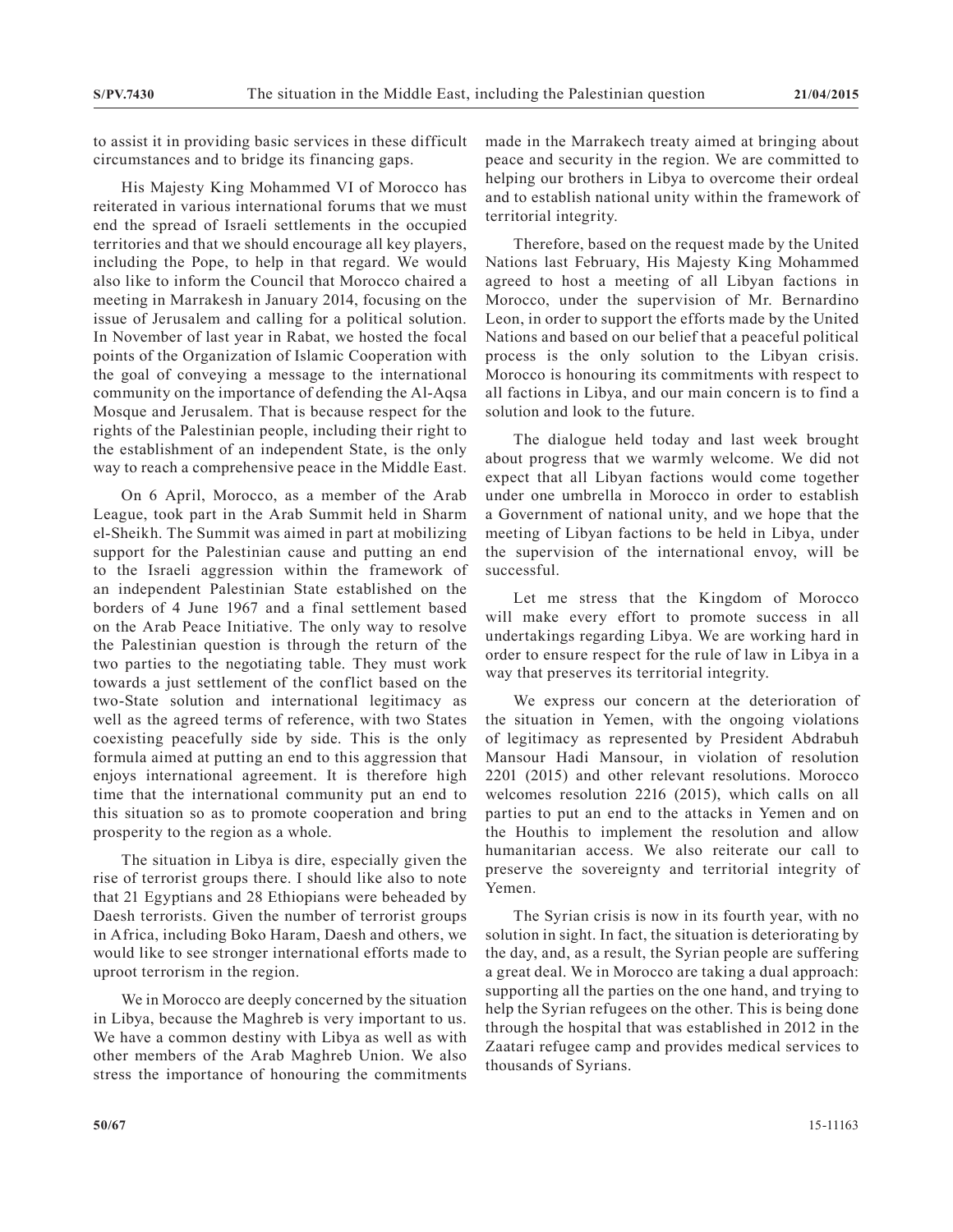to assist it in providing basic services in these difficult circumstances and to bridge its financing gaps.

His Majesty King Mohammed VI of Morocco has reiterated in various international forums that we must end the spread of Israeli settlements in the occupied territories and that we should encourage all key players, including the Pope, to help in that regard. We would also like to inform the Council that Morocco chaired a meeting in Marrakesh in January 2014, focusing on the issue of Jerusalem and calling for a political solution. In November of last year in Rabat, we hosted the focal points of the Organization of Islamic Cooperation with the goal of conveying a message to the international community on the importance of defending the Al-Aqsa Mosque and Jerusalem. That is because respect for the rights of the Palestinian people, including their right to the establishment of an independent State, is the only way to reach a comprehensive peace in the Middle East.

On 6 April, Morocco, as a member of the Arab League, took part in the Arab Summit held in Sharm el-Sheikh. The Summit was aimed in part at mobilizing support for the Palestinian cause and putting an end to the Israeli aggression within the framework of an independent Palestinian State established on the borders of 4 June 1967 and a final settlement based on the Arab Peace Initiative. The only way to resolve the Palestinian question is through the return of the two parties to the negotiating table. They must work towards a just settlement of the conflict based on the two-State solution and international legitimacy as well as the agreed terms of reference, with two States coexisting peacefully side by side. This is the only formula aimed at putting an end to this aggression that enjoys international agreement. It is therefore high time that the international community put an end to this situation so as to promote cooperation and bring prosperity to the region as a whole.

The situation in Libya is dire, especially given the rise of terrorist groups there. I should like also to note that 21 Egyptians and 28 Ethiopians were beheaded by Daesh terrorists. Given the number of terrorist groups in Africa, including Boko Haram, Daesh and others, we would like to see stronger international efforts made to uproot terrorism in the region.

We in Morocco are deeply concerned by the situation in Libya, because the Maghreb is very important to us. We have a common destiny with Libya as well as with other members of the Arab Maghreb Union. We also stress the importance of honouring the commitments made in the Marrakech treaty aimed at bringing about peace and security in the region. We are committed to helping our brothers in Libya to overcome their ordeal and to establish national unity within the framework of territorial integrity.

Therefore, based on the request made by the United Nations last February, His Majesty King Mohammed agreed to host a meeting of all Libyan factions in Morocco, under the supervision of Mr. Bernardino Leon, in order to support the efforts made by the United Nations and based on our belief that a peaceful political process is the only solution to the Libyan crisis. Morocco is honouring its commitments with respect to all factions in Libya, and our main concern is to find a solution and look to the future.

The dialogue held today and last week brought about progress that we warmly welcome. We did not expect that all Libyan factions would come together under one umbrella in Morocco in order to establish a Government of national unity, and we hope that the meeting of Libyan factions to be held in Libya, under the supervision of the international envoy, will be successful.

Let me stress that the Kingdom of Morocco will make every effort to promote success in all undertakings regarding Libya. We are working hard in order to ensure respect for the rule of law in Libya in a way that preserves its territorial integrity.

We express our concern at the deterioration of the situation in Yemen, with the ongoing violations of legitimacy as represented by President Abdrabuh Mansour Hadi Mansour, in violation of resolution 2201 (2015) and other relevant resolutions. Morocco welcomes resolution 2216 (2015), which calls on all parties to put an end to the attacks in Yemen and on the Houthis to implement the resolution and allow humanitarian access. We also reiterate our call to preserve the sovereignty and territorial integrity of Yemen.

The Syrian crisis is now in its fourth year, with no solution in sight. In fact, the situation is deteriorating by the day, and, as a result, the Syrian people are suffering a great deal. We in Morocco are taking a dual approach: supporting all the parties on the one hand, and trying to help the Syrian refugees on the other. This is being done through the hospital that was established in 2012 in the Zaatari refugee camp and provides medical services to thousands of Syrians.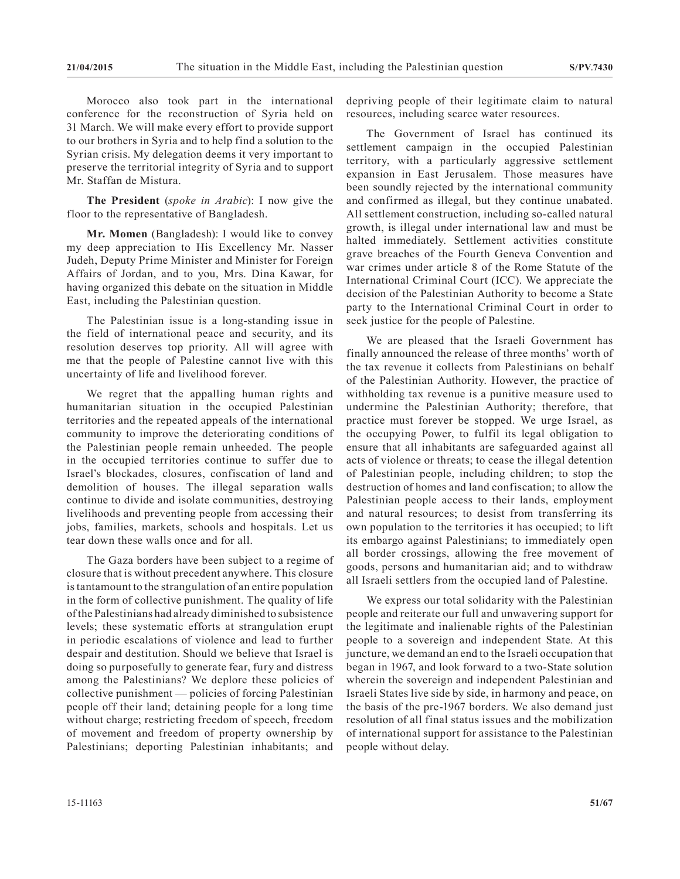Morocco also took part in the international conference for the reconstruction of Syria held on 31 March. We will make every effort to provide support to our brothers in Syria and to help find a solution to the Syrian crisis. My delegation deems it very important to preserve the territorial integrity of Syria and to support Mr. Staffan de Mistura.

**The President** (*spoke in Arabic*): I now give the floor to the representative of Bangladesh.

**Mr. Momen** (Bangladesh): I would like to convey my deep appreciation to His Excellency Mr. Nasser Judeh, Deputy Prime Minister and Minister for Foreign Affairs of Jordan, and to you, Mrs. Dina Kawar, for having organized this debate on the situation in Middle East, including the Palestinian question.

The Palestinian issue is a long-standing issue in the field of international peace and security, and its resolution deserves top priority. All will agree with me that the people of Palestine cannot live with this uncertainty of life and livelihood forever.

We regret that the appalling human rights and humanitarian situation in the occupied Palestinian territories and the repeated appeals of the international community to improve the deteriorating conditions of the Palestinian people remain unheeded. The people in the occupied territories continue to suffer due to Israel's blockades, closures, confiscation of land and demolition of houses. The illegal separation walls continue to divide and isolate communities, destroying livelihoods and preventing people from accessing their jobs, families, markets, schools and hospitals. Let us tear down these walls once and for all.

The Gaza borders have been subject to a regime of closure that is without precedent anywhere. This closure is tantamount to the strangulation of an entire population in the form of collective punishment. The quality of life of the Palestinians had already diminished to subsistence levels; these systematic efforts at strangulation erupt in periodic escalations of violence and lead to further despair and destitution. Should we believe that Israel is doing so purposefully to generate fear, fury and distress among the Palestinians? We deplore these policies of collective punishment — policies of forcing Palestinian people off their land; detaining people for a long time without charge; restricting freedom of speech, freedom of movement and freedom of property ownership by Palestinians; deporting Palestinian inhabitants; and depriving people of their legitimate claim to natural resources, including scarce water resources.

The Government of Israel has continued its settlement campaign in the occupied Palestinian territory, with a particularly aggressive settlement expansion in East Jerusalem. Those measures have been soundly rejected by the international community and confirmed as illegal, but they continue unabated. All settlement construction, including so-called natural growth, is illegal under international law and must be halted immediately. Settlement activities constitute grave breaches of the Fourth Geneva Convention and war crimes under article 8 of the Rome Statute of the International Criminal Court (ICC). We appreciate the decision of the Palestinian Authority to become a State party to the International Criminal Court in order to seek justice for the people of Palestine.

We are pleased that the Israeli Government has finally announced the release of three months' worth of the tax revenue it collects from Palestinians on behalf of the Palestinian Authority. However, the practice of withholding tax revenue is a punitive measure used to undermine the Palestinian Authority; therefore, that practice must forever be stopped. We urge Israel, as the occupying Power, to fulfil its legal obligation to ensure that all inhabitants are safeguarded against all acts of violence or threats; to cease the illegal detention of Palestinian people, including children; to stop the destruction of homes and land confiscation; to allow the Palestinian people access to their lands, employment and natural resources; to desist from transferring its own population to the territories it has occupied; to lift its embargo against Palestinians; to immediately open all border crossings, allowing the free movement of goods, persons and humanitarian aid; and to withdraw all Israeli settlers from the occupied land of Palestine.

We express our total solidarity with the Palestinian people and reiterate our full and unwavering support for the legitimate and inalienable rights of the Palestinian people to a sovereign and independent State. At this juncture, we demand an end to the Israeli occupation that began in 1967, and look forward to a two-State solution wherein the sovereign and independent Palestinian and Israeli States live side by side, in harmony and peace, on the basis of the pre-1967 borders. We also demand just resolution of all final status issues and the mobilization of international support for assistance to the Palestinian people without delay.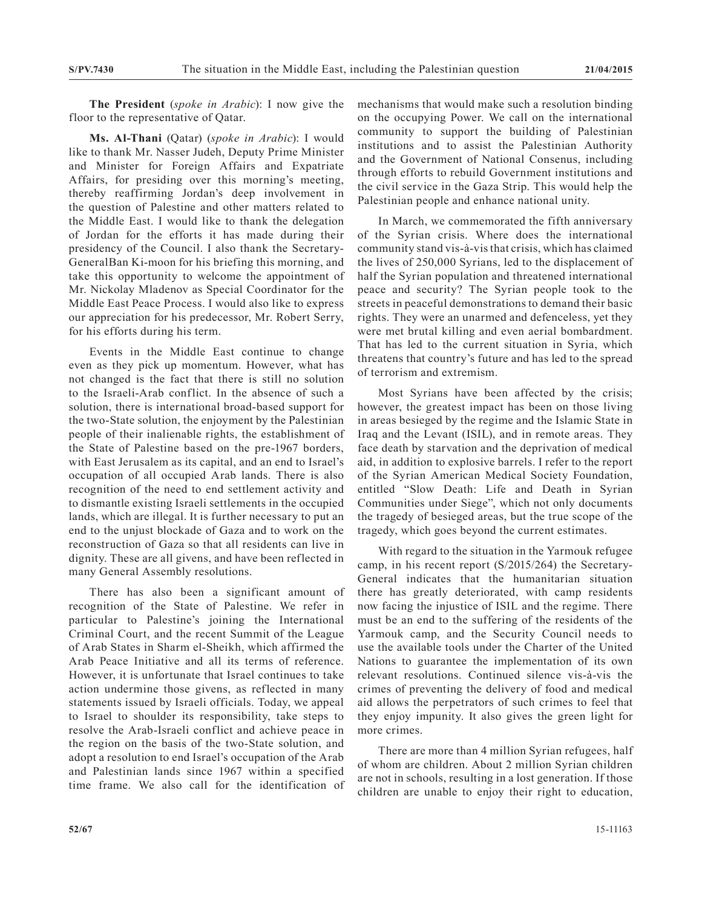**The President** (*spoke in Arabic*): I now give the floor to the representative of Qatar.

**Ms. Al-Thani** (Qatar) (*spoke in Arabic*): I would like to thank Mr. Nasser Judeh, Deputy Prime Minister and Minister for Foreign Affairs and Expatriate Affairs, for presiding over this morning's meeting, thereby reaffirming Jordan's deep involvement in the question of Palestine and other matters related to the Middle East. I would like to thank the delegation of Jordan for the efforts it has made during their presidency of the Council. I also thank the Secretary-GeneralBan Ki-moon for his briefing this morning, and take this opportunity to welcome the appointment of Mr. Nickolay Mladenov as Special Coordinator for the Middle East Peace Process. I would also like to express our appreciation for his predecessor, Mr. Robert Serry, for his efforts during his term.

Events in the Middle East continue to change even as they pick up momentum. However, what has not changed is the fact that there is still no solution to the Israeli-Arab conflict. In the absence of such a solution, there is international broad-based support for the two-State solution, the enjoyment by the Palestinian people of their inalienable rights, the establishment of the State of Palestine based on the pre-1967 borders, with East Jerusalem as its capital, and an end to Israel's occupation of all occupied Arab lands. There is also recognition of the need to end settlement activity and to dismantle existing Israeli settlements in the occupied lands, which are illegal. It is further necessary to put an end to the unjust blockade of Gaza and to work on the reconstruction of Gaza so that all residents can live in dignity. These are all givens, and have been reflected in many General Assembly resolutions.

There has also been a significant amount of recognition of the State of Palestine. We refer in particular to Palestine's joining the International Criminal Court, and the recent Summit of the League of Arab States in Sharm el-Sheikh, which affirmed the Arab Peace Initiative and all its terms of reference. However, it is unfortunate that Israel continues to take action undermine those givens, as reflected in many statements issued by Israeli officials. Today, we appeal to Israel to shoulder its responsibility, take steps to resolve the Arab-Israeli conflict and achieve peace in the region on the basis of the two-State solution, and adopt a resolution to end Israel's occupation of the Arab and Palestinian lands since 1967 within a specified time frame. We also call for the identification of mechanisms that would make such a resolution binding on the occupying Power. We call on the international community to support the building of Palestinian institutions and to assist the Palestinian Authority and the Government of National Consenus, including through efforts to rebuild Government institutions and the civil service in the Gaza Strip. This would help the Palestinian people and enhance national unity.

In March, we commemorated the fifth anniversary of the Syrian crisis. Where does the international community stand vis-à-vis that crisis, which has claimed the lives of 250,000 Syrians, led to the displacement of half the Syrian population and threatened international peace and security? The Syrian people took to the streets in peaceful demonstrations to demand their basic rights. They were an unarmed and defenceless, yet they were met brutal killing and even aerial bombardment. That has led to the current situation in Syria, which threatens that country's future and has led to the spread of terrorism and extremism.

Most Syrians have been affected by the crisis; however, the greatest impact has been on those living in areas besieged by the regime and the Islamic State in Iraq and the Levant (ISIL), and in remote areas. They face death by starvation and the deprivation of medical aid, in addition to explosive barrels. I refer to the report of the Syrian American Medical Society Foundation, entitled "Slow Death: Life and Death in Syrian Communities under Siege", which not only documents the tragedy of besieged areas, but the true scope of the tragedy, which goes beyond the current estimates.

With regard to the situation in the Yarmouk refugee camp, in his recent report (S/2015/264) the Secretary-General indicates that the humanitarian situation there has greatly deteriorated, with camp residents now facing the injustice of ISIL and the regime. There must be an end to the suffering of the residents of the Yarmouk camp, and the Security Council needs to use the available tools under the Charter of the United Nations to guarantee the implementation of its own relevant resolutions. Continued silence vis-à-vis the crimes of preventing the delivery of food and medical aid allows the perpetrators of such crimes to feel that they enjoy impunity. It also gives the green light for more crimes.

There are more than 4 million Syrian refugees, half of whom are children. About 2 million Syrian children are not in schools, resulting in a lost generation. If those children are unable to enjoy their right to education,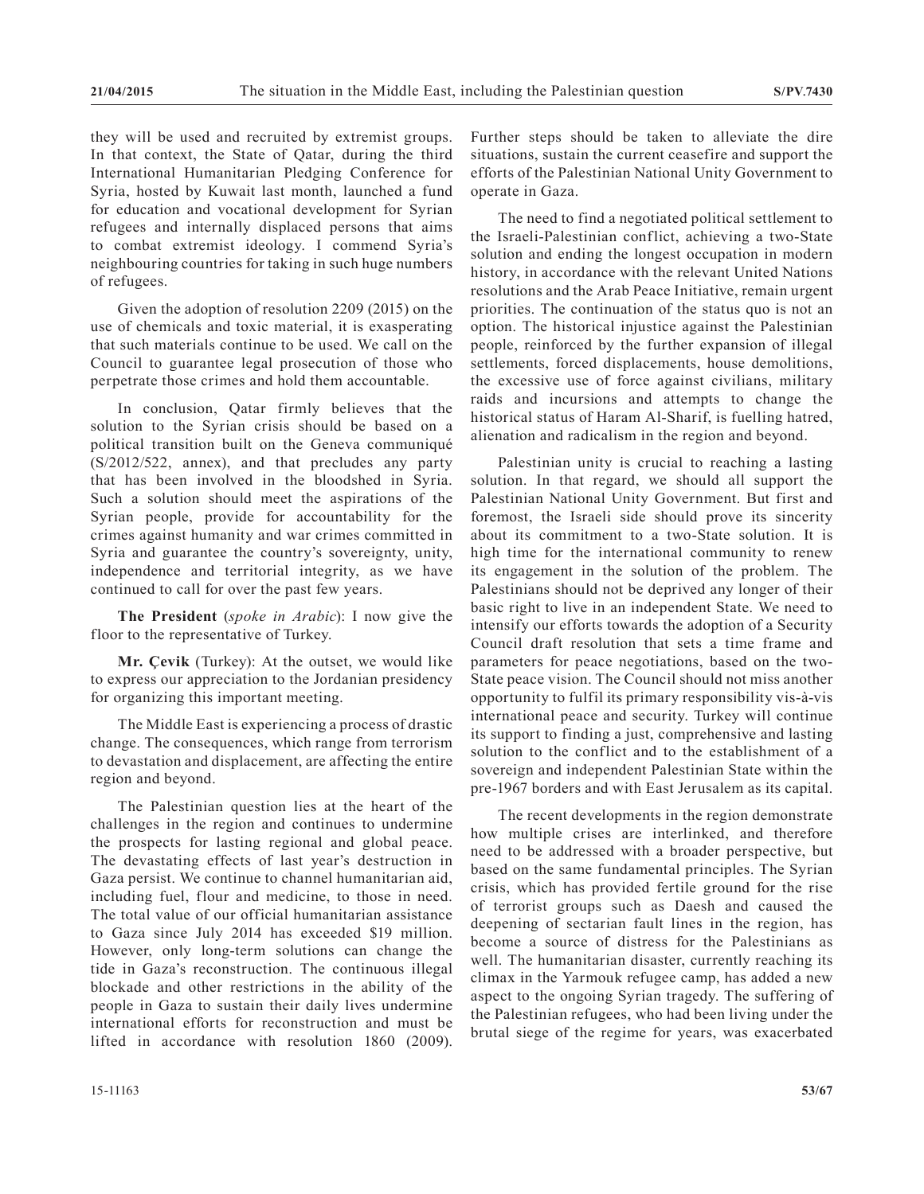they will be used and recruited by extremist groups. In that context, the State of Qatar, during the third International Humanitarian Pledging Conference for Syria, hosted by Kuwait last month, launched a fund for education and vocational development for Syrian refugees and internally displaced persons that aims to combat extremist ideology. I commend Syria's neighbouring countries for taking in such huge numbers of refugees.

Given the adoption of resolution 2209 (2015) on the use of chemicals and toxic material, it is exasperating that such materials continue to be used. We call on the Council to guarantee legal prosecution of those who perpetrate those crimes and hold them accountable.

In conclusion, Qatar firmly believes that the solution to the Syrian crisis should be based on a political transition built on the Geneva communiqué (S/2012/522, annex), and that precludes any party that has been involved in the bloodshed in Syria. Such a solution should meet the aspirations of the Syrian people, provide for accountability for the crimes against humanity and war crimes committed in Syria and guarantee the country's sovereignty, unity, independence and territorial integrity, as we have continued to call for over the past few years.

**The President** (*spoke in Arabic*): I now give the floor to the representative of Turkey.

**Mr. Çevik** (Turkey): At the outset, we would like to express our appreciation to the Jordanian presidency for organizing this important meeting.

The Middle East is experiencing a process of drastic change. The consequences, which range from terrorism to devastation and displacement, are affecting the entire region and beyond.

The Palestinian question lies at the heart of the challenges in the region and continues to undermine the prospects for lasting regional and global peace. The devastating effects of last year's destruction in Gaza persist. We continue to channel humanitarian aid, including fuel, flour and medicine, to those in need. The total value of our official humanitarian assistance to Gaza since July 2014 has exceeded $19 million. However, only long-term solutions can change the tide in Gaza's reconstruction. The continuous illegal blockade and other restrictions in the ability of the people in Gaza to sustain their daily lives undermine international efforts for reconstruction and must be lifted in accordance with resolution 1860 (2009). Further steps should be taken to alleviate the dire situations, sustain the current ceasefire and support the efforts of the Palestinian National Unity Government to operate in Gaza.

The need to find a negotiated political settlement to the Israeli-Palestinian conflict, achieving a two-State solution and ending the longest occupation in modern history, in accordance with the relevant United Nations resolutions and the Arab Peace Initiative, remain urgent priorities. The continuation of the status quo is not an option. The historical injustice against the Palestinian people, reinforced by the further expansion of illegal settlements, forced displacements, house demolitions, the excessive use of force against civilians, military raids and incursions and attempts to change the historical status of Haram Al-Sharif, is fuelling hatred, alienation and radicalism in the region and beyond.

Palestinian unity is crucial to reaching a lasting solution. In that regard, we should all support the Palestinian National Unity Government. But first and foremost, the Israeli side should prove its sincerity about its commitment to a two-State solution. It is high time for the international community to renew its engagement in the solution of the problem. The Palestinians should not be deprived any longer of their basic right to live in an independent State. We need to intensify our efforts towards the adoption of a Security Council draft resolution that sets a time frame and parameters for peace negotiations, based on the two-State peace vision. The Council should not miss another opportunity to fulfil its primary responsibility vis-à-vis international peace and security. Turkey will continue its support to finding a just, comprehensive and lasting solution to the conflict and to the establishment of a sovereign and independent Palestinian State within the pre-1967 borders and with East Jerusalem as its capital.

The recent developments in the region demonstrate how multiple crises are interlinked, and therefore need to be addressed with a broader perspective, but based on the same fundamental principles. The Syrian crisis, which has provided fertile ground for the rise of terrorist groups such as Daesh and caused the deepening of sectarian fault lines in the region, has become a source of distress for the Palestinians as well. The humanitarian disaster, currently reaching its climax in the Yarmouk refugee camp, has added a new aspect to the ongoing Syrian tragedy. The suffering of the Palestinian refugees, who had been living under the brutal siege of the regime for years, was exacerbated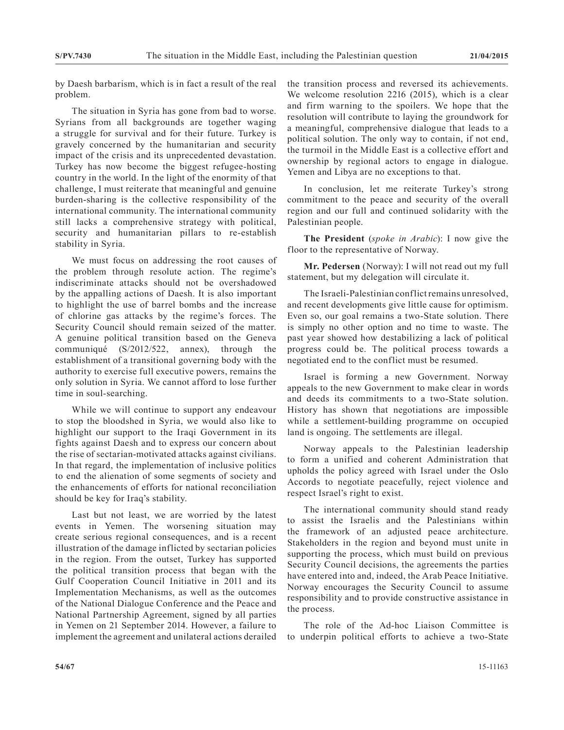by Daesh barbarism, which is in fact a result of the real problem.

The situation in Syria has gone from bad to worse. Syrians from all backgrounds are together waging a struggle for survival and for their future. Turkey is gravely concerned by the humanitarian and security impact of the crisis and its unprecedented devastation. Turkey has now become the biggest refugee-hosting country in the world. In the light of the enormity of that challenge, I must reiterate that meaningful and genuine burden-sharing is the collective responsibility of the international community. The international community still lacks a comprehensive strategy with political, security and humanitarian pillars to re-establish stability in Syria.

We must focus on addressing the root causes of the problem through resolute action. The regime's indiscriminate attacks should not be overshadowed by the appalling actions of Daesh. It is also important to highlight the use of barrel bombs and the increase of chlorine gas attacks by the regime's forces. The Security Council should remain seized of the matter. A genuine political transition based on the Geneva communiqué (S/2012/522, annex), through the establishment of a transitional governing body with the authority to exercise full executive powers, remains the only solution in Syria. We cannot afford to lose further time in soul-searching.

While we will continue to support any endeavour to stop the bloodshed in Syria, we would also like to highlight our support to the Iraqi Government in its fights against Daesh and to express our concern about the rise of sectarian-motivated attacks against civilians. In that regard, the implementation of inclusive politics to end the alienation of some segments of society and the enhancements of efforts for national reconciliation should be key for Iraq's stability.

Last but not least, we are worried by the latest events in Yemen. The worsening situation may create serious regional consequences, and is a recent illustration of the damage inflicted by sectarian policies in the region. From the outset, Turkey has supported the political transition process that began with the Gulf Cooperation Council Initiative in 2011 and its Implementation Mechanisms, as well as the outcomes of the National Dialogue Conference and the Peace and National Partnership Agreement, signed by all parties in Yemen on 21 September 2014. However, a failure to implement the agreement and unilateral actions derailed the transition process and reversed its achievements. We welcome resolution 2216 (2015), which is a clear and firm warning to the spoilers. We hope that the resolution will contribute to laying the groundwork for a meaningful, comprehensive dialogue that leads to a political solution. The only way to contain, if not end, the turmoil in the Middle East is a collective effort and ownership by regional actors to engage in dialogue. Yemen and Libya are no exceptions to that.

In conclusion, let me reiterate Turkey's strong commitment to the peace and security of the overall region and our full and continued solidarity with the Palestinian people.

**The President** (*spoke in Arabic*): I now give the floor to the representative of Norway.

**Mr. Pedersen** (Norway): I will not read out my full statement, but my delegation will circulate it.

The Israeli-Palestinian conflict remains unresolved, and recent developments give little cause for optimism. Even so, our goal remains a two-State solution. There is simply no other option and no time to waste. The past year showed how destabilizing a lack of political progress could be. The political process towards a negotiated end to the conflict must be resumed.

Israel is forming a new Government. Norway appeals to the new Government to make clear in words and deeds its commitments to a two-State solution. History has shown that negotiations are impossible while a settlement-building programme on occupied land is ongoing. The settlements are illegal.

Norway appeals to the Palestinian leadership to form a unified and coherent Administration that upholds the policy agreed with Israel under the Oslo Accords to negotiate peacefully, reject violence and respect Israel's right to exist.

The international community should stand ready to assist the Israelis and the Palestinians within the framework of an adjusted peace architecture. Stakeholders in the region and beyond must unite in supporting the process, which must build on previous Security Council decisions, the agreements the parties have entered into and, indeed, the Arab Peace Initiative. Norway encourages the Security Council to assume responsibility and to provide constructive assistance in the process.

The role of the Ad-hoc Liaison Committee is to underpin political efforts to achieve a two-State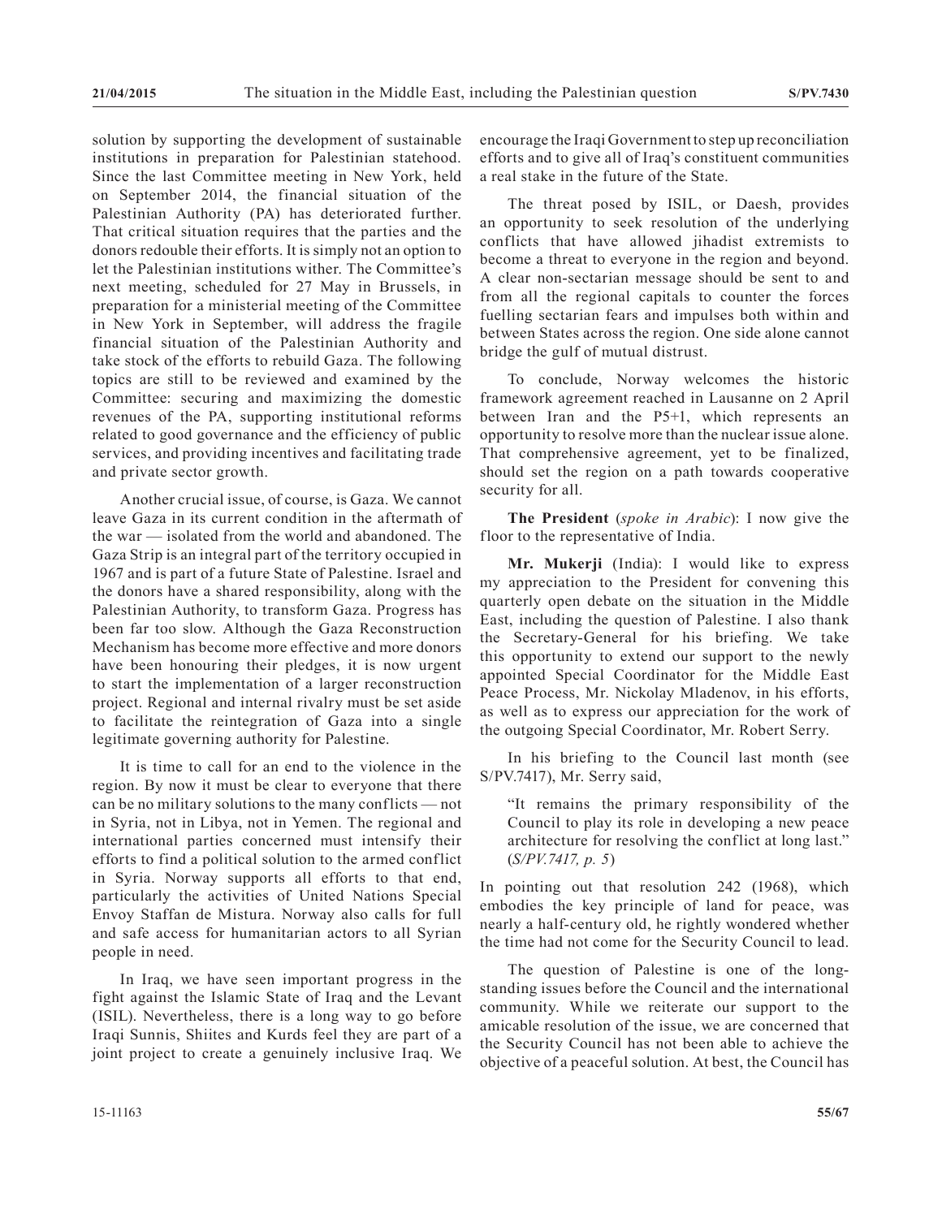solution by supporting the development of sustainable institutions in preparation for Palestinian statehood. Since the last Committee meeting in New York, held on September 2014, the financial situation of the Palestinian Authority (PA) has deteriorated further. That critical situation requires that the parties and the donors redouble their efforts. It is simply not an option to let the Palestinian institutions wither. The Committee's next meeting, scheduled for 27 May in Brussels, in preparation for a ministerial meeting of the Committee in New York in September, will address the fragile financial situation of the Palestinian Authority and take stock of the efforts to rebuild Gaza. The following topics are still to be reviewed and examined by the Committee: securing and maximizing the domestic revenues of the PA, supporting institutional reforms related to good governance and the efficiency of public services, and providing incentives and facilitating trade and private sector growth.

Another crucial issue, of course, is Gaza. We cannot leave Gaza in its current condition in the aftermath of the war — isolated from the world and abandoned. The Gaza Strip is an integral part of the territory occupied in 1967 and is part of a future State of Palestine. Israel and the donors have a shared responsibility, along with the Palestinian Authority, to transform Gaza. Progress has been far too slow. Although the Gaza Reconstruction Mechanism has become more effective and more donors have been honouring their pledges, it is now urgent to start the implementation of a larger reconstruction project. Regional and internal rivalry must be set aside to facilitate the reintegration of Gaza into a single legitimate governing authority for Palestine.

It is time to call for an end to the violence in the region. By now it must be clear to everyone that there can be no military solutions to the many conflicts — not in Syria, not in Libya, not in Yemen. The regional and international parties concerned must intensify their efforts to find a political solution to the armed conflict in Syria. Norway supports all efforts to that end, particularly the activities of United Nations Special Envoy Staffan de Mistura. Norway also calls for full and safe access for humanitarian actors to all Syrian people in need.

In Iraq, we have seen important progress in the fight against the Islamic State of Iraq and the Levant (ISIL). Nevertheless, there is a long way to go before Iraqi Sunnis, Shiites and Kurds feel they are part of a joint project to create a genuinely inclusive Iraq. We encourage the Iraqi Government to step up reconciliation efforts and to give all of Iraq's constituent communities a real stake in the future of the State.

The threat posed by ISIL, or Daesh, provides an opportunity to seek resolution of the underlying conflicts that have allowed jihadist extremists to become a threat to everyone in the region and beyond. A clear non-sectarian message should be sent to and from all the regional capitals to counter the forces fuelling sectarian fears and impulses both within and between States across the region. One side alone cannot bridge the gulf of mutual distrust.

To conclude, Norway welcomes the historic framework agreement reached in Lausanne on 2 April between Iran and the P5+1, which represents an opportunity to resolve more than the nuclear issue alone. That comprehensive agreement, yet to be finalized, should set the region on a path towards cooperative security for all.

**The President** (*spoke in Arabic*): I now give the floor to the representative of India.

**Mr. Mukerji** (India): I would like to express my appreciation to the President for convening this quarterly open debate on the situation in the Middle East, including the question of Palestine. I also thank the Secretary-General for his briefing. We take this opportunity to extend our support to the newly appointed Special Coordinator for the Middle East Peace Process, Mr. Nickolay Mladenov, in his efforts, as well as to express our appreciation for the work of the outgoing Special Coordinator, Mr. Robert Serry.

In his briefing to the Council last month (see S/PV.7417), Mr. Serry said,

> "It remains the primary responsibility of the Council to play its role in developing a new peace architecture for resolving the conflict at long last." (*S/PV.7417, p. 5*)

In pointing out that resolution 242 (1968), which embodies the key principle of land for peace, was nearly a half-century old, he rightly wondered whether the time had not come for the Security Council to lead.

The question of Palestine is one of the long-standing issues before the Council and the international community. While we reiterate our support to the amicable resolution of the issue, we are concerned that the Security Council has not been able to achieve the objective of a peaceful solution. At best, the Council has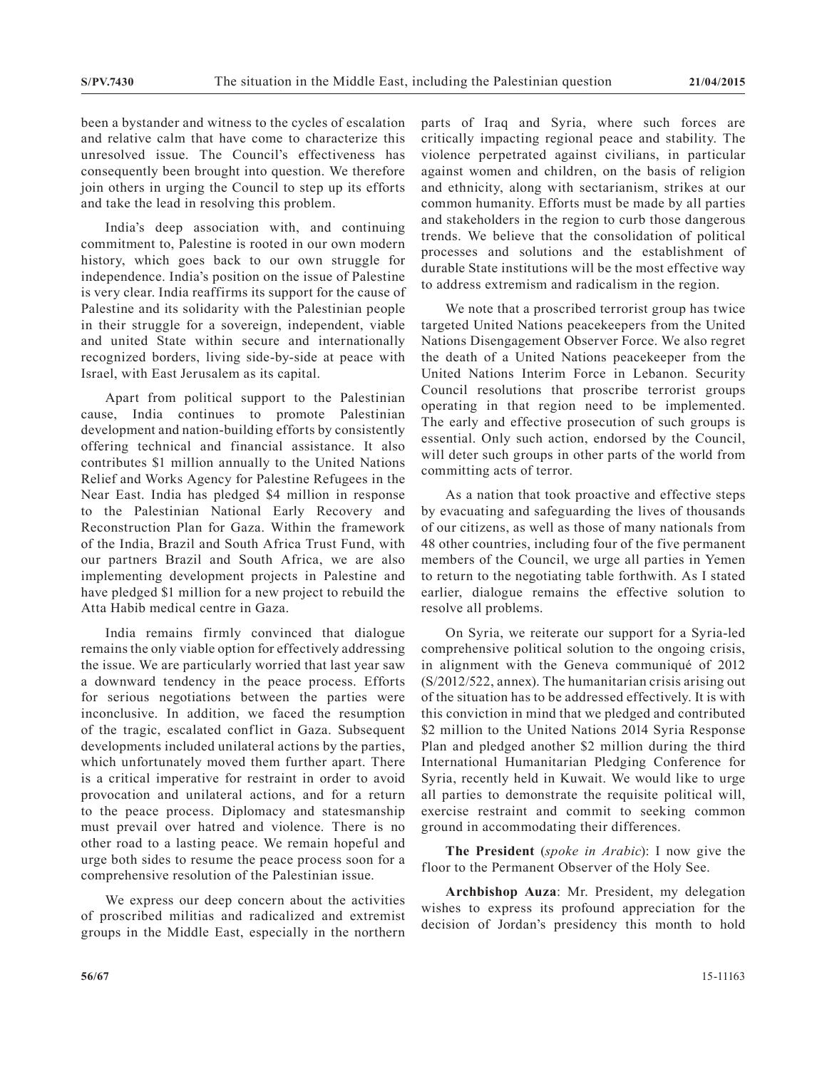been a bystander and witness to the cycles of escalation and relative calm that have come to characterize this unresolved issue. The Council's effectiveness has consequently been brought into question. We therefore join others in urging the Council to step up its efforts and take the lead in resolving this problem.

India's deep association with, and continuing commitment to, Palestine is rooted in our own modern history, which goes back to our own struggle for independence. India's position on the issue of Palestine is very clear. India reaffirms its support for the cause of Palestine and its solidarity with the Palestinian people in their struggle for a sovereign, independent, viable and united State within secure and internationally recognized borders, living side-by-side at peace with Israel, with East Jerusalem as its capital.

Apart from political support to the Palestinian cause, India continues to promote Palestinian development and nation-building efforts by consistently offering technical and financial assistance. It also contributes $1 million annually to the United Nations Relief and Works Agency for Palestine Refugees in the Near East. India has pledged $4 million in response to the Palestinian National Early Recovery and Reconstruction Plan for Gaza. Within the framework of the India, Brazil and South Africa Trust Fund, with our partners Brazil and South Africa, we are also implementing development projects in Palestine and have pledged $1 million for a new project to rebuild the Atta Habib medical centre in Gaza.

India remains firmly convinced that dialogue remains the only viable option for effectively addressing the issue. We are particularly worried that last year saw a downward tendency in the peace process. Efforts for serious negotiations between the parties were inconclusive. In addition, we faced the resumption of the tragic, escalated conflict in Gaza. Subsequent developments included unilateral actions by the parties, which unfortunately moved them further apart. There is a critical imperative for restraint in order to avoid provocation and unilateral actions, and for a return to the peace process. Diplomacy and statesmanship must prevail over hatred and violence. There is no other road to a lasting peace. We remain hopeful and urge both sides to resume the peace process soon for a comprehensive resolution of the Palestinian issue.

We express our deep concern about the activities of proscribed militias and radicalized and extremist groups in the Middle East, especially in the northern parts of Iraq and Syria, where such forces are critically impacting regional peace and stability. The violence perpetrated against civilians, in particular against women and children, on the basis of religion and ethnicity, along with sectarianism, strikes at our common humanity. Efforts must be made by all parties and stakeholders in the region to curb those dangerous trends. We believe that the consolidation of political processes and solutions and the establishment of durable State institutions will be the most effective way to address extremism and radicalism in the region.

We note that a proscribed terrorist group has twice targeted United Nations peacekeepers from the United Nations Disengagement Observer Force. We also regret the death of a United Nations peacekeeper from the United Nations Interim Force in Lebanon. Security Council resolutions that proscribe terrorist groups operating in that region need to be implemented. The early and effective prosecution of such groups is essential. Only such action, endorsed by the Council, will deter such groups in other parts of the world from committing acts of terror.

As a nation that took proactive and effective steps by evacuating and safeguarding the lives of thousands of our citizens, as well as those of many nationals from 48 other countries, including four of the five permanent members of the Council, we urge all parties in Yemen to return to the negotiating table forthwith. As I stated earlier, dialogue remains the effective solution to resolve all problems.

On Syria, we reiterate our support for a Syria-led comprehensive political solution to the ongoing crisis, in alignment with the Geneva communiqué of 2012 (S/2012/522, annex). The humanitarian crisis arising out of the situation has to be addressed effectively. It is with this conviction in mind that we pledged and contributed $2 million to the United Nations 2014 Syria Response Plan and pledged another $2 million during the third International Humanitarian Pledging Conference for Syria, recently held in Kuwait. We would like to urge all parties to demonstrate the requisite political will, exercise restraint and commit to seeking common ground in accommodating their differences.

**The President** (*spoke in Arabic*): I now give the floor to the Permanent Observer of the Holy See.

**Archbishop Auza**: Mr. President, my delegation wishes to express its profound appreciation for the decision of Jordan's presidency this month to hold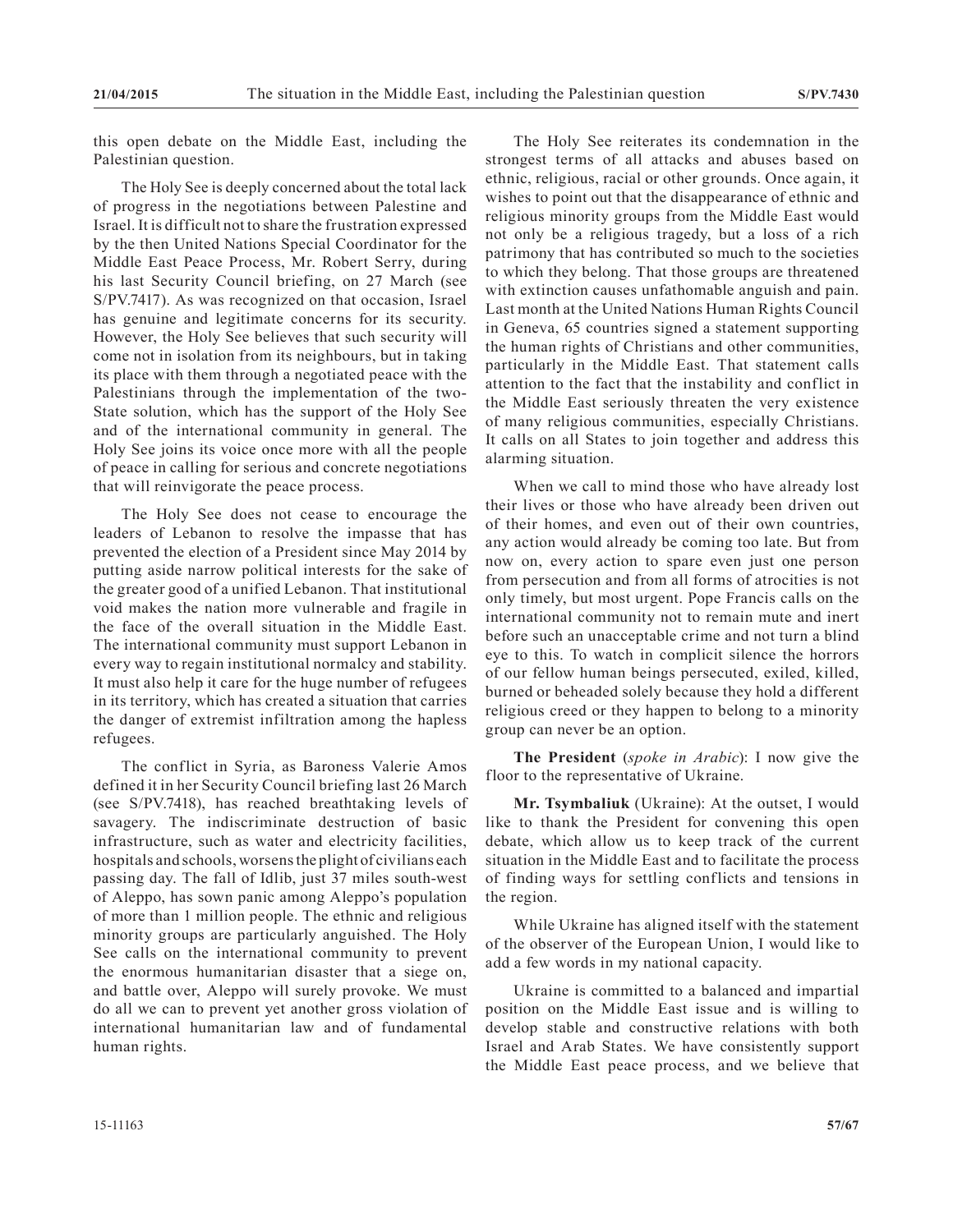this open debate on the Middle East, including the Palestinian question.

The Holy See is deeply concerned about the total lack of progress in the negotiations between Palestine and Israel. It is difficult not to share the frustration expressed by the then United Nations Special Coordinator for the Middle East Peace Process, Mr. Robert Serry, during his last Security Council briefing, on 27 March (see S/PV.7417). As was recognized on that occasion, Israel has genuine and legitimate concerns for its security. However, the Holy See believes that such security will come not in isolation from its neighbours, but in taking its place with them through a negotiated peace with the Palestinians through the implementation of the two-State solution, which has the support of the Holy See and of the international community in general. The Holy See joins its voice once more with all the people of peace in calling for serious and concrete negotiations that will reinvigorate the peace process.

The Holy See does not cease to encourage the leaders of Lebanon to resolve the impasse that has prevented the election of a President since May 2014 by putting aside narrow political interests for the sake of the greater good of a unified Lebanon. That institutional void makes the nation more vulnerable and fragile in the face of the overall situation in the Middle East. The international community must support Lebanon in every way to regain institutional normalcy and stability. It must also help it care for the huge number of refugees in its territory, which has created a situation that carries the danger of extremist infiltration among the hapless refugees.

The conflict in Syria, as Baroness Valerie Amos defined it in her Security Council briefing last 26 March (see S/PV.7418), has reached breathtaking levels of savagery. The indiscriminate destruction of basic infrastructure, such as water and electricity facilities, hospitals and schools, worsens the plight of civilians each passing day. The fall of Idlib, just 37 miles south-west of Aleppo, has sown panic among Aleppo's population of more than 1 million people. The ethnic and religious minority groups are particularly anguished. The Holy See calls on the international community to prevent the enormous humanitarian disaster that a siege on, and battle over, Aleppo will surely provoke. We must do all we can to prevent yet another gross violation of international humanitarian law and of fundamental human rights.

The Holy See reiterates its condemnation in the strongest terms of all attacks and abuses based on ethnic, religious, racial or other grounds. Once again, it wishes to point out that the disappearance of ethnic and religious minority groups from the Middle East would not only be a religious tragedy, but a loss of a rich patrimony that has contributed so much to the societies to which they belong. That those groups are threatened with extinction causes unfathomable anguish and pain. Last month at the United Nations Human Rights Council in Geneva, 65 countries signed a statement supporting the human rights of Christians and other communities, particularly in the Middle East. That statement calls attention to the fact that the instability and conflict in the Middle East seriously threaten the very existence of many religious communities, especially Christians. It calls on all States to join together and address this alarming situation.

When we call to mind those who have already lost their lives or those who have already been driven out of their homes, and even out of their own countries, any action would already be coming too late. But from now on, every action to spare even just one person from persecution and from all forms of atrocities is not only timely, but most urgent. Pope Francis calls on the international community not to remain mute and inert before such an unacceptable crime and not turn a blind eye to this. To watch in complicit silence the horrors of our fellow human beings persecuted, exiled, killed, burned or beheaded solely because they hold a different religious creed or they happen to belong to a minority group can never be an option.

**The President** (*spoke in Arabic*): I now give the floor to the representative of Ukraine.

**Mr. Tsymbaliuk** (Ukraine): At the outset, I would like to thank the President for convening this open debate, which allow us to keep track of the current situation in the Middle East and to facilitate the process of finding ways for settling conflicts and tensions in the region.

While Ukraine has aligned itself with the statement of the observer of the European Union, I would like to add a few words in my national capacity.

Ukraine is committed to a balanced and impartial position on the Middle East issue and is willing to develop stable and constructive relations with both Israel and Arab States. We have consistently support the Middle East peace process, and we believe that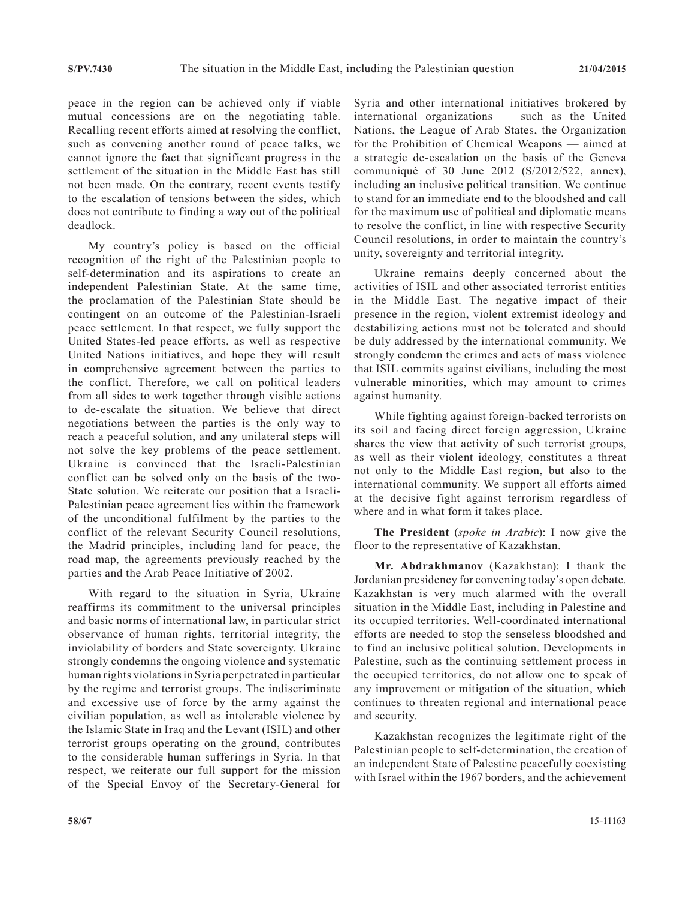peace in the region can be achieved only if viable mutual concessions are on the negotiating table. Recalling recent efforts aimed at resolving the conflict, such as convening another round of peace talks, we cannot ignore the fact that significant progress in the settlement of the situation in the Middle East has still not been made. On the contrary, recent events testify to the escalation of tensions between the sides, which does not contribute to finding a way out of the political deadlock.

My country's policy is based on the official recognition of the right of the Palestinian people to self-determination and its aspirations to create an independent Palestinian State. At the same time, the proclamation of the Palestinian State should be contingent on an outcome of the Palestinian-Israeli peace settlement. In that respect, we fully support the United States-led peace efforts, as well as respective United Nations initiatives, and hope they will result in comprehensive agreement between the parties to the conflict. Therefore, we call on political leaders from all sides to work together through visible actions to de-escalate the situation. We believe that direct negotiations between the parties is the only way to reach a peaceful solution, and any unilateral steps will not solve the key problems of the peace settlement. Ukraine is convinced that the Israeli-Palestinian conflict can be solved only on the basis of the two-State solution. We reiterate our position that a Israeli-Palestinian peace agreement lies within the framework of the unconditional fulfilment by the parties to the conflict of the relevant Security Council resolutions, the Madrid principles, including land for peace, the road map, the agreements previously reached by the parties and the Arab Peace Initiative of 2002.

With regard to the situation in Syria, Ukraine reaffirms its commitment to the universal principles and basic norms of international law, in particular strict observance of human rights, territorial integrity, the inviolability of borders and State sovereignty. Ukraine strongly condemns the ongoing violence and systematic human rights violations in Syria perpetrated in particular by the regime and terrorist groups. The indiscriminate and excessive use of force by the army against the civilian population, as well as intolerable violence by the Islamic State in Iraq and the Levant (ISIL) and other terrorist groups operating on the ground, contributes to the considerable human sufferings in Syria. In that respect, we reiterate our full support for the mission of the Special Envoy of the Secretary-General for Syria and other international initiatives brokered by international organizations — such as the United Nations, the League of Arab States, the Organization for the Prohibition of Chemical Weapons — aimed at a strategic de-escalation on the basis of the Geneva communiqué of 30 June 2012 (S/2012/522, annex), including an inclusive political transition. We continue to stand for an immediate end to the bloodshed and call for the maximum use of political and diplomatic means to resolve the conflict, in line with respective Security Council resolutions, in order to maintain the country's unity, sovereignty and territorial integrity.

Ukraine remains deeply concerned about the activities of ISIL and other associated terrorist entities in the Middle East. The negative impact of their presence in the region, violent extremist ideology and destabilizing actions must not be tolerated and should be duly addressed by the international community. We strongly condemn the crimes and acts of mass violence that ISIL commits against civilians, including the most vulnerable minorities, which may amount to crimes against humanity.

While fighting against foreign-backed terrorists on its soil and facing direct foreign aggression, Ukraine shares the view that activity of such terrorist groups, as well as their violent ideology, constitutes a threat not only to the Middle East region, but also to the international community. We support all efforts aimed at the decisive fight against terrorism regardless of where and in what form it takes place.

**The President** (*spoke in Arabic*): I now give the floor to the representative of Kazakhstan.

**Mr. Abdrakhmanov** (Kazakhstan): I thank the Jordanian presidency for convening today's open debate. Kazakhstan is very much alarmed with the overall situation in the Middle East, including in Palestine and its occupied territories. Well-coordinated international efforts are needed to stop the senseless bloodshed and to find an inclusive political solution. Developments in Palestine, such as the continuing settlement process in the occupied territories, do not allow one to speak of any improvement or mitigation of the situation, which continues to threaten regional and international peace and security.

Kazakhstan recognizes the legitimate right of the Palestinian people to self-determination, the creation of an independent State of Palestine peacefully coexisting with Israel within the 1967 borders, and the achievement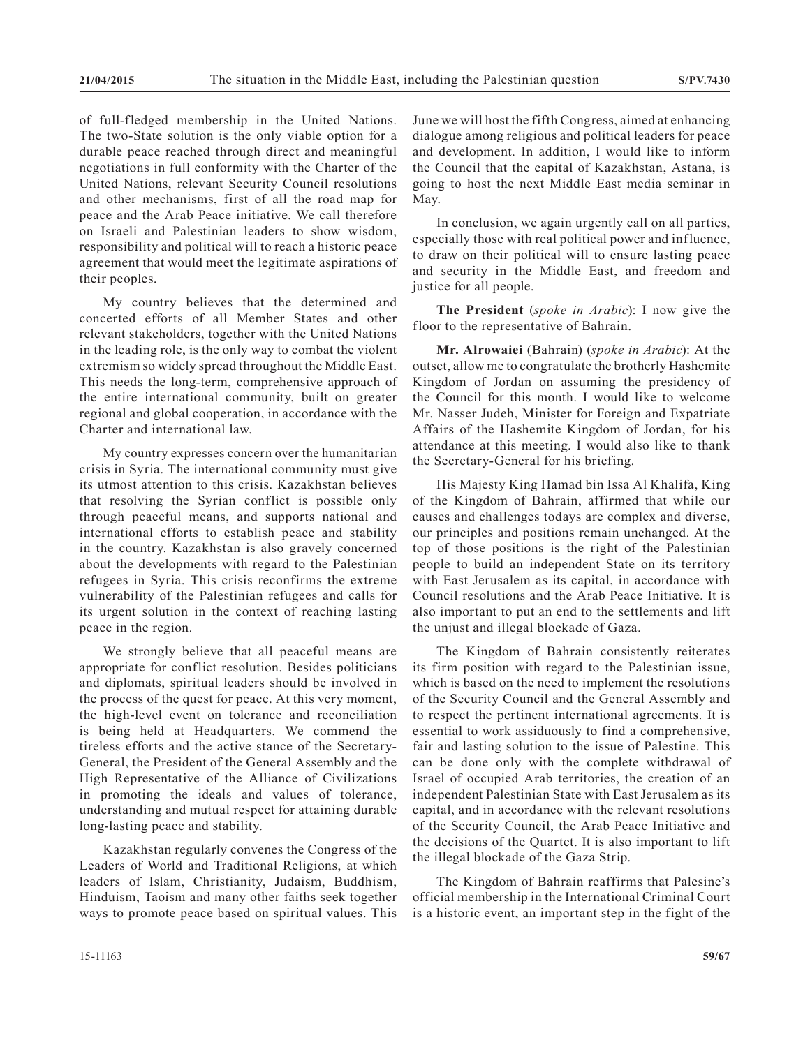of full-fledged membership in the United Nations. The two-State solution is the only viable option for a durable peace reached through direct and meaningful negotiations in full conformity with the Charter of the United Nations, relevant Security Council resolutions and other mechanisms, first of all the road map for peace and the Arab Peace initiative. We call therefore on Israeli and Palestinian leaders to show wisdom, responsibility and political will to reach a historic peace agreement that would meet the legitimate aspirations of their peoples.

My country believes that the determined and concerted efforts of all Member States and other relevant stakeholders, together with the United Nations in the leading role, is the only way to combat the violent extremism so widely spread throughout the Middle East. This needs the long-term, comprehensive approach of the entire international community, built on greater regional and global cooperation, in accordance with the Charter and international law.

My country expresses concern over the humanitarian crisis in Syria. The international community must give its utmost attention to this crisis. Kazakhstan believes that resolving the Syrian conflict is possible only through peaceful means, and supports national and international efforts to establish peace and stability in the country. Kazakhstan is also gravely concerned about the developments with regard to the Palestinian refugees in Syria. This crisis reconfirms the extreme vulnerability of the Palestinian refugees and calls for its urgent solution in the context of reaching lasting peace in the region.

We strongly believe that all peaceful means are appropriate for conflict resolution. Besides politicians and diplomats, spiritual leaders should be involved in the process of the quest for peace. At this very moment, the high-level event on tolerance and reconciliation is being held at Headquarters. We commend the tireless efforts and the active stance of the Secretary-General, the President of the General Assembly and the High Representative of the Alliance of Civilizations in promoting the ideals and values of tolerance, understanding and mutual respect for attaining durable long-lasting peace and stability.

Kazakhstan regularly convenes the Congress of the Leaders of World and Traditional Religions, at which leaders of Islam, Christianity, Judaism, Buddhism, Hinduism, Taoism and many other faiths seek together ways to promote peace based on spiritual values. This June we will host the fifth Congress, aimed at enhancing dialogue among religious and political leaders for peace and development. In addition, I would like to inform the Council that the capital of Kazakhstan, Astana, is going to host the next Middle East media seminar in May.

In conclusion, we again urgently call on all parties, especially those with real political power and influence, to draw on their political will to ensure lasting peace and security in the Middle East, and freedom and justice for all people.

**The President** (*spoke in Arabic*): I now give the floor to the representative of Bahrain.

**Mr. Alrowaiei** (Bahrain) (*spoke in Arabic*): At the outset, allow me to congratulate the brotherly Hashemite Kingdom of Jordan on assuming the presidency of the Council for this month. I would like to welcome Mr. Nasser Judeh, Minister for Foreign and Expatriate Affairs of the Hashemite Kingdom of Jordan, for his attendance at this meeting. I would also like to thank the Secretary-General for his briefing.

His Majesty King Hamad bin Issa Al Khalifa, King of the Kingdom of Bahrain, affirmed that while our causes and challenges todays are complex and diverse, our principles and positions remain unchanged. At the top of those positions is the right of the Palestinian people to build an independent State on its territory with East Jerusalem as its capital, in accordance with Council resolutions and the Arab Peace Initiative. It is also important to put an end to the settlements and lift the unjust and illegal blockade of Gaza.

The Kingdom of Bahrain consistently reiterates its firm position with regard to the Palestinian issue, which is based on the need to implement the resolutions of the Security Council and the General Assembly and to respect the pertinent international agreements. It is essential to work assiduously to find a comprehensive, fair and lasting solution to the issue of Palestine. This can be done only with the complete withdrawal of Israel of occupied Arab territories, the creation of an independent Palestinian State with East Jerusalem as its capital, and in accordance with the relevant resolutions of the Security Council, the Arab Peace Initiative and the decisions of the Quartet. It is also important to lift the illegal blockade of the Gaza Strip.

The Kingdom of Bahrain reaffirms that Palesine's official membership in the International Criminal Court is a historic event, an important step in the fight of the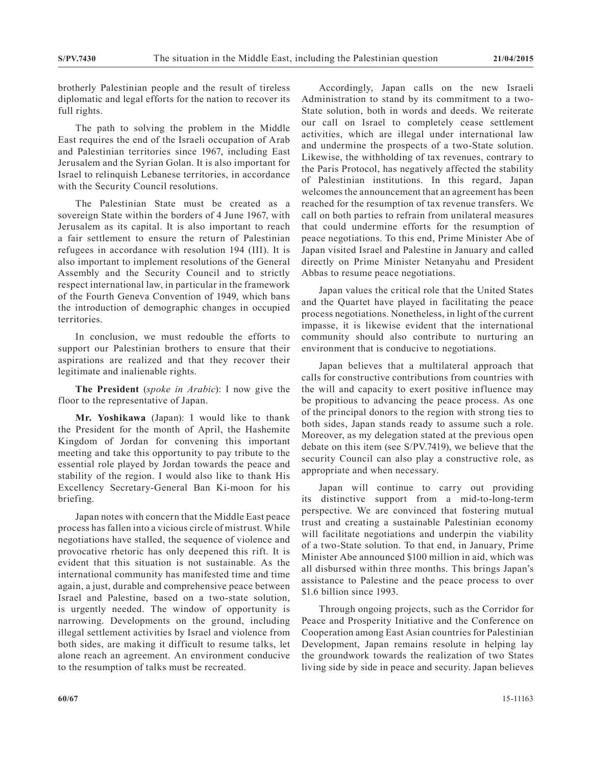brotherly Palestinian people and the result of tireless diplomatic and legal efforts for the nation to recover its full rights.

The path to solving the problem in the Middle East requires the end of the Israeli occupation of Arab and Palestinian territories since 1967, including East Jerusalem and the Syrian Golan. It is also important for Israel to relinquish Lebanese territories, in accordance with the Security Council resolutions.

The Palestinian State must be created as a sovereign State within the borders of 4 June 1967, with Jerusalem as its capital. It is also important to reach a fair settlement to ensure the return of Palestinian refugees in accordance with resolution 194 (III). It is also important to implement resolutions of the General Assembly and the Security Council and to strictly respect international law, in particular in the framework of the Fourth Geneva Convention of 1949, which bans the introduction of demographic changes in occupied territories.

In conclusion, we must redouble the efforts to support our Palestinian brothers to ensure that their aspirations are realized and that they recover their legitimate and inalienable rights.

**The President** (*spoke in Arabic*): I now give the floor to the representative of Japan.

**Mr. Yoshikawa** (Japan): I would like to thank the President for the month of April, the Hashemite Kingdom of Jordan for convening this important meeting and take this opportunity to pay tribute to the essential role played by Jordan towards the peace and stability of the region. I would also like to thank His Excellency Secretary-General Ban Ki-moon for his briefing.

Japan notes with concern that the Middle East peace process has fallen into a vicious circle of mistrust. While negotiations have stalled, the sequence of violence and provocative rhetoric has only deepened this rift. It is evident that this situation is not sustainable. As the international community has manifested time and time again, a just, durable and comprehensive peace between Israel and Palestine, based on a two-state solution, is urgently needed. The window of opportunity is narrowing. Developments on the ground, including illegal settlement activities by Israel and violence from both sides, are making it difficult to resume talks, let alone reach an agreement. An environment conducive to the resumption of talks must be recreated.

Accordingly, Japan calls on the new Israeli Administration to stand by its commitment to a two-State solution, both in words and deeds. We reiterate our call on Israel to completely cease settlement activities, which are illegal under international law and undermine the prospects of a two-State solution. Likewise, the withholding of tax revenues, contrary to the Paris Protocol, has negatively affected the stability of Palestinian institutions. In this regard, Japan welcomes the announcement that an agreement has been reached for the resumption of tax revenue transfers. We call on both parties to refrain from unilateral measures that could undermine efforts for the resumption of peace negotiations. To this end, Prime Minister Abe of Japan visited Israel and Palestine in January and called directly on Prime Minister Netanyahu and President Abbas to resume peace negotiations.

Japan values the critical role that the United States and the Quartet have played in facilitating the peace process negotiations. Nonetheless, in light of the current impasse, it is likewise evident that the international community should also contribute to nurturing an environment that is conducive to negotiations.

Japan believes that a multilateral approach that calls for constructive contributions from countries with the will and capacity to exert positive influence may be propitious to advancing the peace process. As one of the principal donors to the region with strong ties to both sides, Japan stands ready to assume such a role. Moreover, as my delegation stated at the previous open debate on this item (see S/PV.7419), we believe that the security Council can also play a constructive role, as appropriate and when necessary.

Japan will continue to carry out providing its distinctive support from a mid-to-long-term perspective. We are convinced that fostering mutual trust and creating a sustainable Palestinian economy will facilitate negotiations and underpin the viability of a two-State solution. To that end, in January, Prime Minister Abe announced $100 million in aid, which was all disbursed within three months. This brings Japan's assistance to Palestine and the peace process to over $1.6 billion since 1993.

Through ongoing projects, such as the Corridor for Peace and Prosperity Initiative and the Conference on Cooperation among East Asian countries for Palestinian Development, Japan remains resolute in helping lay the groundwork towards the realization of two States living side by side in peace and security. Japan believes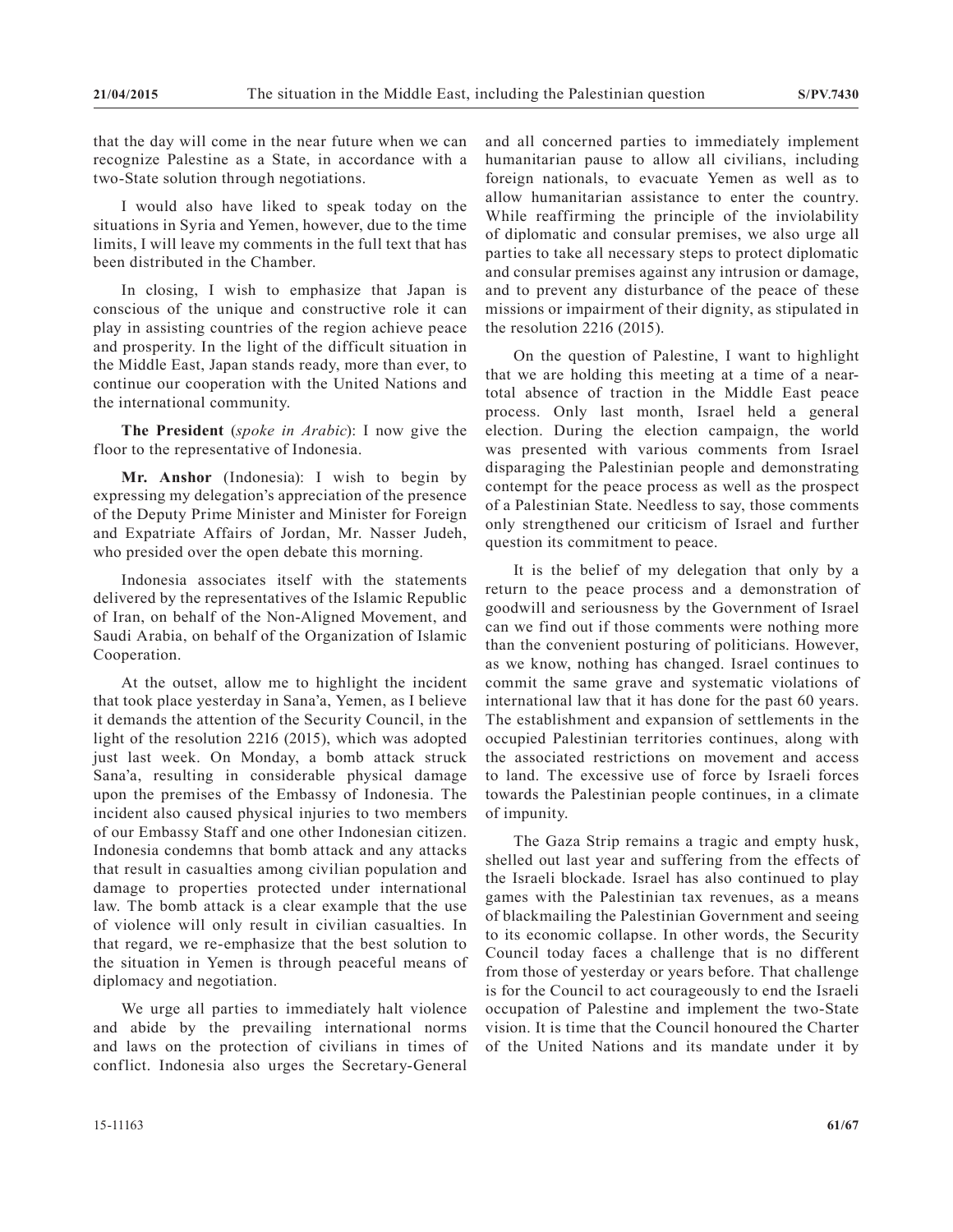that the day will come in the near future when we can recognize Palestine as a State, in accordance with a two-State solution through negotiations.

I would also have liked to speak today on the situations in Syria and Yemen, however, due to the time limits, I will leave my comments in the full text that has been distributed in the Chamber.

In closing, I wish to emphasize that Japan is conscious of the unique and constructive role it can play in assisting countries of the region achieve peace and prosperity. In the light of the difficult situation in the Middle East, Japan stands ready, more than ever, to continue our cooperation with the United Nations and the international community.

**The President** (*spoke in Arabic*): I now give the floor to the representative of Indonesia.

**Mr. Anshor** (Indonesia): I wish to begin by expressing my delegation's appreciation of the presence of the Deputy Prime Minister and Minister for Foreign and Expatriate Affairs of Jordan, Mr. Nasser Judeh, who presided over the open debate this morning.

Indonesia associates itself with the statements delivered by the representatives of the Islamic Republic of Iran, on behalf of the Non-Aligned Movement, and Saudi Arabia, on behalf of the Organization of Islamic Cooperation.

At the outset, allow me to highlight the incident that took place yesterday in Sana'a, Yemen, as I believe it demands the attention of the Security Council, in the light of the resolution 2216 (2015), which was adopted just last week. On Monday, a bomb attack struck Sana'a, resulting in considerable physical damage upon the premises of the Embassy of Indonesia. The incident also caused physical injuries to two members of our Embassy Staff and one other Indonesian citizen. Indonesia condemns that bomb attack and any attacks that result in casualties among civilian population and damage to properties protected under international law. The bomb attack is a clear example that the use of violence will only result in civilian casualties. In that regard, we re-emphasize that the best solution to the situation in Yemen is through peaceful means of diplomacy and negotiation.

We urge all parties to immediately halt violence and abide by the prevailing international norms and laws on the protection of civilians in times of conflict. Indonesia also urges the Secretary-General and all concerned parties to immediately implement humanitarian pause to allow all civilians, including foreign nationals, to evacuate Yemen as well as to allow humanitarian assistance to enter the country. While reaffirming the principle of the inviolability of diplomatic and consular premises, we also urge all parties to take all necessary steps to protect diplomatic and consular premises against any intrusion or damage, and to prevent any disturbance of the peace of these missions or impairment of their dignity, as stipulated in the resolution 2216 (2015).

On the question of Palestine, I want to highlight that we are holding this meeting at a time of a near-total absence of traction in the Middle East peace process. Only last month, Israel held a general election. During the election campaign, the world was presented with various comments from Israel disparaging the Palestinian people and demonstrating contempt for the peace process as well as the prospect of a Palestinian State. Needless to say, those comments only strengthened our criticism of Israel and further question its commitment to peace.

It is the belief of my delegation that only by a return to the peace process and a demonstration of goodwill and seriousness by the Government of Israel can we find out if those comments were nothing more than the convenient posturing of politicians. However, as we know, nothing has changed. Israel continues to commit the same grave and systematic violations of international law that it has done for the past 60 years. The establishment and expansion of settlements in the occupied Palestinian territories continues, along with the associated restrictions on movement and access to land. The excessive use of force by Israeli forces towards the Palestinian people continues, in a climate of impunity.

The Gaza Strip remains a tragic and empty husk, shelled out last year and suffering from the effects of the Israeli blockade. Israel has also continued to play games with the Palestinian tax revenues, as a means of blackmailing the Palestinian Government and seeing to its economic collapse. In other words, the Security Council today faces a challenge that is no different from those of yesterday or years before. That challenge is for the Council to act courageously to end the Israeli occupation of Palestine and implement the two-State vision. It is time that the Council honoured the Charter of the United Nations and its mandate under it by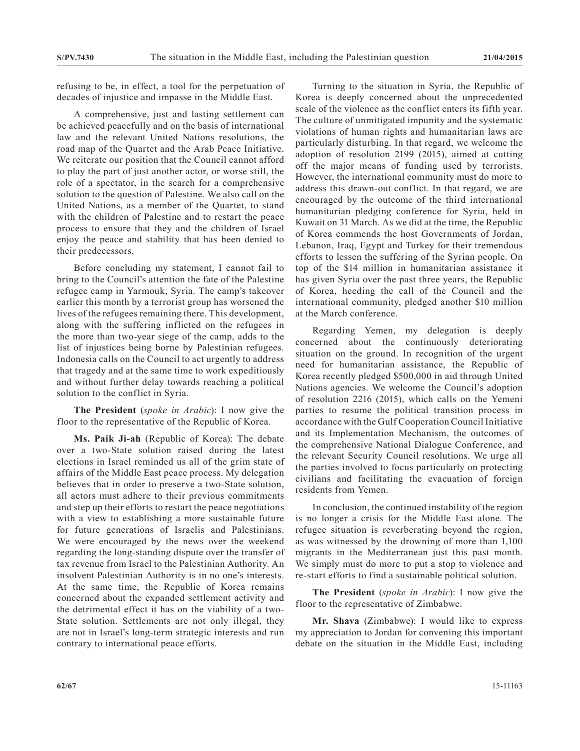refusing to be, in effect, a tool for the perpetuation of decades of injustice and impasse in the Middle East.

A comprehensive, just and lasting settlement can be achieved peacefully and on the basis of international law and the relevant United Nations resolutions, the road map of the Quartet and the Arab Peace Initiative. We reiterate our position that the Council cannot afford to play the part of just another actor, or worse still, the role of a spectator, in the search for a comprehensive solution to the question of Palestine. We also call on the United Nations, as a member of the Quartet, to stand with the children of Palestine and to restart the peace process to ensure that they and the children of Israel enjoy the peace and stability that has been denied to their predecessors.

Before concluding my statement, I cannot fail to bring to the Council's attention the fate of the Palestine refugee camp in Yarmouk, Syria. The camp's takeover earlier this month by a terrorist group has worsened the lives of the refugees remaining there. This development, along with the suffering inflicted on the refugees in the more than two-year siege of the camp, adds to the list of injustices being borne by Palestinian refugees. Indonesia calls on the Council to act urgently to address that tragedy and at the same time to work expeditiously and without further delay towards reaching a political solution to the conflict in Syria.

**The President** (*spoke in Arabic*): I now give the floor to the representative of the Republic of Korea.

**Ms. Paik Ji-ah** (Republic of Korea): The debate over a two-State solution raised during the latest elections in Israel reminded us all of the grim state of affairs of the Middle East peace process. My delegation believes that in order to preserve a two-State solution, all actors must adhere to their previous commitments and step up their efforts to restart the peace negotiations with a view to establishing a more sustainable future for future generations of Israelis and Palestinians. We were encouraged by the news over the weekend regarding the long-standing dispute over the transfer of tax revenue from Israel to the Palestinian Authority. An insolvent Palestinian Authority is in no one's interests. At the same time, the Republic of Korea remains concerned about the expanded settlement activity and the detrimental effect it has on the viability of a two-State solution. Settlements are not only illegal, they are not in Israel's long-term strategic interests and run contrary to international peace efforts.

Turning to the situation in Syria, the Republic of Korea is deeply concerned about the unprecedented scale of the violence as the conflict enters its fifth year. The culture of unmitigated impunity and the systematic violations of human rights and humanitarian laws are particularly disturbing. In that regard, we welcome the adoption of resolution 2199 (2015), aimed at cutting off the major means of funding used by terrorists. However, the international community must do more to address this drawn-out conflict. In that regard, we are encouraged by the outcome of the third international humanitarian pledging conference for Syria, held in Kuwait on 31 March. As we did at the time, the Republic of Korea commends the host Governments of Jordan, Lebanon, Iraq, Egypt and Turkey for their tremendous efforts to lessen the suffering of the Syrian people. On top of the \$14 million in humanitarian assistance it has given Syria over the past three years, the Republic of Korea, heeding the call of the Council and the international community, pledged another \$10 million at the March conference.

Regarding Yemen, my delegation is deeply concerned about the continuously deteriorating situation on the ground. In recognition of the urgent need for humanitarian assistance, the Republic of Korea recently pledged \$500,000 in aid through United Nations agencies. We welcome the Council's adoption of resolution 2216 (2015), which calls on the Yemeni parties to resume the political transition process in accordance with the Gulf Cooperation Council Initiative and its Implementation Mechanism, the outcomes of the comprehensive National Dialogue Conference, and the relevant Security Council resolutions. We urge all the parties involved to focus particularly on protecting civilians and facilitating the evacuation of foreign residents from Yemen.

In conclusion, the continued instability of the region is no longer a crisis for the Middle East alone. The refugee situation is reverberating beyond the region, as was witnessed by the drowning of more than 1,100 migrants in the Mediterranean just this past month. We simply must do more to put a stop to violence and re-start efforts to find a sustainable political solution.

**The President** (*spoke in Arabic*): I now give the floor to the representative of Zimbabwe.

**Mr. Shava** (Zimbabwe): I would like to express my appreciation to Jordan for convening this important debate on the situation in the Middle East, including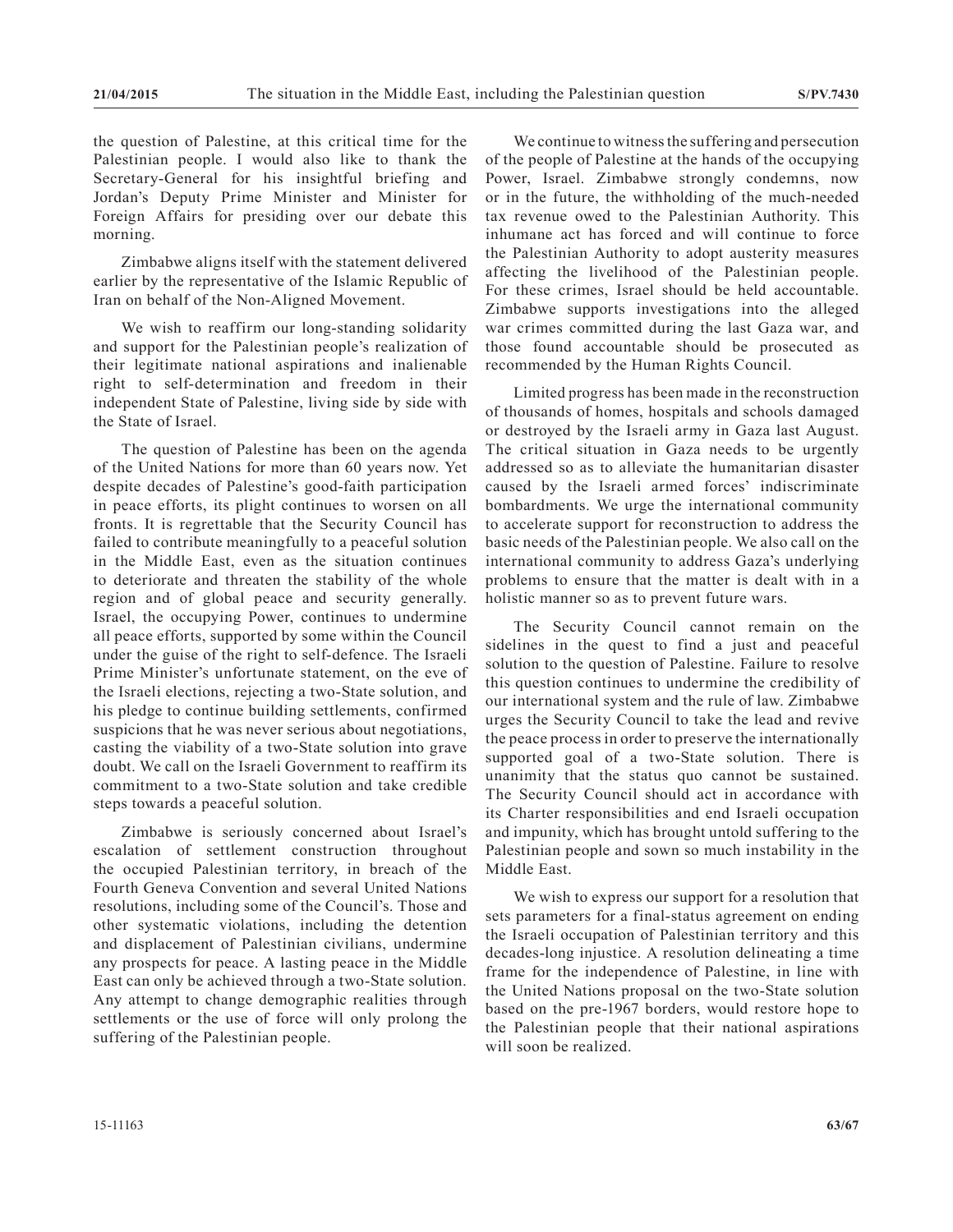the question of Palestine, at this critical time for the Palestinian people. I would also like to thank the Secretary-General for his insightful briefing and Jordan's Deputy Prime Minister and Minister for Foreign Affairs for presiding over our debate this morning.

Zimbabwe aligns itself with the statement delivered earlier by the representative of the Islamic Republic of Iran on behalf of the Non-Aligned Movement.

We wish to reaffirm our long-standing solidarity and support for the Palestinian people's realization of their legitimate national aspirations and inalienable right to self-determination and freedom in their independent State of Palestine, living side by side with the State of Israel.

The question of Palestine has been on the agenda of the United Nations for more than 60 years now. Yet despite decades of Palestine's good-faith participation in peace efforts, its plight continues to worsen on all fronts. It is regrettable that the Security Council has failed to contribute meaningfully to a peaceful solution in the Middle East, even as the situation continues to deteriorate and threaten the stability of the whole region and of global peace and security generally. Israel, the occupying Power, continues to undermine all peace efforts, supported by some within the Council under the guise of the right to self-defence. The Israeli Prime Minister's unfortunate statement, on the eve of the Israeli elections, rejecting a two-State solution, and his pledge to continue building settlements, confirmed suspicions that he was never serious about negotiations, casting the viability of a two-State solution into grave doubt. We call on the Israeli Government to reaffirm its commitment to a two-State solution and take credible steps towards a peaceful solution.

Zimbabwe is seriously concerned about Israel's escalation of settlement construction throughout the occupied Palestinian territory, in breach of the Fourth Geneva Convention and several United Nations resolutions, including some of the Council's. Those and other systematic violations, including the detention and displacement of Palestinian civilians, undermine any prospects for peace. A lasting peace in the Middle East can only be achieved through a two-State solution. Any attempt to change demographic realities through settlements or the use of force will only prolong the suffering of the Palestinian people.

We continue to witness the suffering and persecution of the people of Palestine at the hands of the occupying Power, Israel. Zimbabwe strongly condemns, now or in the future, the withholding of the much-needed tax revenue owed to the Palestinian Authority. This inhumane act has forced and will continue to force the Palestinian Authority to adopt austerity measures affecting the livelihood of the Palestinian people. For these crimes, Israel should be held accountable. Zimbabwe supports investigations into the alleged war crimes committed during the last Gaza war, and those found accountable should be prosecuted as recommended by the Human Rights Council.

Limited progress has been made in the reconstruction of thousands of homes, hospitals and schools damaged or destroyed by the Israeli army in Gaza last August. The critical situation in Gaza needs to be urgently addressed so as to alleviate the humanitarian disaster caused by the Israeli armed forces' indiscriminate bombardments. We urge the international community to accelerate support for reconstruction to address the basic needs of the Palestinian people. We also call on the international community to address Gaza's underlying problems to ensure that the matter is dealt with in a holistic manner so as to prevent future wars.

The Security Council cannot remain on the sidelines in the quest to find a just and peaceful solution to the question of Palestine. Failure to resolve this question continues to undermine the credibility of our international system and the rule of law. Zimbabwe urges the Security Council to take the lead and revive the peace process in order to preserve the internationally supported goal of a two-State solution. There is unanimity that the status quo cannot be sustained. The Security Council should act in accordance with its Charter responsibilities and end Israeli occupation and impunity, which has brought untold suffering to the Palestinian people and sown so much instability in the Middle East.

We wish to express our support for a resolution that sets parameters for a final-status agreement on ending the Israeli occupation of Palestinian territory and this decades-long injustice. A resolution delineating a time frame for the independence of Palestine, in line with the United Nations proposal on the two-State solution based on the pre-1967 borders, would restore hope to the Palestinian people that their national aspirations will soon be realized.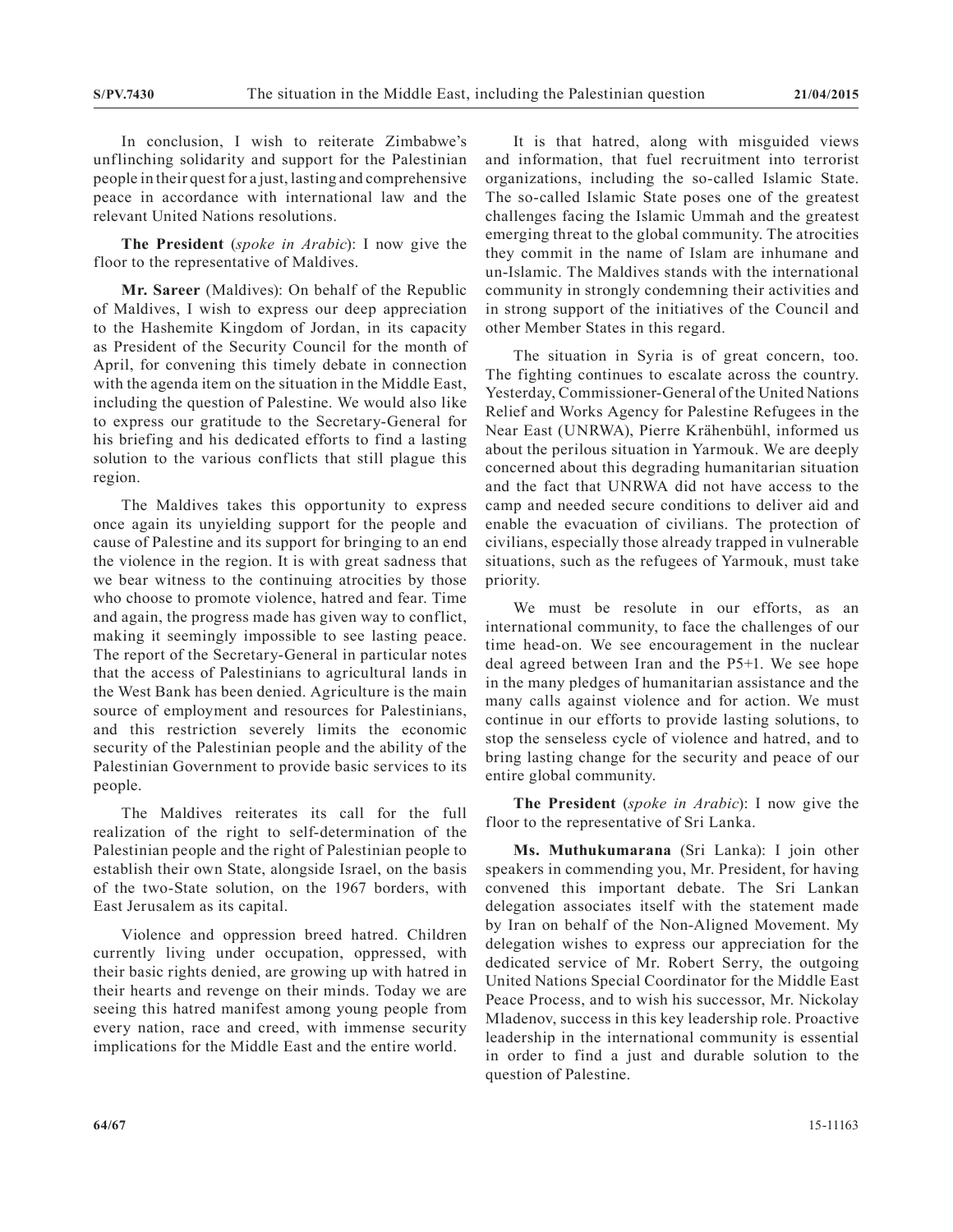In conclusion, I wish to reiterate Zimbabwe's unflinching solidarity and support for the Palestinian people in their quest for a just, lasting and comprehensive peace in accordance with international law and the relevant United Nations resolutions.

**The President** (*spoke in Arabic*): I now give the floor to the representative of Maldives.

**Mr. Sareer** (Maldives): On behalf of the Republic of Maldives, I wish to express our deep appreciation to the Hashemite Kingdom of Jordan, in its capacity as President of the Security Council for the month of April, for convening this timely debate in connection with the agenda item on the situation in the Middle East, including the question of Palestine. We would also like to express our gratitude to the Secretary-General for his briefing and his dedicated efforts to find a lasting solution to the various conflicts that still plague this region.

The Maldives takes this opportunity to express once again its unyielding support for the people and cause of Palestine and its support for bringing to an end the violence in the region. It is with great sadness that we bear witness to the continuing atrocities by those who choose to promote violence, hatred and fear. Time and again, the progress made has given way to conflict, making it seemingly impossible to see lasting peace. The report of the Secretary-General in particular notes that the access of Palestinians to agricultural lands in the West Bank has been denied. Agriculture is the main source of employment and resources for Palestinians, and this restriction severely limits the economic security of the Palestinian people and the ability of the Palestinian Government to provide basic services to its people.

The Maldives reiterates its call for the full realization of the right to self-determination of the Palestinian people and the right of Palestinian people to establish their own State, alongside Israel, on the basis of the two-State solution, on the 1967 borders, with East Jerusalem as its capital.

Violence and oppression breed hatred. Children currently living under occupation, oppressed, with their basic rights denied, are growing up with hatred in their hearts and revenge on their minds. Today we are seeing this hatred manifest among young people from every nation, race and creed, with immense security implications for the Middle East and the entire world.

It is that hatred, along with misguided views and information, that fuel recruitment into terrorist organizations, including the so-called Islamic State. The so-called Islamic State poses one of the greatest challenges facing the Islamic Ummah and the greatest emerging threat to the global community. The atrocities they commit in the name of Islam are inhumane and un-Islamic. The Maldives stands with the international community in strongly condemning their activities and in strong support of the initiatives of the Council and other Member States in this regard.

The situation in Syria is of great concern, too. The fighting continues to escalate across the country. Yesterday, Commissioner-General of the United Nations Relief and Works Agency for Palestine Refugees in the Near East (UNRWA), Pierre Krähenbühl, informed us about the perilous situation in Yarmouk. We are deeply concerned about this degrading humanitarian situation and the fact that UNRWA did not have access to the camp and needed secure conditions to deliver aid and enable the evacuation of civilians. The protection of civilians, especially those already trapped in vulnerable situations, such as the refugees of Yarmouk, must take priority.

We must be resolute in our efforts, as an international community, to face the challenges of our time head-on. We see encouragement in the nuclear deal agreed between Iran and the P5+1. We see hope in the many pledges of humanitarian assistance and the many calls against violence and for action. We must continue in our efforts to provide lasting solutions, to stop the senseless cycle of violence and hatred, and to bring lasting change for the security and peace of our entire global community.

**The President** (*spoke in Arabic*): I now give the floor to the representative of Sri Lanka.

**Ms. Muthukumarana** (Sri Lanka): I join other speakers in commending you, Mr. President, for having convened this important debate. The Sri Lankan delegation associates itself with the statement made by Iran on behalf of the Non-Aligned Movement. My delegation wishes to express our appreciation for the dedicated service of Mr. Robert Serry, the outgoing United Nations Special Coordinator for the Middle East Peace Process, and to wish his successor, Mr. Nickolay Mladenov, success in this key leadership role. Proactive leadership in the international community is essential in order to find a just and durable solution to the question of Palestine.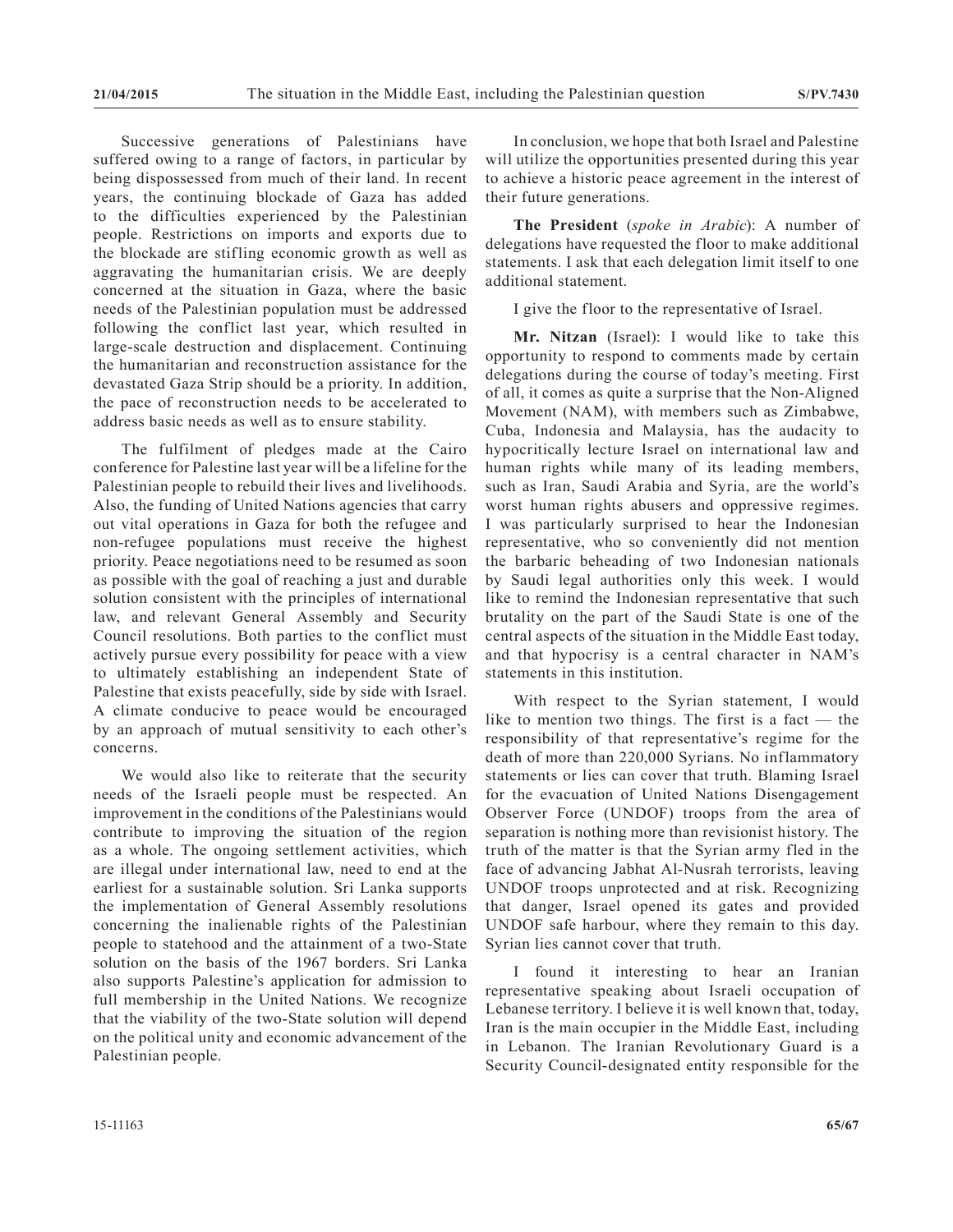Successive generations of Palestinians have suffered owing to a range of factors, in particular by being dispossessed from much of their land. In recent years, the continuing blockade of Gaza has added to the difficulties experienced by the Palestinian people. Restrictions on imports and exports due to the blockade are stifling economic growth as well as aggravating the humanitarian crisis. We are deeply concerned at the situation in Gaza, where the basic needs of the Palestinian population must be addressed following the conflict last year, which resulted in large-scale destruction and displacement. Continuing the humanitarian and reconstruction assistance for the devastated Gaza Strip should be a priority. In addition, the pace of reconstruction needs to be accelerated to address basic needs as well as to ensure stability.

The fulfilment of pledges made at the Cairo conference for Palestine last year will be a lifeline for the Palestinian people to rebuild their lives and livelihoods. Also, the funding of United Nations agencies that carry out vital operations in Gaza for both the refugee and non-refugee populations must receive the highest priority. Peace negotiations need to be resumed as soon as possible with the goal of reaching a just and durable solution consistent with the principles of international law, and relevant General Assembly and Security Council resolutions. Both parties to the conflict must actively pursue every possibility for peace with a view to ultimately establishing an independent State of Palestine that exists peacefully, side by side with Israel. A climate conducive to peace would be encouraged by an approach of mutual sensitivity to each other's concerns.

We would also like to reiterate that the security needs of the Israeli people must be respected. An improvement in the conditions of the Palestinians would contribute to improving the situation of the region as a whole. The ongoing settlement activities, which are illegal under international law, need to end at the earliest for a sustainable solution. Sri Lanka supports the implementation of General Assembly resolutions concerning the inalienable rights of the Palestinian people to statehood and the attainment of a two-State solution on the basis of the 1967 borders. Sri Lanka also supports Palestine's application for admission to full membership in the United Nations. We recognize that the viability of the two-State solution will depend on the political unity and economic advancement of the Palestinian people.

In conclusion, we hope that both Israel and Palestine will utilize the opportunities presented during this year to achieve a historic peace agreement in the interest of their future generations.

**The President** (*spoke in Arabic*): A number of delegations have requested the floor to make additional statements. I ask that each delegation limit itself to one additional statement.

I give the floor to the representative of Israel.

**Mr. Nitzan** (Israel): I would like to take this opportunity to respond to comments made by certain delegations during the course of today's meeting. First of all, it comes as quite a surprise that the Non-Aligned Movement (NAM), with members such as Zimbabwe, Cuba, Indonesia and Malaysia, has the audacity to hypocritically lecture Israel on international law and human rights while many of its leading members, such as Iran, Saudi Arabia and Syria, are the world's worst human rights abusers and oppressive regimes. I was particularly surprised to hear the Indonesian representative, who so conveniently did not mention the barbaric beheading of two Indonesian nationals by Saudi legal authorities only this week. I would like to remind the Indonesian representative that such brutality on the part of the Saudi State is one of the central aspects of the situation in the Middle East today, and that hypocrisy is a central character in NAM's statements in this institution.

With respect to the Syrian statement, I would like to mention two things. The first is a fact — the responsibility of that representative's regime for the death of more than 220,000 Syrians. No inflammatory statements or lies can cover that truth. Blaming Israel for the evacuation of United Nations Disengagement Observer Force (UNDOF) troops from the area of separation is nothing more than revisionist history. The truth of the matter is that the Syrian army fled in the face of advancing Jabhat Al-Nusrah terrorists, leaving UNDOF troops unprotected and at risk. Recognizing that danger, Israel opened its gates and provided UNDOF safe harbour, where they remain to this day. Syrian lies cannot cover that truth.

I found it interesting to hear an Iranian representative speaking about Israeli occupation of Lebanese territory. I believe it is well known that, today, Iran is the main occupier in the Middle East, including in Lebanon. The Iranian Revolutionary Guard is a Security Council-designated entity responsible for the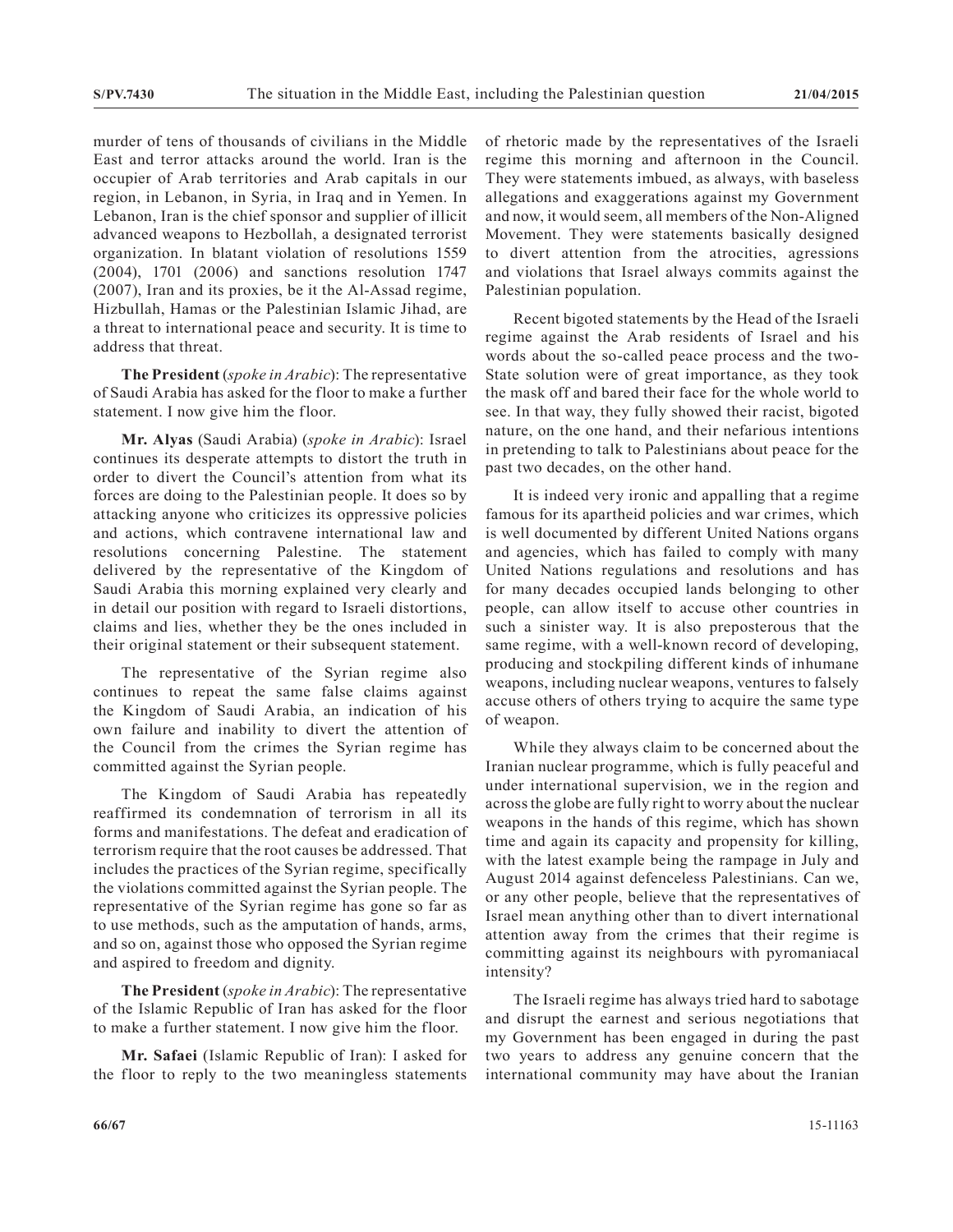murder of tens of thousands of civilians in the Middle East and terror attacks around the world. Iran is the occupier of Arab territories and Arab capitals in our region, in Lebanon, in Syria, in Iraq and in Yemen. In Lebanon, Iran is the chief sponsor and supplier of illicit advanced weapons to Hezbollah, a designated terrorist organization. In blatant violation of resolutions 1559 (2004), 1701 (2006) and sanctions resolution 1747 (2007), Iran and its proxies, be it the Al-Assad regime, Hizbullah, Hamas or the Palestinian Islamic Jihad, are a threat to international peace and security. It is time to address that threat.

**The President** (*spoke in Arabic*): The representative of Saudi Arabia has asked for the floor to make a further statement. I now give him the floor.

**Mr. Alyas** (Saudi Arabia) (*spoke in Arabic*): Israel continues its desperate attempts to distort the truth in order to divert the Council's attention from what its forces are doing to the Palestinian people. It does so by attacking anyone who criticizes its oppressive policies and actions, which contravene international law and resolutions concerning Palestine. The statement delivered by the representative of the Kingdom of Saudi Arabia this morning explained very clearly and in detail our position with regard to Israeli distortions, claims and lies, whether they be the ones included in their original statement or their subsequent statement.

The representative of the Syrian regime also continues to repeat the same false claims against the Kingdom of Saudi Arabia, an indication of his own failure and inability to divert the attention of the Council from the crimes the Syrian regime has committed against the Syrian people.

The Kingdom of Saudi Arabia has repeatedly reaffirmed its condemnation of terrorism in all its forms and manifestations. The defeat and eradication of terrorism require that the root causes be addressed. That includes the practices of the Syrian regime, specifically the violations committed against the Syrian people. The representative of the Syrian regime has gone so far as to use methods, such as the amputation of hands, arms, and so on, against those who opposed the Syrian regime and aspired to freedom and dignity.

**The President** (*spoke in Arabic*): The representative of the Islamic Republic of Iran has asked for the floor to make a further statement. I now give him the floor.

**Mr. Safaei** (Islamic Republic of Iran): I asked for the floor to reply to the two meaningless statements of rhetoric made by the representatives of the Israeli regime this morning and afternoon in the Council. They were statements imbued, as always, with baseless allegations and exaggerations against my Government and now, it would seem, all members of the Non-Aligned Movement. They were statements basically designed to divert attention from the atrocities, agressions and violations that Israel always commits against the Palestinian population.

Recent bigoted statements by the Head of the Israeli regime against the Arab residents of Israel and his words about the so-called peace process and the two-State solution were of great importance, as they took the mask off and bared their face for the whole world to see. In that way, they fully showed their racist, bigoted nature, on the one hand, and their nefarious intentions in pretending to talk to Palestinians about peace for the past two decades, on the other hand.

It is indeed very ironic and appalling that a regime famous for its apartheid policies and war crimes, which is well documented by different United Nations organs and agencies, which has failed to comply with many United Nations regulations and resolutions and has for many decades occupied lands belonging to other people, can allow itself to accuse other countries in such a sinister way. It is also preposterous that the same regime, with a well-known record of developing, producing and stockpiling different kinds of inhumane weapons, including nuclear weapons, ventures to falsely accuse others of others trying to acquire the same type of weapon.

While they always claim to be concerned about the Iranian nuclear programme, which is fully peaceful and under international supervision, we in the region and across the globe are fully right to worry about the nuclear weapons in the hands of this regime, which has shown time and again its capacity and propensity for killing, with the latest example being the rampage in July and August 2014 against defenceless Palestinians. Can we, or any other people, believe that the representatives of Israel mean anything other than to divert international attention away from the crimes that their regime is committing against its neighbours with pyromaniacal intensity?

The Israeli regime has always tried hard to sabotage and disrupt the earnest and serious negotiations that my Government has been engaged in during the past two years to address any genuine concern that the international community may have about the Iranian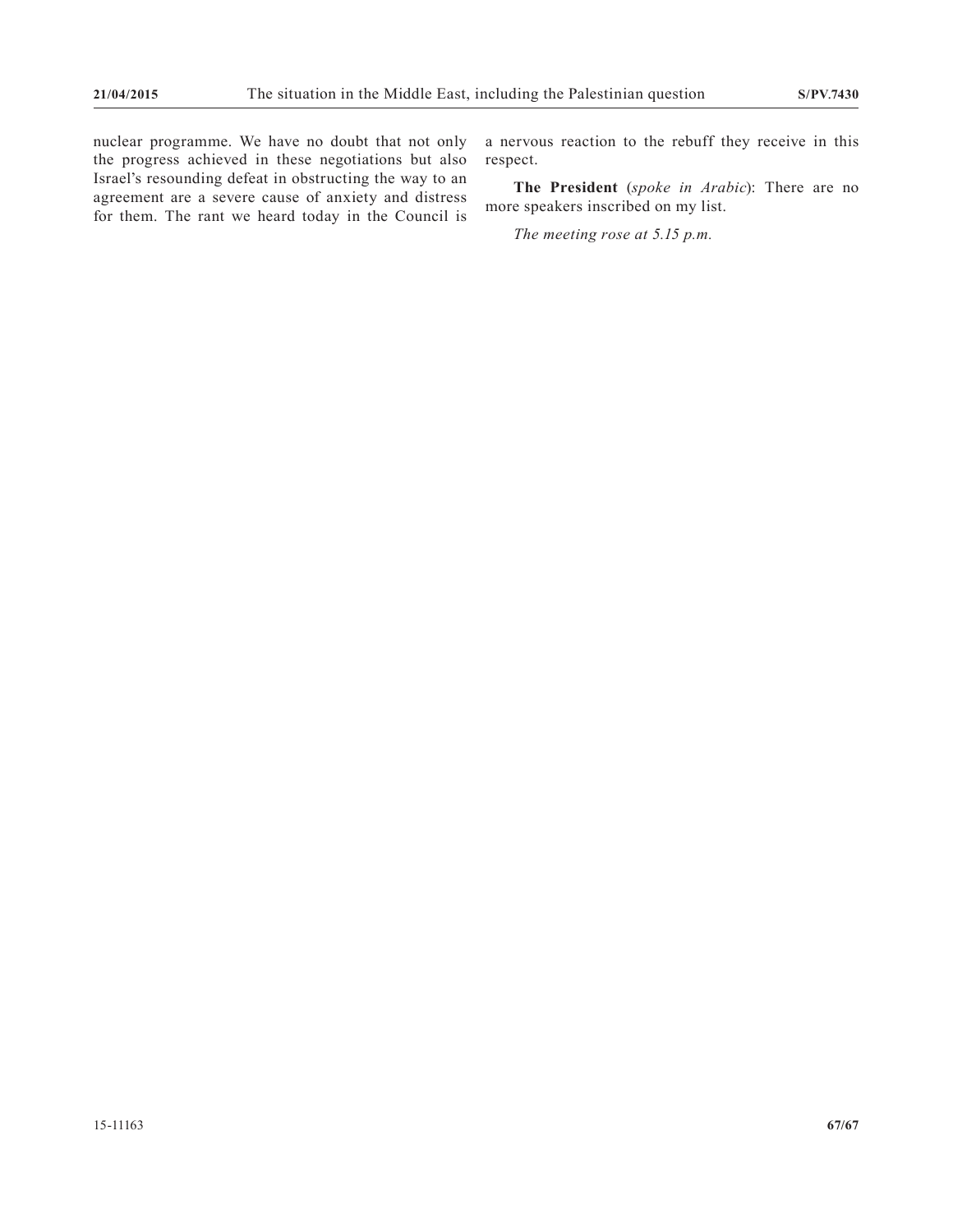nuclear programme. We have no doubt that not only the progress achieved in these negotiations but also Israel's resounding defeat in obstructing the way to an agreement are a severe cause of anxiety and distress for them. The rant we heard today in the Council is a nervous reaction to the rebuff they receive in this respect.

**The President** (*spoke in Arabic*): There are no more speakers inscribed on my list.

*The meeting rose at 5.15 p.m.*